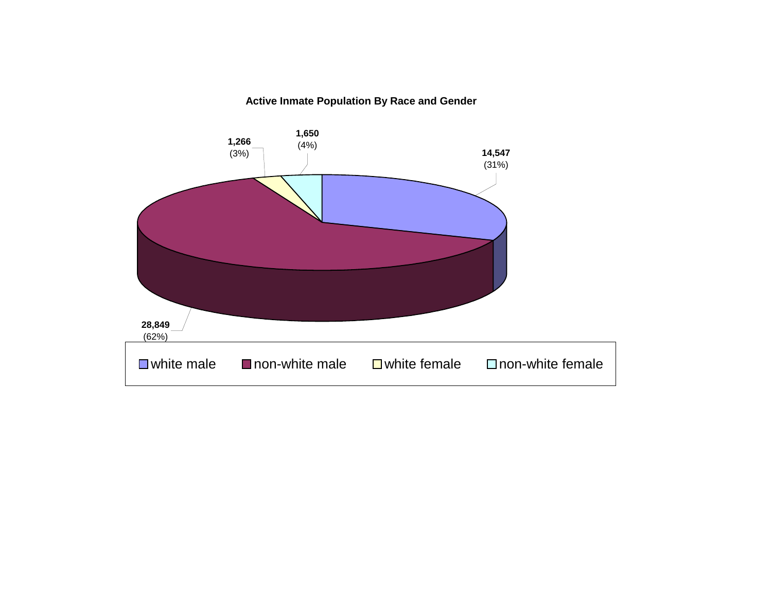**Active Inmate Population By Race and Gender**

| Category | Count | Percent |
| --- | --- | --- |
| white male | 14,547 | (31%) |
| non-white male | 28,849 | (62%) |
| white female | 1,266 | (3%) |
| non-white female | 1,650 | (4%) |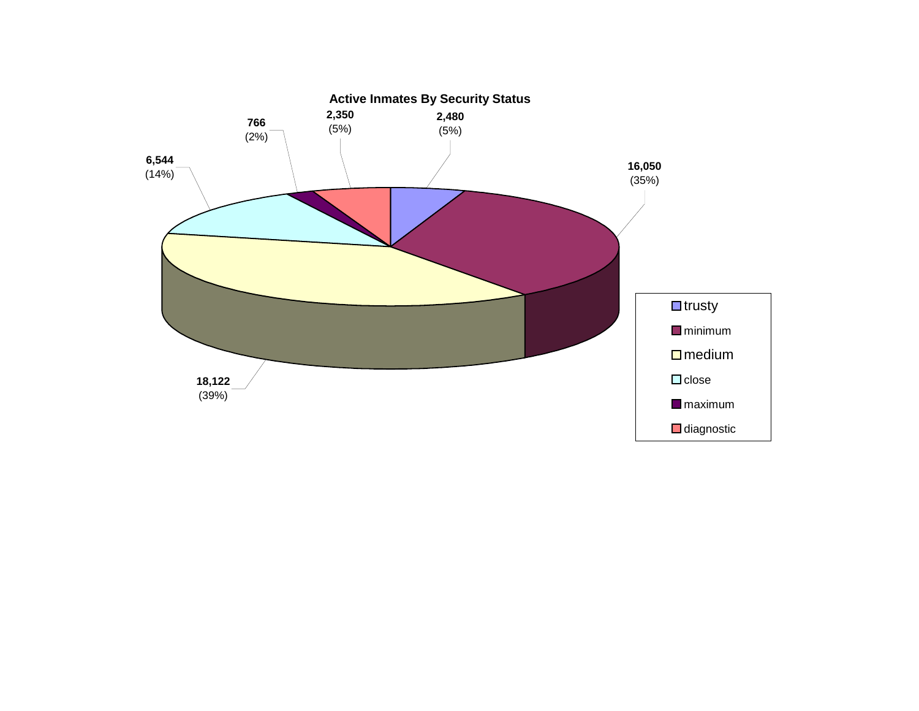## Active Inmates By Security Status

| Security Status | Count | Percent |
| --- | --- | --- |
| trusty | 2,480 | (5%) |
| minimum | 16,050 | (35%) |
| medium | 18,122 | (39%) |
| close | 6,544 | (14%) |
| maximum | 766 | (2%) |
| diagnostic | 2,350 | (5%) |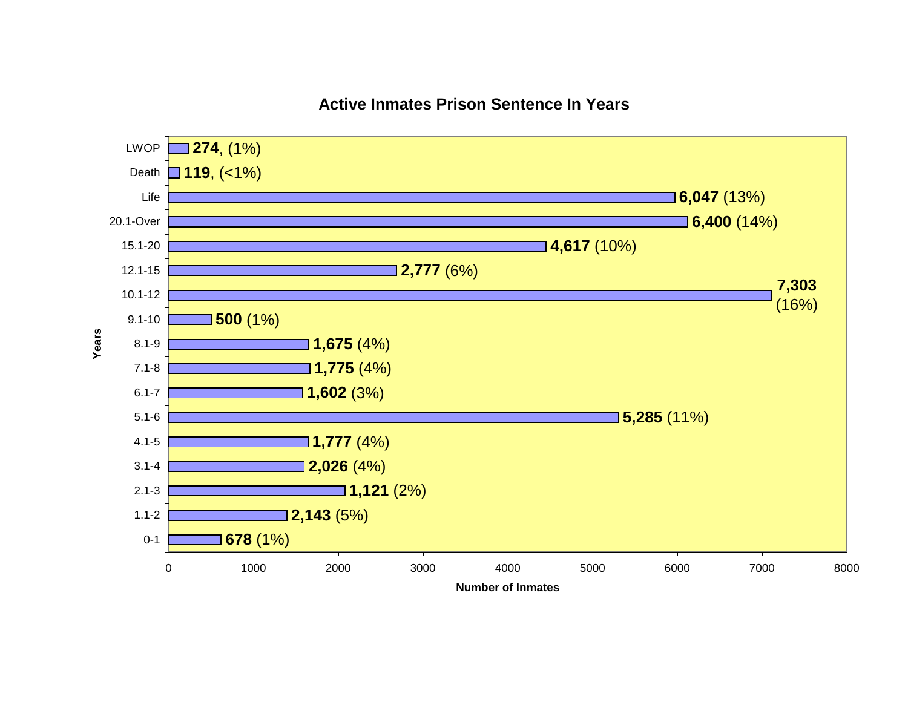## Active Inmates Prison Sentence In Years

| Years | Number of Inmates | Percent |
|---|---|---|
| LWOP | 274 | (1%) |
| Death | 119 | (<1%) |
| Life | 6,047 | (13%) |
| 20.1-Over | 6,400 | (14%) |
| 15.1-20 | 4,617 | (10%) |
| 12.1-15 | 2,777 | (6%) |
| 10.1-12 | 7,303 | (16%) |
| 9.1-10 | 500 | (1%) |
| 8.1-9 | 1,675 | (4%) |
| 7.1-8 | 1,775 | (4%) |
| 6.1-7 | 1,602 | (3%) |
| 5.1-6 | 5,285 | (11%) |
| 4.1-5 | 1,777 | (4%) |
| 3.1-4 | 2,026 | (4%) |
| 2.1-3 | 1,121 | (2%) |
| 1.1-2 | 2,143 | (5%) |
| 0-1 | 678 | (1%) |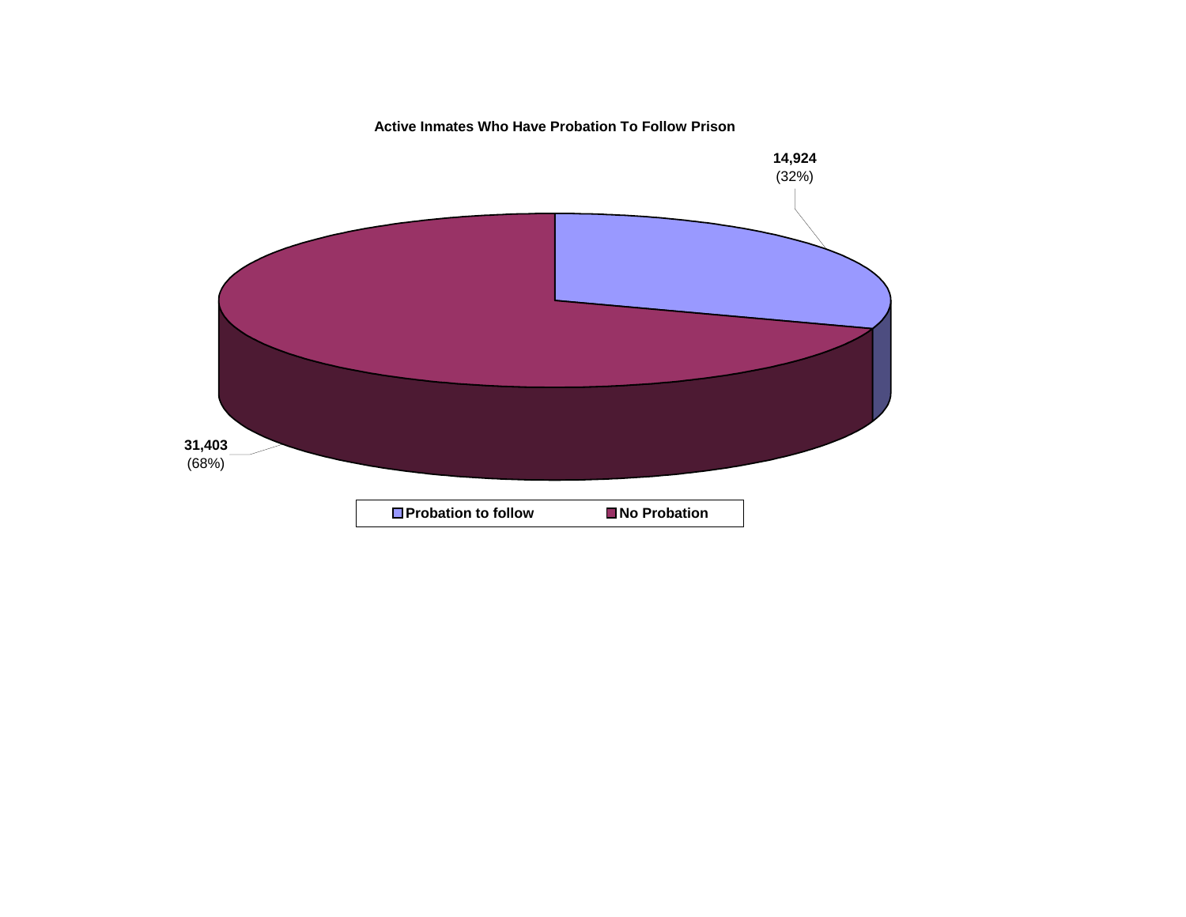**Active Inmates Who Have Probation To Follow Prison**

14,924
(32%)

31,403
(68%)

Probation to follow | No Probation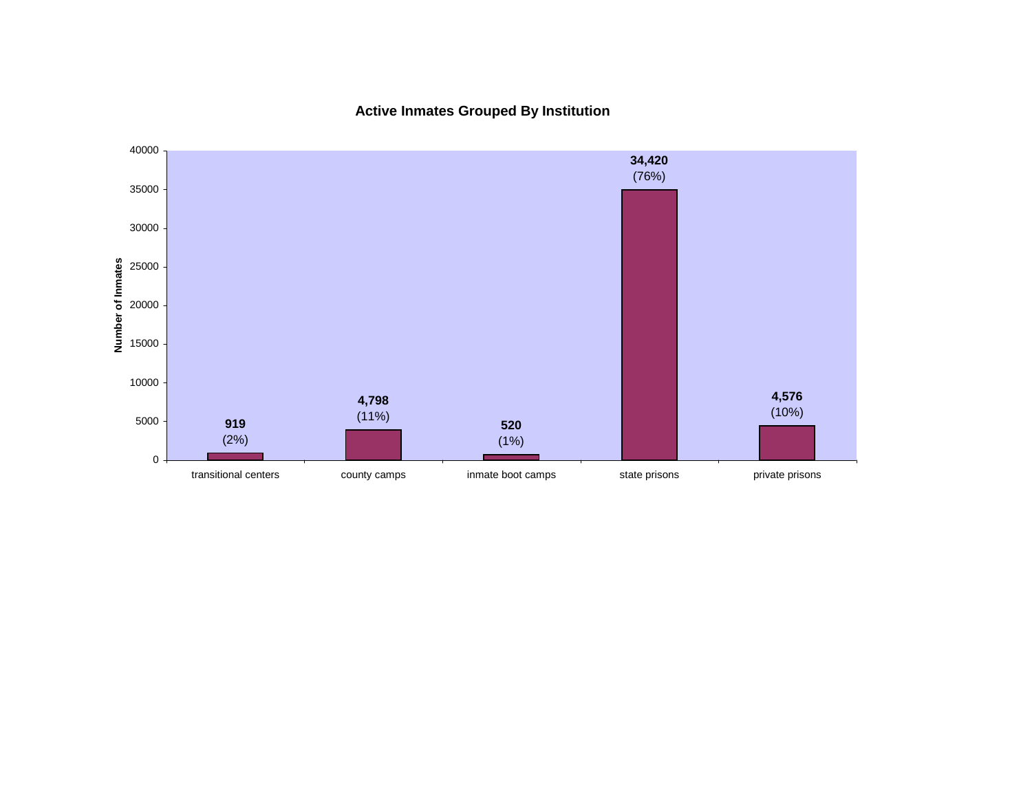## Active Inmates Grouped By Institution

| Institution | Number of Inmates | Percent |
|---|---|---|
| transitional centers | 919 | (2%) |
| county camps | 4,798 | (11%) |
| inmate boot camps | 520 | (1%) |
| state prisons | 34,420 | (76%) |
| private prisons | 4,576 | (10%) |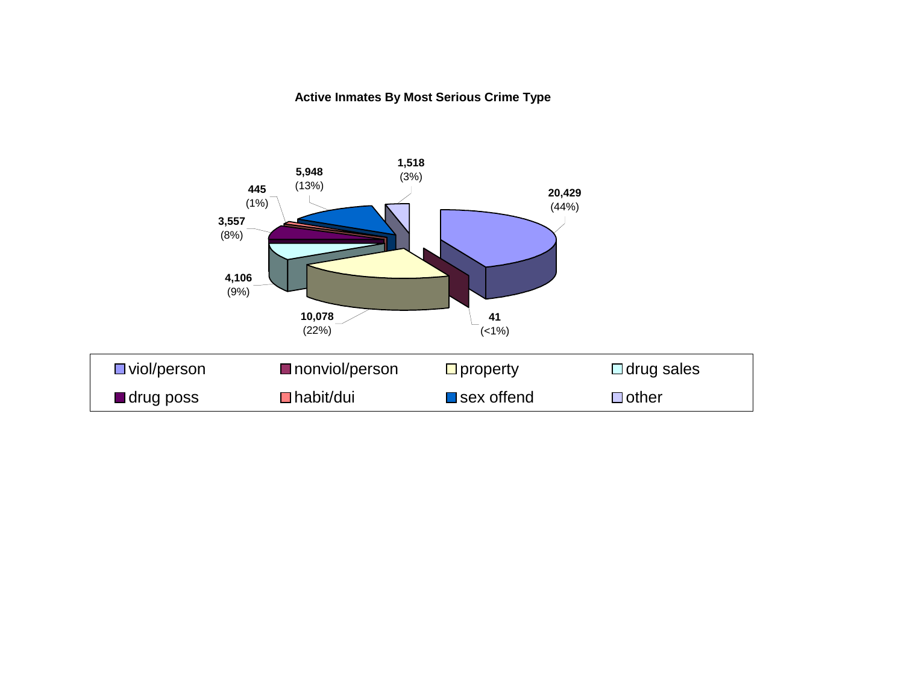**Active Inmates By Most Serious Crime Type**

| Crime Type | Inmates | Percent |
|---|---|---|
| viol/person | 20,429 | (44%) |
| nonviol/person | 41 | (<1%) |
| property | 10,078 | (22%) |
| drug sales | 4,106 | (9%) |
| drug poss | 3,557 | (8%) |
| habit/dui | 445 | (1%) |
| sex offend | 5,948 | (13%) |
| other | 1,518 | (3%) |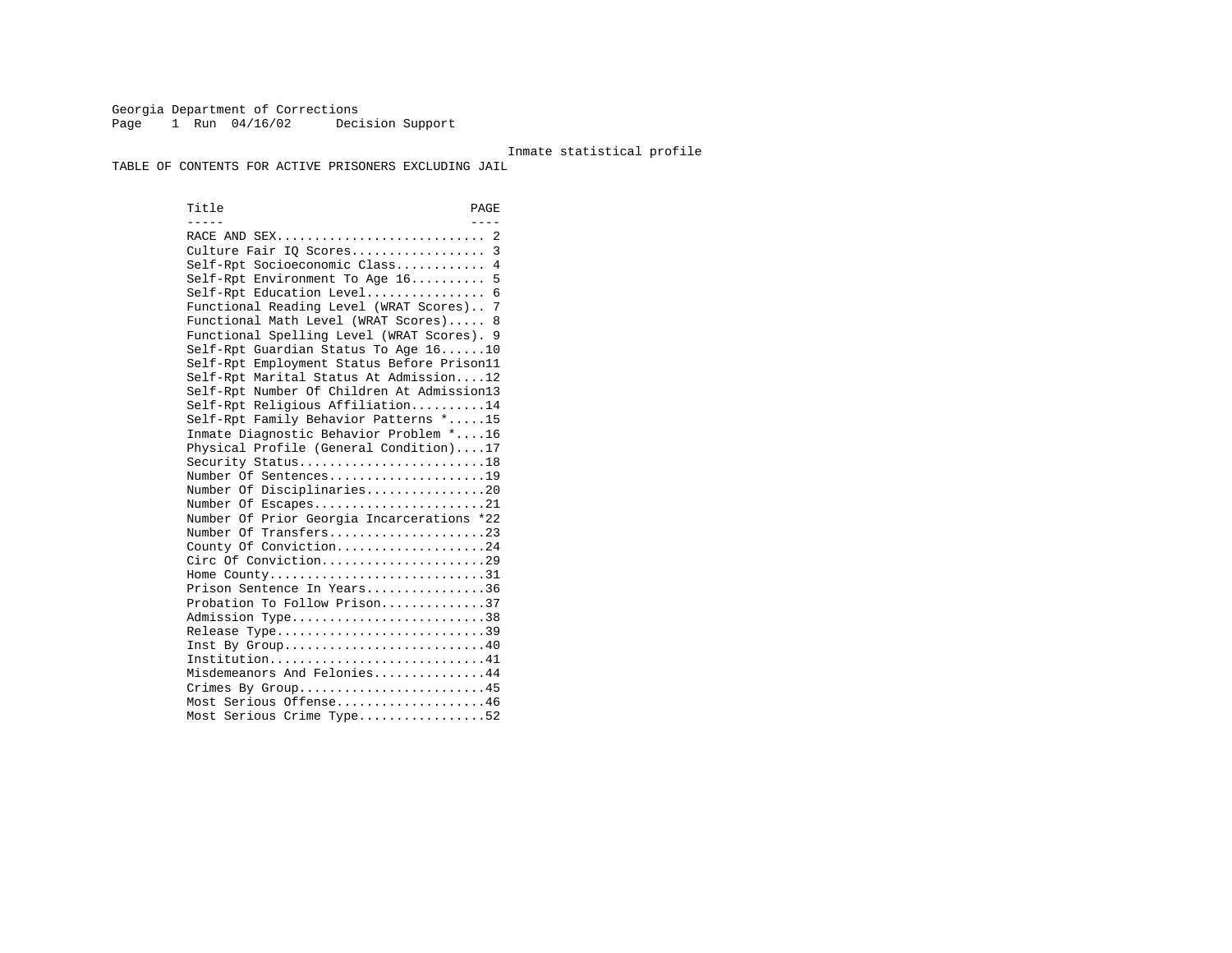Georgia Department of Corrections
Page 1 Run 04/16/02 Decision Support

Inmate statistical profile

TABLE OF CONTENTS FOR ACTIVE PRISONERS EXCLUDING JAIL

| Title | PAGE |
|---|---|
| RACE AND SEX | 2 |
| Culture Fair IQ Scores | 3 |
| Self-Rpt Socioeconomic Class | 4 |
| Self-Rpt Environment To Age 16 | 5 |
| Self-Rpt Education Level | 6 |
| Functional Reading Level (WRAT Scores) | 7 |
| Functional Math Level (WRAT Scores) | 8 |
| Functional Spelling Level (WRAT Scores) | 9 |
| Self-Rpt Guardian Status To Age 16 | 10 |
| Self-Rpt Employment Status Before Prison | 11 |
| Self-Rpt Marital Status At Admission | 12 |
| Self-Rpt Number Of Children At Admission | 13 |
| Self-Rpt Religious Affiliation | 14 |
| Self-Rpt Family Behavior Patterns * | 15 |
| Inmate Diagnostic Behavior Problem * | 16 |
| Physical Profile (General Condition) | 17 |
| Security Status | 18 |
| Number Of Sentences | 19 |
| Number Of Disciplinaries | 20 |
| Number Of Escapes | 21 |
| Number Of Prior Georgia Incarcerations * | 22 |
| Number Of Transfers | 23 |
| County Of Conviction | 24 |
| Circ Of Conviction | 29 |
| Home County | 31 |
| Prison Sentence In Years | 36 |
| Probation To Follow Prison | 37 |
| Admission Type | 38 |
| Release Type | 39 |
| Inst By Group | 40 |
| Institution | 41 |
| Misdemeanors And Felonies | 44 |
| Crimes By Group | 45 |
| Most Serious Offense | 46 |
| Most Serious Crime Type | 52 |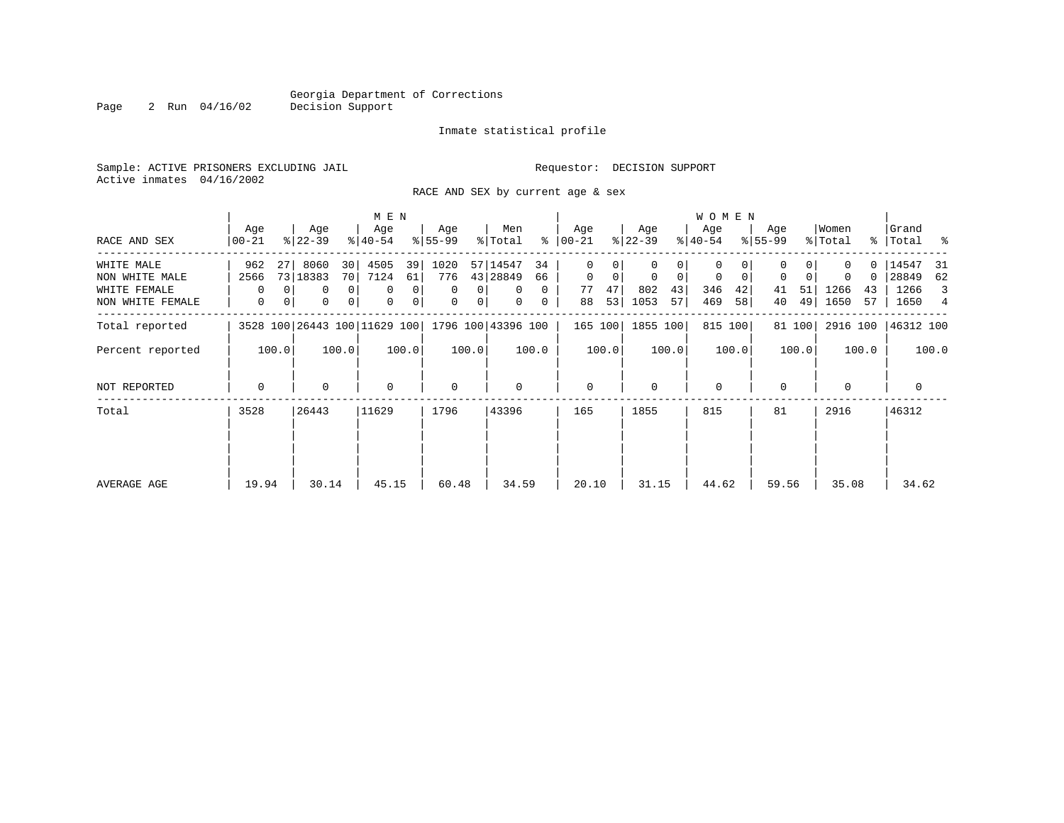Georgia Department of Corrections
Decision Support

Inmate statistical profile

Sample: ACTIVE PRISONERS EXCLUDING JAIL

Requestor: DECISION SUPPORT

Active inmates 04/16/2002

RACE AND SEX by current age & sex

| RACE AND SEX | MEN Age 00-21 | % | Age 22-39 | % | Age 40-54 | % | Age 55-99 | % | Men Total | % | WOMEN Age 00-21 | % | Age 22-39 | % | Age 40-54 | % | Age 55-99 | % | Women Total | % | Grand Total | % |
|---|---|---|---|---|---|---|---|---|---|---|---|---|---|---|---|---|---|---|---|---|---|---|
| WHITE MALE | 962 | 27 | 8060 | 30 | 4505 | 39 | 1020 | 57 | 14547 | 34 | 0 | 0 | 0 | 0 | 0 | 0 | 0 | 0 | 0 | 0 | 14547 | 31 |
| NON WHITE MALE | 2566 | 73 | 18383 | 70 | 7124 | 61 | 776 | 43 | 28849 | 66 | 0 | 0 | 0 | 0 | 0 | 0 | 0 | 0 | 0 | 0 | 28849 | 62 |
| WHITE FEMALE | 0 | 0 | 0 | 0 | 0 | 0 | 0 | 0 | 0 | 0 | 77 | 47 | 802 | 43 | 346 | 42 | 41 | 51 | 1266 | 43 | 1266 | 3 |
| NON WHITE FEMALE | 0 | 0 | 0 | 0 | 0 | 0 | 0 | 0 | 0 | 0 | 88 | 53 | 1053 | 57 | 469 | 58 | 40 | 49 | 1650 | 57 | 1650 | 4 |
| Total reported | 3528 | 100 | 26443 | 100 | 11629 | 100 | 1796 | 100 | 43396 | 100 | 165 | 100 | 1855 | 100 | 815 | 100 | 81 | 100 | 2916 | 100 | 46312 | 100 |
| Percent reported | | 100.0 | | 100.0 | | 100.0 | | 100.0 | | 100.0 | | 100.0 | | 100.0 | | 100.0 | | 100.0 | | 100.0 | | 100.0 |
| NOT REPORTED | 0 | | 0 | | 0 | | 0 | | 0 | | 0 | | 0 | | 0 | | 0 | | 0 | | 0 | |
| Total | 3528 | | 26443 | | 11629 | | 1796 | | 43396 | | 165 | | 1855 | | 815 | | 81 | | 2916 | | 46312 | |
| AVERAGE AGE | 19.94 | | 30.14 | | 45.15 | | 60.48 | | 34.59 | | 20.10 | | 31.15 | | 44.62 | | 59.56 | | 35.08 | | 34.62 | |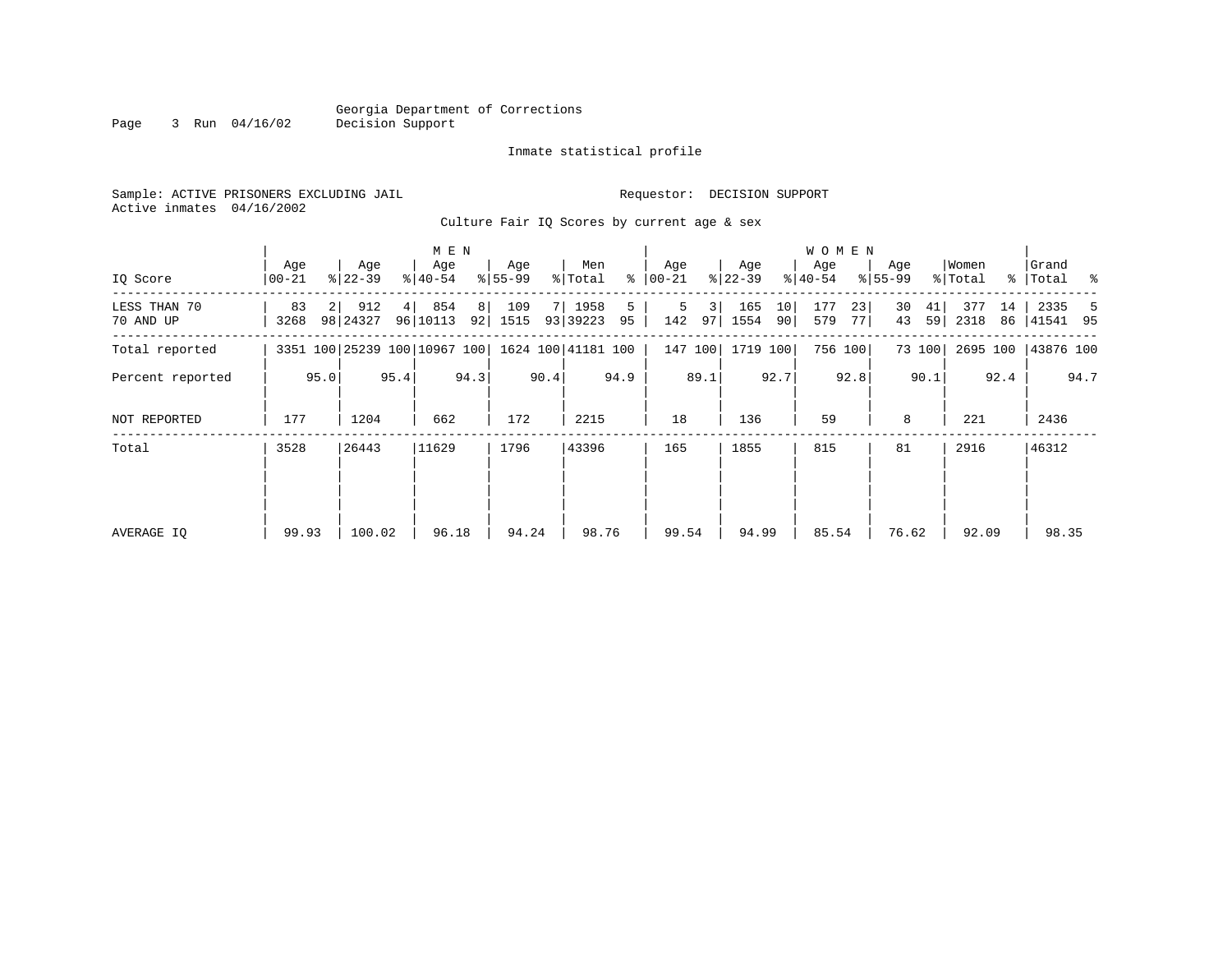Georgia Department of Corrections
Decision Support

Inmate statistical profile

Sample: ACTIVE PRISONERS EXCLUDING JAIL    Requestor: DECISION SUPPORT
Active inmates 04/16/2002

Culture Fair IQ Scores by current age & sex

| | MEN | | | | | | | | | | WOMEN | | | | | | | | | | | |
|---|---|---|---|---|---|---|---|---|---|---|---|---|---|---|---|---|---|---|---|---|---|---|
| IQ Score | Age 00-21 | % | Age 22-39 | % | Age 40-54 | % | Age 55-99 | % | Men Total | % | Age 00-21 | % | Age 22-39 | % | Age 40-54 | % | Age 55-99 | % | Women Total | % | Grand Total | % |
| LESS THAN 70 | 83 | 2 | 912 | 4 | 854 | 8 | 109 | 7 | 1958 | 5 | 5 | 3 | 165 | 10 | 177 | 23 | 30 | 41 | 377 | 14 | 2335 | 5 |
| 70 AND UP | 3268 | 98 | 24327 | 96 | 10113 | 92 | 1515 | 93 | 39223 | 95 | 142 | 97 | 1554 | 90 | 579 | 77 | 43 | 59 | 2318 | 86 | 41541 | 95 |
| Total reported | 3351 | 100 | 25239 | 100 | 10967 | 100 | 1624 | 100 | 41181 | 100 | 147 | 100 | 1719 | 100 | 756 | 100 | 73 | 100 | 2695 | 100 | 43876 | 100 |
| Percent reported | | 95.0 | | 95.4 | | 94.3 | | 90.4 | | 94.9 | | 89.1 | | 92.7 | | 92.8 | | 90.1 | | 92.4 | | 94.7 |
| NOT REPORTED | 177 | | 1204 | | 662 | | 172 | | 2215 | | 18 | | 136 | | 59 | | 8 | | 221 | | 2436 | |
| Total | 3528 | | 26443 | | 11629 | | 1796 | | 43396 | | 165 | | 1855 | | 815 | | 81 | | 2916 | | 46312 | |
| AVERAGE IQ | 99.93 | | 100.02 | | 96.18 | | 94.24 | | 98.76 | | 99.54 | | 94.99 | | 85.54 | | 76.62 | | 92.09 | | 98.35 | |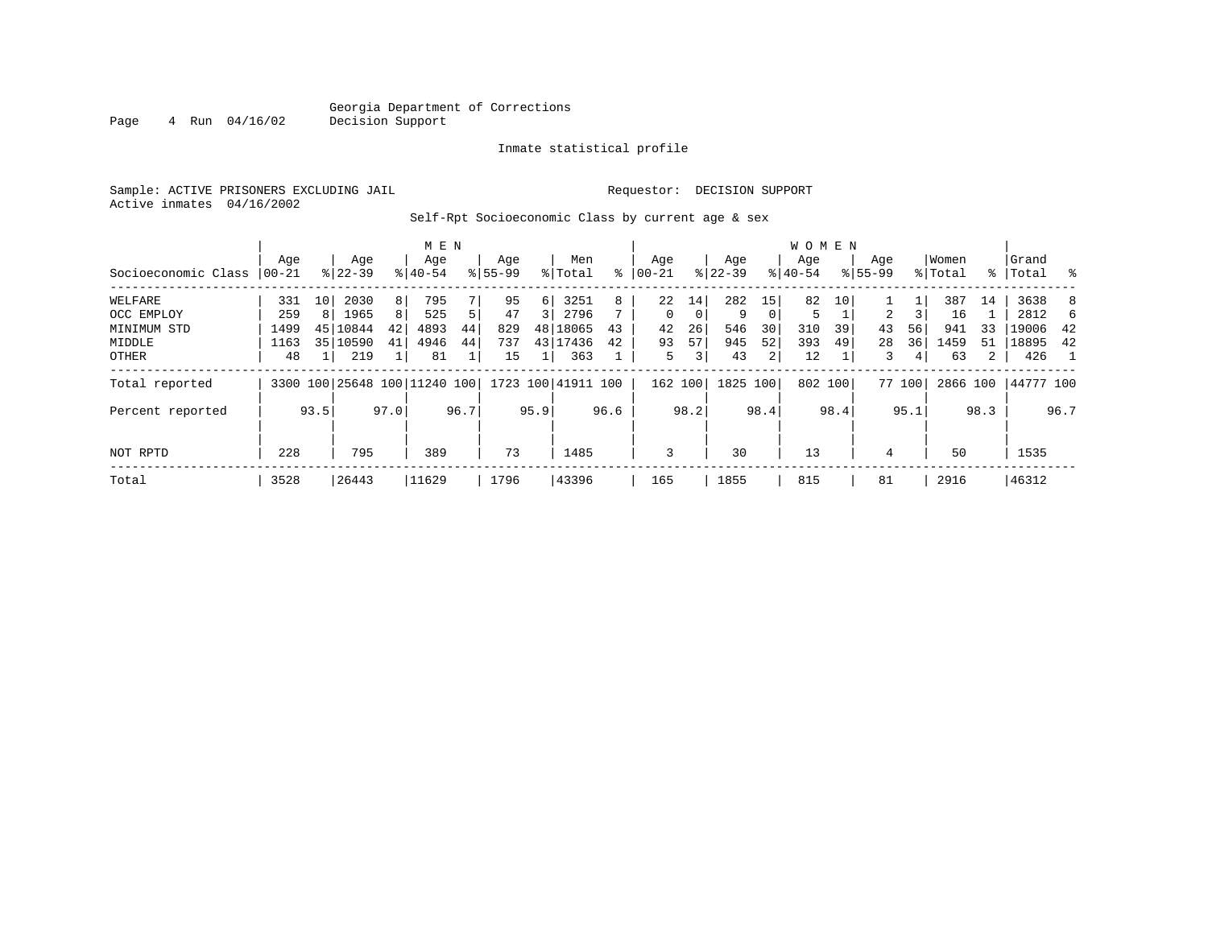Georgia Department of Corrections
Decision Support

Inmate statistical profile

Sample: ACTIVE PRISONERS EXCLUDING JAIL    Requestor: DECISION SUPPORT
Active inmates 04/16/2002

Self-Rpt Socioeconomic Class by current age & sex

| Socioeconomic Class | MEN Age 00-21 | % | Age 22-39 | % | Age 40-54 | % | Age 55-99 | % | Men Total | % | WOMEN Age 00-21 | % | Age 22-39 | % | Age 40-54 | % | Age 55-99 | % | Women Total | % | Grand Total | % |
|---|---|---|---|---|---|---|---|---|---|---|---|---|---|---|---|---|---|---|---|---|---|---|
| WELFARE | 331 | 10 | 2030 | 8 | 795 | 7 | 95 | 6 | 3251 | 8 | 22 | 14 | 282 | 15 | 82 | 10 | 1 | 1 | 387 | 14 | 3638 | 8 |
| OCC EMPLOY | 259 | 8 | 1965 | 8 | 525 | 5 | 47 | 3 | 2796 | 7 | 0 | 0 | 9 | 0 | 5 | 1 | 2 | 3 | 16 | 1 | 2812 | 6 |
| MINIMUM STD | 1499 | 45 | 10844 | 42 | 4893 | 44 | 829 | 48 | 18065 | 43 | 42 | 26 | 546 | 30 | 310 | 39 | 43 | 56 | 941 | 33 | 19006 | 42 |
| MIDDLE | 1163 | 35 | 10590 | 41 | 4946 | 44 | 737 | 43 | 17436 | 42 | 93 | 57 | 945 | 52 | 393 | 49 | 28 | 36 | 1459 | 51 | 18895 | 42 |
| OTHER | 48 | 1 | 219 | 1 | 81 | 1 | 15 | 1 | 363 | 1 | 5 | 3 | 43 | 2 | 12 | 1 | 3 | 4 | 63 | 2 | 426 | 1 |
| Total reported | 3300 | 100 | 25648 | 100 | 11240 | 100 | 1723 | 100 | 41911 | 100 | 162 | 100 | 1825 | 100 | 802 | 100 | 77 | 100 | 2866 | 100 | 44777 | 100 |
| Percent reported | | 93.5 | | 97.0 | | 96.7 | | 95.9 | | 96.6 | | 98.2 | | 98.4 | | 98.4 | | 95.1 | | 98.3 | | 96.7 |
| NOT RPTD | 228 | | 795 | | 389 | | 73 | | 1485 | | 3 | | 30 | | 13 | | 4 | | 50 | | 1535 | |
| Total | 3528 | | 26443 | | 11629 | | 1796 | | 43396 | | 165 | | 1855 | | 815 | | 81 | | 2916 | | 46312 | |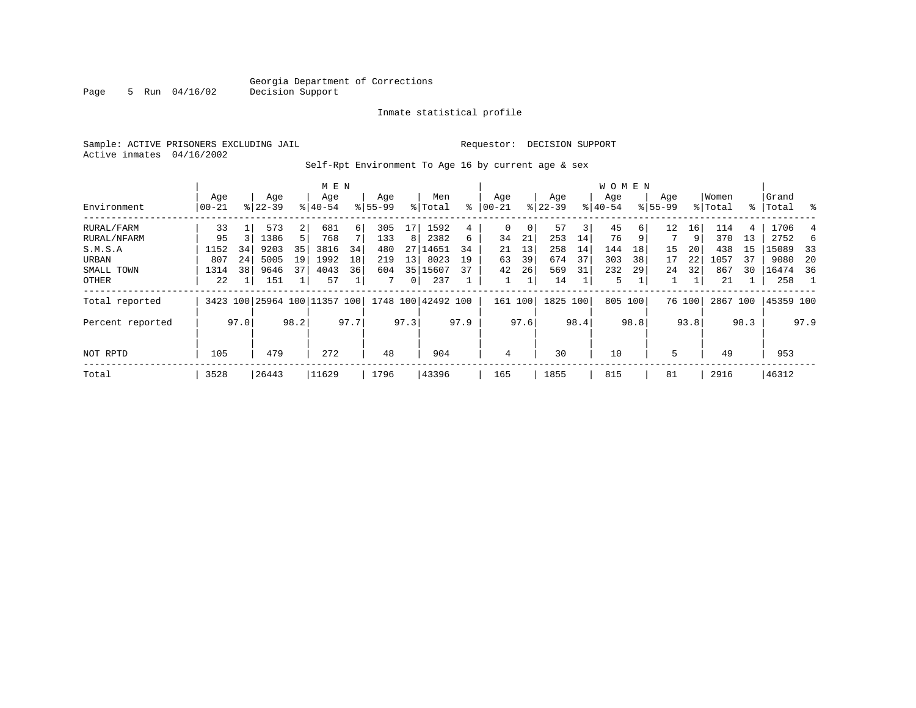Georgia Department of Corrections
Decision Support

Inmate statistical profile

Sample: ACTIVE PRISONERS EXCLUDING JAIL

Requestor: DECISION SUPPORT

Active inmates 04/16/2002

Self-Rpt Environment To Age 16 by current age & sex

| Environment | MEN Age 00-21 | % | Age 22-39 | % | Age 40-54 | % | Age 55-99 | % | Men Total | % | WOMEN Age 00-21 | % | Age 22-39 | % | Age 40-54 | % | Age 55-99 | % | Women Total | % | Grand Total | % |
|---|---|---|---|---|---|---|---|---|---|---|---|---|---|---|---|---|---|---|---|---|---|---|
| RURAL/FARM | 33 | 1 | 573 | 2 | 681 | 6 | 305 | 17 | 1592 | 4 | 0 | 0 | 57 | 3 | 45 | 6 | 12 | 16 | 114 | 4 | 1706 | 4 |
| RURAL/NFARM | 95 | 3 | 1386 | 5 | 768 | 7 | 133 | 8 | 2382 | 6 | 34 | 21 | 253 | 14 | 76 | 9 | 7 | 9 | 370 | 13 | 2752 | 6 |
| S.M.S.A | 1152 | 34 | 9203 | 35 | 3816 | 34 | 480 | 27 | 14651 | 34 | 21 | 13 | 258 | 14 | 144 | 18 | 15 | 20 | 438 | 15 | 15089 | 33 |
| URBAN | 807 | 24 | 5005 | 19 | 1992 | 18 | 219 | 13 | 8023 | 19 | 63 | 39 | 674 | 37 | 303 | 38 | 17 | 22 | 1057 | 37 | 9080 | 20 |
| SMALL TOWN | 1314 | 38 | 9646 | 37 | 4043 | 36 | 604 | 35 | 15607 | 37 | 42 | 26 | 569 | 31 | 232 | 29 | 24 | 32 | 867 | 30 | 16474 | 36 |
| OTHER | 22 | 1 | 151 | 1 | 57 | 1 | 7 | 0 | 237 | 1 | 1 | 1 | 14 | 1 | 5 | 1 | 1 | 1 | 21 | 1 | 258 | 1 |
| Total reported | 3423 | 100 | 25964 | 100 | 11357 | 100 | 1748 | 100 | 42492 | 100 | 161 | 100 | 1825 | 100 | 805 | 100 | 76 | 100 | 2867 | 100 | 45359 | 100 |
| Percent reported | | 97.0 | | 98.2 | | 97.7 | | 97.3 | | 97.9 | | 97.6 | | 98.4 | | 98.8 | | 93.8 | | 98.3 | | 97.9 |
| NOT RPTD | 105 | | 479 | | 272 | | 48 | | 904 | | 4 | | 30 | | 10 | | 5 | | 49 | | 953 | |
| Total | 3528 | | 26443 | | 11629 | | 1796 | | 43396 | | 165 | | 1855 | | 815 | | 81 | | 2916 | | 46312 | |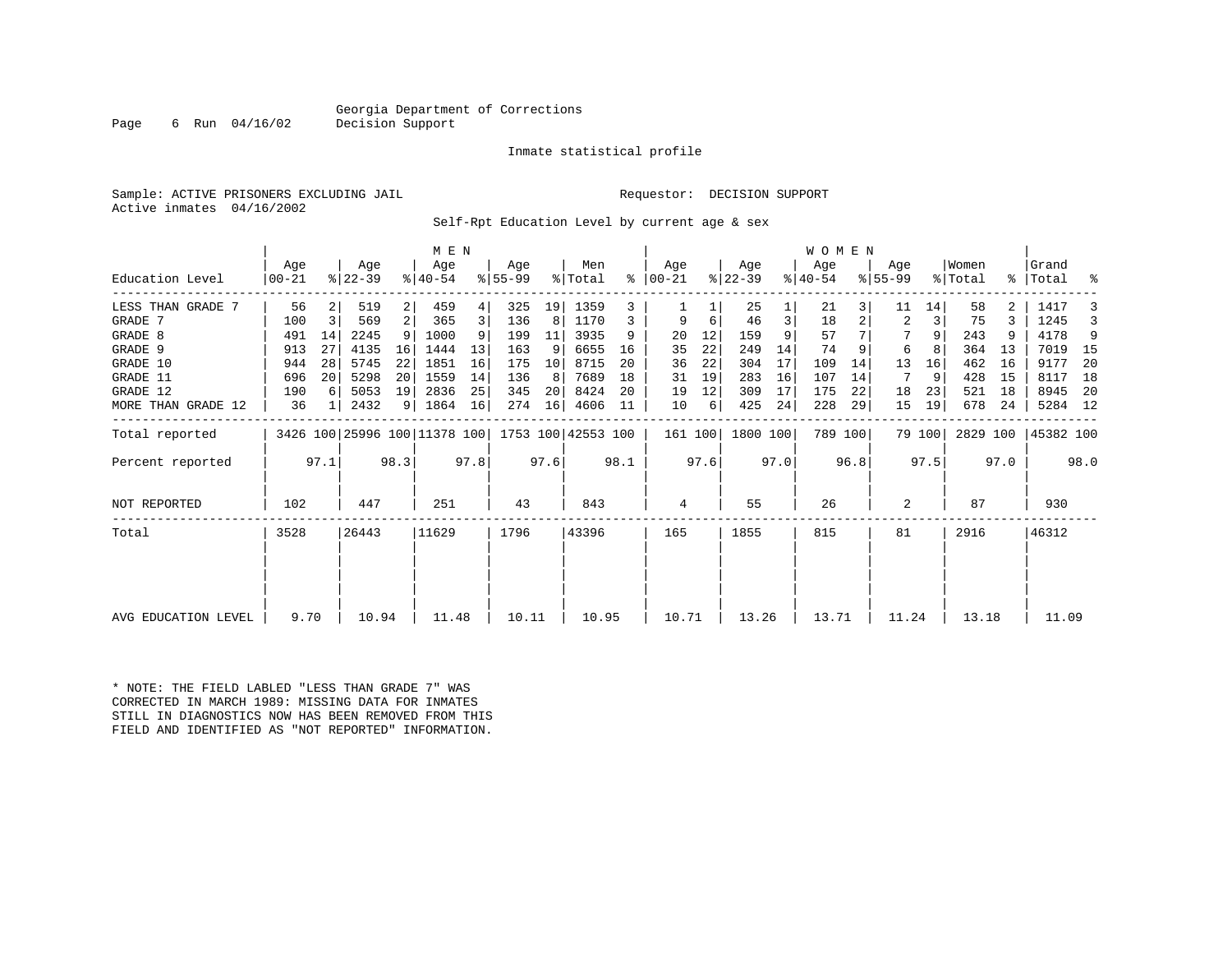Georgia Department of Corrections
Decision Support

Inmate statistical profile

Sample: ACTIVE PRISONERS EXCLUDING JAIL    Requestor: DECISION SUPPORT
Active inmates 04/16/2002

Self-Rpt Education Level by current age & sex

| Education Level | MEN Age 00-21 | % | Age 22-39 | % | Age 40-54 | % | Age 55-99 | % | Men Total | % | WOMEN Age 00-21 | % | Age 22-39 | % | Age 40-54 | % | Age 55-99 | % | Women Total | % | Grand Total | % |
|---|---|---|---|---|---|---|---|---|---|---|---|---|---|---|---|---|---|---|---|---|---|---|
| LESS THAN GRADE 7 | 56 | 2 | 519 | 2 | 459 | 4 | 325 | 19 | 1359 | 3 | 1 | 1 | 25 | 1 | 21 | 3 | 11 | 14 | 58 | 2 | 1417 | 3 |
| GRADE 7 | 100 | 3 | 569 | 2 | 365 | 3 | 136 | 8 | 1170 | 3 | 9 | 6 | 46 | 3 | 18 | 2 | 2 | 3 | 75 | 3 | 1245 | 3 |
| GRADE 8 | 491 | 14 | 2245 | 9 | 1000 | 9 | 199 | 11 | 3935 | 9 | 20 | 12 | 159 | 9 | 57 | 7 | 7 | 9 | 243 | 9 | 4178 | 9 |
| GRADE 9 | 913 | 27 | 4135 | 16 | 1444 | 13 | 163 | 9 | 6655 | 16 | 35 | 22 | 249 | 14 | 74 | 9 | 6 | 8 | 364 | 13 | 7019 | 15 |
| GRADE 10 | 944 | 28 | 5745 | 22 | 1851 | 16 | 175 | 10 | 8715 | 20 | 36 | 22 | 304 | 17 | 109 | 14 | 13 | 16 | 462 | 16 | 9177 | 20 |
| GRADE 11 | 696 | 20 | 5298 | 20 | 1559 | 14 | 136 | 8 | 7689 | 18 | 31 | 19 | 283 | 16 | 107 | 14 | 7 | 9 | 428 | 15 | 8117 | 18 |
| GRADE 12 | 190 | 6 | 5053 | 19 | 2836 | 25 | 345 | 20 | 8424 | 20 | 19 | 12 | 309 | 17 | 175 | 22 | 18 | 23 | 521 | 18 | 8945 | 20 |
| MORE THAN GRADE 12 | 36 | 1 | 2432 | 9 | 1864 | 16 | 274 | 16 | 4606 | 11 | 10 | 6 | 425 | 24 | 228 | 29 | 15 | 19 | 678 | 24 | 5284 | 12 |
| Total reported | 3426 | 100 | 25996 | 100 | 11378 | 100 | 1753 | 100 | 42553 | 100 | 161 | 100 | 1800 | 100 | 789 | 100 | 79 | 100 | 2829 | 100 | 45382 | 100 |
| Percent reported | | 97.1 | | 98.3 | | 97.8 | | 97.6 | | 98.1 | | 97.6 | | 97.0 | | 96.8 | | 97.5 | | 97.0 | | 98.0 |
| NOT REPORTED | 102 | | 447 | | 251 | | 43 | | 843 | | 4 | | 55 | | 26 | | 2 | | 87 | | 930 | |
| Total | 3528 | | 26443 | | 11629 | | 1796 | | 43396 | | 165 | | 1855 | | 815 | | 81 | | 2916 | | 46312 | |
| AVG EDUCATION LEVEL | 9.70 | | 10.94 | | 11.48 | | 10.11 | | 10.95 | | 10.71 | | 13.26 | | 13.71 | | 11.24 | | 13.18 | | 11.09 | |

* NOTE: THE FIELD LABLED "LESS THAN GRADE 7" WAS CORRECTED IN MARCH 1989: MISSING DATA FOR INMATES STILL IN DIAGNOSTICS NOW HAS BEEN REMOVED FROM THIS FIELD AND IDENTIFIED AS "NOT REPORTED" INFORMATION.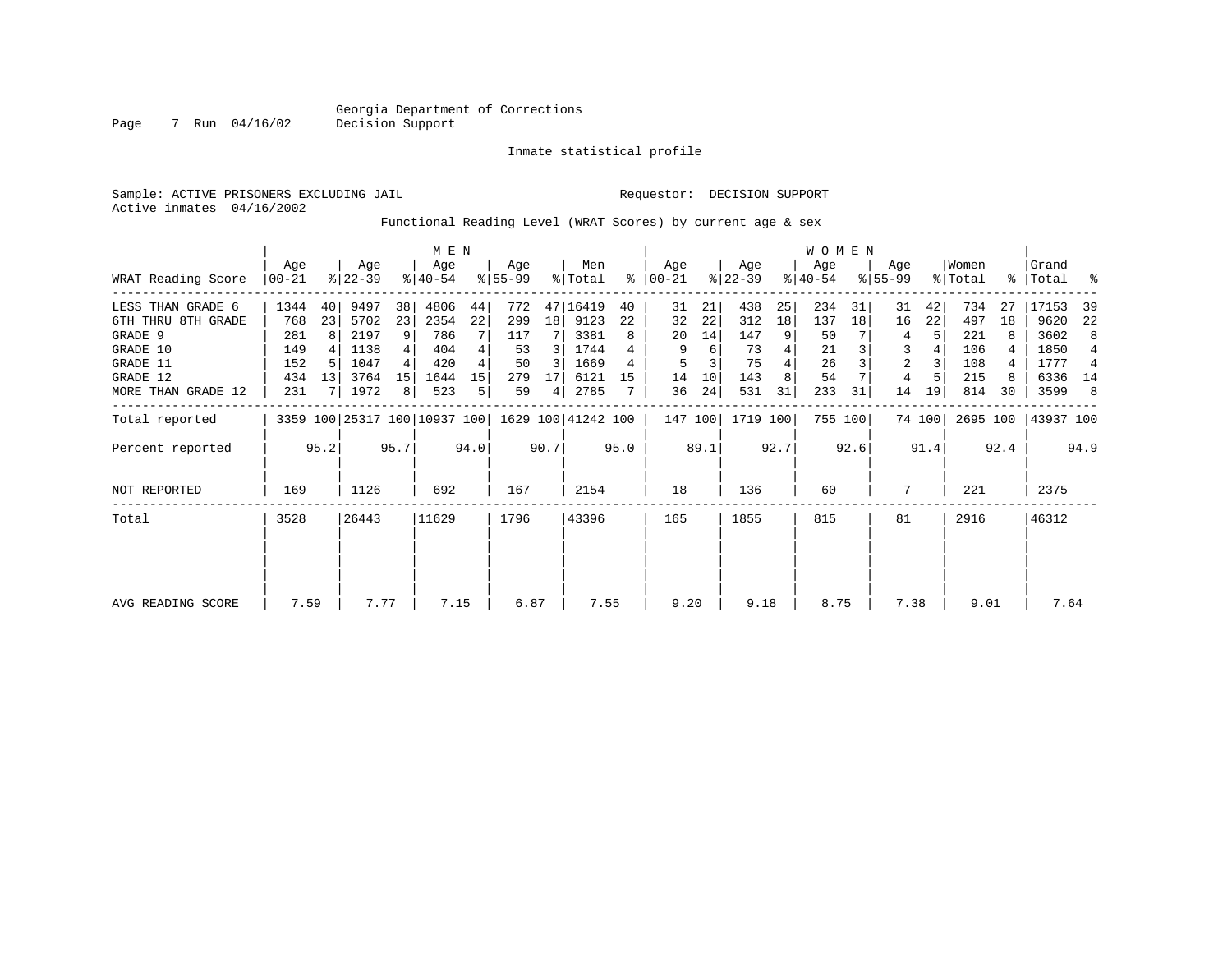Georgia Department of Corrections
Decision Support

Inmate statistical profile

Sample: ACTIVE PRISONERS EXCLUDING JAIL

Requestor: DECISION SUPPORT

Active inmates 04/16/2002

Functional Reading Level (WRAT Scores) by current age & sex

| WRAT Reading Score | MEN Age 00-21 | % | Age 22-39 | % | Age 40-54 | % | Age 55-99 | % | Men Total | % | WOMEN Age 00-21 | % | Age 22-39 | % | Age 40-54 | % | Age 55-99 | % | Women Total | % | Grand Total | % |
|---|---|---|---|---|---|---|---|---|---|---|---|---|---|---|---|---|---|---|---|---|---|---|
| LESS THAN GRADE 6 | 1344 | 40 | 9497 | 38 | 4806 | 44 | 772 | 47 | 16419 | 40 | 31 | 21 | 438 | 25 | 234 | 31 | 31 | 42 | 734 | 27 | 17153 | 39 |
| 6TH THRU 8TH GRADE | 768 | 23 | 5702 | 23 | 2354 | 22 | 299 | 18 | 9123 | 22 | 32 | 22 | 312 | 18 | 137 | 18 | 16 | 22 | 497 | 18 | 9620 | 22 |
| GRADE 9 | 281 | 8 | 2197 | 9 | 786 | 7 | 117 | 7 | 3381 | 8 | 20 | 14 | 147 | 9 | 50 | 7 | 4 | 5 | 221 | 8 | 3602 | 8 |
| GRADE 10 | 149 | 4 | 1138 | 4 | 404 | 4 | 53 | 3 | 1744 | 4 | 9 | 6 | 73 | 4 | 21 | 3 | 3 | 4 | 106 | 4 | 1850 | 4 |
| GRADE 11 | 152 | 5 | 1047 | 4 | 420 | 4 | 50 | 3 | 1669 | 4 | 5 | 3 | 75 | 4 | 26 | 3 | 2 | 3 | 108 | 4 | 1777 | 4 |
| GRADE 12 | 434 | 13 | 3764 | 15 | 1644 | 15 | 279 | 17 | 6121 | 15 | 14 | 10 | 143 | 8 | 54 | 7 | 4 | 5 | 215 | 8 | 6336 | 14 |
| MORE THAN GRADE 12 | 231 | 7 | 1972 | 8 | 523 | 5 | 59 | 4 | 2785 | 7 | 36 | 24 | 531 | 31 | 233 | 31 | 14 | 19 | 814 | 30 | 3599 | 8 |
| Total reported | 3359 | 100 | 25317 | 100 | 10937 | 100 | 1629 | 100 | 41242 | 100 | 147 | 100 | 1719 | 100 | 755 | 100 | 74 | 100 | 2695 | 100 | 43937 | 100 |
| Percent reported | | 95.2 | | 95.7 | | 94.0 | | 90.7 | | 95.0 | | 89.1 | | 92.7 | | 92.6 | | 91.4 | | 92.4 | | 94.9 |
| NOT REPORTED | 169 | | 1126 | | 692 | | 167 | | 2154 | | 18 | | 136 | | 60 | | 7 | | 221 | | 2375 | |
| Total | 3528 | | 26443 | | 11629 | | 1796 | | 43396 | | 165 | | 1855 | | 815 | | 81 | | 2916 | | 46312 | |
| AVG READING SCORE | 7.59 | | 7.77 | | 7.15 | | 6.87 | | 7.55 | | 9.20 | | 9.18 | | 8.75 | | 7.38 | | 9.01 | | 7.64 | |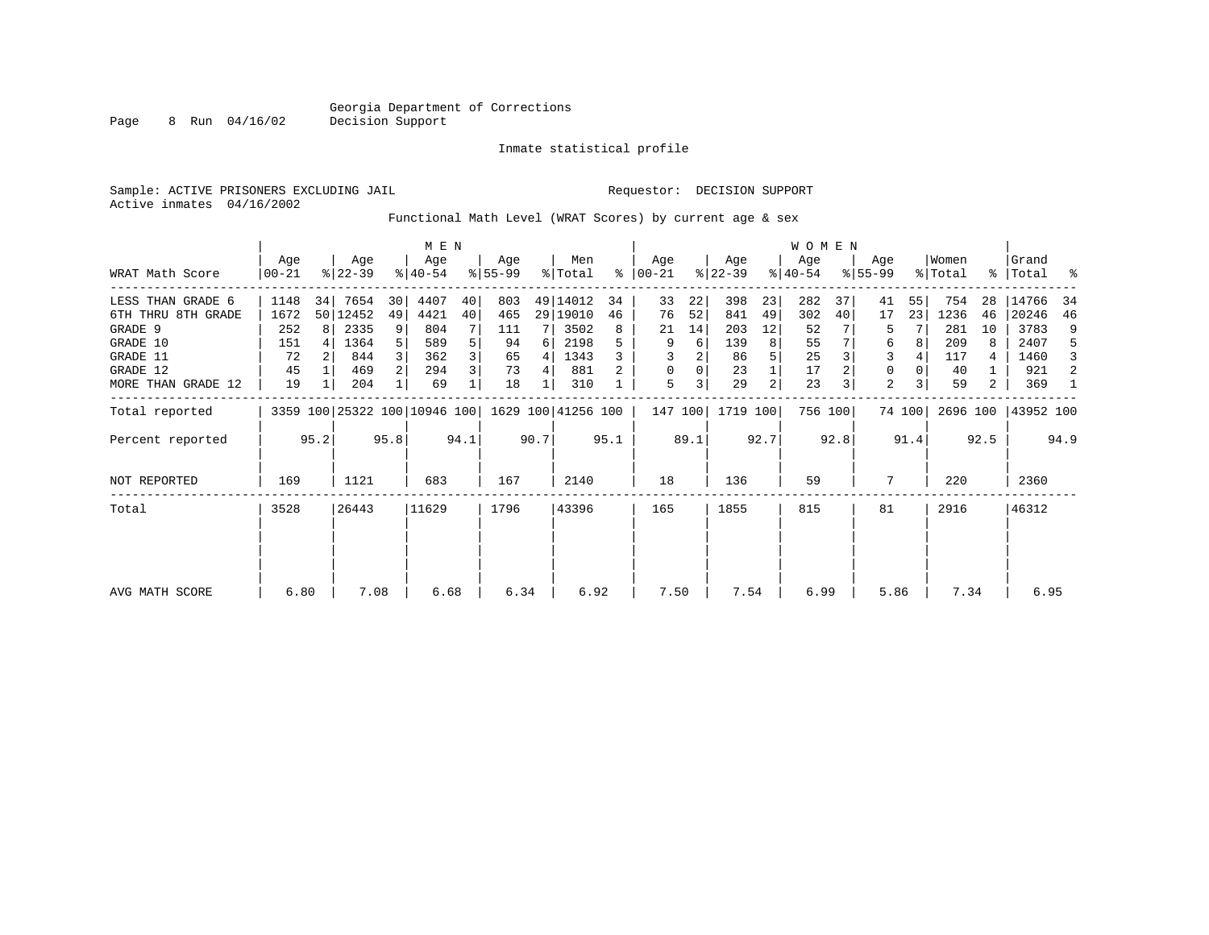Georgia Department of Corrections
Decision Support

Inmate statistical profile

Sample: ACTIVE PRISONERS EXCLUDING JAIL

Requestor: DECISION SUPPORT

Active inmates 04/16/2002

Functional Math Level (WRAT Scores) by current age & sex

| WRAT Math Score | MEN Age 00-21 | % | Age 22-39 | % | Age 40-54 | % | Age 55-99 | % | Men Total | % | WOMEN Age 00-21 | % | Age 22-39 | % | Age 40-54 | % | Age 55-99 | % | Women Total | % | Grand Total | % |
|---|---|---|---|---|---|---|---|---|---|---|---|---|---|---|---|---|---|---|---|---|---|---|
| LESS THAN GRADE 6 | 1148 | 34 | 7654 | 30 | 4407 | 40 | 803 | 49 | 14012 | 34 | 33 | 22 | 398 | 23 | 282 | 37 | 41 | 55 | 754 | 28 | 14766 | 34 |
| 6TH THRU 8TH GRADE | 1672 | 50 | 12452 | 49 | 4421 | 40 | 465 | 29 | 19010 | 46 | 76 | 52 | 841 | 49 | 302 | 40 | 17 | 23 | 1236 | 46 | 20246 | 46 |
| GRADE 9 | 252 | 8 | 2335 | 9 | 804 | 7 | 111 | 7 | 3502 | 8 | 21 | 14 | 203 | 12 | 52 | 7 | 5 | 7 | 281 | 10 | 3783 | 9 |
| GRADE 10 | 151 | 4 | 1364 | 5 | 589 | 5 | 94 | 6 | 2198 | 5 | 9 | 6 | 139 | 8 | 55 | 7 | 6 | 8 | 209 | 8 | 2407 | 5 |
| GRADE 11 | 72 | 2 | 844 | 3 | 362 | 3 | 65 | 4 | 1343 | 3 | 3 | 2 | 86 | 5 | 25 | 3 | 3 | 4 | 117 | 4 | 1460 | 3 |
| GRADE 12 | 45 | 1 | 469 | 2 | 294 | 3 | 73 | 4 | 881 | 2 | 0 | 0 | 23 | 1 | 17 | 2 | 0 | 0 | 40 | 1 | 921 | 2 |
| MORE THAN GRADE 12 | 19 | 1 | 204 | 1 | 69 | 1 | 18 | 1 | 310 | 1 | 5 | 3 | 29 | 2 | 23 | 3 | 2 | 3 | 59 | 2 | 369 | 1 |
| Total reported | 3359 | 100 | 25322 | 100 | 10946 | 100 | 1629 | 100 | 41256 | 100 | 147 | 100 | 1719 | 100 | 756 | 100 | 74 | 100 | 2696 | 100 | 43952 | 100 |
| Percent reported | | 95.2 | | 95.8 | | 94.1 | | 90.7 | | 95.1 | | 89.1 | | 92.7 | | 92.8 | | 91.4 | | 92.5 | | 94.9 |
| NOT REPORTED | 169 | | 1121 | | 683 | | 167 | | 2140 | | 18 | | 136 | | 59 | | 7 | | 220 | | 2360 | |
| Total | 3528 | | 26443 | | 11629 | | 1796 | | 43396 | | 165 | | 1855 | | 815 | | 81 | | 2916 | | 46312 | |
| AVG MATH SCORE | 6.80 | | 7.08 | | 6.68 | | 6.34 | | 6.92 | | 7.50 | | 7.54 | | 6.99 | | 5.86 | | 7.34 | | 6.95 | |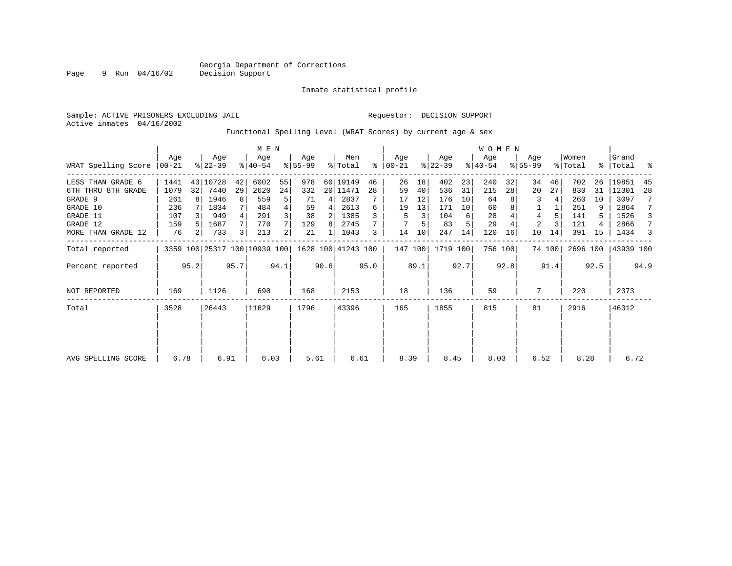Georgia Department of Corrections
Decision Support

Inmate statistical profile

Sample: ACTIVE PRISONERS EXCLUDING JAIL

Requestor: DECISION SUPPORT

Active inmates 04/16/2002

Functional Spelling Level (WRAT Scores) by current age & sex

| WRAT Spelling Score | MEN Age 00-21 | % | Age 22-39 | % | Age 40-54 | % | Age 55-99 | % | Men Total | % | WOMEN Age 00-21 | % | Age 22-39 | % | Age 40-54 | % | Age 55-99 | % | Women Total | % | Grand Total | % |
|---|---|---|---|---|---|---|---|---|---|---|---|---|---|---|---|---|---|---|---|---|---|---|
| LESS THAN GRADE 6 | 1441 | 43 | 10728 | 42 | 6002 | 55 | 978 | 60 | 19149 | 46 | 26 | 18 | 402 | 23 | 240 | 32 | 34 | 46 | 702 | 26 | 19851 | 45 |
| 6TH THRU 8TH GRADE | 1079 | 32 | 7440 | 29 | 2620 | 24 | 332 | 20 | 11471 | 28 | 59 | 40 | 536 | 31 | 215 | 28 | 20 | 27 | 830 | 31 | 12301 | 28 |
| GRADE 9 | 261 | 8 | 1946 | 8 | 559 | 5 | 71 | 4 | 2837 | 7 | 17 | 12 | 176 | 10 | 64 | 8 | 3 | 4 | 260 | 10 | 3097 | 7 |
| GRADE 10 | 236 | 7 | 1834 | 7 | 484 | 4 | 59 | 4 | 2613 | 6 | 19 | 13 | 171 | 10 | 60 | 8 | 1 | 1 | 251 | 9 | 2864 | 7 |
| GRADE 11 | 107 | 3 | 949 | 4 | 291 | 3 | 38 | 2 | 1385 | 3 | 5 | 3 | 104 | 6 | 28 | 4 | 4 | 5 | 141 | 5 | 1526 | 3 |
| GRADE 12 | 159 | 5 | 1687 | 7 | 770 | 7 | 129 | 8 | 2745 | 7 | 7 | 5 | 83 | 5 | 29 | 4 | 2 | 3 | 121 | 4 | 2866 | 7 |
| MORE THAN GRADE 12 | 76 | 2 | 733 | 3 | 213 | 2 | 21 | 1 | 1043 | 3 | 14 | 10 | 247 | 14 | 120 | 16 | 10 | 14 | 391 | 15 | 1434 | 3 |
| Total reported | 3359 | 100 | 25317 | 100 | 10939 | 100 | 1628 | 100 | 41243 | 100 | 147 | 100 | 1719 | 100 | 756 | 100 | 74 | 100 | 2696 | 100 | 43939 | 100 |
| Percent reported | | 95.2 | | 95.7 | | 94.1 | | 90.6 | | 95.0 | | 89.1 | | 92.7 | | 92.8 | | 91.4 | | 92.5 | | 94.9 |
| NOT REPORTED | 169 | | 1126 | | 690 | | 168 | | 2153 | | 18 | | 136 | | 59 | | 7 | | 220 | | 2373 | |
| Total | 3528 | | 26443 | | 11629 | | 1796 | | 43396 | | 165 | | 1855 | | 815 | | 81 | | 2916 | | 46312 | |
| AVG SPELLING SCORE | 6.78 | | 6.91 | | 6.03 | | 5.61 | | 6.61 | | 8.39 | | 8.45 | | 8.03 | | 6.52 | | 8.28 | | 6.72 | |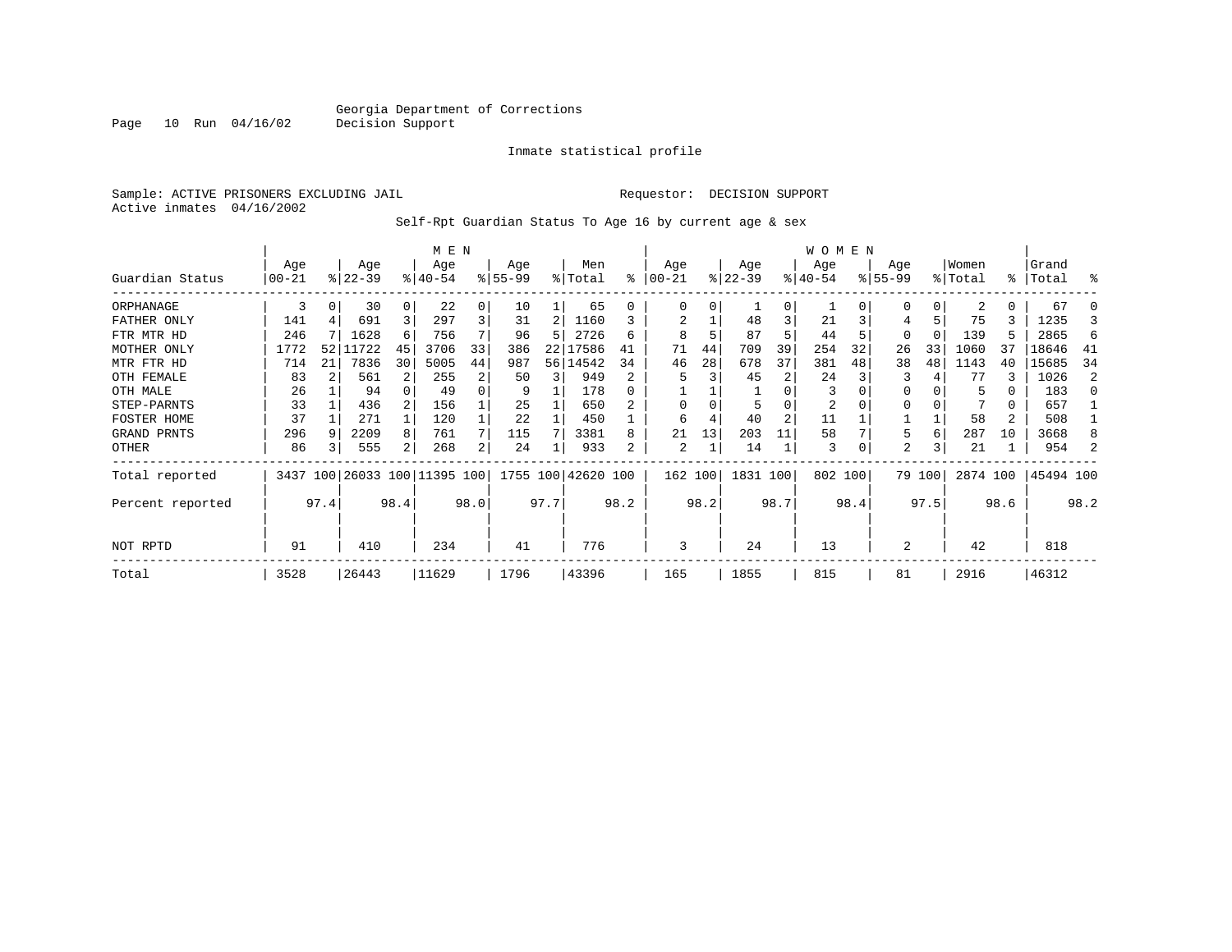Georgia Department of Corrections
Decision Support

Inmate statistical profile

Sample: ACTIVE PRISONERS EXCLUDING JAIL
Active inmates 04/16/2002

Requestor: DECISION SUPPORT

Self-Rpt Guardian Status To Age 16 by current age & sex

| | MEN | | | | | | | | | | WOMEN | | | | | | | | | | | |
|---|---|---|---|---|---|---|---|---|---|---|---|---|---|---|---|---|---|---|---|---|---|---|
| Guardian Status | Age 00-21 | % | Age 22-39 | % | Age 40-54 | % | Age 55-99 | % | Men Total | % | Age 00-21 | % | Age 22-39 | % | Age 40-54 | % | Age 55-99 | % | Women Total | % | Grand Total | % |
| ORPHANAGE | 3 | 0 | 30 | 0 | 22 | 0 | 10 | 1 | 65 | 0 | 0 | 0 | 1 | 0 | 1 | 0 | 0 | 0 | 2 | 0 | 67 | 0 |
| FATHER ONLY | 141 | 4 | 691 | 3 | 297 | 3 | 31 | 2 | 1160 | 3 | 2 | 1 | 48 | 3 | 21 | 3 | 4 | 5 | 75 | 3 | 1235 | 3 |
| FTR MTR HD | 246 | 7 | 1628 | 6 | 756 | 7 | 96 | 5 | 2726 | 6 | 8 | 5 | 87 | 5 | 44 | 5 | 0 | 0 | 139 | 5 | 2865 | 6 |
| MOTHER ONLY | 1772 | 52 | 11722 | 45 | 3706 | 33 | 386 | 22 | 17586 | 41 | 71 | 44 | 709 | 39 | 254 | 32 | 26 | 33 | 1060 | 37 | 18646 | 41 |
| MTR FTR HD | 714 | 21 | 7836 | 30 | 5005 | 44 | 987 | 56 | 14542 | 34 | 46 | 28 | 678 | 37 | 381 | 48 | 38 | 48 | 1143 | 40 | 15685 | 34 |
| OTH FEMALE | 83 | 2 | 561 | 2 | 255 | 2 | 50 | 3 | 949 | 2 | 5 | 3 | 45 | 2 | 24 | 3 | 3 | 4 | 77 | 3 | 1026 | 2 |
| OTH MALE | 26 | 1 | 94 | 0 | 49 | 0 | 9 | 1 | 178 | 0 | 1 | 1 | 1 | 0 | 3 | 0 | 0 | 0 | 5 | 0 | 183 | 0 |
| STEP-PARNTS | 33 | 1 | 436 | 2 | 156 | 1 | 25 | 1 | 650 | 2 | 0 | 0 | 5 | 0 | 2 | 0 | 0 | 0 | 7 | 0 | 657 | 1 |
| FOSTER HOME | 37 | 1 | 271 | 1 | 120 | 1 | 22 | 1 | 450 | 1 | 6 | 4 | 40 | 2 | 11 | 1 | 1 | 1 | 58 | 2 | 508 | 1 |
| GRAND PRNTS | 296 | 9 | 2209 | 8 | 761 | 7 | 115 | 7 | 3381 | 8 | 21 | 13 | 203 | 11 | 58 | 7 | 5 | 6 | 287 | 10 | 3668 | 8 |
| OTHER | 86 | 3 | 555 | 2 | 268 | 2 | 24 | 1 | 933 | 2 | 2 | 1 | 14 | 1 | 3 | 0 | 2 | 3 | 21 | 1 | 954 | 2 |
| Total reported | 3437 | 100 | 26033 | 100 | 11395 | 100 | 1755 | 100 | 42620 | 100 | 162 | 100 | 1831 | 100 | 802 | 100 | 79 | 100 | 2874 | 100 | 45494 | 100 |
| Percent reported | | 97.4 | | 98.4 | | 98.0 | | 97.7 | | 98.2 | | 98.2 | | 98.7 | | 98.4 | | 97.5 | | 98.6 | | 98.2 |
| NOT RPTD | 91 | | 410 | | 234 | | 41 | | 776 | | 3 | | 24 | | 13 | | 2 | | 42 | | 818 | |
| Total | 3528 | | 26443 | | 11629 | | 1796 | | 43396 | | 165 | | 1855 | | 815 | | 81 | | 2916 | | 46312 | |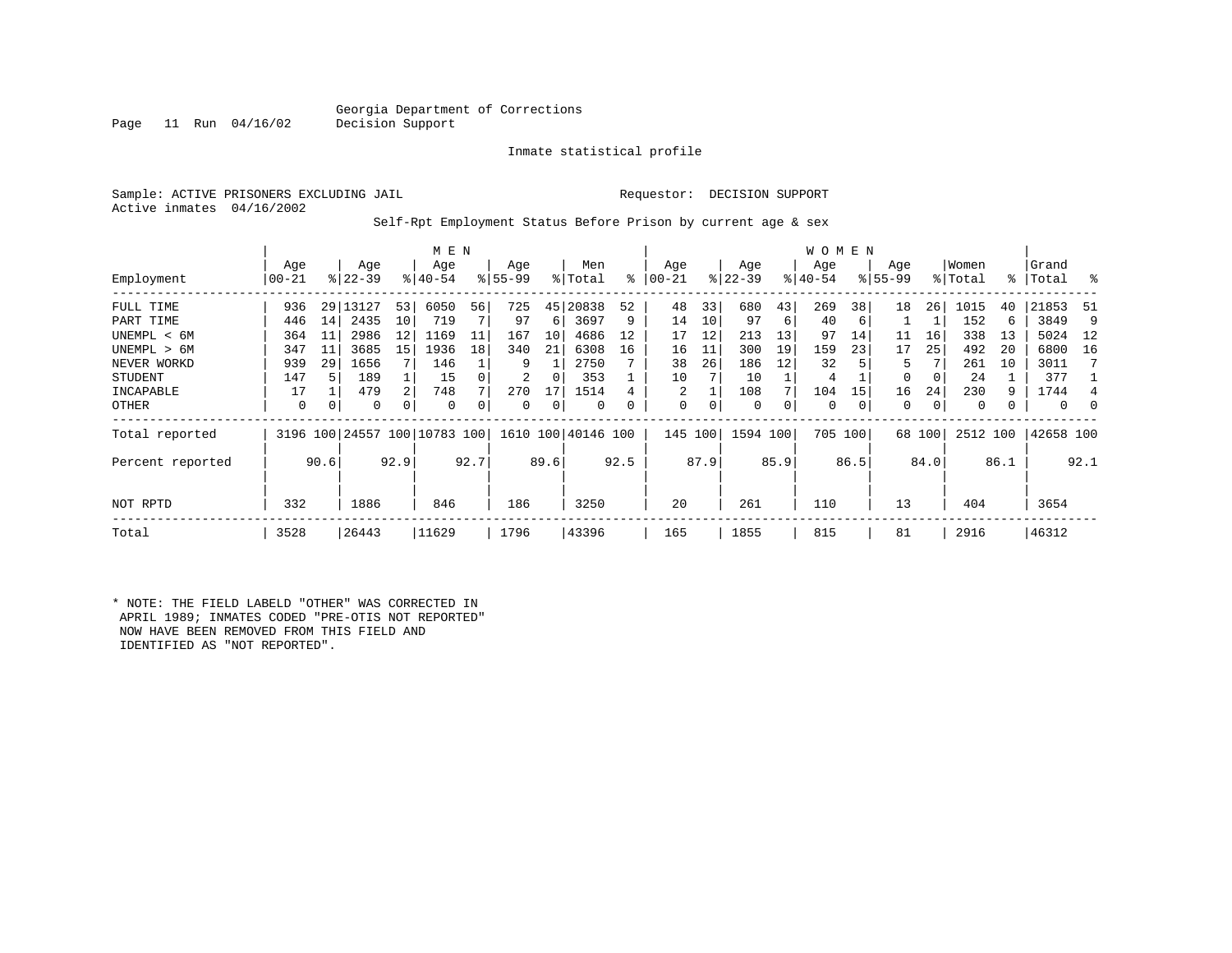Georgia Department of Corrections
Decision Support

Inmate statistical profile

Sample: ACTIVE PRISONERS EXCLUDING JAIL

Requestor: DECISION SUPPORT

Active inmates 04/16/2002

Self-Rpt Employment Status Before Prison by current age & sex

| Employment | MEN Age 00-21 | % | Age 22-39 | % | Age 40-54 | % | Age 55-99 | % | Men Total | % | WOMEN Age 00-21 | % | Age 22-39 | % | Age 40-54 | % | Age 55-99 | % | Women Total | % | Grand Total | % |
|---|---|---|---|---|---|---|---|---|---|---|---|---|---|---|---|---|---|---|---|---|---|---|
| FULL TIME | 936 | 29 | 13127 | 53 | 6050 | 56 | 725 | 45 | 20838 | 52 | 48 | 33 | 680 | 43 | 269 | 38 | 18 | 26 | 1015 | 40 | 21853 | 51 |
| PART TIME | 446 | 14 | 2435 | 10 | 719 | 7 | 97 | 6 | 3697 | 9 | 14 | 10 | 97 | 6 | 40 | 6 | 1 | 1 | 152 | 6 | 3849 | 9 |
| UNEMPL < 6M | 364 | 11 | 2986 | 12 | 1169 | 11 | 167 | 10 | 4686 | 12 | 17 | 12 | 213 | 13 | 97 | 14 | 11 | 16 | 338 | 13 | 5024 | 12 |
| UNEMPL > 6M | 347 | 11 | 3685 | 15 | 1936 | 18 | 340 | 21 | 6308 | 16 | 16 | 11 | 300 | 19 | 159 | 23 | 17 | 25 | 492 | 20 | 6800 | 16 |
| NEVER WORKD | 939 | 29 | 1656 | 7 | 146 | 1 | 9 | 1 | 2750 | 7 | 38 | 26 | 186 | 12 | 32 | 5 | 5 | 7 | 261 | 10 | 3011 | 7 |
| STUDENT | 147 | 5 | 189 | 1 | 15 | 0 | 2 | 0 | 353 | 1 | 10 | 7 | 10 | 1 | 4 | 1 | 0 | 0 | 24 | 1 | 377 | 1 |
| INCAPABLE | 17 | 1 | 479 | 2 | 748 | 7 | 270 | 17 | 1514 | 4 | 2 | 1 | 108 | 7 | 104 | 15 | 16 | 24 | 230 | 9 | 1744 | 4 |
| OTHER | 0 | 0 | 0 | 0 | 0 | 0 | 0 | 0 | 0 | 0 | 0 | 0 | 0 | 0 | 0 | 0 | 0 | 0 | 0 | 0 | 0 | 0 |
| Total reported | 3196 | 100 | 24557 | 100 | 10783 | 100 | 1610 | 100 | 40146 | 100 | 145 | 100 | 1594 | 100 | 705 | 100 | 68 | 100 | 2512 | 100 | 42658 | 100 |
| Percent reported | | 90.6 | | 92.9 | | 92.7 | | 89.6 | | 92.5 | | 87.9 | | 85.9 | | 86.5 | | 84.0 | | 86.1 | | 92.1 |
| NOT RPTD | 332 | | 1886 | | 846 | | 186 | | 3250 | | 20 | | 261 | | 110 | | 13 | | 404 | | 3654 | |
| Total | 3528 | | 26443 | | 11629 | | 1796 | | 43396 | | 165 | | 1855 | | 815 | | 81 | | 2916 | | 46312 | |

\* NOTE: THE FIELD LABELD "OTHER" WAS CORRECTED IN APRIL 1989; INMATES CODED "PRE-OTIS NOT REPORTED" NOW HAVE BEEN REMOVED FROM THIS FIELD AND IDENTIFIED AS "NOT REPORTED".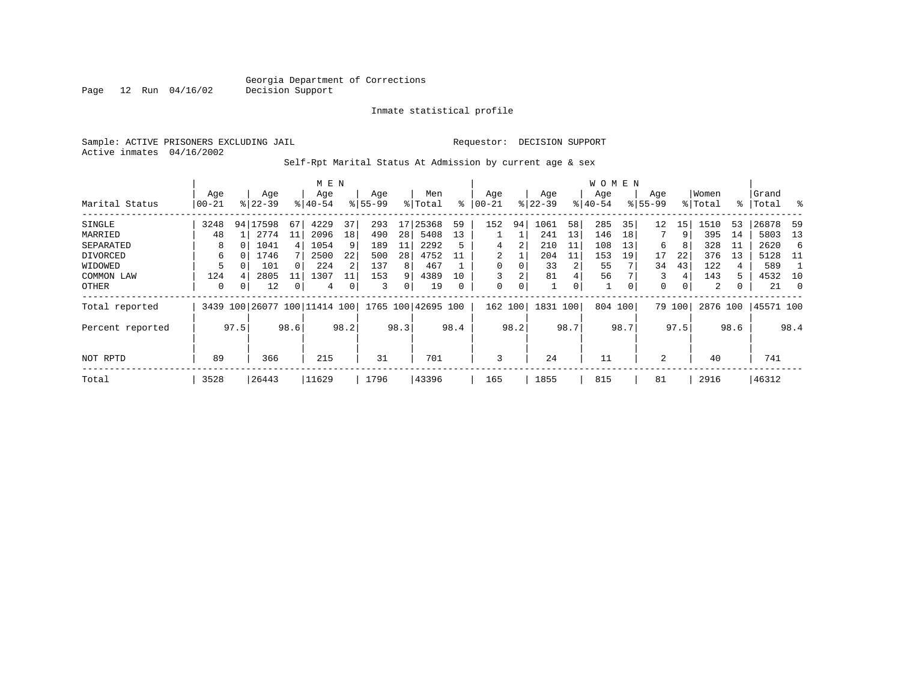Georgia Department of Corrections
Decision Support

Inmate statistical profile

Sample: ACTIVE PRISONERS EXCLUDING JAIL

Requestor: DECISION SUPPORT

Active inmates 04/16/2002

Self-Rpt Marital Status At Admission by current age & sex

| Marital Status | MEN Age 00-21 | % | Age 22-39 | % | Age 40-54 | % | Age 55-99 | % | Men Total | % | WOMEN Age 00-21 | % | Age 22-39 | % | Age 40-54 | % | Age 55-99 | % | Women Total | % | Grand Total | % |
|---|---|---|---|---|---|---|---|---|---|---|---|---|---|---|---|---|---|---|---|---|---|---|
| SINGLE | 3248 | 94 | 17598 | 67 | 4229 | 37 | 293 | 17 | 25368 | 59 | 152 | 94 | 1061 | 58 | 285 | 35 | 12 | 15 | 1510 | 53 | 26878 | 59 |
| MARRIED | 48 | 1 | 2774 | 11 | 2096 | 18 | 490 | 28 | 5408 | 13 | 1 | 1 | 241 | 13 | 146 | 18 | 7 | 9 | 395 | 14 | 5803 | 13 |
| SEPARATED | 8 | 0 | 1041 | 4 | 1054 | 9 | 189 | 11 | 2292 | 5 | 4 | 2 | 210 | 11 | 108 | 13 | 6 | 8 | 328 | 11 | 2620 | 6 |
| DIVORCED | 6 | 0 | 1746 | 7 | 2500 | 22 | 500 | 28 | 4752 | 11 | 2 | 1 | 204 | 11 | 153 | 19 | 17 | 22 | 376 | 13 | 5128 | 11 |
| WIDOWED | 5 | 0 | 101 | 0 | 224 | 2 | 137 | 8 | 467 | 1 | 0 | 0 | 33 | 2 | 55 | 7 | 34 | 43 | 122 | 4 | 589 | 1 |
| COMMON LAW | 124 | 4 | 2805 | 11 | 1307 | 11 | 153 | 9 | 4389 | 10 | 3 | 2 | 81 | 4 | 56 | 7 | 3 | 4 | 143 | 5 | 4532 | 10 |
| OTHER | 0 | 0 | 12 | 0 | 4 | 0 | 3 | 0 | 19 | 0 | 0 | 0 | 1 | 0 | 1 | 0 | 0 | 0 | 2 | 0 | 21 | 0 |
| Total reported | 3439 | 100 | 26077 | 100 | 11414 | 100 | 1765 | 100 | 42695 | 100 | 162 | 100 | 1831 | 100 | 804 | 100 | 79 | 100 | 2876 | 100 | 45571 | 100 |
| Percent reported | | 97.5 | | 98.6 | | 98.2 | | 98.3 | | 98.4 | | 98.2 | | 98.7 | | 98.7 | | 97.5 | | 98.6 | | 98.4 |
| NOT RPTD | 89 | | 366 | | 215 | | 31 | | 701 | | 3 | | 24 | | 11 | | 2 | | 40 | | 741 | |
| Total | 3528 | | 26443 | | 11629 | | 1796 | | 43396 | | 165 | | 1855 | | 815 | | 81 | | 2916 | | 46312 | |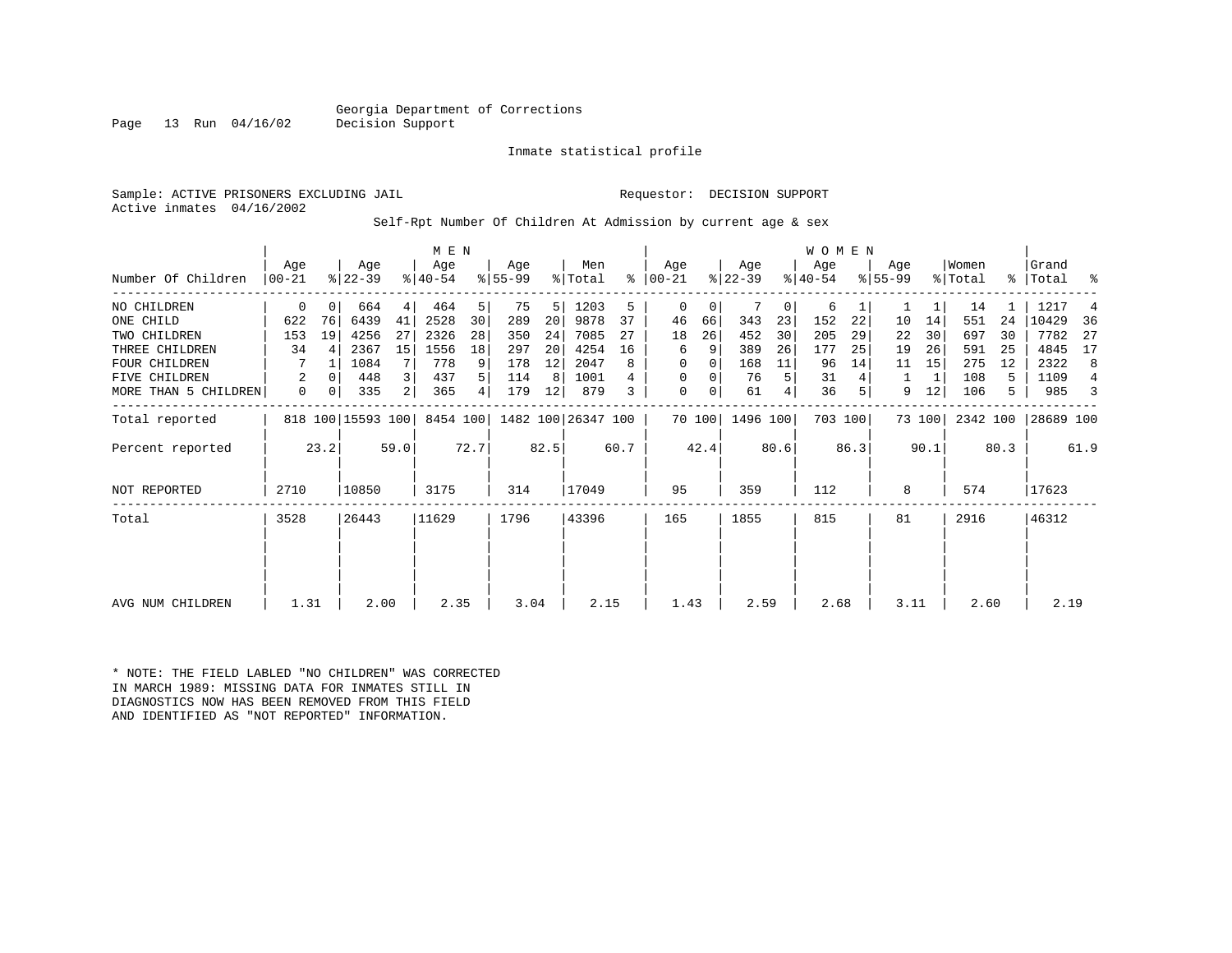Georgia Department of Corrections
Decision Support

Inmate statistical profile

Sample: ACTIVE PRISONERS EXCLUDING JAIL

Requestor: DECISION SUPPORT

Active inmates 04/16/2002

Self-Rpt Number Of Children At Admission by current age & sex

| Number Of Children | MEN Age 00-21 | % | Age 22-39 | % | Age 40-54 | % | Age 55-99 | % | Men Total | % | WOMEN Age 00-21 | % | Age 22-39 | % | Age 40-54 | % | Age 55-99 | % | Women Total | % | Grand Total | % |
|---|---|---|---|---|---|---|---|---|---|---|---|---|---|---|---|---|---|---|---|---|---|---|
| NO CHILDREN | 0 | 0 | 664 | 4 | 464 | 5 | 75 | 5 | 1203 | 5 | 0 | 0 | 7 | 0 | 6 | 1 | 1 | 1 | 14 | 1 | 1217 | 4 |
| ONE CHILD | 622 | 76 | 6439 | 41 | 2528 | 30 | 289 | 20 | 9878 | 37 | 46 | 66 | 343 | 23 | 152 | 22 | 10 | 14 | 551 | 24 | 10429 | 36 |
| TWO CHILDREN | 153 | 19 | 4256 | 27 | 2326 | 28 | 350 | 24 | 7085 | 27 | 18 | 26 | 452 | 30 | 205 | 29 | 22 | 30 | 697 | 30 | 7782 | 27 |
| THREE CHILDREN | 34 | 4 | 2367 | 15 | 1556 | 18 | 297 | 20 | 4254 | 16 | 6 | 9 | 389 | 26 | 177 | 25 | 19 | 26 | 591 | 25 | 4845 | 17 |
| FOUR CHILDREN | 7 | 1 | 1084 | 7 | 778 | 9 | 178 | 12 | 2047 | 8 | 0 | 0 | 168 | 11 | 96 | 14 | 11 | 15 | 275 | 12 | 2322 | 8 |
| FIVE CHILDREN | 2 | 0 | 448 | 3 | 437 | 5 | 114 | 8 | 1001 | 4 | 0 | 0 | 76 | 5 | 31 | 4 | 1 | 1 | 108 | 5 | 1109 | 4 |
| MORE THAN 5 CHILDREN | 0 | 0 | 335 | 2 | 365 | 4 | 179 | 12 | 879 | 3 | 0 | 0 | 61 | 4 | 36 | 5 | 9 | 12 | 106 | 5 | 985 | 3 |
| Total reported | 818 | 100 | 15593 | 100 | 8454 | 100 | 1482 | 100 | 26347 | 100 | 70 | 100 | 1496 | 100 | 703 | 100 | 73 | 100 | 2342 | 100 | 28689 | 100 |
| Percent reported | | 23.2 | | 59.0 | | 72.7 | | 82.5 | | 60.7 | | 42.4 | | 80.6 | | 86.3 | | 90.1 | | 80.3 | | 61.9 |
| NOT REPORTED | 2710 | | 10850 | | 3175 | | 314 | | 17049 | | 95 | | 359 | | 112 | | 8 | | 574 | | 17623 | |
| Total | 3528 | | 26443 | | 11629 | | 1796 | | 43396 | | 165 | | 1855 | | 815 | | 81 | | 2916 | | 46312 | |
| AVG NUM CHILDREN | 1.31 | | 2.00 | | 2.35 | | 3.04 | | 2.15 | | 1.43 | | 2.59 | | 2.68 | | 3.11 | | 2.60 | | 2.19 | |

* NOTE: THE FIELD LABLED "NO CHILDREN" WAS CORRECTED
IN MARCH 1989: MISSING DATA FOR INMATES STILL IN
DIAGNOSTICS NOW HAS BEEN REMOVED FROM THIS FIELD
AND IDENTIFIED AS "NOT REPORTED" INFORMATION.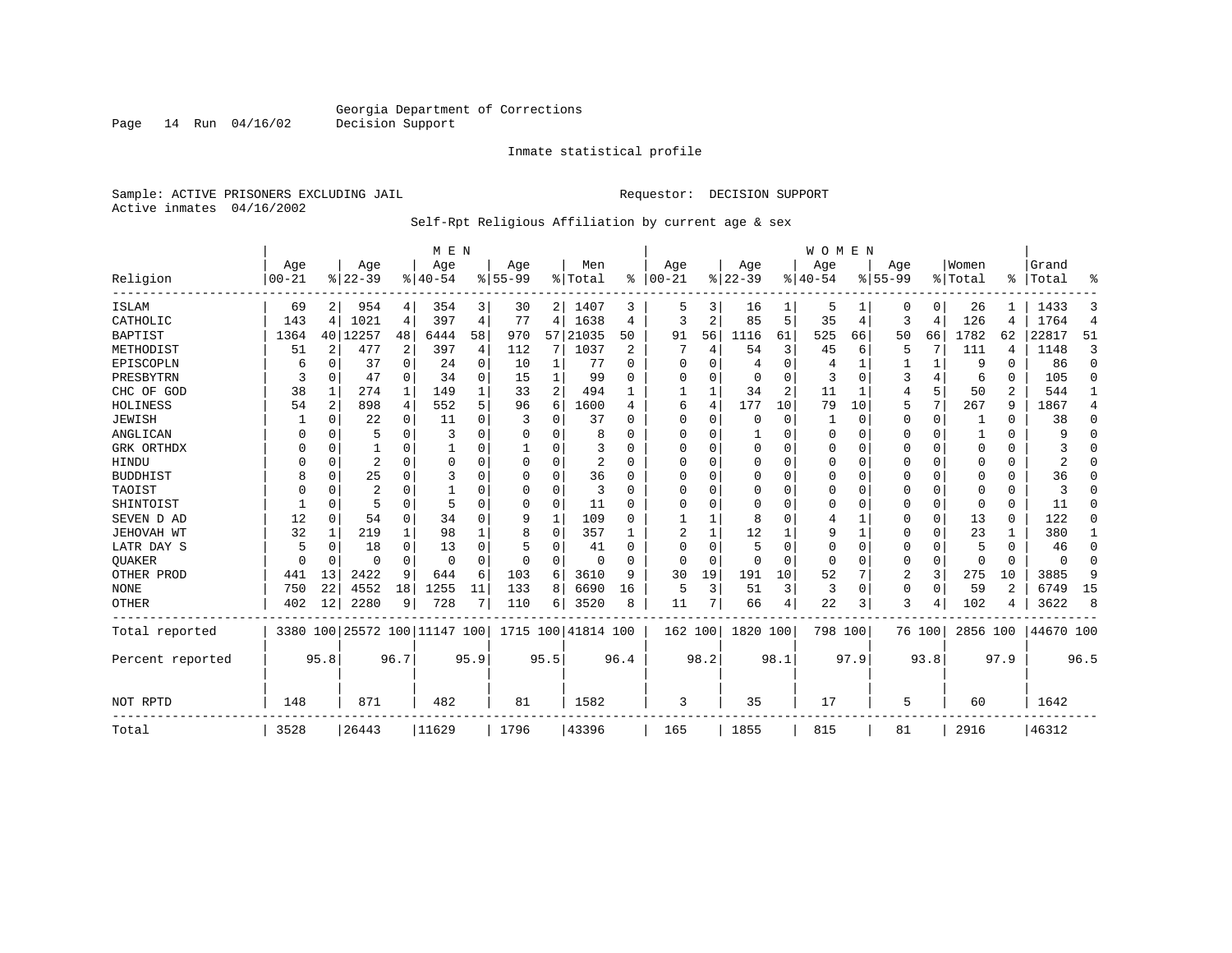Georgia Department of Corrections
Decision Support

Inmate statistical profile

Sample: ACTIVE PRISONERS EXCLUDING JAIL    Requestor: DECISION SUPPORT
Active inmates 04/16/2002

Self-Rpt Religious Affiliation by current age & sex

| Religion | MEN Age 00-21 | % | Age 22-39 | % | Age 40-54 | % | Age 55-99 | % | Men Total | % | WOMEN Age 00-21 | % | Age 22-39 | % | Age 40-54 | % | Age 55-99 | % | Women Total | % | Grand Total | % |
|---|---|---|---|---|---|---|---|---|---|---|---|---|---|---|---|---|---|---|---|---|---|---|
| ISLAM | 69 | 2 | 954 | 4 | 354 | 3 | 30 | 2 | 1407 | 3 | 5 | 3 | 16 | 1 | 5 | 1 | 0 | 0 | 26 | 1 | 1433 | 3 |
| CATHOLIC | 143 | 4 | 1021 | 4 | 397 | 4 | 77 | 4 | 1638 | 4 | 3 | 2 | 85 | 5 | 35 | 4 | 3 | 4 | 126 | 4 | 1764 | 4 |
| BAPTIST | 1364 | 40 | 12257 | 48 | 6444 | 58 | 970 | 57 | 21035 | 50 | 91 | 56 | 1116 | 61 | 525 | 66 | 50 | 66 | 1782 | 62 | 22817 | 51 |
| METHODIST | 51 | 2 | 477 | 2 | 397 | 4 | 112 | 7 | 1037 | 2 | 7 | 4 | 54 | 3 | 45 | 6 | 5 | 7 | 111 | 4 | 1148 | 3 |
| EPISCOPLN | 6 | 0 | 37 | 0 | 24 | 0 | 10 | 1 | 77 | 0 | 0 | 0 | 4 | 0 | 4 | 1 | 1 | 1 | 9 | 0 | 86 | 0 |
| PRESBYTRN | 3 | 0 | 47 | 0 | 34 | 0 | 15 | 1 | 99 | 0 | 0 | 0 | 0 | 0 | 3 | 0 | 3 | 4 | 6 | 0 | 105 | 0 |
| CHC OF GOD | 38 | 1 | 274 | 1 | 149 | 1 | 33 | 2 | 494 | 1 | 1 | 1 | 34 | 2 | 11 | 1 | 4 | 5 | 50 | 2 | 544 | 1 |
| HOLINESS | 54 | 2 | 898 | 4 | 552 | 5 | 96 | 6 | 1600 | 4 | 6 | 4 | 177 | 10 | 79 | 10 | 5 | 7 | 267 | 9 | 1867 | 4 |
| JEWISH | 1 | 0 | 22 | 0 | 11 | 0 | 3 | 0 | 37 | 0 | 0 | 0 | 0 | 0 | 1 | 0 | 0 | 0 | 1 | 0 | 38 | 0 |
| ANGLICAN | 0 | 0 | 5 | 0 | 3 | 0 | 0 | 0 | 8 | 0 | 0 | 0 | 1 | 0 | 0 | 0 | 0 | 0 | 1 | 0 | 9 | 0 |
| GRK ORTHDX | 0 | 0 | 1 | 0 | 1 | 0 | 1 | 0 | 3 | 0 | 0 | 0 | 0 | 0 | 0 | 0 | 0 | 0 | 0 | 0 | 3 | 0 |
| HINDU | 0 | 0 | 2 | 0 | 0 | 0 | 0 | 0 | 2 | 0 | 0 | 0 | 0 | 0 | 0 | 0 | 0 | 0 | 0 | 0 | 2 | 0 |
| BUDDHIST | 8 | 0 | 25 | 0 | 3 | 0 | 0 | 0 | 36 | 0 | 0 | 0 | 0 | 0 | 0 | 0 | 0 | 0 | 0 | 0 | 36 | 0 |
| TAOIST | 0 | 0 | 2 | 0 | 1 | 0 | 0 | 0 | 3 | 0 | 0 | 0 | 0 | 0 | 0 | 0 | 0 | 0 | 0 | 0 | 3 | 0 |
| SHINTOIST | 1 | 0 | 5 | 0 | 5 | 0 | 0 | 0 | 11 | 0 | 0 | 0 | 0 | 0 | 0 | 0 | 0 | 0 | 0 | 0 | 11 | 0 |
| SEVEN D AD | 12 | 0 | 54 | 0 | 34 | 0 | 9 | 1 | 109 | 0 | 1 | 1 | 8 | 0 | 4 | 1 | 0 | 0 | 13 | 0 | 122 | 0 |
| JEHOVAH WT | 32 | 1 | 219 | 1 | 98 | 1 | 8 | 0 | 357 | 1 | 2 | 1 | 12 | 1 | 9 | 1 | 0 | 0 | 23 | 1 | 380 | 1 |
| LATR DAY S | 5 | 0 | 18 | 0 | 13 | 0 | 5 | 0 | 41 | 0 | 0 | 0 | 5 | 0 | 0 | 0 | 0 | 0 | 5 | 0 | 46 | 0 |
| QUAKER | 0 | 0 | 0 | 0 | 0 | 0 | 0 | 0 | 0 | 0 | 0 | 0 | 0 | 0 | 0 | 0 | 0 | 0 | 0 | 0 | 0 | 0 |
| OTHER PROD | 441 | 13 | 2422 | 9 | 644 | 6 | 103 | 6 | 3610 | 9 | 30 | 19 | 191 | 10 | 52 | 7 | 2 | 3 | 275 | 10 | 3885 | 9 |
| NONE | 750 | 22 | 4552 | 18 | 1255 | 11 | 133 | 8 | 6690 | 16 | 5 | 3 | 51 | 3 | 3 | 0 | 0 | 0 | 59 | 2 | 6749 | 15 |
| OTHER | 402 | 12 | 2280 | 9 | 728 | 7 | 110 | 6 | 3520 | 8 | 11 | 7 | 66 | 4 | 22 | 3 | 3 | 4 | 102 | 4 | 3622 | 8 |
| Total reported | 3380 | 100 | 25572 | 100 | 11147 | 100 | 1715 | 100 | 41814 | 100 | 162 | 100 | 1820 | 100 | 798 | 100 | 76 | 100 | 2856 | 100 | 44670 | 100 |
| Percent reported | | 95.8 | | 96.7 | | 95.9 | | 95.5 | | 96.4 | | 98.2 | | 98.1 | | 97.9 | | 93.8 | | 97.9 | | 96.5 |
| NOT RPTD | 148 | | 871 | | 482 | | 81 | | 1582 | | 3 | | 35 | | 17 | | 5 | | 60 | | 1642 | |
| Total | 3528 | | 26443 | | 11629 | | 1796 | | 43396 | | 165 | | 1855 | | 815 | | 81 | | 2916 | | 46312 | |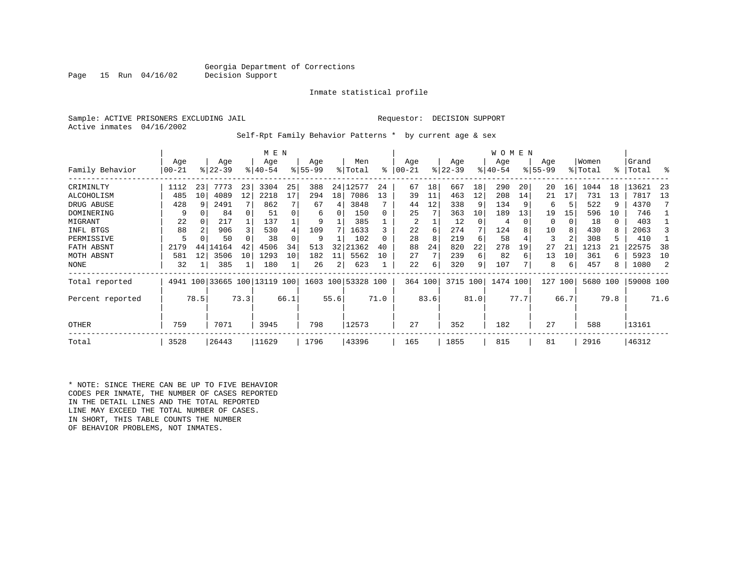Georgia Department of Corrections
Decision Support

Inmate statistical profile

Sample: ACTIVE PRISONERS EXCLUDING JAIL

Requestor: DECISION SUPPORT

Active inmates 04/16/2002

Self-Rpt Family Behavior Patterns * by current age & sex

| | MEN | | | | | | | | | | WOMEN | | | | | | | | | | | |
|---|---|---|---|---|---|---|---|---|---|---|---|---|---|---|---|---|---|---|---|---|---|---|
| Family Behavior | Age 00-21 | % | Age 22-39 | % | Age 40-54 | % | Age 55-99 | % | Men Total | % | Age 00-21 | % | Age 22-39 | % | Age 40-54 | % | Age 55-99 | % | Women Total | % | Grand Total | % |
| CRIMINLTY | 1112 | 23 | 7773 | 23 | 3304 | 25 | 388 | 24 | 12577 | 24 | 67 | 18 | 667 | 18 | 290 | 20 | 20 | 16 | 1044 | 18 | 13621 | 23 |
| ALCOHOLISM | 485 | 10 | 4089 | 12 | 2218 | 17 | 294 | 18 | 7086 | 13 | 39 | 11 | 463 | 12 | 208 | 14 | 21 | 17 | 731 | 13 | 7817 | 13 |
| DRUG ABUSE | 428 | 9 | 2491 | 7 | 862 | 7 | 67 | 4 | 3848 | 7 | 44 | 12 | 338 | 9 | 134 | 9 | 6 | 5 | 522 | 9 | 4370 | 7 |
| DOMINERING | 9 | 0 | 84 | 0 | 51 | 0 | 6 | 0 | 150 | 0 | 25 | 7 | 363 | 10 | 189 | 13 | 19 | 15 | 596 | 10 | 746 | 1 |
| MIGRANT | 22 | 0 | 217 | 1 | 137 | 1 | 9 | 1 | 385 | 1 | 2 | 1 | 12 | 0 | 4 | 0 | 0 | 0 | 18 | 0 | 403 | 1 |
| INFL BTGS | 88 | 2 | 906 | 3 | 530 | 4 | 109 | 7 | 1633 | 3 | 22 | 6 | 274 | 7 | 124 | 8 | 10 | 8 | 430 | 8 | 2063 | 3 |
| PERMISSIVE | 5 | 0 | 50 | 0 | 38 | 0 | 9 | 1 | 102 | 0 | 28 | 8 | 219 | 6 | 58 | 4 | 3 | 2 | 308 | 5 | 410 | 1 |
| FATH ABSNT | 2179 | 44 | 14164 | 42 | 4506 | 34 | 513 | 32 | 21362 | 40 | 88 | 24 | 820 | 22 | 278 | 19 | 27 | 21 | 1213 | 21 | 22575 | 38 |
| MOTH ABSNT | 581 | 12 | 3506 | 10 | 1293 | 10 | 182 | 11 | 5562 | 10 | 27 | 7 | 239 | 6 | 82 | 6 | 13 | 10 | 361 | 6 | 5923 | 10 |
| NONE | 32 | 1 | 385 | 1 | 180 | 1 | 26 | 2 | 623 | 1 | 22 | 6 | 320 | 9 | 107 | 7 | 8 | 6 | 457 | 8 | 1080 | 2 |
| Total reported | 4941 | 100 | 33665 | 100 | 13119 | 100 | 1603 | 100 | 53328 | 100 | 364 | 100 | 3715 | 100 | 1474 | 100 | 127 | 100 | 5680 | 100 | 59008 | 100 |
| Percent reported | | 78.5 | | 73.3 | | 66.1 | | 55.6 | | 71.0 | | 83.6 | | 81.0 | | 77.7 | | 66.7 | | 79.8 | | 71.6 |
| OTHER | 759 | | 7071 | | 3945 | | 798 | | 12573 | | 27 | | 352 | | 182 | | 27 | | 588 | | 13161 | |
| Total | 3528 | | 26443 | | 11629 | | 1796 | | 43396 | | 165 | | 1855 | | 815 | | 81 | | 2916 | | 46312 | |

* NOTE: SINCE THERE CAN BE UP TO FIVE BEHAVIOR CODES PER INMATE, THE NUMBER OF CASES REPORTED IN THE DETAIL LINES AND THE TOTAL REPORTED LINE MAY EXCEED THE TOTAL NUMBER OF CASES. IN SHORT, THIS TABLE COUNTS THE NUMBER OF BEHAVIOR PROBLEMS, NOT INMATES.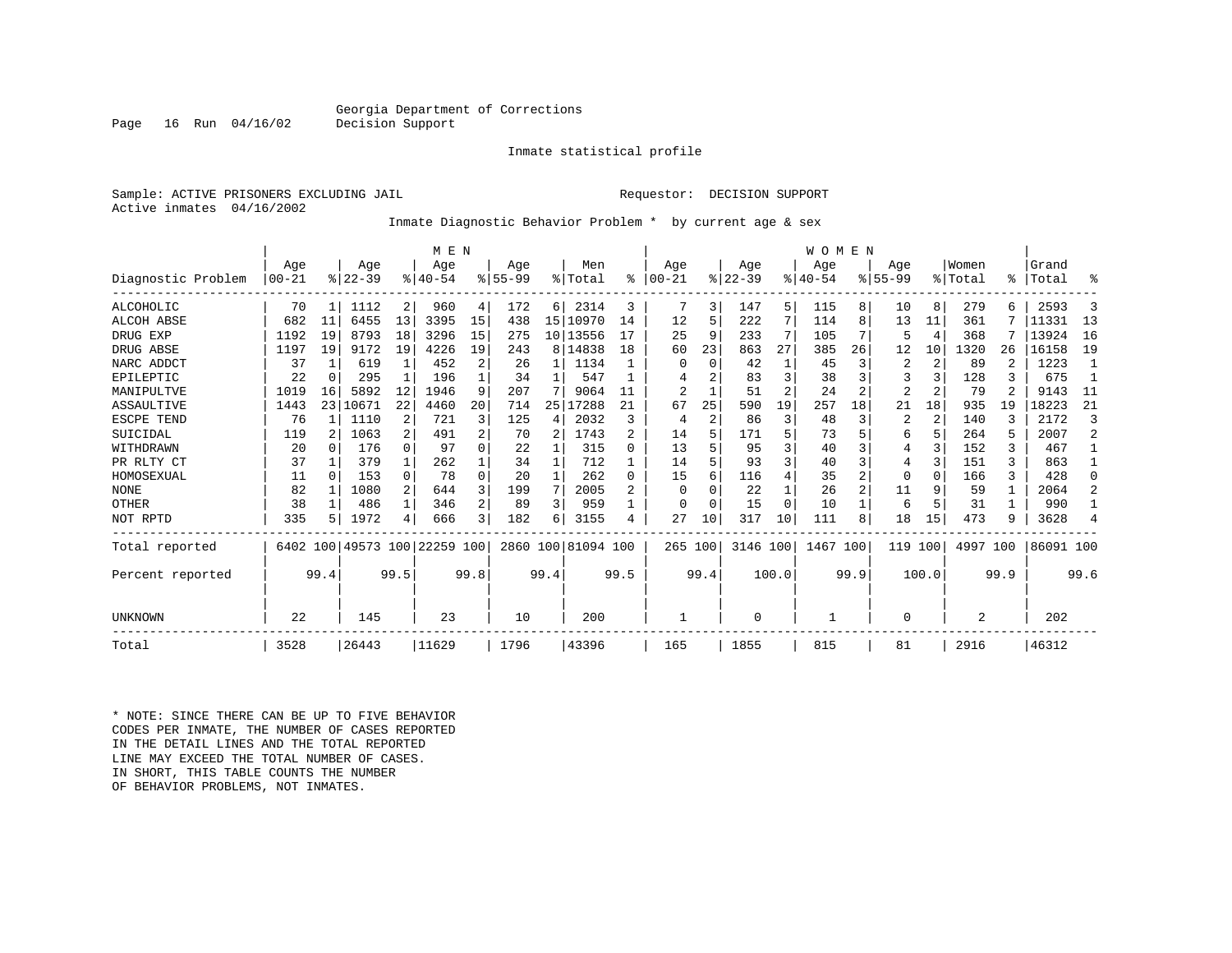Georgia Department of Corrections
Decision Support

Inmate statistical profile

Sample: ACTIVE PRISONERS EXCLUDING JAIL                                    Requestor: DECISION SUPPORT
Active inmates 04/16/2002

Inmate Diagnostic Behavior Problem * by current age & sex

| | MEN | | | | | | | | | | WOMEN | | | | | | | | | | | |
|---|---|---|---|---|---|---|---|---|---|---|---|---|---|---|---|---|---|---|---|---|---|---|
| Diagnostic Problem | Age 00-21 | % | Age 22-39 | % | Age 40-54 | % | Age 55-99 | % | Men Total | % | Age 00-21 | % | Age 22-39 | % | Age 40-54 | % | Age 55-99 | % | Women Total | % | Grand Total | % |
| ALCOHOLIC | 70 | 1 | 1112 | 2 | 960 | 4 | 172 | 6 | 2314 | 3 | 7 | 3 | 147 | 5 | 115 | 8 | 10 | 8 | 279 | 6 | 2593 | 3 |
| ALCOH ABSE | 682 | 11 | 6455 | 13 | 3395 | 15 | 438 | 15 | 10970 | 14 | 12 | 5 | 222 | 7 | 114 | 8 | 13 | 11 | 361 | 7 | 11331 | 13 |
| DRUG EXP | 1192 | 19 | 8793 | 18 | 3296 | 15 | 275 | 10 | 13556 | 17 | 25 | 9 | 233 | 7 | 105 | 7 | 5 | 4 | 368 | 7 | 13924 | 16 |
| DRUG ABSE | 1197 | 19 | 9172 | 19 | 4226 | 19 | 243 | 8 | 14838 | 18 | 60 | 23 | 863 | 27 | 385 | 26 | 12 | 10 | 1320 | 26 | 16158 | 19 |
| NARC ADDCT | 37 | 1 | 619 | 1 | 452 | 2 | 26 | 1 | 1134 | 1 | 0 | 0 | 42 | 1 | 45 | 3 | 2 | 2 | 89 | 2 | 1223 | 1 |
| EPILEPTIC | 22 | 0 | 295 | 1 | 196 | 1 | 34 | 1 | 547 | 1 | 4 | 2 | 83 | 3 | 38 | 3 | 3 | 3 | 128 | 3 | 675 | 1 |
| MANIPULTVE | 1019 | 16 | 5892 | 12 | 1946 | 9 | 207 | 7 | 9064 | 11 | 2 | 1 | 51 | 2 | 24 | 2 | 2 | 2 | 79 | 2 | 9143 | 11 |
| ASSAULTIVE | 1443 | 23 | 10671 | 22 | 4460 | 20 | 714 | 25 | 17288 | 21 | 67 | 25 | 590 | 19 | 257 | 18 | 21 | 18 | 935 | 19 | 18223 | 21 |
| ESCPE TEND | 76 | 1 | 1110 | 2 | 721 | 3 | 125 | 4 | 2032 | 3 | 4 | 2 | 86 | 3 | 48 | 3 | 2 | 2 | 140 | 3 | 2172 | 3 |
| SUICIDAL | 119 | 2 | 1063 | 2 | 491 | 2 | 70 | 2 | 1743 | 2 | 14 | 5 | 171 | 5 | 73 | 5 | 6 | 5 | 264 | 5 | 2007 | 2 |
| WITHDRAWN | 20 | 0 | 176 | 0 | 97 | 0 | 22 | 1 | 315 | 0 | 13 | 5 | 95 | 3 | 40 | 3 | 4 | 3 | 152 | 3 | 467 | 1 |
| PR RLTY CT | 37 | 1 | 379 | 1 | 262 | 1 | 34 | 1 | 712 | 1 | 14 | 5 | 93 | 3 | 40 | 3 | 4 | 3 | 151 | 3 | 863 | 1 |
| HOMOSEXUAL | 11 | 0 | 153 | 0 | 78 | 0 | 20 | 1 | 262 | 0 | 15 | 6 | 116 | 4 | 35 | 2 | 0 | 0 | 166 | 3 | 428 | 0 |
| NONE | 82 | 1 | 1080 | 2 | 644 | 3 | 199 | 7 | 2005 | 2 | 0 | 0 | 22 | 1 | 26 | 2 | 11 | 9 | 59 | 1 | 2064 | 2 |
| OTHER | 38 | 1 | 486 | 1 | 346 | 2 | 89 | 3 | 959 | 1 | 0 | 0 | 15 | 0 | 10 | 1 | 6 | 5 | 31 | 1 | 990 | 1 |
| NOT RPTD | 335 | 5 | 1972 | 4 | 666 | 3 | 182 | 6 | 3155 | 4 | 27 | 10 | 317 | 10 | 111 | 8 | 18 | 15 | 473 | 9 | 3628 | 4 |
| Total reported | 6402 | 100 | 49573 | 100 | 22259 | 100 | 2860 | 100 | 81094 | 100 | 265 | 100 | 3146 | 100 | 1467 | 100 | 119 | 100 | 4997 | 100 | 86091 | 100 |
| Percent reported | | 99.4 | | 99.5 | | 99.8 | | 99.4 | | 99.5 | | 99.4 | | 100.0 | | 99.9 | | 100.0 | | 99.9 | | 99.6 |
| UNKNOWN | 22 | | 145 | | 23 | | 10 | | 200 | | 1 | | 0 | | 1 | | 0 | | 2 | | 202 | |
| Total | 3528 | | 26443 | | 11629 | | 1796 | | 43396 | | 165 | | 1855 | | 815 | | 81 | | 2916 | | 46312 | |

* NOTE: SINCE THERE CAN BE UP TO FIVE BEHAVIOR CODES PER INMATE, THE NUMBER OF CASES REPORTED IN THE DETAIL LINES AND THE TOTAL REPORTED LINE MAY EXCEED THE TOTAL NUMBER OF CASES. IN SHORT, THIS TABLE COUNTS THE NUMBER OF BEHAVIOR PROBLEMS, NOT INMATES.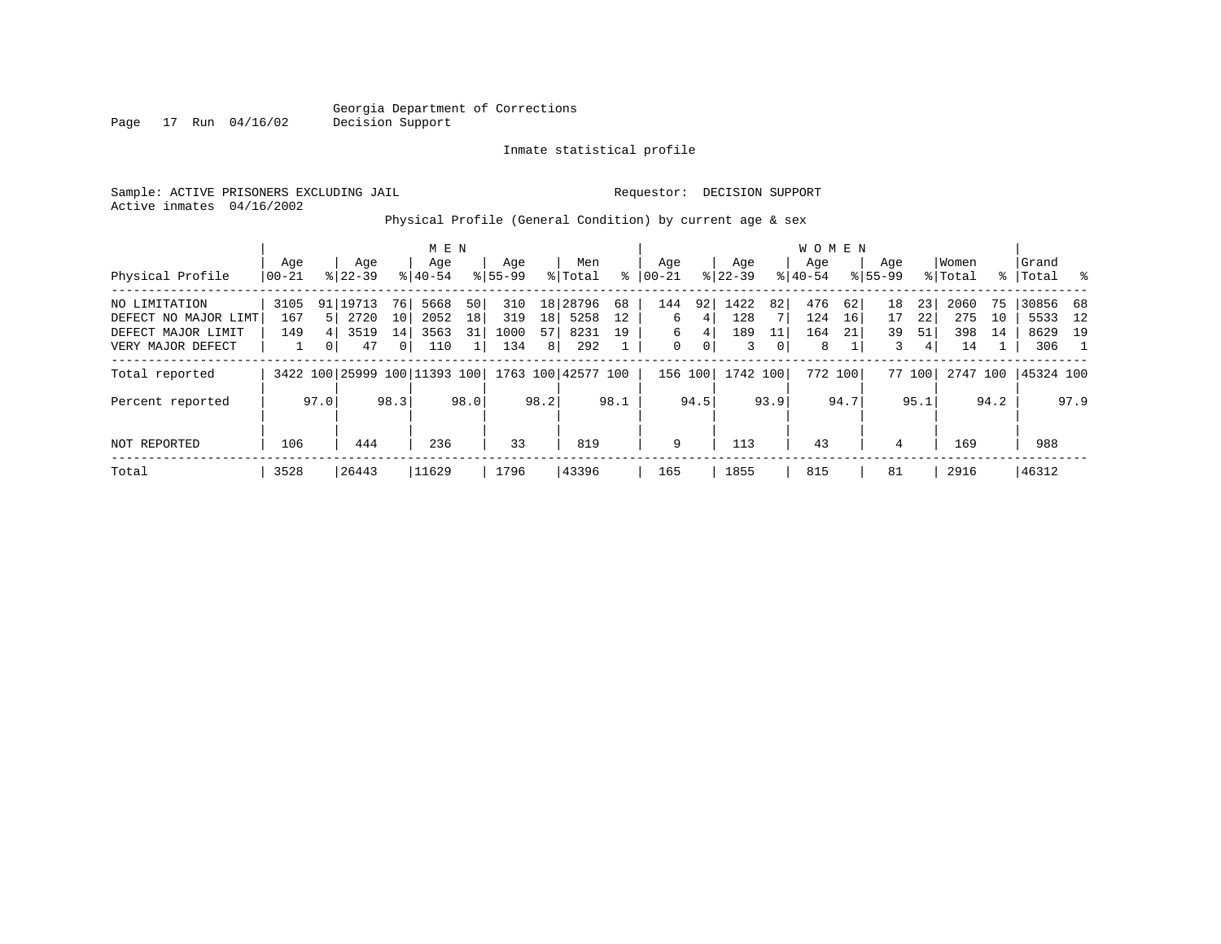Georgia Department of Corrections
Decision Support

Inmate statistical profile

Sample: ACTIVE PRISONERS EXCLUDING JAIL    Requestor: DECISION SUPPORT
Active inmates 04/16/2002

Physical Profile (General Condition) by current age & sex

| Physical Profile | MEN Age 00-21 | % | Age 22-39 | % | Age 40-54 | % | Age 55-99 | % | Men Total | % | WOMEN Age 00-21 | % | Age 22-39 | % | Age 40-54 | % | Age 55-99 | % | Women Total | % | Grand Total | % |
|---|---|---|---|---|---|---|---|---|---|---|---|---|---|---|---|---|---|---|---|---|---|---|
| NO LIMITATION | 3105 | 91 | 19713 | 76 | 5668 | 50 | 310 | 18 | 28796 | 68 | 144 | 92 | 1422 | 82 | 476 | 62 | 18 | 23 | 2060 | 75 | 30856 | 68 |
| DEFECT NO MAJOR LIMT | 167 | 5 | 2720 | 10 | 2052 | 18 | 319 | 18 | 5258 | 12 | 6 | 4 | 128 | 7 | 124 | 16 | 17 | 22 | 275 | 10 | 5533 | 12 |
| DEFECT MAJOR LIMIT | 149 | 4 | 3519 | 14 | 3563 | 31 | 1000 | 57 | 8231 | 19 | 6 | 4 | 189 | 11 | 164 | 21 | 39 | 51 | 398 | 14 | 8629 | 19 |
| VERY MAJOR DEFECT | 1 | 0 | 47 | 0 | 110 | 1 | 134 | 8 | 292 | 1 | 0 | 0 | 3 | 0 | 8 | 1 | 3 | 4 | 14 | 1 | 306 | 1 |
| Total reported | 3422 | 100 | 25999 | 100 | 11393 | 100 | 1763 | 100 | 42577 | 100 | 156 | 100 | 1742 | 100 | 772 | 100 | 77 | 100 | 2747 | 100 | 45324 | 100 |
| Percent reported | | 97.0 | | 98.3 | | 98.0 | | 98.2 | | 98.1 | | 94.5 | | 93.9 | | 94.7 | | 95.1 | | 94.2 | | 97.9 |
| NOT REPORTED | 106 | | 444 | | 236 | | 33 | | 819 | | 9 | | 113 | | 43 | | 4 | | 169 | | 988 | |
| Total | 3528 | | 26443 | | 11629 | | 1796 | | 43396 | | 165 | | 1855 | | 815 | | 81 | | 2916 | | 46312 | |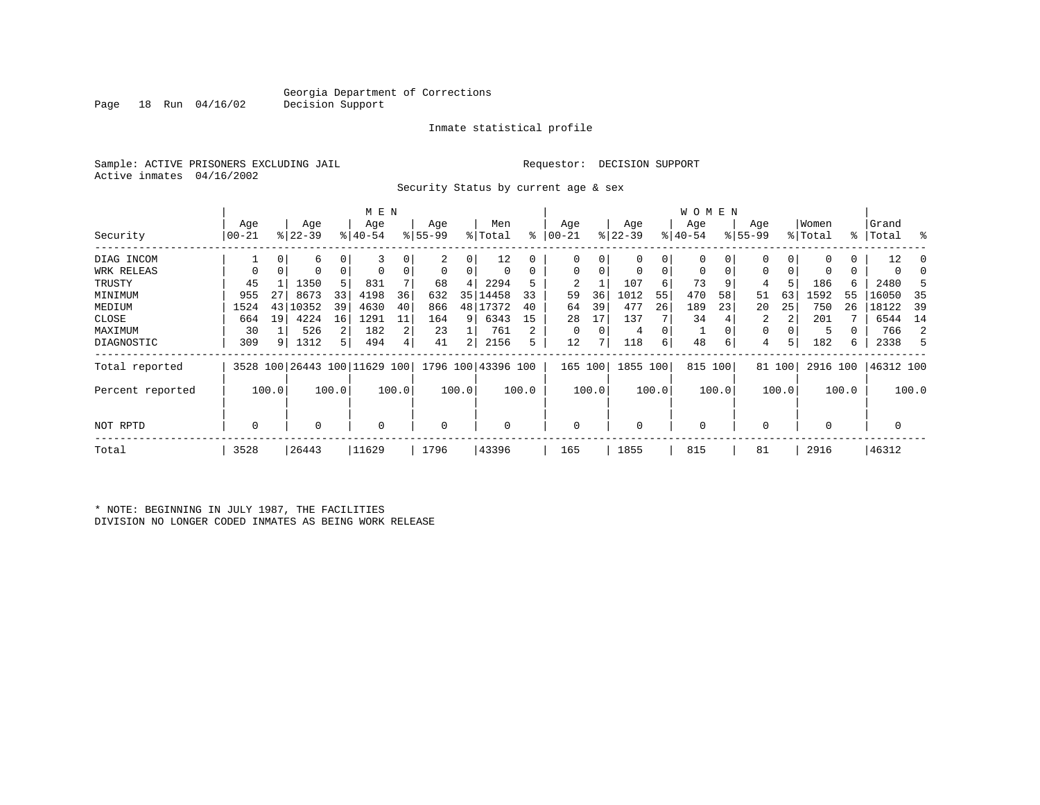Georgia Department of Corrections
Decision Support

Inmate statistical profile

Sample: ACTIVE PRISONERS EXCLUDING JAIL

Requestor: DECISION SUPPORT

Active inmates 04/16/2002

Security Status by current age & sex

| | MEN | | | | | | | | | | WOMEN | | | | | | | | | | | |
|---|---|---|---|---|---|---|---|---|---|---|---|---|---|---|---|---|---|---|---|---|---|---|
| Security | Age 00-21 | % | Age 22-39 | % | Age 40-54 | % | Age 55-99 | % | Men Total | % | Age 00-21 | % | Age 22-39 | % | Age 40-54 | % | Age 55-99 | % | Women Total | % | Grand Total | % |
| DIAG INCOM | 1 | 0 | 6 | 0 | 3 | 0 | 2 | 0 | 12 | 0 | 0 | 0 | 0 | 0 | 0 | 0 | 0 | 0 | 0 | 0 | 12 | 0 |
| WRK RELEAS | 0 | 0 | 0 | 0 | 0 | 0 | 0 | 0 | 0 | 0 | 0 | 0 | 0 | 0 | 0 | 0 | 0 | 0 | 0 | 0 | 0 | 0 |
| TRUSTY | 45 | 1 | 1350 | 5 | 831 | 7 | 68 | 4 | 2294 | 5 | 2 | 1 | 107 | 6 | 73 | 9 | 4 | 5 | 186 | 6 | 2480 | 5 |
| MINIMUM | 955 | 27 | 8673 | 33 | 4198 | 36 | 632 | 35 | 14458 | 33 | 59 | 36 | 1012 | 55 | 470 | 58 | 51 | 63 | 1592 | 55 | 16050 | 35 |
| MEDIUM | 1524 | 43 | 10352 | 39 | 4630 | 40 | 866 | 48 | 17372 | 40 | 64 | 39 | 477 | 26 | 189 | 23 | 20 | 25 | 750 | 26 | 18122 | 39 |
| CLOSE | 664 | 19 | 4224 | 16 | 1291 | 11 | 164 | 9 | 6343 | 15 | 28 | 17 | 137 | 7 | 34 | 4 | 2 | 2 | 201 | 7 | 6544 | 14 |
| MAXIMUM | 30 | 1 | 526 | 2 | 182 | 2 | 23 | 1 | 761 | 2 | 0 | 0 | 4 | 0 | 1 | 0 | 0 | 0 | 5 | 0 | 766 | 2 |
| DIAGNOSTIC | 309 | 9 | 1312 | 5 | 494 | 4 | 41 | 2 | 2156 | 5 | 12 | 7 | 118 | 6 | 48 | 6 | 4 | 5 | 182 | 6 | 2338 | 5 |
| Total reported | 3528 | 100 | 26443 | 100 | 11629 | 100 | 1796 | 100 | 43396 | 100 | 165 | 100 | 1855 | 100 | 815 | 100 | 81 | 100 | 2916 | 100 | 46312 | 100 |
| Percent reported | | 100.0 | | 100.0 | | 100.0 | | 100.0 | | 100.0 | | 100.0 | | 100.0 | | 100.0 | | 100.0 | | 100.0 | | 100.0 |
| NOT RPTD | 0 | | 0 | | 0 | | 0 | | 0 | | 0 | | 0 | | 0 | | 0 | | 0 | | 0 | |
| Total | 3528 | | 26443 | | 11629 | | 1796 | | 43396 | | 165 | | 1855 | | 815 | | 81 | | 2916 | | 46312 | |

* NOTE: BEGINNING IN JULY 1987, THE FACILITIES DIVISION NO LONGER CODED INMATES AS BEING WORK RELEASE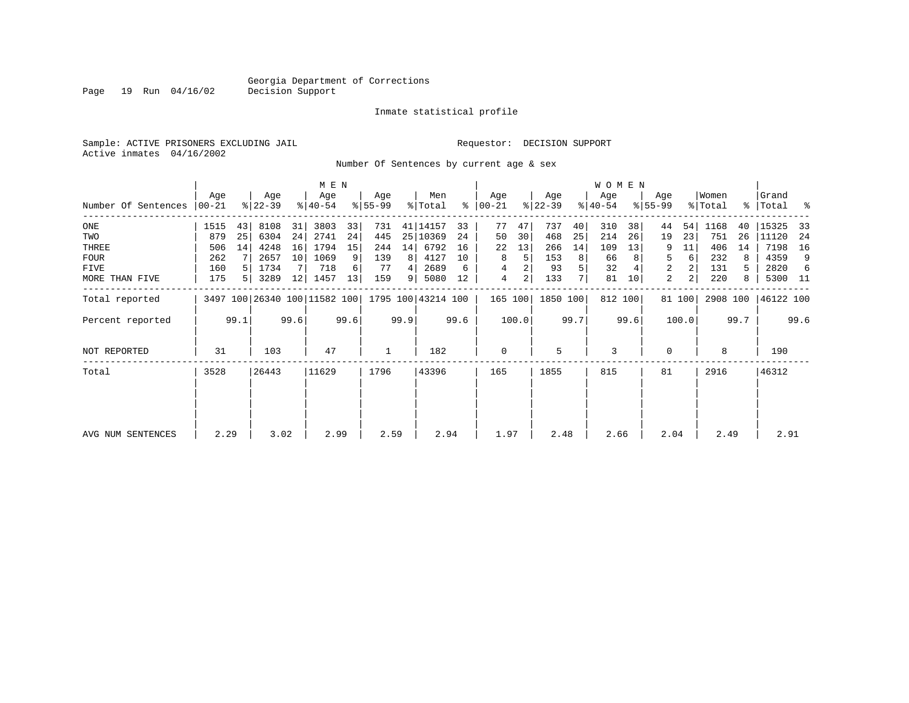Georgia Department of Corrections
Decision Support

Inmate statistical profile

Sample: ACTIVE PRISONERS EXCLUDING JAIL    Requestor: DECISION SUPPORT
Active inmates 04/16/2002

Number Of Sentences by current age & sex

| Number Of Sentences | MEN Age 00-21 | % | Age 22-39 | % | Age 40-54 | % | Age 55-99 | % | Men Total | % | WOMEN Age 00-21 | % | Age 22-39 | % | Age 40-54 | % | Age 55-99 | % | Women Total | % | Grand Total | % |
|---|---|---|---|---|---|---|---|---|---|---|---|---|---|---|---|---|---|---|---|---|---|---|
| ONE | 1515 | 43 | 8108 | 31 | 3803 | 33 | 731 | 41 | 14157 | 33 | 77 | 47 | 737 | 40 | 310 | 38 | 44 | 54 | 1168 | 40 | 15325 | 33 |
| TWO | 879 | 25 | 6304 | 24 | 2741 | 24 | 445 | 25 | 10369 | 24 | 50 | 30 | 468 | 25 | 214 | 26 | 19 | 23 | 751 | 26 | 11120 | 24 |
| THREE | 506 | 14 | 4248 | 16 | 1794 | 15 | 244 | 14 | 6792 | 16 | 22 | 13 | 266 | 14 | 109 | 13 | 9 | 11 | 406 | 14 | 7198 | 16 |
| FOUR | 262 | 7 | 2657 | 10 | 1069 | 9 | 139 | 8 | 4127 | 10 | 8 | 5 | 153 | 8 | 66 | 8 | 5 | 6 | 232 | 8 | 4359 | 9 |
| FIVE | 160 | 5 | 1734 | 7 | 718 | 6 | 77 | 4 | 2689 | 6 | 4 | 2 | 93 | 5 | 32 | 4 | 2 | 2 | 131 | 5 | 2820 | 6 |
| MORE THAN FIVE | 175 | 5 | 3289 | 12 | 1457 | 13 | 159 | 9 | 5080 | 12 | 4 | 2 | 133 | 7 | 81 | 10 | 2 | 2 | 220 | 8 | 5300 | 11 |
| Total reported | 3497 | 100 | 26340 | 100 | 11582 | 100 | 1795 | 100 | 43214 | 100 | 165 | 100 | 1850 | 100 | 812 | 100 | 81 | 100 | 2908 | 100 | 46122 | 100 |
| Percent reported | | 99.1 | | 99.6 | | 99.6 | | 99.9 | | 99.6 | | 100.0 | | 99.7 | | 99.6 | | 100.0 | | 99.7 | | 99.6 |
| NOT REPORTED | 31 | | 103 | | 47 | | 1 | | 182 | | 0 | | 5 | | 3 | | 0 | | 8 | | 190 | |
| Total | 3528 | | 26443 | | 11629 | | 1796 | | 43396 | | 165 | | 1855 | | 815 | | 81 | | 2916 | | 46312 | |
| AVG NUM SENTENCES | 2.29 | | 3.02 | | 2.99 | | 2.59 | | 2.94 | | 1.97 | | 2.48 | | 2.66 | | 2.04 | | 2.49 | | 2.91 | |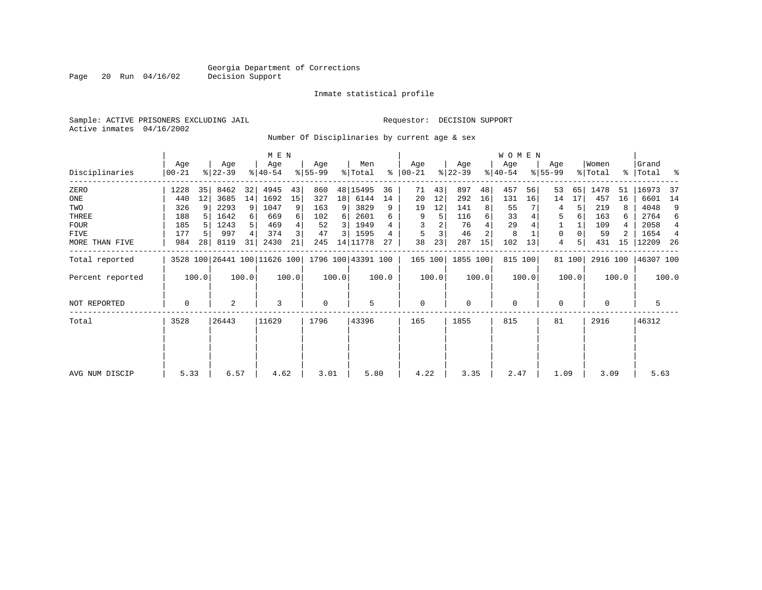Georgia Department of Corrections
Decision Support

Inmate statistical profile

Sample: ACTIVE PRISONERS EXCLUDING JAIL

Requestor: DECISION SUPPORT

Active inmates 04/16/2002

## Number Of Disciplinaries by current age & sex

| Disciplinaries | MEN Age 00-21 | % | MEN Age 22-39 | % | MEN Age 40-54 | % | MEN Age 55-99 | % | Men Total | % | WOMEN Age 00-21 | % | WOMEN Age 22-39 | % | WOMEN Age 40-54 | % | WOMEN Age 55-99 | % | Women Total | % | Grand Total | % |
|---|---|---|---|---|---|---|---|---|---|---|---|---|---|---|---|---|---|---|---|---|---|---|
| ZERO | 1228 | 35 | 8462 | 32 | 4945 | 43 | 860 | 48 | 15495 | 36 | 71 | 43 | 897 | 48 | 457 | 56 | 53 | 65 | 1478 | 51 | 16973 | 37 |
| ONE | 440 | 12 | 3685 | 14 | 1692 | 15 | 327 | 18 | 6144 | 14 | 20 | 12 | 292 | 16 | 131 | 16 | 14 | 17 | 457 | 16 | 6601 | 14 |
| TWO | 326 | 9 | 2293 | 9 | 1047 | 9 | 163 | 9 | 3829 | 9 | 19 | 12 | 141 | 8 | 55 | 7 | 4 | 5 | 219 | 8 | 4048 | 9 |
| THREE | 188 | 5 | 1642 | 6 | 669 | 6 | 102 | 6 | 2601 | 6 | 9 | 5 | 116 | 6 | 33 | 4 | 5 | 6 | 163 | 6 | 2764 | 6 |
| FOUR | 185 | 5 | 1243 | 5 | 469 | 4 | 52 | 3 | 1949 | 4 | 3 | 2 | 76 | 4 | 29 | 4 | 1 | 1 | 109 | 4 | 2058 | 4 |
| FIVE | 177 | 5 | 997 | 4 | 374 | 3 | 47 | 3 | 1595 | 4 | 5 | 3 | 46 | 2 | 8 | 1 | 0 | 0 | 59 | 2 | 1654 | 4 |
| MORE THAN FIVE | 984 | 28 | 8119 | 31 | 2430 | 21 | 245 | 14 | 11778 | 27 | 38 | 23 | 287 | 15 | 102 | 13 | 4 | 5 | 431 | 15 | 12209 | 26 |
| Total reported | 3528 | 100 | 26441 | 100 | 11626 | 100 | 1796 | 100 | 43391 | 100 | 165 | 100 | 1855 | 100 | 815 | 100 | 81 | 100 | 2916 | 100 | 46307 | 100 |
| Percent reported | | 100.0 | | 100.0 | | 100.0 | | 100.0 | | 100.0 | | 100.0 | | 100.0 | | 100.0 | | 100.0 | | 100.0 | | 100.0 |
| NOT REPORTED | 0 | | 2 | | 3 | | 0 | | 5 | | 0 | | 0 | | 0 | | 0 | | 0 | | 5 | |
| Total | 3528 | | 26443 | | 11629 | | 1796 | | 43396 | | 165 | | 1855 | | 815 | | 81 | | 2916 | | 46312 | |
| AVG NUM DISCIP | 5.33 | | 6.57 | | 4.62 | | 3.01 | | 5.80 | | 4.22 | | 3.35 | | 2.47 | | 1.09 | | 3.09 | | 5.63 | |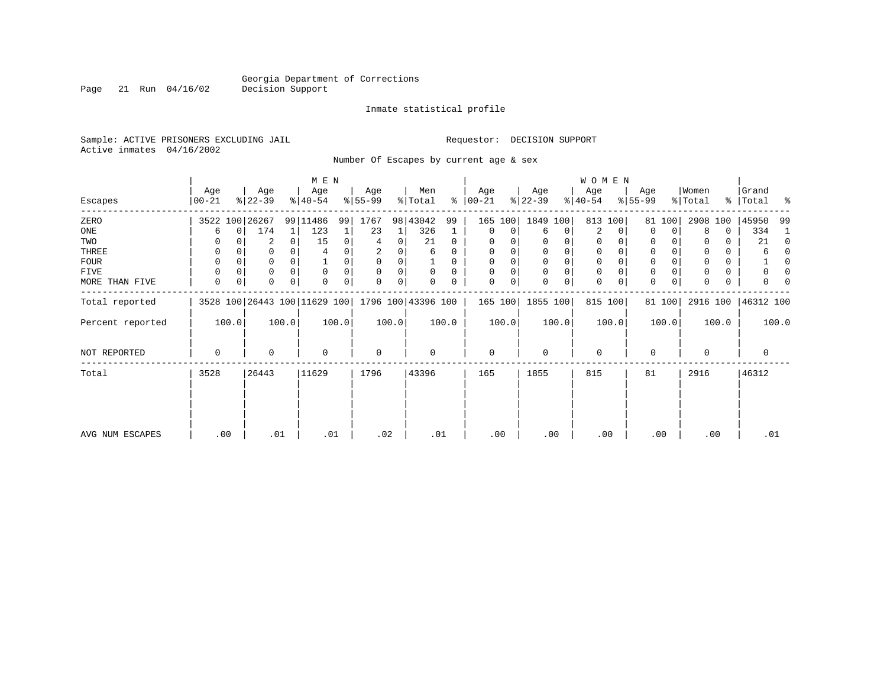Georgia Department of Corrections
Decision Support

Inmate statistical profile

Sample: ACTIVE PRISONERS EXCLUDING JAIL

Requestor: DECISION SUPPORT

Active inmates 04/16/2002

Number Of Escapes by current age & sex

| Escapes | MEN Age 00-21 | % | Age 22-39 | % | Age 40-54 | % | Age 55-99 | % | Men Total | % | WOMEN Age 00-21 | % | Age 22-39 | % | Age 40-54 | % | Age 55-99 | % | Women Total | % | Grand Total | % |
|---|---|---|---|---|---|---|---|---|---|---|---|---|---|---|---|---|---|---|---|---|---|---|
| ZERO | 3522 | 100 | 26267 | 99 | 11486 | 99 | 1767 | 98 | 43042 | 99 | 165 | 100 | 1849 | 100 | 813 | 100 | 81 | 100 | 2908 | 100 | 45950 | 99 |
| ONE | 6 | 0 | 174 | 1 | 123 | 1 | 23 | 1 | 326 | 1 | 0 | 0 | 6 | 0 | 2 | 0 | 0 | 0 | 8 | 0 | 334 | 1 |
| TWO | 0 | 0 | 2 | 0 | 15 | 0 | 4 | 0 | 21 | 0 | 0 | 0 | 0 | 0 | 0 | 0 | 0 | 0 | 0 | 0 | 21 | 0 |
| THREE | 0 | 0 | 0 | 0 | 4 | 0 | 2 | 0 | 6 | 0 | 0 | 0 | 0 | 0 | 0 | 0 | 0 | 0 | 0 | 0 | 6 | 0 |
| FOUR | 0 | 0 | 0 | 0 | 1 | 0 | 0 | 0 | 1 | 0 | 0 | 0 | 0 | 0 | 0 | 0 | 0 | 0 | 0 | 0 | 1 | 0 |
| FIVE | 0 | 0 | 0 | 0 | 0 | 0 | 0 | 0 | 0 | 0 | 0 | 0 | 0 | 0 | 0 | 0 | 0 | 0 | 0 | 0 | 0 | 0 |
| MORE THAN FIVE | 0 | 0 | 0 | 0 | 0 | 0 | 0 | 0 | 0 | 0 | 0 | 0 | 0 | 0 | 0 | 0 | 0 | 0 | 0 | 0 | 0 | 0 |
| Total reported | 3528 | 100 | 26443 | 100 | 11629 | 100 | 1796 | 100 | 43396 | 100 | 165 | 100 | 1855 | 100 | 815 | 100 | 81 | 100 | 2916 | 100 | 46312 | 100 |
| Percent reported | 100.0 | | 100.0 | | 100.0 | | 100.0 | | 100.0 | | 100.0 | | 100.0 | | 100.0 | | 100.0 | | 100.0 | | 100.0 | |
| NOT REPORTED | 0 | | 0 | | 0 | | 0 | | 0 | | 0 | | 0 | | 0 | | 0 | | 0 | | 0 | |
| Total | 3528 | | 26443 | | 11629 | | 1796 | | 43396 | | 165 | | 1855 | | 815 | | 81 | | 2916 | | 46312 | |
| AVG NUM ESCAPES | .00 | | .01 | | .01 | | .02 | | .01 | | .00 | | .00 | | .00 | | .00 | | .00 | | .01 | |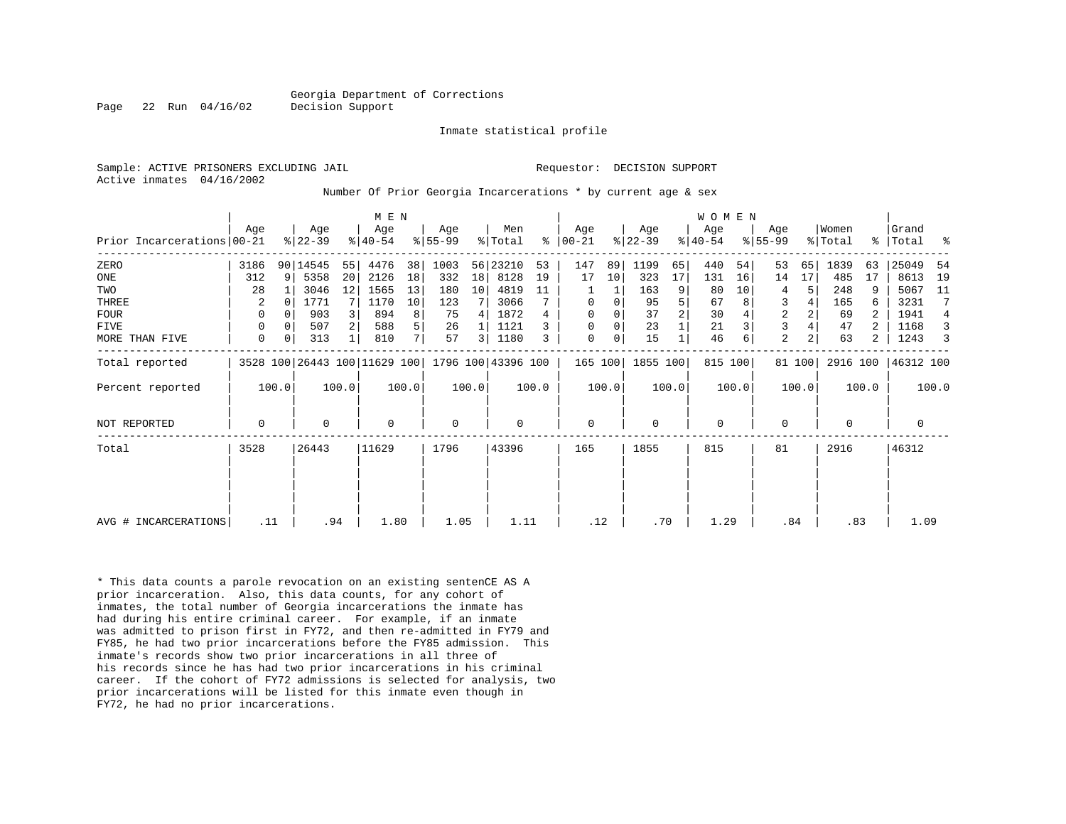Georgia Department of Corrections
Decision Support

Inmate statistical profile

Sample: ACTIVE PRISONERS EXCLUDING JAIL        Requestor: DECISION SUPPORT
Active inmates 04/16/2002

Number Of Prior Georgia Incarcerations * by current age & sex

| Prior Incarcerations | MEN Age 00-21 | % | Age 22-39 | % | Age 40-54 | % | Age 55-99 | % | Men Total | % | WOMEN Age 00-21 | % | Age 22-39 | % | Age 40-54 | % | Age 55-99 | % | Women Total | % | Grand Total | % |
|---|---|---|---|---|---|---|---|---|---|---|---|---|---|---|---|---|---|---|---|---|---|---|
| ZERO | 3186 | 90 | 14545 | 55 | 4476 | 38 | 1003 | 56 | 23210 | 53 | 147 | 89 | 1199 | 65 | 440 | 54 | 53 | 65 | 1839 | 63 | 25049 | 54 |
| ONE | 312 | 9 | 5358 | 20 | 2126 | 18 | 332 | 18 | 8128 | 19 | 17 | 10 | 323 | 17 | 131 | 16 | 14 | 17 | 485 | 17 | 8613 | 19 |
| TWO | 28 | 1 | 3046 | 12 | 1565 | 13 | 180 | 10 | 4819 | 11 | 1 | 1 | 163 | 9 | 80 | 10 | 4 | 5 | 248 | 9 | 5067 | 11 |
| THREE | 2 | 0 | 1771 | 7 | 1170 | 10 | 123 | 7 | 3066 | 7 | 0 | 0 | 95 | 5 | 67 | 8 | 3 | 4 | 165 | 6 | 3231 | 7 |
| FOUR | 0 | 0 | 903 | 3 | 894 | 8 | 75 | 4 | 1872 | 4 | 0 | 0 | 37 | 2 | 30 | 4 | 2 | 2 | 69 | 2 | 1941 | 4 |
| FIVE | 0 | 0 | 507 | 2 | 588 | 5 | 26 | 1 | 1121 | 3 | 0 | 0 | 23 | 1 | 21 | 3 | 3 | 4 | 47 | 2 | 1168 | 3 |
| MORE THAN FIVE | 0 | 0 | 313 | 1 | 810 | 7 | 57 | 3 | 1180 | 3 | 0 | 0 | 15 | 1 | 46 | 6 | 2 | 2 | 63 | 2 | 1243 | 3 |
| Total reported | 3528 | 100 | 26443 | 100 | 11629 | 100 | 1796 | 100 | 43396 | 100 | 165 | 100 | 1855 | 100 | 815 | 100 | 81 | 100 | 2916 | 100 | 46312 | 100 |
| Percent reported | | 100.0 | | 100.0 | | 100.0 | | 100.0 | | 100.0 | | 100.0 | | 100.0 | | 100.0 | | 100.0 | | 100.0 | | 100.0 |
| NOT REPORTED | 0 | | 0 | | 0 | | 0 | | 0 | | 0 | | 0 | | 0 | | 0 | | 0 | | 0 | |
| Total | 3528 | | 26443 | | 11629 | | 1796 | | 43396 | | 165 | | 1855 | | 815 | | 81 | | 2916 | | 46312 | |
| AVG # INCARCERATIONS | .11 | | .94 | | 1.80 | | 1.05 | | 1.11 | | .12 | | .70 | | 1.29 | | .84 | | .83 | | 1.09 | |

* This data counts a parole revocation on an existing sentenCE AS A prior incarceration. Also, this data counts, for any cohort of inmates, the total number of Georgia incarcerations the inmate has had during his entire criminal career. For example, if an inmate was admitted to prison first in FY72, and then re-admitted in FY79 and FY85, he had two prior incarcerations before the FY85 admission. This inmate's records show two prior incarcerations in all three of his records since he has had two prior incarcerations in his criminal career. If the cohort of FY72 admissions is selected for analysis, two prior incarcerations will be listed for this inmate even though in FY72, he had no prior incarcerations.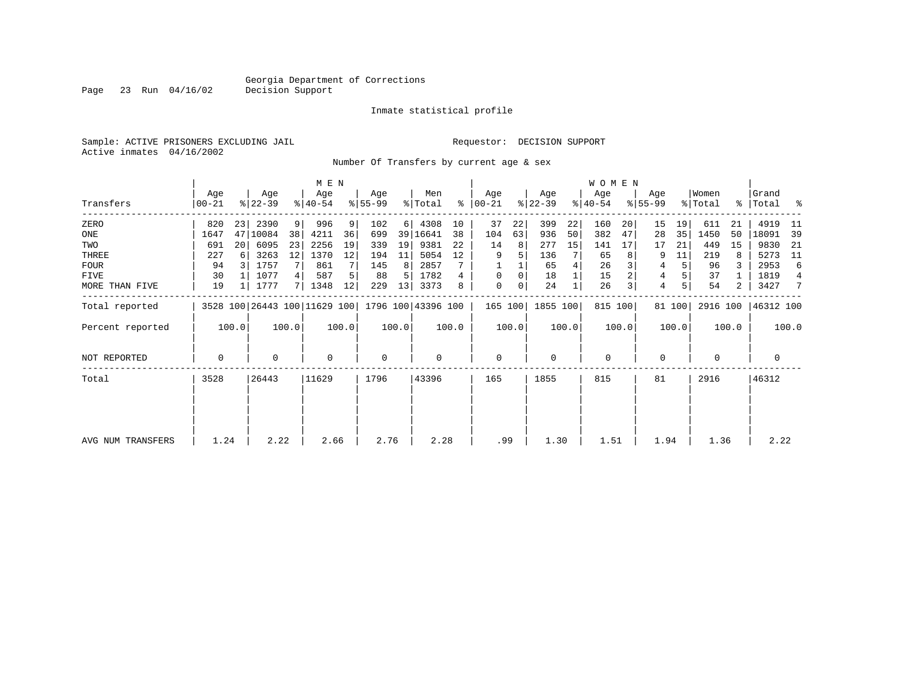Georgia Department of Corrections
Decision Support

Inmate statistical profile

Sample: ACTIVE PRISONERS EXCLUDING JAIL                Requestor: DECISION SUPPORT
Active inmates 04/16/2002

Number Of Transfers by current age & sex

| Transfers | MEN Age 00-21 | % | Age 22-39 | % | Age 40-54 | % | Age 55-99 | % | Men Total | % | WOMEN Age 00-21 | % | Age 22-39 | % | Age 40-54 | % | Age 55-99 | % | Women Total | % | Grand Total | % |
|---|---|---|---|---|---|---|---|---|---|---|---|---|---|---|---|---|---|---|---|---|---|---|
| ZERO | 820 | 23 | 2390 | 9 | 996 | 9 | 102 | 6 | 4308 | 10 | 37 | 22 | 399 | 22 | 160 | 20 | 15 | 19 | 611 | 21 | 4919 | 11 |
| ONE | 1647 | 47 | 10084 | 38 | 4211 | 36 | 699 | 39 | 16641 | 38 | 104 | 63 | 936 | 50 | 382 | 47 | 28 | 35 | 1450 | 50 | 18091 | 39 |
| TWO | 691 | 20 | 6095 | 23 | 2256 | 19 | 339 | 19 | 9381 | 22 | 14 | 8 | 277 | 15 | 141 | 17 | 17 | 21 | 449 | 15 | 9830 | 21 |
| THREE | 227 | 6 | 3263 | 12 | 1370 | 12 | 194 | 11 | 5054 | 12 | 9 | 5 | 136 | 7 | 65 | 8 | 9 | 11 | 219 | 8 | 5273 | 11 |
| FOUR | 94 | 3 | 1757 | 7 | 861 | 7 | 145 | 8 | 2857 | 7 | 1 | 1 | 65 | 4 | 26 | 3 | 4 | 5 | 96 | 3 | 2953 | 6 |
| FIVE | 30 | 1 | 1077 | 4 | 587 | 5 | 88 | 5 | 1782 | 4 | 0 | 0 | 18 | 1 | 15 | 2 | 4 | 5 | 37 | 1 | 1819 | 4 |
| MORE THAN FIVE | 19 | 1 | 1777 | 7 | 1348 | 12 | 229 | 13 | 3373 | 8 | 0 | 0 | 24 | 1 | 26 | 3 | 4 | 5 | 54 | 2 | 3427 | 7 |
| Total reported | 3528 | 100 | 26443 | 100 | 11629 | 100 | 1796 | 100 | 43396 | 100 | 165 | 100 | 1855 | 100 | 815 | 100 | 81 | 100 | 2916 | 100 | 46312 | 100 |
| Percent reported | | 100.0 | | 100.0 | | 100.0 | | 100.0 | | 100.0 | | 100.0 | | 100.0 | | 100.0 | | 100.0 | | 100.0 | | 100.0 |
| NOT REPORTED | 0 | | 0 | | 0 | | 0 | | 0 | | 0 | | 0 | | 0 | | 0 | | 0 | | 0 | |
| Total | 3528 | | 26443 | | 11629 | | 1796 | | 43396 | | 165 | | 1855 | | 815 | | 81 | | 2916 | | 46312 | |
| AVG NUM TRANSFERS | 1.24 | | 2.22 | | 2.66 | | 2.76 | | 2.28 | | .99 | | 1.30 | | 1.51 | | 1.94 | | 1.36 | | 2.22 | |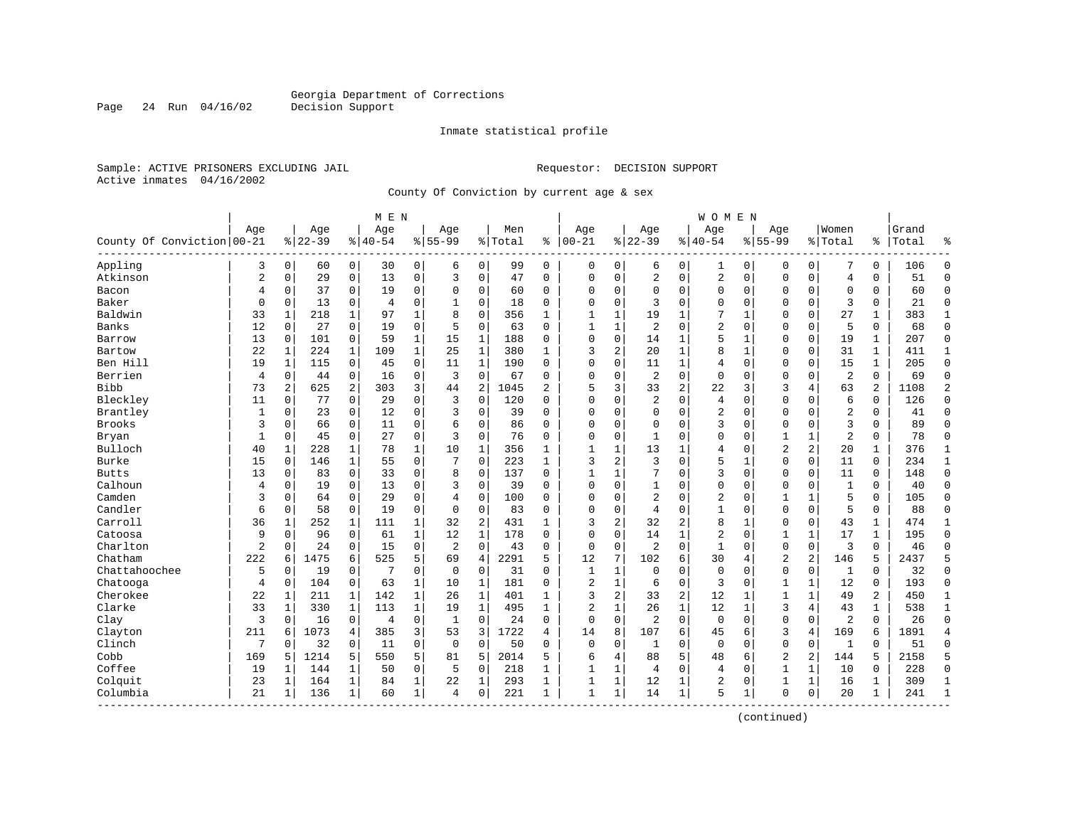Georgia Department of Corrections
Decision Support

Inmate statistical profile

Sample: ACTIVE PRISONERS EXCLUDING JAIL

Requestor: DECISION SUPPORT

Active inmates 04/16/2002

County Of Conviction by current age & sex

| County Of Conviction | MEN Age 00-21 | % | Age 22-39 | % | Age 40-54 | % | Age 55-99 | % | Men Total | % | WOMEN Age 00-21 | % | Age 22-39 | % | Age 40-54 | % | Age 55-99 | % | Women Total | % | Grand Total | % |
|---|---|---|---|---|---|---|---|---|---|---|---|---|---|---|---|---|---|---|---|---|---|---|
| Appling | 3 | 0 | 60 | 0 | 30 | 0 | 6 | 0 | 99 | 0 | 0 | 0 | 6 | 0 | 1 | 0 | 0 | 0 | 7 | 0 | 106 | 0 |
| Atkinson | 2 | 0 | 29 | 0 | 13 | 0 | 3 | 0 | 47 | 0 | 0 | 0 | 2 | 0 | 2 | 0 | 0 | 0 | 4 | 0 | 51 | 0 |
| Bacon | 4 | 0 | 37 | 0 | 19 | 0 | 0 | 0 | 60 | 0 | 0 | 0 | 0 | 0 | 0 | 0 | 0 | 0 | 0 | 0 | 60 | 0 |
| Baker | 0 | 0 | 13 | 0 | 4 | 0 | 1 | 0 | 18 | 0 | 0 | 0 | 3 | 0 | 0 | 0 | 0 | 0 | 3 | 0 | 21 | 0 |
| Baldwin | 33 | 1 | 218 | 1 | 97 | 1 | 8 | 0 | 356 | 1 | 1 | 1 | 19 | 1 | 7 | 1 | 0 | 0 | 27 | 1 | 383 | 1 |
| Banks | 12 | 0 | 27 | 0 | 19 | 0 | 5 | 0 | 63 | 0 | 1 | 1 | 2 | 0 | 2 | 0 | 0 | 0 | 5 | 0 | 68 | 0 |
| Barrow | 13 | 0 | 101 | 0 | 59 | 1 | 15 | 1 | 188 | 0 | 0 | 0 | 14 | 1 | 5 | 1 | 0 | 0 | 19 | 1 | 207 | 0 |
| Bartow | 22 | 1 | 224 | 1 | 109 | 1 | 25 | 1 | 380 | 1 | 3 | 2 | 20 | 1 | 8 | 1 | 0 | 0 | 31 | 1 | 411 | 1 |
| Ben Hill | 19 | 1 | 115 | 0 | 45 | 0 | 11 | 1 | 190 | 0 | 0 | 0 | 11 | 1 | 4 | 0 | 0 | 0 | 15 | 1 | 205 | 0 |
| Berrien | 4 | 0 | 44 | 0 | 16 | 0 | 3 | 0 | 67 | 0 | 0 | 0 | 2 | 0 | 0 | 0 | 0 | 0 | 2 | 0 | 69 | 0 |
| Bibb | 73 | 2 | 625 | 2 | 303 | 3 | 44 | 2 | 1045 | 2 | 5 | 3 | 33 | 2 | 22 | 3 | 3 | 4 | 63 | 2 | 1108 | 2 |
| Bleckley | 11 | 0 | 77 | 0 | 29 | 0 | 3 | 0 | 120 | 0 | 0 | 0 | 2 | 0 | 4 | 0 | 0 | 0 | 6 | 0 | 126 | 0 |
| Brantley | 1 | 0 | 23 | 0 | 12 | 0 | 3 | 0 | 39 | 0 | 0 | 0 | 0 | 0 | 2 | 0 | 0 | 0 | 2 | 0 | 41 | 0 |
| Brooks | 3 | 0 | 66 | 0 | 11 | 0 | 6 | 0 | 86 | 0 | 0 | 0 | 0 | 0 | 3 | 0 | 0 | 0 | 3 | 0 | 89 | 0 |
| Bryan | 1 | 0 | 45 | 0 | 27 | 0 | 3 | 0 | 76 | 0 | 0 | 0 | 1 | 0 | 0 | 0 | 1 | 1 | 2 | 0 | 78 | 0 |
| Bulloch | 40 | 1 | 228 | 1 | 78 | 1 | 10 | 1 | 356 | 1 | 1 | 1 | 13 | 1 | 4 | 0 | 2 | 2 | 20 | 1 | 376 | 1 |
| Burke | 15 | 0 | 146 | 1 | 55 | 0 | 7 | 0 | 223 | 1 | 3 | 2 | 3 | 0 | 5 | 1 | 0 | 0 | 11 | 0 | 234 | 1 |
| Butts | 13 | 0 | 83 | 0 | 33 | 0 | 8 | 0 | 137 | 0 | 1 | 1 | 7 | 0 | 3 | 0 | 0 | 0 | 11 | 0 | 148 | 0 |
| Calhoun | 4 | 0 | 19 | 0 | 13 | 0 | 3 | 0 | 39 | 0 | 0 | 0 | 1 | 0 | 0 | 0 | 0 | 0 | 1 | 0 | 40 | 0 |
| Camden | 3 | 0 | 64 | 0 | 29 | 0 | 4 | 0 | 100 | 0 | 0 | 0 | 2 | 0 | 2 | 0 | 1 | 1 | 5 | 0 | 105 | 0 |
| Candler | 6 | 0 | 58 | 0 | 19 | 0 | 0 | 0 | 83 | 0 | 0 | 0 | 4 | 0 | 1 | 0 | 0 | 0 | 5 | 0 | 88 | 0 |
| Carroll | 36 | 1 | 252 | 1 | 111 | 1 | 32 | 2 | 431 | 1 | 3 | 2 | 32 | 2 | 8 | 1 | 0 | 0 | 43 | 1 | 474 | 1 |
| Catoosa | 9 | 0 | 96 | 0 | 61 | 1 | 12 | 1 | 178 | 0 | 0 | 0 | 14 | 1 | 2 | 0 | 1 | 1 | 17 | 1 | 195 | 0 |
| Charlton | 2 | 0 | 24 | 0 | 15 | 0 | 2 | 0 | 43 | 0 | 0 | 0 | 2 | 0 | 1 | 0 | 0 | 0 | 3 | 0 | 46 | 0 |
| Chatham | 222 | 6 | 1475 | 6 | 525 | 5 | 69 | 4 | 2291 | 5 | 12 | 7 | 102 | 6 | 30 | 4 | 2 | 2 | 146 | 5 | 2437 | 5 |
| Chattahoochee | 5 | 0 | 19 | 0 | 7 | 0 | 0 | 0 | 31 | 0 | 1 | 1 | 0 | 0 | 0 | 0 | 0 | 0 | 1 | 0 | 32 | 0 |
| Chatooga | 4 | 0 | 104 | 0 | 63 | 1 | 10 | 1 | 181 | 0 | 2 | 1 | 6 | 0 | 3 | 0 | 1 | 1 | 12 | 0 | 193 | 0 |
| Cherokee | 22 | 1 | 211 | 1 | 142 | 1 | 26 | 1 | 401 | 1 | 3 | 2 | 33 | 2 | 12 | 1 | 1 | 1 | 49 | 2 | 450 | 1 |
| Clarke | 33 | 1 | 330 | 1 | 113 | 1 | 19 | 1 | 495 | 1 | 2 | 1 | 26 | 1 | 12 | 1 | 3 | 4 | 43 | 1 | 538 | 1 |
| Clay | 3 | 0 | 16 | 0 | 4 | 0 | 1 | 0 | 24 | 0 | 0 | 0 | 2 | 0 | 0 | 0 | 0 | 0 | 2 | 0 | 26 | 0 |
| Clayton | 211 | 6 | 1073 | 4 | 385 | 3 | 53 | 3 | 1722 | 4 | 14 | 8 | 107 | 6 | 45 | 6 | 3 | 4 | 169 | 6 | 1891 | 4 |
| Clinch | 7 | 0 | 32 | 0 | 11 | 0 | 0 | 0 | 50 | 0 | 0 | 0 | 1 | 0 | 0 | 0 | 0 | 0 | 1 | 0 | 51 | 0 |
| Cobb | 169 | 5 | 1214 | 5 | 550 | 5 | 81 | 5 | 2014 | 5 | 6 | 4 | 88 | 5 | 48 | 6 | 2 | 2 | 144 | 5 | 2158 | 5 |
| Coffee | 19 | 1 | 144 | 1 | 50 | 0 | 5 | 0 | 218 | 1 | 1 | 1 | 4 | 0 | 4 | 0 | 1 | 1 | 10 | 0 | 228 | 0 |
| Colquit | 23 | 1 | 164 | 1 | 84 | 1 | 22 | 1 | 293 | 1 | 1 | 1 | 12 | 1 | 2 | 0 | 1 | 1 | 16 | 1 | 309 | 1 |
| Columbia | 21 | 1 | 136 | 1 | 60 | 1 | 4 | 0 | 221 | 1 | 1 | 1 | 14 | 1 | 5 | 1 | 0 | 0 | 20 | 1 | 241 | 1 |

(continued)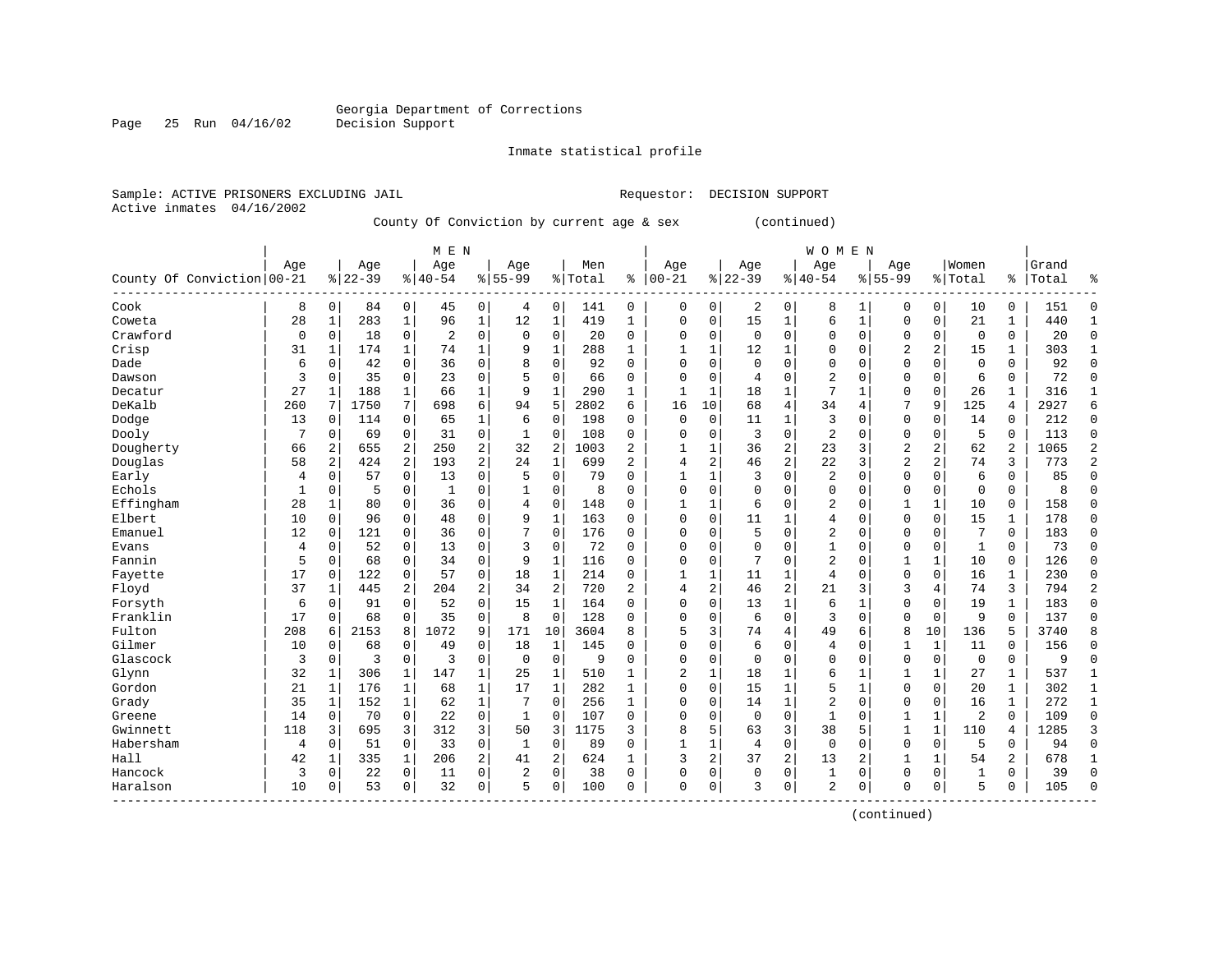Georgia Department of Corrections
Decision Support

Inmate statistical profile

Sample: ACTIVE PRISONERS EXCLUDING JAIL                    Requestor: DECISION SUPPORT
Active inmates 04/16/2002

County Of Conviction by current age & sex (continued)

| County Of Conviction | MEN Age 00-21 | % | Age 22-39 | % | Age 40-54 | % | Age 55-99 | % | Men Total | % | WOMEN Age 00-21 | % | Age 22-39 | % | Age 40-54 | % | Age 55-99 | % | Women Total | % | Grand Total | % |
|---|---|---|---|---|---|---|---|---|---|---|---|---|---|---|---|---|---|---|---|---|---|---|
| Cook | 8 | 0 | 84 | 0 | 45 | 0 | 4 | 0 | 141 | 0 | 0 | 0 | 2 | 0 | 8 | 1 | 0 | 0 | 10 | 0 | 151 | 0 |
| Coweta | 28 | 1 | 283 | 1 | 96 | 1 | 12 | 1 | 419 | 1 | 0 | 0 | 15 | 1 | 6 | 1 | 0 | 0 | 21 | 1 | 440 | 1 |
| Crawford | 0 | 0 | 18 | 0 | 2 | 0 | 0 | 0 | 20 | 0 | 0 | 0 | 0 | 0 | 0 | 0 | 0 | 0 | 0 | 0 | 20 | 0 |
| Crisp | 31 | 1 | 174 | 1 | 74 | 1 | 9 | 1 | 288 | 1 | 1 | 1 | 12 | 1 | 0 | 0 | 2 | 2 | 15 | 1 | 303 | 1 |
| Dade | 6 | 0 | 42 | 0 | 36 | 0 | 8 | 0 | 92 | 0 | 0 | 0 | 0 | 0 | 0 | 0 | 0 | 0 | 0 | 0 | 92 | 0 |
| Dawson | 3 | 0 | 35 | 0 | 23 | 0 | 5 | 0 | 66 | 0 | 0 | 0 | 4 | 0 | 2 | 0 | 0 | 0 | 6 | 0 | 72 | 0 |
| Decatur | 27 | 1 | 188 | 1 | 66 | 1 | 9 | 1 | 290 | 1 | 1 | 1 | 18 | 1 | 7 | 1 | 0 | 0 | 26 | 1 | 316 | 1 |
| DeKalb | 260 | 7 | 1750 | 7 | 698 | 6 | 94 | 5 | 2802 | 6 | 16 | 10 | 68 | 4 | 34 | 4 | 7 | 9 | 125 | 4 | 2927 | 6 |
| Dodge | 13 | 0 | 114 | 0 | 65 | 1 | 6 | 0 | 198 | 0 | 0 | 0 | 11 | 1 | 3 | 0 | 0 | 0 | 14 | 0 | 212 | 0 |
| Dooly | 7 | 0 | 69 | 0 | 31 | 0 | 1 | 0 | 108 | 0 | 0 | 0 | 3 | 0 | 2 | 0 | 0 | 0 | 5 | 0 | 113 | 0 |
| Dougherty | 66 | 2 | 655 | 2 | 250 | 2 | 32 | 2 | 1003 | 2 | 1 | 1 | 36 | 2 | 23 | 3 | 2 | 2 | 62 | 2 | 1065 | 2 |
| Douglas | 58 | 2 | 424 | 2 | 193 | 2 | 24 | 1 | 699 | 2 | 4 | 2 | 46 | 2 | 22 | 3 | 2 | 2 | 74 | 3 | 773 | 2 |
| Early | 4 | 0 | 57 | 0 | 13 | 0 | 5 | 0 | 79 | 0 | 1 | 1 | 3 | 0 | 2 | 0 | 0 | 0 | 6 | 0 | 85 | 0 |
| Echols | 1 | 0 | 5 | 0 | 1 | 0 | 1 | 0 | 8 | 0 | 0 | 0 | 0 | 0 | 0 | 0 | 0 | 0 | 0 | 0 | 8 | 0 |
| Effingham | 28 | 1 | 80 | 0 | 36 | 0 | 4 | 0 | 148 | 0 | 1 | 1 | 6 | 0 | 2 | 0 | 1 | 1 | 10 | 0 | 158 | 0 |
| Elbert | 10 | 0 | 96 | 0 | 48 | 0 | 9 | 1 | 163 | 0 | 0 | 0 | 11 | 1 | 4 | 0 | 0 | 0 | 15 | 1 | 178 | 0 |
| Emanuel | 12 | 0 | 121 | 0 | 36 | 0 | 7 | 0 | 176 | 0 | 0 | 0 | 5 | 0 | 2 | 0 | 0 | 0 | 7 | 0 | 183 | 0 |
| Evans | 4 | 0 | 52 | 0 | 13 | 0 | 3 | 0 | 72 | 0 | 0 | 0 | 0 | 0 | 1 | 0 | 0 | 0 | 1 | 0 | 73 | 0 |
| Fannin | 5 | 0 | 68 | 0 | 34 | 0 | 9 | 1 | 116 | 0 | 0 | 0 | 7 | 0 | 2 | 0 | 1 | 1 | 10 | 0 | 126 | 0 |
| Fayette | 17 | 0 | 122 | 0 | 57 | 0 | 18 | 1 | 214 | 0 | 1 | 1 | 11 | 1 | 4 | 0 | 0 | 0 | 16 | 1 | 230 | 0 |
| Floyd | 37 | 1 | 445 | 2 | 204 | 2 | 34 | 2 | 720 | 2 | 4 | 2 | 46 | 2 | 21 | 3 | 3 | 4 | 74 | 3 | 794 | 2 |
| Forsyth | 6 | 0 | 91 | 0 | 52 | 0 | 15 | 1 | 164 | 0 | 0 | 0 | 13 | 1 | 6 | 1 | 0 | 0 | 19 | 1 | 183 | 0 |
| Franklin | 17 | 0 | 68 | 0 | 35 | 0 | 8 | 0 | 128 | 0 | 0 | 0 | 6 | 0 | 3 | 0 | 0 | 0 | 9 | 0 | 137 | 0 |
| Fulton | 208 | 6 | 2153 | 8 | 1072 | 9 | 171 | 10 | 3604 | 8 | 5 | 3 | 74 | 4 | 49 | 6 | 8 | 10 | 136 | 5 | 3740 | 8 |
| Gilmer | 10 | 0 | 68 | 0 | 49 | 0 | 18 | 1 | 145 | 0 | 0 | 0 | 6 | 0 | 4 | 0 | 1 | 1 | 11 | 0 | 156 | 0 |
| Glascock | 3 | 0 | 3 | 0 | 3 | 0 | 0 | 0 | 9 | 0 | 0 | 0 | 0 | 0 | 0 | 0 | 0 | 0 | 0 | 0 | 9 | 0 |
| Glynn | 32 | 1 | 306 | 1 | 147 | 1 | 25 | 1 | 510 | 1 | 2 | 1 | 18 | 1 | 6 | 1 | 1 | 1 | 27 | 1 | 537 | 1 |
| Gordon | 21 | 1 | 176 | 1 | 68 | 1 | 17 | 1 | 282 | 1 | 0 | 0 | 15 | 1 | 5 | 1 | 0 | 0 | 20 | 1 | 302 | 1 |
| Grady | 35 | 1 | 152 | 1 | 62 | 1 | 7 | 0 | 256 | 1 | 0 | 0 | 14 | 1 | 2 | 0 | 0 | 0 | 16 | 1 | 272 | 1 |
| Greene | 14 | 0 | 70 | 0 | 22 | 0 | 1 | 0 | 107 | 0 | 0 | 0 | 0 | 0 | 1 | 0 | 1 | 1 | 2 | 0 | 109 | 0 |
| Gwinnett | 118 | 3 | 695 | 3 | 312 | 3 | 50 | 3 | 1175 | 3 | 8 | 5 | 63 | 3 | 38 | 5 | 1 | 1 | 110 | 4 | 1285 | 3 |
| Habersham | 4 | 0 | 51 | 0 | 33 | 0 | 1 | 0 | 89 | 0 | 1 | 1 | 4 | 0 | 0 | 0 | 0 | 0 | 5 | 0 | 94 | 0 |
| Hall | 42 | 1 | 335 | 1 | 206 | 2 | 41 | 2 | 624 | 1 | 3 | 2 | 37 | 2 | 13 | 2 | 1 | 1 | 54 | 2 | 678 | 1 |
| Hancock | 3 | 0 | 22 | 0 | 11 | 0 | 2 | 0 | 38 | 0 | 0 | 0 | 0 | 0 | 1 | 0 | 0 | 0 | 1 | 0 | 39 | 0 |
| Haralson | 10 | 0 | 53 | 0 | 32 | 0 | 5 | 0 | 100 | 0 | 0 | 0 | 3 | 0 | 2 | 0 | 0 | 0 | 5 | 0 | 105 | 0 |

(continued)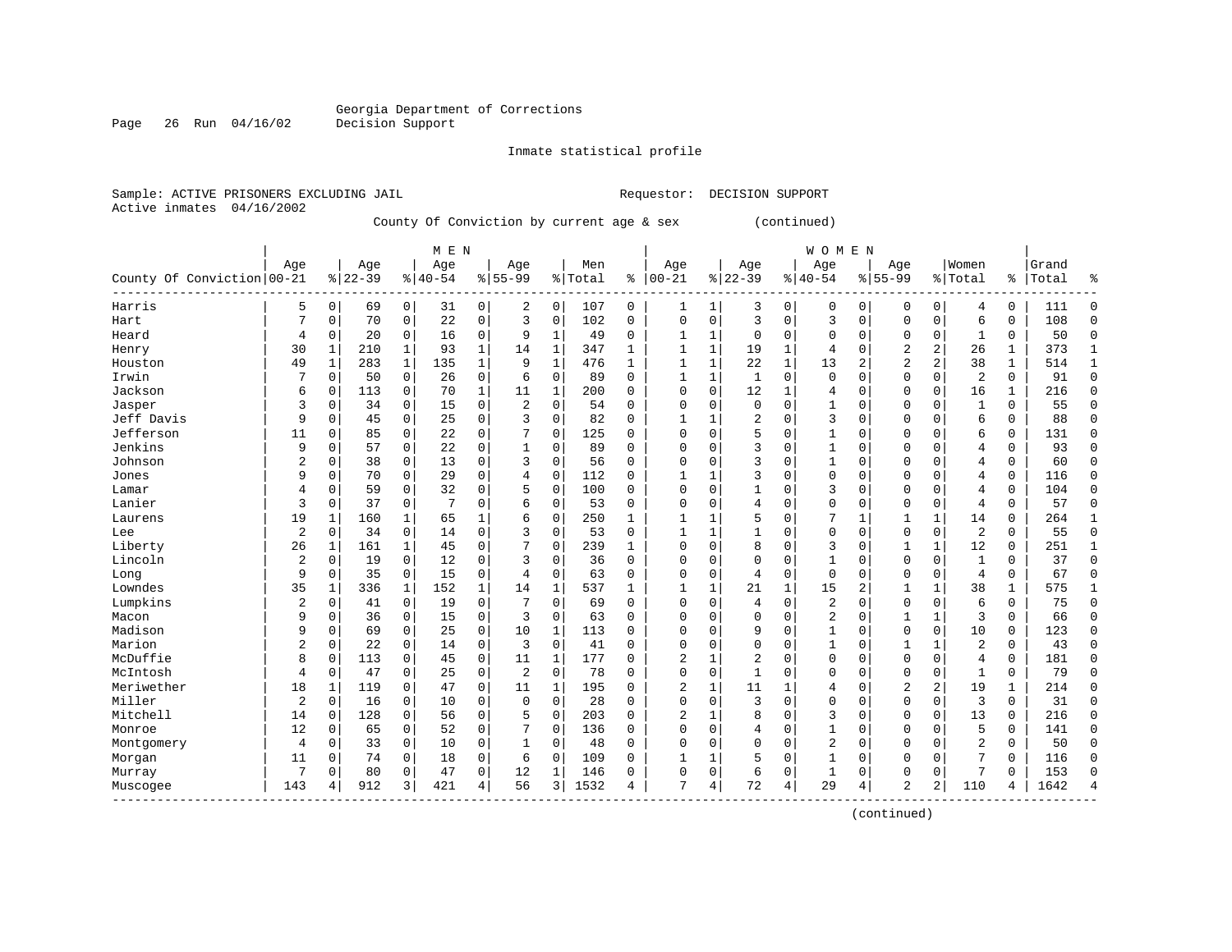Georgia Department of Corrections
Decision Support

Inmate statistical profile

Sample: ACTIVE PRISONERS EXCLUDING JAIL                                   Requestor: DECISION SUPPORT
Active inmates 04/16/2002

County Of Conviction by current age & sex (continued)

| County Of Conviction | MEN Age 00-21 | % | Age 22-39 | % | Age 40-54 | % | Age 55-99 | % | Men Total | % | WOMEN Age 00-21 | % | Age 22-39 | % | Age 40-54 | % | Age 55-99 | % | Women Total | % | Grand Total | % |
|---|---|---|---|---|---|---|---|---|---|---|---|---|---|---|---|---|---|---|---|---|---|---|
| Harris | 5 | 0 | 69 | 0 | 31 | 0 | 2 | 0 | 107 | 0 | 1 | 1 | 3 | 0 | 0 | 0 | 0 | 0 | 4 | 0 | 111 | 0 |
| Hart | 7 | 0 | 70 | 0 | 22 | 0 | 3 | 0 | 102 | 0 | 0 | 0 | 3 | 0 | 3 | 0 | 0 | 0 | 6 | 0 | 108 | 0 |
| Heard | 4 | 0 | 20 | 0 | 16 | 0 | 9 | 1 | 49 | 0 | 1 | 1 | 0 | 0 | 0 | 0 | 0 | 0 | 1 | 0 | 50 | 0 |
| Henry | 30 | 1 | 210 | 1 | 93 | 1 | 14 | 1 | 347 | 1 | 1 | 1 | 19 | 1 | 4 | 0 | 2 | 2 | 26 | 1 | 373 | 1 |
| Houston | 49 | 1 | 283 | 1 | 135 | 1 | 9 | 1 | 476 | 1 | 1 | 1 | 22 | 1 | 13 | 2 | 2 | 2 | 38 | 1 | 514 | 1 |
| Irwin | 7 | 0 | 50 | 0 | 26 | 0 | 6 | 0 | 89 | 0 | 1 | 1 | 1 | 0 | 0 | 0 | 0 | 0 | 2 | 0 | 91 | 0 |
| Jackson | 6 | 0 | 113 | 0 | 70 | 1 | 11 | 1 | 200 | 0 | 0 | 0 | 12 | 1 | 4 | 0 | 0 | 0 | 16 | 1 | 216 | 0 |
| Jasper | 3 | 0 | 34 | 0 | 15 | 0 | 2 | 0 | 54 | 0 | 0 | 0 | 0 | 0 | 1 | 0 | 0 | 0 | 1 | 0 | 55 | 0 |
| Jeff Davis | 9 | 0 | 45 | 0 | 25 | 0 | 3 | 0 | 82 | 0 | 1 | 1 | 2 | 0 | 3 | 0 | 0 | 0 | 6 | 0 | 88 | 0 |
| Jefferson | 11 | 0 | 85 | 0 | 22 | 0 | 7 | 0 | 125 | 0 | 0 | 0 | 5 | 0 | 1 | 0 | 0 | 0 | 6 | 0 | 131 | 0 |
| Jenkins | 9 | 0 | 57 | 0 | 22 | 0 | 1 | 0 | 89 | 0 | 0 | 0 | 3 | 0 | 1 | 0 | 0 | 0 | 4 | 0 | 93 | 0 |
| Johnson | 2 | 0 | 38 | 0 | 13 | 0 | 3 | 0 | 56 | 0 | 0 | 0 | 3 | 0 | 1 | 0 | 0 | 0 | 4 | 0 | 60 | 0 |
| Jones | 9 | 0 | 70 | 0 | 29 | 0 | 4 | 0 | 112 | 0 | 1 | 1 | 3 | 0 | 0 | 0 | 0 | 0 | 4 | 0 | 116 | 0 |
| Lamar | 4 | 0 | 59 | 0 | 32 | 0 | 5 | 0 | 100 | 0 | 0 | 0 | 1 | 0 | 3 | 0 | 0 | 0 | 4 | 0 | 104 | 0 |
| Lanier | 3 | 0 | 37 | 0 | 7 | 0 | 6 | 0 | 53 | 0 | 0 | 0 | 4 | 0 | 0 | 0 | 0 | 0 | 4 | 0 | 57 | 0 |
| Laurens | 19 | 1 | 160 | 1 | 65 | 1 | 6 | 0 | 250 | 1 | 1 | 1 | 5 | 0 | 7 | 1 | 1 | 1 | 14 | 0 | 264 | 1 |
| Lee | 2 | 0 | 34 | 0 | 14 | 0 | 3 | 0 | 53 | 0 | 1 | 1 | 1 | 0 | 0 | 0 | 0 | 0 | 2 | 0 | 55 | 0 |
| Liberty | 26 | 1 | 161 | 1 | 45 | 0 | 7 | 0 | 239 | 1 | 0 | 0 | 8 | 0 | 3 | 0 | 1 | 1 | 12 | 0 | 251 | 1 |
| Lincoln | 2 | 0 | 19 | 0 | 12 | 0 | 3 | 0 | 36 | 0 | 0 | 0 | 0 | 0 | 1 | 0 | 0 | 0 | 1 | 0 | 37 | 0 |
| Long | 9 | 0 | 35 | 0 | 15 | 0 | 4 | 0 | 63 | 0 | 0 | 0 | 4 | 0 | 0 | 0 | 0 | 0 | 4 | 0 | 67 | 0 |
| Lowndes | 35 | 1 | 336 | 1 | 152 | 1 | 14 | 1 | 537 | 1 | 1 | 1 | 21 | 1 | 15 | 2 | 1 | 1 | 38 | 1 | 575 | 1 |
| Lumpkins | 2 | 0 | 41 | 0 | 19 | 0 | 7 | 0 | 69 | 0 | 0 | 0 | 4 | 0 | 2 | 0 | 0 | 0 | 6 | 0 | 75 | 0 |
| Macon | 9 | 0 | 36 | 0 | 15 | 0 | 3 | 0 | 63 | 0 | 0 | 0 | 0 | 0 | 2 | 0 | 1 | 1 | 3 | 0 | 66 | 0 |
| Madison | 9 | 0 | 69 | 0 | 25 | 0 | 10 | 1 | 113 | 0 | 0 | 0 | 9 | 0 | 1 | 0 | 0 | 0 | 10 | 0 | 123 | 0 |
| Marion | 2 | 0 | 22 | 0 | 14 | 0 | 3 | 0 | 41 | 0 | 0 | 0 | 0 | 0 | 1 | 0 | 1 | 1 | 2 | 0 | 43 | 0 |
| McDuffie | 8 | 0 | 113 | 0 | 45 | 0 | 11 | 1 | 177 | 0 | 2 | 1 | 2 | 0 | 0 | 0 | 0 | 0 | 4 | 0 | 181 | 0 |
| McIntosh | 4 | 0 | 47 | 0 | 25 | 0 | 2 | 0 | 78 | 0 | 0 | 0 | 1 | 0 | 0 | 0 | 0 | 0 | 1 | 0 | 79 | 0 |
| Meriwether | 18 | 1 | 119 | 0 | 47 | 0 | 11 | 1 | 195 | 0 | 2 | 1 | 11 | 1 | 4 | 0 | 2 | 2 | 19 | 1 | 214 | 0 |
| Miller | 2 | 0 | 16 | 0 | 10 | 0 | 0 | 0 | 28 | 0 | 0 | 0 | 3 | 0 | 0 | 0 | 0 | 0 | 3 | 0 | 31 | 0 |
| Mitchell | 14 | 0 | 128 | 0 | 56 | 0 | 5 | 0 | 203 | 0 | 2 | 1 | 8 | 0 | 3 | 0 | 0 | 0 | 13 | 0 | 216 | 0 |
| Monroe | 12 | 0 | 65 | 0 | 52 | 0 | 7 | 0 | 136 | 0 | 0 | 0 | 4 | 0 | 1 | 0 | 0 | 0 | 5 | 0 | 141 | 0 |
| Montgomery | 4 | 0 | 33 | 0 | 10 | 0 | 1 | 0 | 48 | 0 | 0 | 0 | 0 | 0 | 2 | 0 | 0 | 0 | 2 | 0 | 50 | 0 |
| Morgan | 11 | 0 | 74 | 0 | 18 | 0 | 6 | 0 | 109 | 0 | 1 | 1 | 5 | 0 | 1 | 0 | 0 | 0 | 7 | 0 | 116 | 0 |
| Murray | 7 | 0 | 80 | 0 | 47 | 0 | 12 | 1 | 146 | 0 | 0 | 0 | 6 | 0 | 1 | 0 | 0 | 0 | 7 | 0 | 153 | 0 |
| Muscogee | 143 | 4 | 912 | 3 | 421 | 4 | 56 | 3 | 1532 | 4 | 7 | 4 | 72 | 4 | 29 | 4 | 2 | 2 | 110 | 4 | 1642 | 4 |

(continued)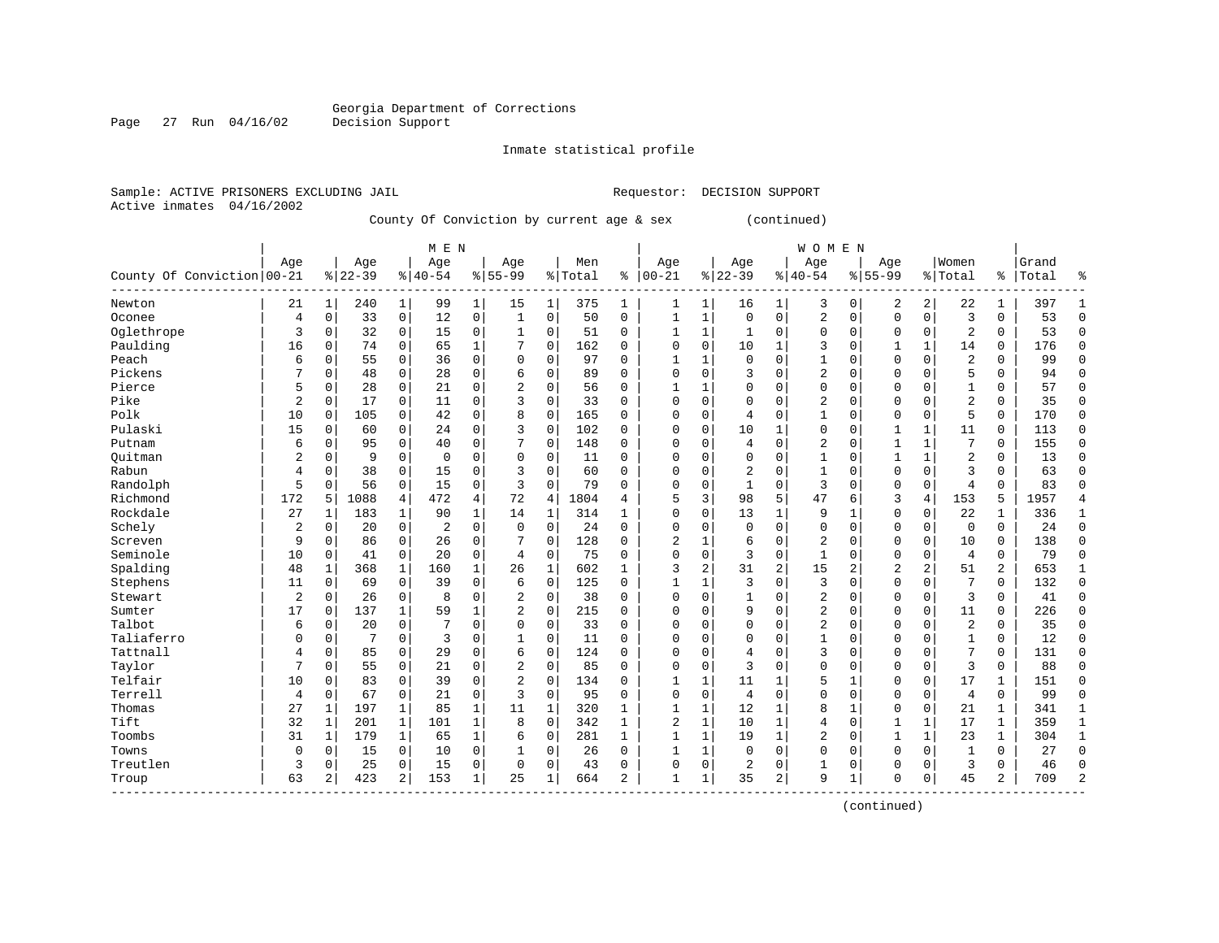Georgia Department of Corrections
Decision Support

Inmate statistical profile

Sample: ACTIVE PRISONERS EXCLUDING JAIL                                  Requestor: DECISION SUPPORT
Active inmates 04/16/2002

County Of Conviction by current age & sex (continued)

| County Of Conviction | MEN Age 00-21 | % | Age 22-39 | % | Age 40-54 | % | Age 55-99 | % | Men Total | % | WOMEN Age 00-21 | % | Age 22-39 | % | Age 40-54 | % | Age 55-99 | % | Women Total | % | Grand Total | % |
|---|---|---|---|---|---|---|---|---|---|---|---|---|---|---|---|---|---|---|---|---|---|---|
| Newton | 21 | 1 | 240 | 1 | 99 | 1 | 15 | 1 | 375 | 1 | 1 | 1 | 16 | 1 | 3 | 0 | 2 | 2 | 22 | 1 | 397 | 1 |
| Oconee | 4 | 0 | 33 | 0 | 12 | 0 | 1 | 0 | 50 | 0 | 1 | 1 | 0 | 0 | 2 | 0 | 0 | 0 | 3 | 0 | 53 | 0 |
| Oglethrope | 3 | 0 | 32 | 0 | 15 | 0 | 1 | 0 | 51 | 0 | 1 | 1 | 1 | 0 | 0 | 0 | 0 | 0 | 2 | 0 | 53 | 0 |
| Paulding | 16 | 0 | 74 | 0 | 65 | 1 | 7 | 0 | 162 | 0 | 0 | 0 | 10 | 1 | 3 | 0 | 1 | 1 | 14 | 0 | 176 | 0 |
| Peach | 6 | 0 | 55 | 0 | 36 | 0 | 0 | 0 | 97 | 0 | 1 | 1 | 0 | 0 | 1 | 0 | 0 | 0 | 2 | 0 | 99 | 0 |
| Pickens | 7 | 0 | 48 | 0 | 28 | 0 | 6 | 0 | 89 | 0 | 0 | 0 | 3 | 0 | 2 | 0 | 0 | 0 | 5 | 0 | 94 | 0 |
| Pierce | 5 | 0 | 28 | 0 | 21 | 0 | 2 | 0 | 56 | 0 | 1 | 1 | 0 | 0 | 0 | 0 | 0 | 0 | 1 | 0 | 57 | 0 |
| Pike | 2 | 0 | 17 | 0 | 11 | 0 | 3 | 0 | 33 | 0 | 0 | 0 | 0 | 0 | 2 | 0 | 0 | 0 | 2 | 0 | 35 | 0 |
| Polk | 10 | 0 | 105 | 0 | 42 | 0 | 8 | 0 | 165 | 0 | 0 | 0 | 4 | 0 | 1 | 0 | 0 | 0 | 5 | 0 | 170 | 0 |
| Pulaski | 15 | 0 | 60 | 0 | 24 | 0 | 3 | 0 | 102 | 0 | 0 | 0 | 10 | 1 | 0 | 0 | 1 | 1 | 11 | 0 | 113 | 0 |
| Putnam | 6 | 0 | 95 | 0 | 40 | 0 | 7 | 0 | 148 | 0 | 0 | 0 | 4 | 0 | 2 | 0 | 1 | 1 | 7 | 0 | 155 | 0 |
| Quitman | 2 | 0 | 9 | 0 | 0 | 0 | 0 | 0 | 11 | 0 | 0 | 0 | 0 | 0 | 1 | 0 | 1 | 1 | 2 | 0 | 13 | 0 |
| Rabun | 4 | 0 | 38 | 0 | 15 | 0 | 3 | 0 | 60 | 0 | 0 | 0 | 2 | 0 | 1 | 0 | 0 | 0 | 3 | 0 | 63 | 0 |
| Randolph | 5 | 0 | 56 | 0 | 15 | 0 | 3 | 0 | 79 | 0 | 0 | 0 | 1 | 0 | 3 | 0 | 0 | 0 | 4 | 0 | 83 | 0 |
| Richmond | 172 | 5 | 1088 | 4 | 472 | 4 | 72 | 4 | 1804 | 4 | 5 | 3 | 98 | 5 | 47 | 6 | 3 | 4 | 153 | 5 | 1957 | 4 |
| Rockdale | 27 | 1 | 183 | 1 | 90 | 1 | 14 | 1 | 314 | 1 | 0 | 0 | 13 | 1 | 9 | 1 | 0 | 0 | 22 | 1 | 336 | 1 |
| Schely | 2 | 0 | 20 | 0 | 2 | 0 | 0 | 0 | 24 | 0 | 0 | 0 | 0 | 0 | 0 | 0 | 0 | 0 | 0 | 0 | 24 | 0 |
| Screven | 9 | 0 | 86 | 0 | 26 | 0 | 7 | 0 | 128 | 0 | 2 | 1 | 6 | 0 | 2 | 0 | 0 | 0 | 10 | 0 | 138 | 0 |
| Seminole | 10 | 0 | 41 | 0 | 20 | 0 | 4 | 0 | 75 | 0 | 0 | 0 | 3 | 0 | 1 | 0 | 0 | 0 | 4 | 0 | 79 | 0 |
| Spalding | 48 | 1 | 368 | 1 | 160 | 1 | 26 | 1 | 602 | 1 | 3 | 2 | 31 | 2 | 15 | 2 | 2 | 2 | 51 | 2 | 653 | 1 |
| Stephens | 11 | 0 | 69 | 0 | 39 | 0 | 6 | 0 | 125 | 0 | 1 | 1 | 3 | 0 | 3 | 0 | 0 | 0 | 7 | 0 | 132 | 0 |
| Stewart | 2 | 0 | 26 | 0 | 8 | 0 | 2 | 0 | 38 | 0 | 0 | 0 | 1 | 0 | 2 | 0 | 0 | 0 | 3 | 0 | 41 | 0 |
| Sumter | 17 | 0 | 137 | 1 | 59 | 1 | 2 | 0 | 215 | 0 | 0 | 0 | 9 | 0 | 2 | 0 | 0 | 0 | 11 | 0 | 226 | 0 |
| Talbot | 6 | 0 | 20 | 0 | 7 | 0 | 0 | 0 | 33 | 0 | 0 | 0 | 0 | 0 | 2 | 0 | 0 | 0 | 2 | 0 | 35 | 0 |
| Taliaferro | 0 | 0 | 7 | 0 | 3 | 0 | 1 | 0 | 11 | 0 | 0 | 0 | 0 | 0 | 1 | 0 | 0 | 0 | 1 | 0 | 12 | 0 |
| Tattnall | 4 | 0 | 85 | 0 | 29 | 0 | 6 | 0 | 124 | 0 | 0 | 0 | 4 | 0 | 3 | 0 | 0 | 0 | 7 | 0 | 131 | 0 |
| Taylor | 7 | 0 | 55 | 0 | 21 | 0 | 2 | 0 | 85 | 0 | 0 | 0 | 3 | 0 | 0 | 0 | 0 | 0 | 3 | 0 | 88 | 0 |
| Telfair | 10 | 0 | 83 | 0 | 39 | 0 | 2 | 0 | 134 | 0 | 1 | 1 | 11 | 1 | 5 | 1 | 0 | 0 | 17 | 1 | 151 | 0 |
| Terrell | 4 | 0 | 67 | 0 | 21 | 0 | 3 | 0 | 95 | 0 | 0 | 0 | 4 | 0 | 0 | 0 | 0 | 0 | 4 | 0 | 99 | 0 |
| Thomas | 27 | 1 | 197 | 1 | 85 | 1 | 11 | 1 | 320 | 1 | 1 | 1 | 12 | 1 | 8 | 1 | 0 | 0 | 21 | 1 | 341 | 1 |
| Tift | 32 | 1 | 201 | 1 | 101 | 1 | 8 | 0 | 342 | 1 | 2 | 1 | 10 | 1 | 4 | 0 | 1 | 1 | 17 | 1 | 359 | 1 |
| Toombs | 31 | 1 | 179 | 1 | 65 | 1 | 6 | 0 | 281 | 1 | 1 | 1 | 19 | 1 | 2 | 0 | 1 | 1 | 23 | 1 | 304 | 1 |
| Towns | 0 | 0 | 15 | 0 | 10 | 0 | 1 | 0 | 26 | 0 | 1 | 1 | 0 | 0 | 0 | 0 | 0 | 0 | 1 | 0 | 27 | 0 |
| Treutlen | 3 | 0 | 25 | 0 | 15 | 0 | 0 | 0 | 43 | 0 | 0 | 0 | 2 | 0 | 1 | 0 | 0 | 0 | 3 | 0 | 46 | 0 |
| Troup | 63 | 2 | 423 | 2 | 153 | 1 | 25 | 1 | 664 | 2 | 1 | 1 | 35 | 2 | 9 | 1 | 0 | 0 | 45 | 2 | 709 | 2 |

(continued)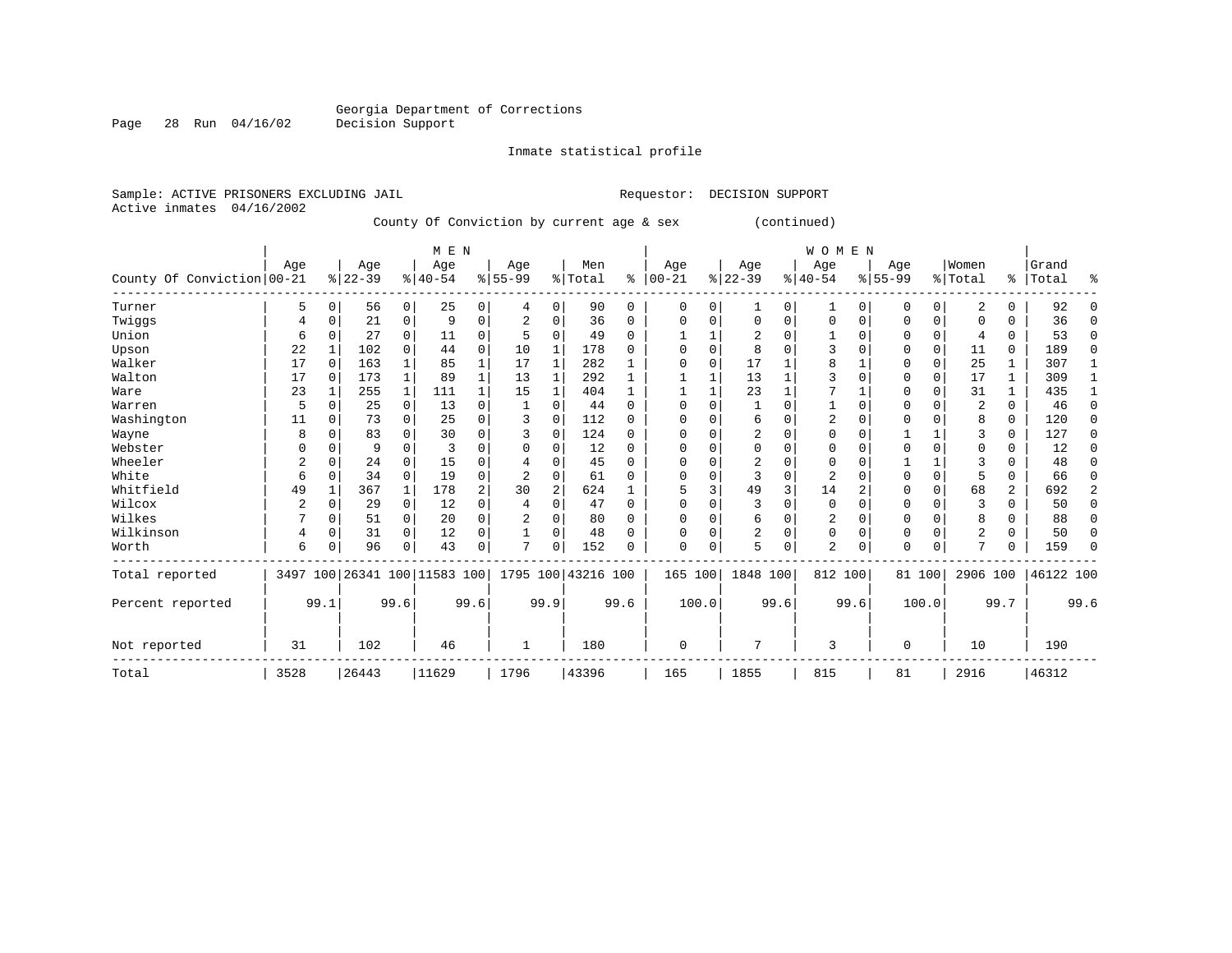Georgia Department of Corrections
Decision Support

Inmate statistical profile

Sample: ACTIVE PRISONERS EXCLUDING JAIL                Requestor: DECISION SUPPORT
Active inmates 04/16/2002

County Of Conviction by current age & sex (continued)

| County Of Conviction | MEN Age 00-21 | % | Age 22-39 | % | Age 40-54 | % | Age 55-99 | % | Men Total | % | WOMEN Age 00-21 | % | Age 22-39 | % | Age 40-54 | % | Age 55-99 | % | Women Total | % | Grand Total | % |
|---|---|---|---|---|---|---|---|---|---|---|---|---|---|---|---|---|---|---|---|---|---|---|
| Turner | 5 | 0 | 56 | 0 | 25 | 0 | 4 | 0 | 90 | 0 | 0 | 0 | 1 | 0 | 1 | 0 | 0 | 0 | 2 | 0 | 92 | 0 |
| Twiggs | 4 | 0 | 21 | 0 | 9 | 0 | 2 | 0 | 36 | 0 | 0 | 0 | 0 | 0 | 0 | 0 | 0 | 0 | 0 | 0 | 36 | 0 |
| Union | 6 | 0 | 27 | 0 | 11 | 0 | 5 | 0 | 49 | 0 | 1 | 1 | 2 | 0 | 1 | 0 | 0 | 0 | 4 | 0 | 53 | 0 |
| Upson | 22 | 1 | 102 | 0 | 44 | 0 | 10 | 1 | 178 | 0 | 0 | 0 | 8 | 0 | 3 | 0 | 0 | 0 | 11 | 0 | 189 | 0 |
| Walker | 17 | 0 | 163 | 1 | 85 | 1 | 17 | 1 | 282 | 1 | 0 | 0 | 17 | 1 | 8 | 1 | 0 | 0 | 25 | 1 | 307 | 1 |
| Walton | 17 | 0 | 173 | 1 | 89 | 1 | 13 | 1 | 292 | 1 | 1 | 1 | 13 | 1 | 3 | 0 | 0 | 0 | 17 | 1 | 309 | 1 |
| Ware | 23 | 1 | 255 | 1 | 111 | 1 | 15 | 1 | 404 | 1 | 1 | 1 | 23 | 1 | 7 | 1 | 0 | 0 | 31 | 1 | 435 | 1 |
| Warren | 5 | 0 | 25 | 0 | 13 | 0 | 1 | 0 | 44 | 0 | 0 | 0 | 1 | 0 | 1 | 0 | 0 | 0 | 2 | 0 | 46 | 0 |
| Washington | 11 | 0 | 73 | 0 | 25 | 0 | 3 | 0 | 112 | 0 | 0 | 0 | 6 | 0 | 2 | 0 | 0 | 0 | 8 | 0 | 120 | 0 |
| Wayne | 8 | 0 | 83 | 0 | 30 | 0 | 3 | 0 | 124 | 0 | 0 | 0 | 2 | 0 | 0 | 0 | 1 | 1 | 3 | 0 | 127 | 0 |
| Webster | 0 | 0 | 9 | 0 | 3 | 0 | 0 | 0 | 12 | 0 | 0 | 0 | 0 | 0 | 0 | 0 | 0 | 0 | 0 | 0 | 12 | 0 |
| Wheeler | 2 | 0 | 24 | 0 | 15 | 0 | 4 | 0 | 45 | 0 | 0 | 0 | 2 | 0 | 0 | 0 | 1 | 1 | 3 | 0 | 48 | 0 |
| White | 6 | 0 | 34 | 0 | 19 | 0 | 2 | 0 | 61 | 0 | 0 | 0 | 3 | 0 | 2 | 0 | 0 | 0 | 5 | 0 | 66 | 0 |
| Whitfield | 49 | 1 | 367 | 1 | 178 | 2 | 30 | 2 | 624 | 1 | 5 | 3 | 49 | 3 | 14 | 2 | 0 | 0 | 68 | 2 | 692 | 2 |
| Wilcox | 2 | 0 | 29 | 0 | 12 | 0 | 4 | 0 | 47 | 0 | 0 | 0 | 3 | 0 | 0 | 0 | 0 | 0 | 3 | 0 | 50 | 0 |
| Wilkes | 7 | 0 | 51 | 0 | 20 | 0 | 2 | 0 | 80 | 0 | 0 | 0 | 6 | 0 | 2 | 0 | 0 | 0 | 8 | 0 | 88 | 0 |
| Wilkinson | 4 | 0 | 31 | 0 | 12 | 0 | 1 | 0 | 48 | 0 | 0 | 0 | 2 | 0 | 0 | 0 | 0 | 0 | 2 | 0 | 50 | 0 |
| Worth | 6 | 0 | 96 | 0 | 43 | 0 | 7 | 0 | 152 | 0 | 0 | 0 | 5 | 0 | 2 | 0 | 0 | 0 | 7 | 0 | 159 | 0 |
| Total reported | 3497 | 100 | 26341 | 100 | 11583 | 100 | 1795 | 100 | 43216 | 100 | 165 | 100 | 1848 | 100 | 812 | 100 | 81 | 100 | 2906 | 100 | 46122 | 100 |
| Percent reported | | 99.1 | | 99.6 | | 99.6 | | 99.9 | | 99.6 | | 100.0 | | 99.6 | | 99.6 | | 100.0 | | 99.7 | | 99.6 |
| Not reported | 31 | | 102 | | 46 | | 1 | | 180 | | 0 | | 7 | | 3 | | 0 | | 10 | | 190 | |
| Total | 3528 | | 26443 | | 11629 | | 1796 | | 43396 | | 165 | | 1855 | | 815 | | 81 | | 2916 | | 46312 | |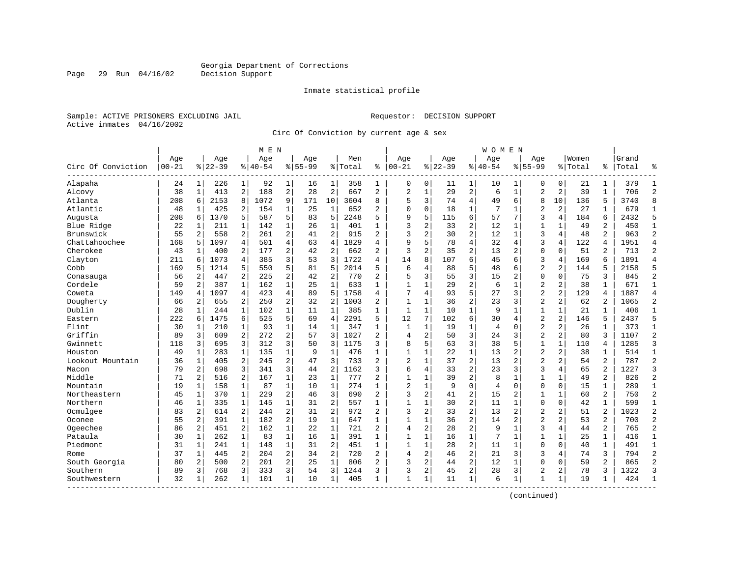Georgia Department of Corrections
Decision Support

Inmate statistical profile

Sample: ACTIVE PRISONERS EXCLUDING JAIL
Active inmates 04/16/2002

Requestor: DECISION SUPPORT

Circ Of Conviction by current age & sex

| Circ Of Conviction | MEN Age 00-21 | % | Age 22-39 | % | Age 40-54 | % | Age 55-99 | % | Men Total | % | WOMEN Age 00-21 | % | Age 22-39 | % | Age 40-54 | % | Age 55-99 | % | Women Total | % | Grand Total | % |
|---|---|---|---|---|---|---|---|---|---|---|---|---|---|---|---|---|---|---|---|---|---|---|
| Alapaha | 24 | 1 | 226 | 1 | 92 | 1 | 16 | 1 | 358 | 1 | 0 | 0 | 11 | 1 | 10 | 1 | 0 | 0 | 21 | 1 | 379 | 1 |
| Alcovy | 38 | 1 | 413 | 2 | 188 | 2 | 28 | 2 | 667 | 2 | 2 | 1 | 29 | 2 | 6 | 1 | 2 | 2 | 39 | 1 | 706 | 2 |
| Atlanta | 208 | 6 | 2153 | 8 | 1072 | 9 | 171 | 10 | 3604 | 8 | 5 | 3 | 74 | 4 | 49 | 6 | 8 | 10 | 136 | 5 | 3740 | 8 |
| Atlantic | 48 | 1 | 425 | 2 | 154 | 1 | 25 | 1 | 652 | 2 | 0 | 0 | 18 | 1 | 7 | 1 | 2 | 2 | 27 | 1 | 679 | 1 |
| Augusta | 208 | 6 | 1370 | 5 | 587 | 5 | 83 | 5 | 2248 | 5 | 9 | 5 | 115 | 6 | 57 | 7 | 3 | 4 | 184 | 6 | 2432 | 5 |
| Blue Ridge | 22 | 1 | 211 | 1 | 142 | 1 | 26 | 1 | 401 | 1 | 3 | 2 | 33 | 2 | 12 | 1 | 1 | 1 | 49 | 2 | 450 | 1 |
| Brunswick | 55 | 2 | 558 | 2 | 261 | 2 | 41 | 2 | 915 | 2 | 3 | 2 | 30 | 2 | 12 | 1 | 3 | 4 | 48 | 2 | 963 | 2 |
| Chattahoochee | 168 | 5 | 1097 | 4 | 501 | 4 | 63 | 4 | 1829 | 4 | 9 | 5 | 78 | 4 | 32 | 4 | 3 | 4 | 122 | 4 | 1951 | 4 |
| Cherokee | 43 | 1 | 400 | 2 | 177 | 2 | 42 | 2 | 662 | 2 | 3 | 2 | 35 | 2 | 13 | 2 | 0 | 0 | 51 | 2 | 713 | 2 |
| Clayton | 211 | 6 | 1073 | 4 | 385 | 3 | 53 | 3 | 1722 | 4 | 14 | 8 | 107 | 6 | 45 | 6 | 3 | 4 | 169 | 6 | 1891 | 4 |
| Cobb | 169 | 5 | 1214 | 5 | 550 | 5 | 81 | 5 | 2014 | 5 | 6 | 4 | 88 | 5 | 48 | 6 | 2 | 2 | 144 | 5 | 2158 | 5 |
| Conasauga | 56 | 2 | 447 | 2 | 225 | 2 | 42 | 2 | 770 | 2 | 5 | 3 | 55 | 3 | 15 | 2 | 0 | 0 | 75 | 3 | 845 | 2 |
| Cordele | 59 | 2 | 387 | 1 | 162 | 1 | 25 | 1 | 633 | 1 | 1 | 1 | 29 | 2 | 6 | 1 | 2 | 2 | 38 | 1 | 671 | 1 |
| Coweta | 149 | 4 | 1097 | 4 | 423 | 4 | 89 | 5 | 1758 | 4 | 7 | 4 | 93 | 5 | 27 | 3 | 2 | 2 | 129 | 4 | 1887 | 4 |
| Dougherty | 66 | 2 | 655 | 2 | 250 | 2 | 32 | 2 | 1003 | 2 | 1 | 1 | 36 | 2 | 23 | 3 | 2 | 2 | 62 | 2 | 1065 | 2 |
| Dublin | 28 | 1 | 244 | 1 | 102 | 1 | 11 | 1 | 385 | 1 | 1 | 1 | 10 | 1 | 9 | 1 | 1 | 1 | 21 | 1 | 406 | 1 |
| Eastern | 222 | 6 | 1475 | 6 | 525 | 5 | 69 | 4 | 2291 | 5 | 12 | 7 | 102 | 6 | 30 | 4 | 2 | 2 | 146 | 5 | 2437 | 5 |
| Flint | 30 | 1 | 210 | 1 | 93 | 1 | 14 | 1 | 347 | 1 | 1 | 1 | 19 | 1 | 4 | 0 | 2 | 2 | 26 | 1 | 373 | 1 |
| Griffin | 89 | 3 | 609 | 2 | 272 | 2 | 57 | 3 | 1027 | 2 | 4 | 2 | 50 | 3 | 24 | 3 | 2 | 2 | 80 | 3 | 1107 | 2 |
| Gwinnett | 118 | 3 | 695 | 3 | 312 | 3 | 50 | 3 | 1175 | 3 | 8 | 5 | 63 | 3 | 38 | 5 | 1 | 1 | 110 | 4 | 1285 | 3 |
| Houston | 49 | 1 | 283 | 1 | 135 | 1 | 9 | 1 | 476 | 1 | 1 | 1 | 22 | 1 | 13 | 2 | 2 | 2 | 38 | 1 | 514 | 1 |
| Lookout Mountain | 36 | 1 | 405 | 2 | 245 | 2 | 47 | 3 | 733 | 2 | 2 | 1 | 37 | 2 | 13 | 2 | 2 | 2 | 54 | 2 | 787 | 2 |
| Macon | 79 | 2 | 698 | 3 | 341 | 3 | 44 | 2 | 1162 | 3 | 6 | 4 | 33 | 2 | 23 | 3 | 3 | 4 | 65 | 2 | 1227 | 3 |
| Middle | 71 | 2 | 516 | 2 | 167 | 1 | 23 | 1 | 777 | 2 | 1 | 1 | 39 | 2 | 8 | 1 | 1 | 1 | 49 | 2 | 826 | 2 |
| Mountain | 19 | 1 | 158 | 1 | 87 | 1 | 10 | 1 | 274 | 1 | 2 | 1 | 9 | 0 | 4 | 0 | 0 | 0 | 15 | 1 | 289 | 1 |
| Northeastern | 45 | 1 | 370 | 1 | 229 | 2 | 46 | 3 | 690 | 2 | 3 | 2 | 41 | 2 | 15 | 2 | 1 | 1 | 60 | 2 | 750 | 2 |
| Northern | 46 | 1 | 335 | 1 | 145 | 1 | 31 | 2 | 557 | 1 | 1 | 1 | 30 | 2 | 11 | 1 | 0 | 0 | 42 | 1 | 599 | 1 |
| Ocmulgee | 83 | 2 | 614 | 2 | 244 | 2 | 31 | 2 | 972 | 2 | 3 | 2 | 33 | 2 | 13 | 2 | 2 | 2 | 51 | 2 | 1023 | 2 |
| Oconee | 55 | 2 | 391 | 1 | 182 | 2 | 19 | 1 | 647 | 1 | 1 | 1 | 36 | 2 | 14 | 2 | 2 | 2 | 53 | 2 | 700 | 2 |
| Ogeechee | 86 | 2 | 451 | 2 | 162 | 1 | 22 | 1 | 721 | 2 | 4 | 2 | 28 | 2 | 9 | 1 | 3 | 4 | 44 | 2 | 765 | 2 |
| Pataula | 30 | 1 | 262 | 1 | 83 | 1 | 16 | 1 | 391 | 1 | 1 | 1 | 16 | 1 | 7 | 1 | 1 | 1 | 25 | 1 | 416 | 1 |
| Piedmont | 31 | 1 | 241 | 1 | 148 | 1 | 31 | 2 | 451 | 1 | 1 | 1 | 28 | 2 | 11 | 1 | 0 | 0 | 40 | 1 | 491 | 1 |
| Rome | 37 | 1 | 445 | 2 | 204 | 2 | 34 | 2 | 720 | 2 | 4 | 2 | 46 | 2 | 21 | 3 | 3 | 4 | 74 | 3 | 794 | 2 |
| South Georgia | 80 | 2 | 500 | 2 | 201 | 2 | 25 | 1 | 806 | 2 | 3 | 2 | 44 | 2 | 12 | 1 | 0 | 0 | 59 | 2 | 865 | 2 |
| Southern | 89 | 3 | 768 | 3 | 333 | 3 | 54 | 3 | 1244 | 3 | 3 | 2 | 45 | 2 | 28 | 3 | 2 | 2 | 78 | 3 | 1322 | 3 |
| Southwestern | 32 | 1 | 262 | 1 | 101 | 1 | 10 | 1 | 405 | 1 | 1 | 1 | 11 | 1 | 6 | 1 | 1 | 1 | 19 | 1 | 424 | 1 |

(continued)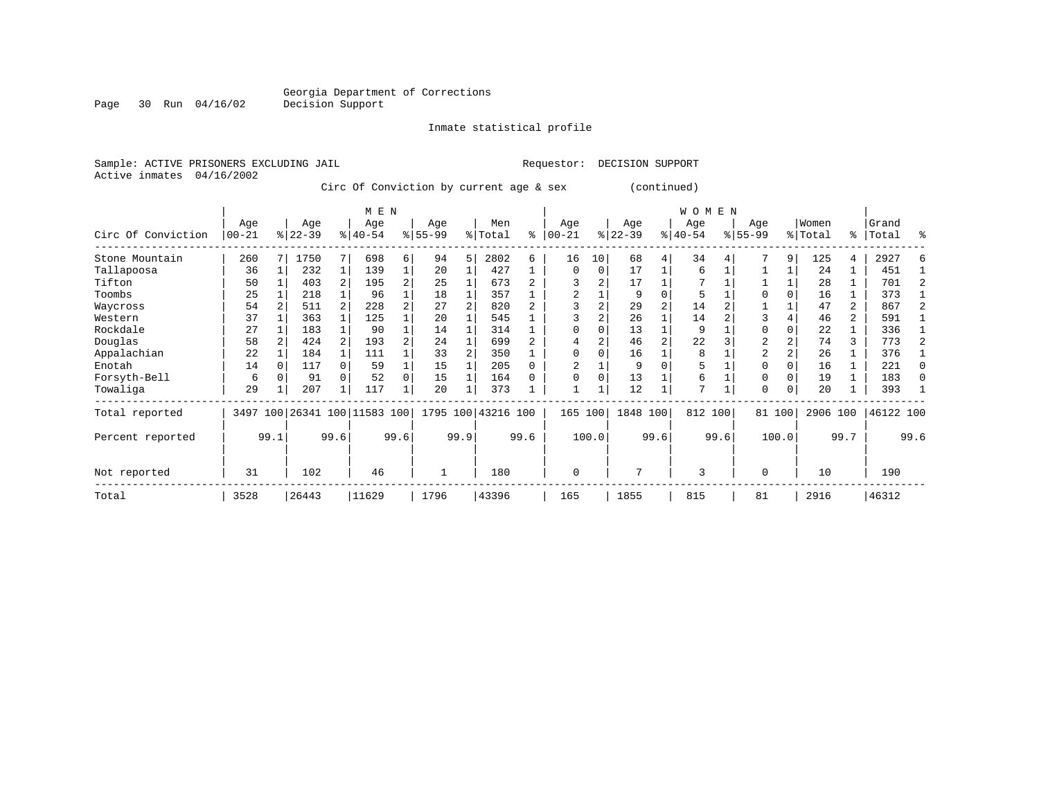Georgia Department of Corrections
Decision Support

Inmate statistical profile

Sample: ACTIVE PRISONERS EXCLUDING JAIL

Requestor: DECISION SUPPORT

Active inmates 04/16/2002

Circ Of Conviction by current age & sex (continued)

| Circ Of Conviction | MEN Age 00-21 | % | Age 22-39 | % | Age 40-54 | % | Age 55-99 | % | Men Total | % | WOMEN Age 00-21 | % | Age 22-39 | % | Age 40-54 | % | Age 55-99 | % | Women Total | % | Grand Total | % |
|---|---|---|---|---|---|---|---|---|---|---|---|---|---|---|---|---|---|---|---|---|---|---|
| Stone Mountain | 260 | 7 | 1750 | 7 | 698 | 6 | 94 | 5 | 2802 | 6 | 16 | 10 | 68 | 4 | 34 | 4 | 7 | 9 | 125 | 4 | 2927 | 6 |
| Tallapoosa | 36 | 1 | 232 | 1 | 139 | 1 | 20 | 1 | 427 | 1 | 0 | 0 | 17 | 1 | 6 | 1 | 1 | 1 | 24 | 1 | 451 | 1 |
| Tifton | 50 | 1 | 403 | 2 | 195 | 2 | 25 | 1 | 673 | 2 | 3 | 2 | 17 | 1 | 7 | 1 | 1 | 1 | 28 | 1 | 701 | 2 |
| Toombs | 25 | 1 | 218 | 1 | 96 | 1 | 18 | 1 | 357 | 1 | 2 | 1 | 9 | 0 | 5 | 1 | 0 | 0 | 16 | 1 | 373 | 1 |
| Waycross | 54 | 2 | 511 | 2 | 228 | 2 | 27 | 2 | 820 | 2 | 3 | 2 | 29 | 2 | 14 | 2 | 1 | 1 | 47 | 2 | 867 | 2 |
| Western | 37 | 1 | 363 | 1 | 125 | 1 | 20 | 1 | 545 | 1 | 3 | 2 | 26 | 1 | 14 | 2 | 3 | 4 | 46 | 2 | 591 | 1 |
| Rockdale | 27 | 1 | 183 | 1 | 90 | 1 | 14 | 1 | 314 | 1 | 0 | 0 | 13 | 1 | 9 | 1 | 0 | 0 | 22 | 1 | 336 | 1 |
| Douglas | 58 | 2 | 424 | 2 | 193 | 2 | 24 | 1 | 699 | 2 | 4 | 2 | 46 | 2 | 22 | 3 | 2 | 2 | 74 | 3 | 773 | 2 |
| Appalachian | 22 | 1 | 184 | 1 | 111 | 1 | 33 | 2 | 350 | 1 | 0 | 0 | 16 | 1 | 8 | 1 | 2 | 2 | 26 | 1 | 376 | 1 |
| Enotah | 14 | 0 | 117 | 0 | 59 | 1 | 15 | 1 | 205 | 0 | 2 | 1 | 9 | 0 | 5 | 1 | 0 | 0 | 16 | 1 | 221 | 0 |
| Forsyth-Bell | 6 | 0 | 91 | 0 | 52 | 0 | 15 | 1 | 164 | 0 | 0 | 0 | 13 | 1 | 6 | 1 | 0 | 0 | 19 | 1 | 183 | 0 |
| Towaliga | 29 | 1 | 207 | 1 | 117 | 1 | 20 | 1 | 373 | 1 | 1 | 1 | 12 | 1 | 7 | 1 | 0 | 0 | 20 | 1 | 393 | 1 |
| Total reported | 3497 | 100 | 26341 | 100 | 11583 | 100 | 1795 | 100 | 43216 | 100 | 165 | 100 | 1848 | 100 | 812 | 100 | 81 | 100 | 2906 | 100 | 46122 | 100 |
| Percent reported | | 99.1 | | 99.6 | | 99.6 | | 99.9 | | 99.6 | | 100.0 | | 99.6 | | 99.6 | | 100.0 | | 99.7 | | 99.6 |
| Not reported | 31 | | 102 | | 46 | | 1 | | 180 | | 0 | | 7 | | 3 | | 0 | | 10 | | 190 | |
| Total | 3528 | | 26443 | | 11629 | | 1796 | | 43396 | | 165 | | 1855 | | 815 | | 81 | | 2916 | | 46312 | |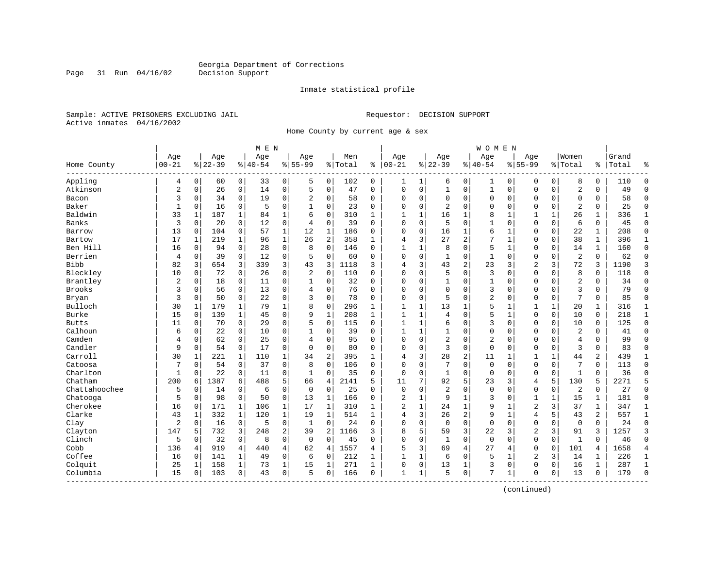Georgia Department of Corrections
Decision Support

Inmate statistical profile

Sample: ACTIVE PRISONERS EXCLUDING JAIL

Requestor: DECISION SUPPORT

Active inmates 04/16/2002

Home County by current age & sex

| Home County | MEN Age 00-21 | % | Age 22-39 | % | Age 40-54 | % | Age 55-99 | % | Men Total | % | WOMEN Age 00-21 | % | Age 22-39 | % | Age 40-54 | % | Age 55-99 | % | Women Total | % | Grand Total | % |
|---|---|---|---|---|---|---|---|---|---|---|---|---|---|---|---|---|---|---|---|---|---|---|
| Appling | 4 | 0 | 60 | 0 | 33 | 0 | 5 | 0 | 102 | 0 | 1 | 1 | 6 | 0 | 1 | 0 | 0 | 0 | 8 | 0 | 110 | 0 |
| Atkinson | 2 | 0 | 26 | 0 | 14 | 0 | 5 | 0 | 47 | 0 | 0 | 0 | 1 | 0 | 1 | 0 | 0 | 0 | 2 | 0 | 49 | 0 |
| Bacon | 3 | 0 | 34 | 0 | 19 | 0 | 2 | 0 | 58 | 0 | 0 | 0 | 0 | 0 | 0 | 0 | 0 | 0 | 0 | 0 | 58 | 0 |
| Baker | 1 | 0 | 16 | 0 | 5 | 0 | 1 | 0 | 23 | 0 | 0 | 0 | 2 | 0 | 0 | 0 | 0 | 0 | 2 | 0 | 25 | 0 |
| Baldwin | 33 | 1 | 187 | 1 | 84 | 1 | 6 | 0 | 310 | 1 | 1 | 1 | 16 | 1 | 8 | 1 | 1 | 1 | 26 | 1 | 336 | 1 |
| Banks | 3 | 0 | 20 | 0 | 12 | 0 | 4 | 0 | 39 | 0 | 0 | 0 | 5 | 0 | 1 | 0 | 0 | 0 | 6 | 0 | 45 | 0 |
| Barrow | 13 | 0 | 104 | 0 | 57 | 1 | 12 | 1 | 186 | 0 | 0 | 0 | 16 | 1 | 6 | 1 | 0 | 0 | 22 | 1 | 208 | 0 |
| Bartow | 17 | 1 | 219 | 1 | 96 | 1 | 26 | 2 | 358 | 1 | 4 | 3 | 27 | 2 | 7 | 1 | 0 | 0 | 38 | 1 | 396 | 1 |
| Ben Hill | 16 | 0 | 94 | 0 | 28 | 0 | 8 | 0 | 146 | 0 | 1 | 1 | 8 | 0 | 5 | 1 | 0 | 0 | 14 | 1 | 160 | 0 |
| Berrien | 4 | 0 | 39 | 0 | 12 | 0 | 5 | 0 | 60 | 0 | 0 | 0 | 1 | 0 | 1 | 0 | 0 | 0 | 2 | 0 | 62 | 0 |
| Bibb | 82 | 3 | 654 | 3 | 339 | 3 | 43 | 3 | 1118 | 3 | 4 | 3 | 43 | 2 | 23 | 3 | 2 | 3 | 72 | 3 | 1190 | 3 |
| Bleckley | 10 | 0 | 72 | 0 | 26 | 0 | 2 | 0 | 110 | 0 | 0 | 0 | 5 | 0 | 3 | 0 | 0 | 0 | 8 | 0 | 118 | 0 |
| Brantley | 2 | 0 | 18 | 0 | 11 | 0 | 1 | 0 | 32 | 0 | 0 | 0 | 1 | 0 | 1 | 0 | 0 | 0 | 2 | 0 | 34 | 0 |
| Brooks | 3 | 0 | 56 | 0 | 13 | 0 | 4 | 0 | 76 | 0 | 0 | 0 | 0 | 0 | 3 | 0 | 0 | 0 | 3 | 0 | 79 | 0 |
| Bryan | 3 | 0 | 50 | 0 | 22 | 0 | 3 | 0 | 78 | 0 | 0 | 0 | 5 | 0 | 2 | 0 | 0 | 0 | 7 | 0 | 85 | 0 |
| Bulloch | 30 | 1 | 179 | 1 | 79 | 1 | 8 | 0 | 296 | 1 | 1 | 1 | 13 | 1 | 5 | 1 | 1 | 1 | 20 | 1 | 316 | 1 |
| Burke | 15 | 0 | 139 | 1 | 45 | 0 | 9 | 1 | 208 | 1 | 1 | 1 | 4 | 0 | 5 | 1 | 0 | 0 | 10 | 0 | 218 | 1 |
| Butts | 11 | 0 | 70 | 0 | 29 | 0 | 5 | 0 | 115 | 0 | 1 | 1 | 6 | 0 | 3 | 0 | 0 | 0 | 10 | 0 | 125 | 0 |
| Calhoun | 6 | 0 | 22 | 0 | 10 | 0 | 1 | 0 | 39 | 0 | 1 | 1 | 1 | 0 | 0 | 0 | 0 | 0 | 2 | 0 | 41 | 0 |
| Camden | 4 | 0 | 62 | 0 | 25 | 0 | 4 | 0 | 95 | 0 | 0 | 0 | 2 | 0 | 2 | 0 | 0 | 0 | 4 | 0 | 99 | 0 |
| Candler | 9 | 0 | 54 | 0 | 17 | 0 | 0 | 0 | 80 | 0 | 0 | 0 | 3 | 0 | 0 | 0 | 0 | 0 | 3 | 0 | 83 | 0 |
| Carroll | 30 | 1 | 221 | 1 | 110 | 1 | 34 | 2 | 395 | 1 | 4 | 3 | 28 | 2 | 11 | 1 | 1 | 1 | 44 | 2 | 439 | 1 |
| Catoosa | 7 | 0 | 54 | 0 | 37 | 0 | 8 | 0 | 106 | 0 | 0 | 0 | 7 | 0 | 0 | 0 | 0 | 0 | 7 | 0 | 113 | 0 |
| Charlton | 1 | 0 | 22 | 0 | 11 | 0 | 1 | 0 | 35 | 0 | 0 | 0 | 1 | 0 | 0 | 0 | 0 | 0 | 1 | 0 | 36 | 0 |
| Chatham | 200 | 6 | 1387 | 6 | 488 | 5 | 66 | 4 | 2141 | 5 | 11 | 7 | 92 | 5 | 23 | 3 | 4 | 5 | 130 | 5 | 2271 | 5 |
| Chattahoochee | 5 | 0 | 14 | 0 | 6 | 0 | 0 | 0 | 25 | 0 | 0 | 0 | 2 | 0 | 0 | 0 | 0 | 0 | 2 | 0 | 27 | 0 |
| Chatooga | 5 | 0 | 98 | 0 | 50 | 0 | 13 | 1 | 166 | 0 | 2 | 1 | 9 | 1 | 3 | 0 | 1 | 1 | 15 | 1 | 181 | 0 |
| Cherokee | 16 | 0 | 171 | 1 | 106 | 1 | 17 | 1 | 310 | 1 | 2 | 1 | 24 | 1 | 9 | 1 | 2 | 3 | 37 | 1 | 347 | 1 |
| Clarke | 43 | 1 | 332 | 1 | 120 | 1 | 19 | 1 | 514 | 1 | 4 | 3 | 26 | 2 | 9 | 1 | 4 | 5 | 43 | 2 | 557 | 1 |
| Clay | 2 | 0 | 16 | 0 | 5 | 0 | 1 | 0 | 24 | 0 | 0 | 0 | 0 | 0 | 0 | 0 | 0 | 0 | 0 | 0 | 24 | 0 |
| Clayton | 147 | 5 | 732 | 3 | 248 | 2 | 39 | 2 | 1166 | 3 | 8 | 5 | 59 | 3 | 22 | 3 | 2 | 3 | 91 | 3 | 1257 | 3 |
| Clinch | 5 | 0 | 32 | 0 | 8 | 0 | 0 | 0 | 45 | 0 | 0 | 0 | 1 | 0 | 0 | 0 | 0 | 0 | 1 | 0 | 46 | 0 |
| Cobb | 136 | 4 | 919 | 4 | 440 | 4 | 62 | 4 | 1557 | 4 | 5 | 3 | 69 | 4 | 27 | 4 | 0 | 0 | 101 | 4 | 1658 | 4 |
| Coffee | 16 | 0 | 141 | 1 | 49 | 0 | 6 | 0 | 212 | 1 | 1 | 1 | 6 | 0 | 5 | 1 | 2 | 3 | 14 | 1 | 226 | 1 |
| Colquit | 25 | 1 | 158 | 1 | 73 | 1 | 15 | 1 | 271 | 1 | 0 | 0 | 13 | 1 | 3 | 0 | 0 | 0 | 16 | 1 | 287 | 1 |
| Columbia | 15 | 0 | 103 | 0 | 43 | 0 | 5 | 0 | 166 | 0 | 1 | 1 | 5 | 0 | 7 | 1 | 0 | 0 | 13 | 0 | 179 | 0 |

(continued)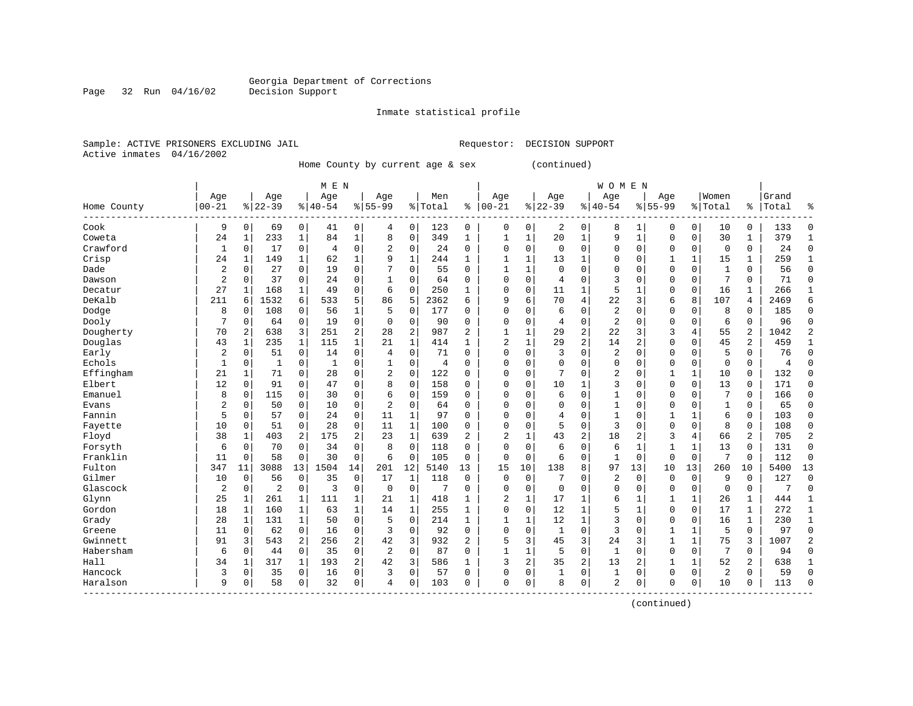Georgia Department of Corrections
Decision Support

Inmate statistical profile

Sample: ACTIVE PRISONERS EXCLUDING JAIL　　　　Requestor: DECISION SUPPORT
Active inmates 04/16/2002

Home County by current age & sex (continued)

| Home County | MEN Age 00-21 | % | Age 22-39 | % | Age 40-54 | % | Age 55-99 | % | Men Total | % | WOMEN Age 00-21 | % | Age 22-39 | % | Age 40-54 | % | Age 55-99 | % | Women Total | % | Grand Total | % |
|---|---|---|---|---|---|---|---|---|---|---|---|---|---|---|---|---|---|---|---|---|---|---|
| Cook | 9 | 0 | 69 | 0 | 41 | 0 | 4 | 0 | 123 | 0 | 0 | 0 | 2 | 0 | 8 | 1 | 0 | 0 | 10 | 0 | 133 | 0 |
| Coweta | 24 | 1 | 233 | 1 | 84 | 1 | 8 | 0 | 349 | 1 | 1 | 1 | 20 | 1 | 9 | 1 | 0 | 0 | 30 | 1 | 379 | 1 |
| Crawford | 1 | 0 | 17 | 0 | 4 | 0 | 2 | 0 | 24 | 0 | 0 | 0 | 0 | 0 | 0 | 0 | 0 | 0 | 0 | 0 | 24 | 0 |
| Crisp | 24 | 1 | 149 | 1 | 62 | 1 | 9 | 1 | 244 | 1 | 1 | 1 | 13 | 1 | 0 | 0 | 1 | 1 | 15 | 1 | 259 | 1 |
| Dade | 2 | 0 | 27 | 0 | 19 | 0 | 7 | 0 | 55 | 0 | 1 | 1 | 0 | 0 | 0 | 0 | 0 | 0 | 1 | 0 | 56 | 0 |
| Dawson | 2 | 0 | 37 | 0 | 24 | 0 | 1 | 0 | 64 | 0 | 0 | 0 | 4 | 0 | 3 | 0 | 0 | 0 | 7 | 0 | 71 | 0 |
| Decatur | 27 | 1 | 168 | 1 | 49 | 0 | 6 | 0 | 250 | 1 | 0 | 0 | 11 | 1 | 5 | 1 | 0 | 0 | 16 | 1 | 266 | 1 |
| DeKalb | 211 | 6 | 1532 | 6 | 533 | 5 | 86 | 5 | 2362 | 6 | 9 | 6 | 70 | 4 | 22 | 3 | 6 | 8 | 107 | 4 | 2469 | 6 |
| Dodge | 8 | 0 | 108 | 0 | 56 | 1 | 5 | 0 | 177 | 0 | 0 | 0 | 6 | 0 | 2 | 0 | 0 | 0 | 8 | 0 | 185 | 0 |
| Dooly | 7 | 0 | 64 | 0 | 19 | 0 | 0 | 0 | 90 | 0 | 0 | 0 | 4 | 0 | 2 | 0 | 0 | 0 | 6 | 0 | 96 | 0 |
| Dougherty | 70 | 2 | 638 | 3 | 251 | 2 | 28 | 2 | 987 | 2 | 1 | 1 | 29 | 2 | 22 | 3 | 3 | 4 | 55 | 2 | 1042 | 2 |
| Douglas | 43 | 1 | 235 | 1 | 115 | 1 | 21 | 1 | 414 | 1 | 2 | 1 | 29 | 2 | 14 | 2 | 0 | 0 | 45 | 2 | 459 | 1 |
| Early | 2 | 0 | 51 | 0 | 14 | 0 | 4 | 0 | 71 | 0 | 0 | 0 | 3 | 0 | 2 | 0 | 0 | 0 | 5 | 0 | 76 | 0 |
| Echols | 1 | 0 | 1 | 0 | 1 | 0 | 1 | 0 | 4 | 0 | 0 | 0 | 0 | 0 | 0 | 0 | 0 | 0 | 0 | 0 | 4 | 0 |
| Effingham | 21 | 1 | 71 | 0 | 28 | 0 | 2 | 0 | 122 | 0 | 0 | 0 | 7 | 0 | 2 | 0 | 1 | 1 | 10 | 0 | 132 | 0 |
| Elbert | 12 | 0 | 91 | 0 | 47 | 0 | 8 | 0 | 158 | 0 | 0 | 0 | 10 | 1 | 3 | 0 | 0 | 0 | 13 | 0 | 171 | 0 |
| Emanuel | 8 | 0 | 115 | 0 | 30 | 0 | 6 | 0 | 159 | 0 | 0 | 0 | 6 | 0 | 1 | 0 | 0 | 0 | 7 | 0 | 166 | 0 |
| Evans | 2 | 0 | 50 | 0 | 10 | 0 | 2 | 0 | 64 | 0 | 0 | 0 | 0 | 0 | 1 | 0 | 0 | 0 | 1 | 0 | 65 | 0 |
| Fannin | 5 | 0 | 57 | 0 | 24 | 0 | 11 | 1 | 97 | 0 | 0 | 0 | 4 | 0 | 1 | 0 | 1 | 1 | 6 | 0 | 103 | 0 |
| Fayette | 10 | 0 | 51 | 0 | 28 | 0 | 11 | 1 | 100 | 0 | 0 | 0 | 5 | 0 | 3 | 0 | 0 | 0 | 8 | 0 | 108 | 0 |
| Floyd | 38 | 1 | 403 | 2 | 175 | 2 | 23 | 1 | 639 | 2 | 2 | 1 | 43 | 2 | 18 | 2 | 3 | 4 | 66 | 2 | 705 | 2 |
| Forsyth | 6 | 0 | 70 | 0 | 34 | 0 | 8 | 0 | 118 | 0 | 0 | 0 | 6 | 0 | 6 | 1 | 1 | 1 | 13 | 0 | 131 | 0 |
| Franklin | 11 | 0 | 58 | 0 | 30 | 0 | 6 | 0 | 105 | 0 | 0 | 0 | 6 | 0 | 1 | 0 | 0 | 0 | 7 | 0 | 112 | 0 |
| Fulton | 347 | 11 | 3088 | 13 | 1504 | 14 | 201 | 12 | 5140 | 13 | 15 | 10 | 138 | 8 | 97 | 13 | 10 | 13 | 260 | 10 | 5400 | 13 |
| Gilmer | 10 | 0 | 56 | 0 | 35 | 0 | 17 | 1 | 118 | 0 | 0 | 0 | 7 | 0 | 2 | 0 | 0 | 0 | 9 | 0 | 127 | 0 |
| Glascock | 2 | 0 | 2 | 0 | 3 | 0 | 0 | 0 | 7 | 0 | 0 | 0 | 0 | 0 | 0 | 0 | 0 | 0 | 0 | 0 | 7 | 0 |
| Glynn | 25 | 1 | 261 | 1 | 111 | 1 | 21 | 1 | 418 | 1 | 2 | 1 | 17 | 1 | 6 | 1 | 1 | 1 | 26 | 1 | 444 | 1 |
| Gordon | 18 | 1 | 160 | 1 | 63 | 1 | 14 | 1 | 255 | 1 | 0 | 0 | 12 | 1 | 5 | 1 | 0 | 0 | 17 | 1 | 272 | 1 |
| Grady | 28 | 1 | 131 | 1 | 50 | 0 | 5 | 0 | 214 | 1 | 1 | 1 | 12 | 1 | 3 | 0 | 0 | 0 | 16 | 1 | 230 | 1 |
| Greene | 11 | 0 | 62 | 0 | 16 | 0 | 3 | 0 | 92 | 0 | 0 | 0 | 1 | 0 | 3 | 0 | 1 | 1 | 5 | 0 | 97 | 0 |
| Gwinnett | 91 | 3 | 543 | 2 | 256 | 2 | 42 | 3 | 932 | 2 | 5 | 3 | 45 | 3 | 24 | 3 | 1 | 1 | 75 | 3 | 1007 | 2 |
| Habersham | 6 | 0 | 44 | 0 | 35 | 0 | 2 | 0 | 87 | 0 | 1 | 1 | 5 | 0 | 1 | 0 | 0 | 0 | 7 | 0 | 94 | 0 |
| Hall | 34 | 1 | 317 | 1 | 193 | 2 | 42 | 3 | 586 | 1 | 3 | 2 | 35 | 2 | 13 | 2 | 1 | 1 | 52 | 2 | 638 | 1 |
| Hancock | 3 | 0 | 35 | 0 | 16 | 0 | 3 | 0 | 57 | 0 | 0 | 0 | 1 | 0 | 1 | 0 | 0 | 0 | 2 | 0 | 59 | 0 |
| Haralson | 9 | 0 | 58 | 0 | 32 | 0 | 4 | 0 | 103 | 0 | 0 | 0 | 8 | 0 | 2 | 0 | 0 | 0 | 10 | 0 | 113 | 0 |

(continued)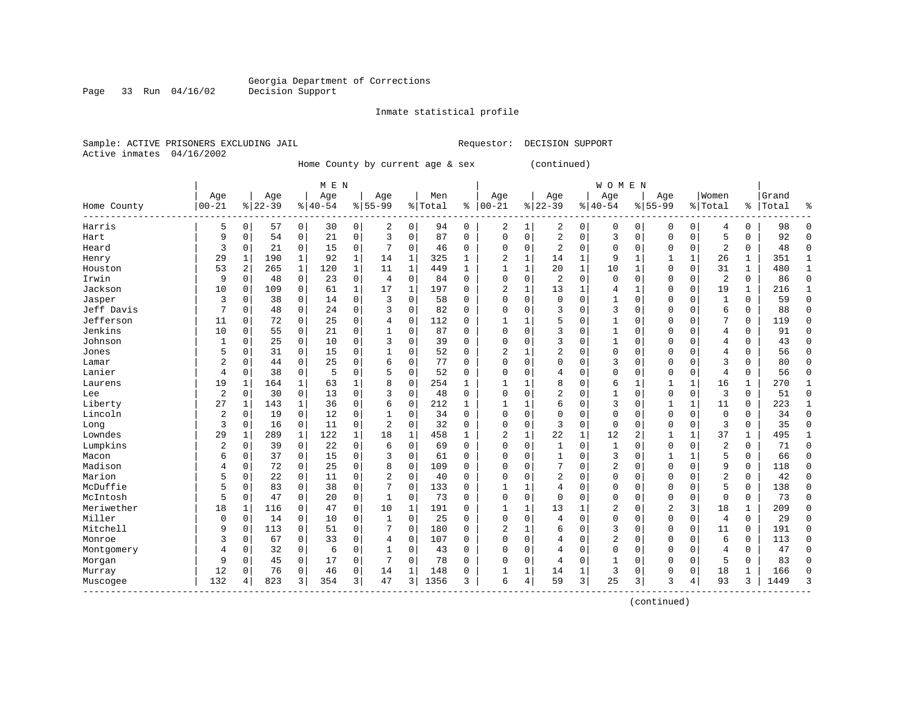Georgia Department of Corrections
Decision Support

Inmate statistical profile

Sample: ACTIVE PRISONERS EXCLUDING JAIL                                   Requestor: DECISION SUPPORT
Active inmates 04/16/2002

Home County by current age & sex (continued)

| Home County | MEN Age 00-21 | % | Age 22-39 | % | Age 40-54 | % | Age 55-99 | % | Men Total | % | WOMEN Age 00-21 | % | Age 22-39 | % | Age 40-54 | % | Age 55-99 | % | Women Total | % | Grand Total | % |
|---|---|---|---|---|---|---|---|---|---|---|---|---|---|---|---|---|---|---|---|---|---|---|
| Harris | 5 | 0 | 57 | 0 | 30 | 0 | 2 | 0 | 94 | 0 | 2 | 1 | 2 | 0 | 0 | 0 | 0 | 0 | 4 | 0 | 98 | 0 |
| Hart | 9 | 0 | 54 | 0 | 21 | 0 | 3 | 0 | 87 | 0 | 0 | 0 | 2 | 0 | 3 | 0 | 0 | 0 | 5 | 0 | 92 | 0 |
| Heard | 3 | 0 | 21 | 0 | 15 | 0 | 7 | 0 | 46 | 0 | 0 | 0 | 2 | 0 | 0 | 0 | 0 | 0 | 2 | 0 | 48 | 0 |
| Henry | 29 | 1 | 190 | 1 | 92 | 1 | 14 | 1 | 325 | 1 | 2 | 1 | 14 | 1 | 9 | 1 | 1 | 1 | 26 | 1 | 351 | 1 |
| Houston | 53 | 2 | 265 | 1 | 120 | 1 | 11 | 1 | 449 | 1 | 1 | 1 | 20 | 1 | 10 | 1 | 0 | 0 | 31 | 1 | 480 | 1 |
| Irwin | 9 | 0 | 48 | 0 | 23 | 0 | 4 | 0 | 84 | 0 | 0 | 0 | 2 | 0 | 0 | 0 | 0 | 0 | 2 | 0 | 86 | 0 |
| Jackson | 10 | 0 | 109 | 0 | 61 | 1 | 17 | 1 | 197 | 0 | 2 | 1 | 13 | 1 | 4 | 1 | 0 | 0 | 19 | 1 | 216 | 1 |
| Jasper | 3 | 0 | 38 | 0 | 14 | 0 | 3 | 0 | 58 | 0 | 0 | 0 | 0 | 0 | 1 | 0 | 0 | 0 | 1 | 0 | 59 | 0 |
| Jeff Davis | 7 | 0 | 48 | 0 | 24 | 0 | 3 | 0 | 82 | 0 | 0 | 0 | 3 | 0 | 3 | 0 | 0 | 0 | 6 | 0 | 88 | 0 |
| Jefferson | 11 | 0 | 72 | 0 | 25 | 0 | 4 | 0 | 112 | 0 | 1 | 1 | 5 | 0 | 1 | 0 | 0 | 0 | 7 | 0 | 119 | 0 |
| Jenkins | 10 | 0 | 55 | 0 | 21 | 0 | 1 | 0 | 87 | 0 | 0 | 0 | 3 | 0 | 1 | 0 | 0 | 0 | 4 | 0 | 91 | 0 |
| Johnson | 1 | 0 | 25 | 0 | 10 | 0 | 3 | 0 | 39 | 0 | 0 | 0 | 3 | 0 | 1 | 0 | 0 | 0 | 4 | 0 | 43 | 0 |
| Jones | 5 | 0 | 31 | 0 | 15 | 0 | 1 | 0 | 52 | 0 | 2 | 1 | 2 | 0 | 0 | 0 | 0 | 0 | 4 | 0 | 56 | 0 |
| Lamar | 2 | 0 | 44 | 0 | 25 | 0 | 6 | 0 | 77 | 0 | 0 | 0 | 0 | 0 | 3 | 0 | 0 | 0 | 3 | 0 | 80 | 0 |
| Lanier | 4 | 0 | 38 | 0 | 5 | 0 | 5 | 0 | 52 | 0 | 0 | 0 | 4 | 0 | 0 | 0 | 0 | 0 | 4 | 0 | 56 | 0 |
| Laurens | 19 | 1 | 164 | 1 | 63 | 1 | 8 | 0 | 254 | 1 | 1 | 1 | 8 | 0 | 6 | 1 | 1 | 1 | 16 | 1 | 270 | 1 |
| Lee | 2 | 0 | 30 | 0 | 13 | 0 | 3 | 0 | 48 | 0 | 0 | 0 | 2 | 0 | 1 | 0 | 0 | 0 | 3 | 0 | 51 | 0 |
| Liberty | 27 | 1 | 143 | 1 | 36 | 0 | 6 | 0 | 212 | 1 | 1 | 1 | 6 | 0 | 3 | 0 | 1 | 1 | 11 | 0 | 223 | 1 |
| Lincoln | 2 | 0 | 19 | 0 | 12 | 0 | 1 | 0 | 34 | 0 | 0 | 0 | 0 | 0 | 0 | 0 | 0 | 0 | 0 | 0 | 34 | 0 |
| Long | 3 | 0 | 16 | 0 | 11 | 0 | 2 | 0 | 32 | 0 | 0 | 0 | 3 | 0 | 0 | 0 | 0 | 0 | 3 | 0 | 35 | 0 |
| Lowndes | 29 | 1 | 289 | 1 | 122 | 1 | 18 | 1 | 458 | 1 | 2 | 1 | 22 | 1 | 12 | 2 | 1 | 1 | 37 | 1 | 495 | 1 |
| Lumpkins | 2 | 0 | 39 | 0 | 22 | 0 | 6 | 0 | 69 | 0 | 0 | 0 | 1 | 0 | 1 | 0 | 0 | 0 | 2 | 0 | 71 | 0 |
| Macon | 6 | 0 | 37 | 0 | 15 | 0 | 3 | 0 | 61 | 0 | 0 | 0 | 1 | 0 | 3 | 0 | 1 | 1 | 5 | 0 | 66 | 0 |
| Madison | 4 | 0 | 72 | 0 | 25 | 0 | 8 | 0 | 109 | 0 | 0 | 0 | 7 | 0 | 2 | 0 | 0 | 0 | 9 | 0 | 118 | 0 |
| Marion | 5 | 0 | 22 | 0 | 11 | 0 | 2 | 0 | 40 | 0 | 0 | 0 | 2 | 0 | 0 | 0 | 0 | 0 | 2 | 0 | 42 | 0 |
| McDuffie | 5 | 0 | 83 | 0 | 38 | 0 | 7 | 0 | 133 | 0 | 1 | 1 | 4 | 0 | 0 | 0 | 0 | 0 | 5 | 0 | 138 | 0 |
| McIntosh | 5 | 0 | 47 | 0 | 20 | 0 | 1 | 0 | 73 | 0 | 0 | 0 | 0 | 0 | 0 | 0 | 0 | 0 | 0 | 0 | 73 | 0 |
| Meriwether | 18 | 1 | 116 | 0 | 47 | 0 | 10 | 1 | 191 | 0 | 1 | 1 | 13 | 1 | 2 | 0 | 2 | 3 | 18 | 1 | 209 | 0 |
| Miller | 0 | 0 | 14 | 0 | 10 | 0 | 1 | 0 | 25 | 0 | 0 | 0 | 4 | 0 | 0 | 0 | 0 | 0 | 4 | 0 | 29 | 0 |
| Mitchell | 9 | 0 | 113 | 0 | 51 | 0 | 7 | 0 | 180 | 0 | 2 | 1 | 6 | 0 | 3 | 0 | 0 | 0 | 11 | 0 | 191 | 0 |
| Monroe | 3 | 0 | 67 | 0 | 33 | 0 | 4 | 0 | 107 | 0 | 0 | 0 | 4 | 0 | 2 | 0 | 0 | 0 | 6 | 0 | 113 | 0 |
| Montgomery | 4 | 0 | 32 | 0 | 6 | 0 | 1 | 0 | 43 | 0 | 0 | 0 | 4 | 0 | 0 | 0 | 0 | 0 | 4 | 0 | 47 | 0 |
| Morgan | 9 | 0 | 45 | 0 | 17 | 0 | 7 | 0 | 78 | 0 | 0 | 0 | 4 | 0 | 1 | 0 | 0 | 0 | 5 | 0 | 83 | 0 |
| Murray | 12 | 0 | 76 | 0 | 46 | 0 | 14 | 1 | 148 | 0 | 1 | 1 | 14 | 1 | 3 | 0 | 0 | 0 | 18 | 1 | 166 | 0 |
| Muscogee | 132 | 4 | 823 | 3 | 354 | 3 | 47 | 3 | 1356 | 3 | 6 | 4 | 59 | 3 | 25 | 3 | 3 | 4 | 93 | 3 | 1449 | 3 |

(continued)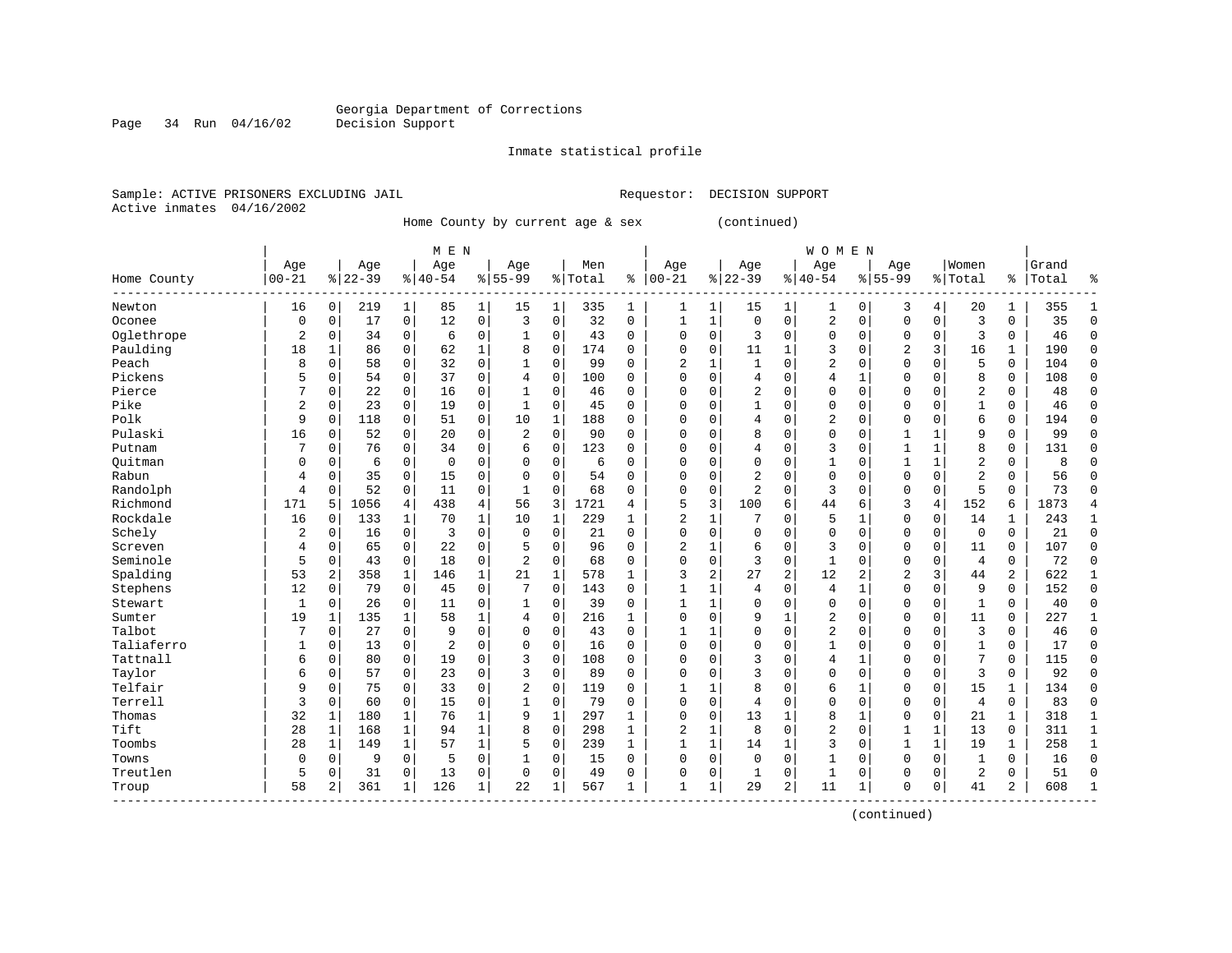Georgia Department of Corrections
Decision Support

Inmate statistical profile

Sample: ACTIVE PRISONERS EXCLUDING JAIL          Requestor: DECISION SUPPORT
Active inmates 04/16/2002

Home County by current age & sex (continued)

| Home County | MEN Age 00-21 | % | Age 22-39 | % | Age 40-54 | % | Age 55-99 | % | Men Total | % | WOMEN Age 00-21 | % | Age 22-39 | % | Age 40-54 | % | Age 55-99 | % | Women Total | % | Grand Total | % |
|---|---|---|---|---|---|---|---|---|---|---|---|---|---|---|---|---|---|---|---|---|---|---|
| Newton | 16 | 0 | 219 | 1 | 85 | 1 | 15 | 1 | 335 | 1 | 1 | 1 | 15 | 1 | 1 | 0 | 3 | 4 | 20 | 1 | 355 | 1 |
| Oconee | 0 | 0 | 17 | 0 | 12 | 0 | 3 | 0 | 32 | 0 | 1 | 1 | 0 | 0 | 2 | 0 | 0 | 0 | 3 | 0 | 35 | 0 |
| Oglethrope | 2 | 0 | 34 | 0 | 6 | 0 | 1 | 0 | 43 | 0 | 0 | 0 | 3 | 0 | 0 | 0 | 0 | 0 | 3 | 0 | 46 | 0 |
| Paulding | 18 | 1 | 86 | 0 | 62 | 1 | 8 | 0 | 174 | 0 | 0 | 0 | 11 | 1 | 3 | 0 | 2 | 3 | 16 | 1 | 190 | 0 |
| Peach | 8 | 0 | 58 | 0 | 32 | 0 | 1 | 0 | 99 | 0 | 2 | 1 | 1 | 0 | 2 | 0 | 0 | 0 | 5 | 0 | 104 | 0 |
| Pickens | 5 | 0 | 54 | 0 | 37 | 0 | 4 | 0 | 100 | 0 | 0 | 0 | 4 | 0 | 4 | 1 | 0 | 0 | 8 | 0 | 108 | 0 |
| Pierce | 7 | 0 | 22 | 0 | 16 | 0 | 1 | 0 | 46 | 0 | 0 | 0 | 2 | 0 | 0 | 0 | 0 | 0 | 2 | 0 | 48 | 0 |
| Pike | 2 | 0 | 23 | 0 | 19 | 0 | 1 | 0 | 45 | 0 | 0 | 0 | 1 | 0 | 0 | 0 | 0 | 0 | 1 | 0 | 46 | 0 |
| Polk | 9 | 0 | 118 | 0 | 51 | 0 | 10 | 1 | 188 | 0 | 0 | 0 | 4 | 0 | 2 | 0 | 0 | 0 | 6 | 0 | 194 | 0 |
| Pulaski | 16 | 0 | 52 | 0 | 20 | 0 | 2 | 0 | 90 | 0 | 0 | 0 | 8 | 0 | 0 | 0 | 1 | 1 | 9 | 0 | 99 | 0 |
| Putnam | 7 | 0 | 76 | 0 | 34 | 0 | 6 | 0 | 123 | 0 | 0 | 0 | 4 | 0 | 3 | 0 | 1 | 1 | 8 | 0 | 131 | 0 |
| Quitman | 0 | 0 | 6 | 0 | 0 | 0 | 0 | 0 | 6 | 0 | 0 | 0 | 0 | 0 | 1 | 0 | 1 | 1 | 2 | 0 | 8 | 0 |
| Rabun | 4 | 0 | 35 | 0 | 15 | 0 | 0 | 0 | 54 | 0 | 0 | 0 | 2 | 0 | 0 | 0 | 0 | 0 | 2 | 0 | 56 | 0 |
| Randolph | 4 | 0 | 52 | 0 | 11 | 0 | 1 | 0 | 68 | 0 | 0 | 0 | 2 | 0 | 3 | 0 | 0 | 0 | 5 | 0 | 73 | 0 |
| Richmond | 171 | 5 | 1056 | 4 | 438 | 4 | 56 | 3 | 1721 | 4 | 5 | 3 | 100 | 6 | 44 | 6 | 3 | 4 | 152 | 6 | 1873 | 4 |
| Rockdale | 16 | 0 | 133 | 1 | 70 | 1 | 10 | 1 | 229 | 1 | 2 | 1 | 7 | 0 | 5 | 1 | 0 | 0 | 14 | 1 | 243 | 1 |
| Schely | 2 | 0 | 16 | 0 | 3 | 0 | 0 | 0 | 21 | 0 | 0 | 0 | 0 | 0 | 0 | 0 | 0 | 0 | 0 | 0 | 21 | 0 |
| Screven | 4 | 0 | 65 | 0 | 22 | 0 | 5 | 0 | 96 | 0 | 2 | 1 | 6 | 0 | 3 | 0 | 0 | 0 | 11 | 0 | 107 | 0 |
| Seminole | 5 | 0 | 43 | 0 | 18 | 0 | 2 | 0 | 68 | 0 | 0 | 0 | 3 | 0 | 1 | 0 | 0 | 0 | 4 | 0 | 72 | 0 |
| Spalding | 53 | 2 | 358 | 1 | 146 | 1 | 21 | 1 | 578 | 1 | 3 | 2 | 27 | 2 | 12 | 2 | 2 | 3 | 44 | 2 | 622 | 1 |
| Stephens | 12 | 0 | 79 | 0 | 45 | 0 | 7 | 0 | 143 | 0 | 1 | 1 | 4 | 0 | 4 | 1 | 0 | 0 | 9 | 0 | 152 | 0 |
| Stewart | 1 | 0 | 26 | 0 | 11 | 0 | 1 | 0 | 39 | 0 | 1 | 1 | 0 | 0 | 0 | 0 | 0 | 0 | 1 | 0 | 40 | 0 |
| Sumter | 19 | 1 | 135 | 1 | 58 | 1 | 4 | 0 | 216 | 1 | 0 | 0 | 9 | 1 | 2 | 0 | 0 | 0 | 11 | 0 | 227 | 1 |
| Talbot | 7 | 0 | 27 | 0 | 9 | 0 | 0 | 0 | 43 | 0 | 1 | 1 | 0 | 0 | 2 | 0 | 0 | 0 | 3 | 0 | 46 | 0 |
| Taliaferro | 1 | 0 | 13 | 0 | 2 | 0 | 0 | 0 | 16 | 0 | 0 | 0 | 0 | 0 | 1 | 0 | 0 | 0 | 1 | 0 | 17 | 0 |
| Tattnall | 6 | 0 | 80 | 0 | 19 | 0 | 3 | 0 | 108 | 0 | 0 | 0 | 3 | 0 | 4 | 1 | 0 | 0 | 7 | 0 | 115 | 0 |
| Taylor | 6 | 0 | 57 | 0 | 23 | 0 | 3 | 0 | 89 | 0 | 0 | 0 | 3 | 0 | 0 | 0 | 0 | 0 | 3 | 0 | 92 | 0 |
| Telfair | 9 | 0 | 75 | 0 | 33 | 0 | 2 | 0 | 119 | 0 | 1 | 1 | 8 | 0 | 6 | 1 | 0 | 0 | 15 | 1 | 134 | 0 |
| Terrell | 3 | 0 | 60 | 0 | 15 | 0 | 1 | 0 | 79 | 0 | 0 | 0 | 4 | 0 | 0 | 0 | 0 | 0 | 4 | 0 | 83 | 0 |
| Thomas | 32 | 1 | 180 | 1 | 76 | 1 | 9 | 1 | 297 | 1 | 0 | 0 | 13 | 1 | 8 | 1 | 0 | 0 | 21 | 1 | 318 | 1 |
| Tift | 28 | 1 | 168 | 1 | 94 | 1 | 8 | 0 | 298 | 1 | 2 | 1 | 8 | 0 | 2 | 0 | 1 | 1 | 13 | 0 | 311 | 1 |
| Toombs | 28 | 1 | 149 | 1 | 57 | 1 | 5 | 0 | 239 | 1 | 1 | 1 | 14 | 1 | 3 | 0 | 1 | 1 | 19 | 1 | 258 | 1 |
| Towns | 0 | 0 | 9 | 0 | 5 | 0 | 1 | 0 | 15 | 0 | 0 | 0 | 0 | 0 | 1 | 0 | 0 | 0 | 1 | 0 | 16 | 0 |
| Treutlen | 5 | 0 | 31 | 0 | 13 | 0 | 0 | 0 | 49 | 0 | 0 | 0 | 1 | 0 | 1 | 0 | 0 | 0 | 2 | 0 | 51 | 0 |
| Troup | 58 | 2 | 361 | 1 | 126 | 1 | 22 | 1 | 567 | 1 | 1 | 1 | 29 | 2 | 11 | 1 | 0 | 0 | 41 | 2 | 608 | 1 |

(continued)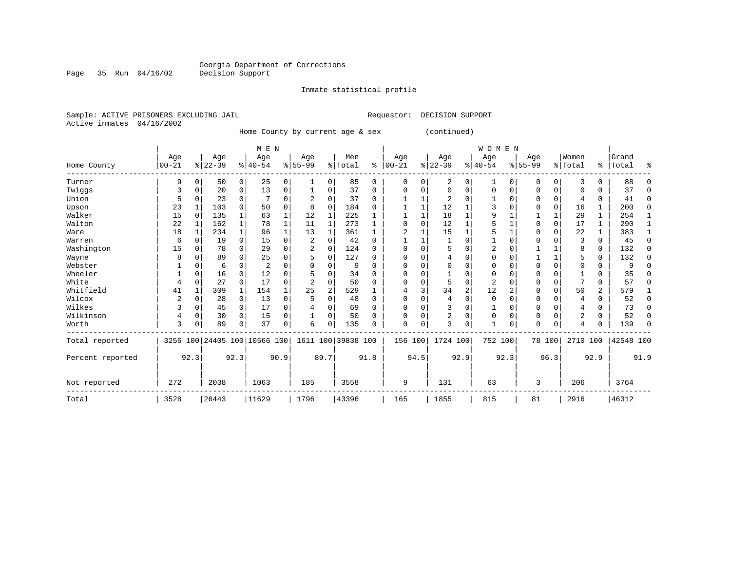Georgia Department of Corrections
Decision Support

Inmate statistical profile

Sample: ACTIVE PRISONERS EXCLUDING JAIL                Requestor: DECISION SUPPORT
Active inmates 04/16/2002

Home County by current age & sex (continued)

| Home County | MEN Age 00-21 | % | Age 22-39 | % | Age 40-54 | % | Age 55-99 | % | Men Total | % | WOMEN Age 00-21 | % | Age 22-39 | % | Age 40-54 | % | Age 55-99 | % | Women Total | % | Grand Total | % |
|---|---|---|---|---|---|---|---|---|---|---|---|---|---|---|---|---|---|---|---|---|---|---|
| Turner | 9 | 0 | 50 | 0 | 25 | 0 | 1 | 0 | 85 | 0 | 0 | 0 | 2 | 0 | 1 | 0 | 0 | 0 | 3 | 0 | 88 | 0 |
| Twiggs | 3 | 0 | 20 | 0 | 13 | 0 | 1 | 0 | 37 | 0 | 0 | 0 | 0 | 0 | 0 | 0 | 0 | 0 | 0 | 0 | 37 | 0 |
| Union | 5 | 0 | 23 | 0 | 7 | 0 | 2 | 0 | 37 | 0 | 1 | 1 | 2 | 0 | 1 | 0 | 0 | 0 | 4 | 0 | 41 | 0 |
| Upson | 23 | 1 | 103 | 0 | 50 | 0 | 8 | 0 | 184 | 0 | 1 | 1 | 12 | 1 | 3 | 0 | 0 | 0 | 16 | 1 | 200 | 0 |
| Walker | 15 | 0 | 135 | 1 | 63 | 1 | 12 | 1 | 225 | 1 | 1 | 1 | 18 | 1 | 9 | 1 | 1 | 1 | 29 | 1 | 254 | 1 |
| Walton | 22 | 1 | 162 | 1 | 78 | 1 | 11 | 1 | 273 | 1 | 0 | 0 | 12 | 1 | 5 | 1 | 0 | 0 | 17 | 1 | 290 | 1 |
| Ware | 18 | 1 | 234 | 1 | 96 | 1 | 13 | 1 | 361 | 1 | 2 | 1 | 15 | 1 | 5 | 1 | 0 | 0 | 22 | 1 | 383 | 1 |
| Warren | 6 | 0 | 19 | 0 | 15 | 0 | 2 | 0 | 42 | 0 | 1 | 1 | 1 | 0 | 1 | 0 | 0 | 0 | 3 | 0 | 45 | 0 |
| Washington | 15 | 0 | 78 | 0 | 29 | 0 | 2 | 0 | 124 | 0 | 0 | 0 | 5 | 0 | 2 | 0 | 1 | 1 | 8 | 0 | 132 | 0 |
| Wayne | 8 | 0 | 89 | 0 | 25 | 0 | 5 | 0 | 127 | 0 | 0 | 0 | 4 | 0 | 0 | 0 | 1 | 1 | 5 | 0 | 132 | 0 |
| Webster | 1 | 0 | 6 | 0 | 2 | 0 | 0 | 0 | 9 | 0 | 0 | 0 | 0 | 0 | 0 | 0 | 0 | 0 | 0 | 0 | 9 | 0 |
| Wheeler | 1 | 0 | 16 | 0 | 12 | 0 | 5 | 0 | 34 | 0 | 0 | 0 | 1 | 0 | 0 | 0 | 0 | 0 | 1 | 0 | 35 | 0 |
| White | 4 | 0 | 27 | 0 | 17 | 0 | 2 | 0 | 50 | 0 | 0 | 0 | 5 | 0 | 2 | 0 | 0 | 0 | 7 | 0 | 57 | 0 |
| Whitfield | 41 | 1 | 309 | 1 | 154 | 1 | 25 | 2 | 529 | 1 | 4 | 3 | 34 | 2 | 12 | 2 | 0 | 0 | 50 | 2 | 579 | 1 |
| Wilcox | 2 | 0 | 28 | 0 | 13 | 0 | 5 | 0 | 48 | 0 | 0 | 0 | 4 | 0 | 0 | 0 | 0 | 0 | 4 | 0 | 52 | 0 |
| Wilkes | 3 | 0 | 45 | 0 | 17 | 0 | 4 | 0 | 69 | 0 | 0 | 0 | 3 | 0 | 1 | 0 | 0 | 0 | 4 | 0 | 73 | 0 |
| Wilkinson | 4 | 0 | 30 | 0 | 15 | 0 | 1 | 0 | 50 | 0 | 0 | 0 | 2 | 0 | 0 | 0 | 0 | 0 | 2 | 0 | 52 | 0 |
| Worth | 3 | 0 | 89 | 0 | 37 | 0 | 6 | 0 | 135 | 0 | 0 | 0 | 3 | 0 | 1 | 0 | 0 | 0 | 4 | 0 | 139 | 0 |
| Total reported | 3256 | 100 | 24405 | 100 | 10566 | 100 | 1611 | 100 | 39838 | 100 | 156 | 100 | 1724 | 100 | 752 | 100 | 78 | 100 | 2710 | 100 | 42548 | 100 |
| Percent reported | | 92.3 | | 92.3 | | 90.9 | | 89.7 | | 91.8 | | 94.5 | | 92.9 | | 92.3 | | 96.3 | | 92.9 | | 91.9 |
| Not reported | 272 | | 2038 | | 1063 | | 185 | | 3558 | | 9 | | 131 | | 63 | | 3 | | 206 | | 3764 | |
| Total | 3528 | | 26443 | | 11629 | | 1796 | | 43396 | | 165 | | 1855 | | 815 | | 81 | | 2916 | | 46312 | |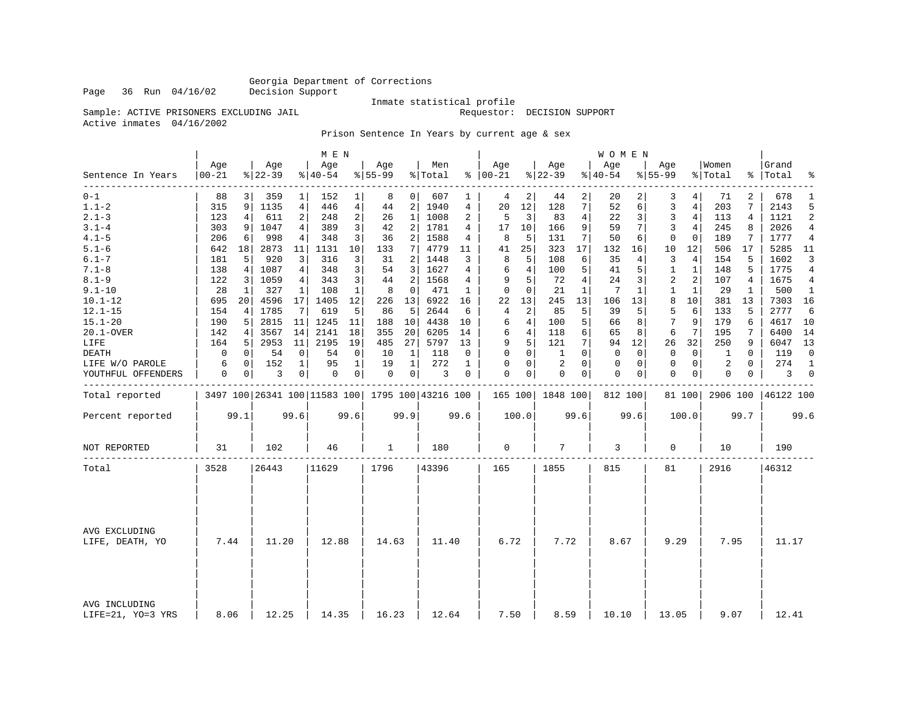Georgia Department of Corrections
Decision Support

Inmate statistical profile

Sample: ACTIVE PRISONERS EXCLUDING JAIL — Requestor: DECISION SUPPORT

Active inmates 04/16/2002

Prison Sentence In Years by current age & sex

| Sentence In Years | MEN Age 00-21 | % | Age 22-39 | % | Age 40-54 | % | Age 55-99 | % | Men Total | % | WOMEN Age 00-21 | % | Age 22-39 | % | Age 40-54 | % | Age 55-99 | % | Women Total | % | Grand Total | % |
|---|---|---|---|---|---|---|---|---|---|---|---|---|---|---|---|---|---|---|---|---|---|---|
| 0-1 | 88 | 3 | 359 | 1 | 152 | 1 | 8 | 0 | 607 | 1 | 4 | 2 | 44 | 2 | 20 | 2 | 3 | 4 | 71 | 2 | 678 | 1 |
| 1.1-2 | 315 | 9 | 1135 | 4 | 446 | 4 | 44 | 2 | 1940 | 4 | 20 | 12 | 128 | 7 | 52 | 6 | 3 | 4 | 203 | 7 | 2143 | 5 |
| 2.1-3 | 123 | 4 | 611 | 2 | 248 | 2 | 26 | 1 | 1008 | 2 | 5 | 3 | 83 | 4 | 22 | 3 | 3 | 4 | 113 | 4 | 1121 | 2 |
| 3.1-4 | 303 | 9 | 1047 | 4 | 389 | 3 | 42 | 2 | 1781 | 4 | 17 | 10 | 166 | 9 | 59 | 7 | 3 | 4 | 245 | 8 | 2026 | 4 |
| 4.1-5 | 206 | 6 | 998 | 4 | 348 | 3 | 36 | 2 | 1588 | 4 | 8 | 5 | 131 | 7 | 50 | 6 | 0 | 0 | 189 | 7 | 1777 | 4 |
| 5.1-6 | 642 | 18 | 2873 | 11 | 1131 | 10 | 133 | 7 | 4779 | 11 | 41 | 25 | 323 | 17 | 132 | 16 | 10 | 12 | 506 | 17 | 5285 | 11 |
| 6.1-7 | 181 | 5 | 920 | 3 | 316 | 3 | 31 | 2 | 1448 | 3 | 8 | 5 | 108 | 6 | 35 | 4 | 3 | 4 | 154 | 5 | 1602 | 3 |
| 7.1-8 | 138 | 4 | 1087 | 4 | 348 | 3 | 54 | 3 | 1627 | 4 | 6 | 4 | 100 | 5 | 41 | 5 | 1 | 1 | 148 | 5 | 1775 | 4 |
| 8.1-9 | 122 | 3 | 1059 | 4 | 343 | 3 | 44 | 2 | 1568 | 4 | 9 | 5 | 72 | 4 | 24 | 3 | 2 | 2 | 107 | 4 | 1675 | 4 |
| 9.1-10 | 28 | 1 | 327 | 1 | 108 | 1 | 8 | 0 | 471 | 1 | 0 | 0 | 21 | 1 | 7 | 1 | 1 | 1 | 29 | 1 | 500 | 1 |
| 10.1-12 | 695 | 20 | 4596 | 17 | 1405 | 12 | 226 | 13 | 6922 | 16 | 22 | 13 | 245 | 13 | 106 | 13 | 8 | 10 | 381 | 13 | 7303 | 16 |
| 12.1-15 | 154 | 4 | 1785 | 7 | 619 | 5 | 86 | 5 | 2644 | 6 | 4 | 2 | 85 | 5 | 39 | 5 | 5 | 6 | 133 | 5 | 2777 | 6 |
| 15.1-20 | 190 | 5 | 2815 | 11 | 1245 | 11 | 188 | 10 | 4438 | 10 | 6 | 4 | 100 | 5 | 66 | 8 | 7 | 9 | 179 | 6 | 4617 | 10 |
| 20.1-OVER | 142 | 4 | 3567 | 14 | 2141 | 18 | 355 | 20 | 6205 | 14 | 6 | 4 | 118 | 6 | 65 | 8 | 6 | 7 | 195 | 7 | 6400 | 14 |
| LIFE | 164 | 5 | 2953 | 11 | 2195 | 19 | 485 | 27 | 5797 | 13 | 9 | 5 | 121 | 7 | 94 | 12 | 26 | 32 | 250 | 9 | 6047 | 13 |
| DEATH | 0 | 0 | 54 | 0 | 54 | 0 | 10 | 1 | 118 | 0 | 0 | 0 | 1 | 0 | 0 | 0 | 0 | 0 | 1 | 0 | 119 | 0 |
| LIFE W/O PAROLE | 6 | 0 | 152 | 1 | 95 | 1 | 19 | 1 | 272 | 1 | 0 | 0 | 2 | 0 | 0 | 0 | 0 | 0 | 2 | 0 | 274 | 1 |
| YOUTHFUL OFFENDERS | 0 | 0 | 3 | 0 | 0 | 0 | 0 | 0 | 3 | 0 | 0 | 0 | 0 | 0 | 0 | 0 | 0 | 0 | 0 | 0 | 3 | 0 |
| Total reported | 3497 | 100 | 26341 | 100 | 11583 | 100 | 1795 | 100 | 43216 | 100 | 165 | 100 | 1848 | 100 | 812 | 100 | 81 | 100 | 2906 | 100 | 46122 | 100 |
| Percent reported | 99.1 | | 99.6 | | 99.6 | | 99.9 | | 99.6 | | 100.0 | | 99.6 | | 99.6 | | 100.0 | | 99.7 | | 99.6 | |
| NOT REPORTED | 31 | | 102 | | 46 | | 1 | | 180 | | 0 | | 7 | | 3 | | 0 | | 10 | | 190 | |
| Total | 3528 | | 26443 | | 11629 | | 1796 | | 43396 | | 165 | | 1855 | | 815 | | 81 | | 2916 | | 46312 | |
| AVG EXCLUDING LIFE, DEATH, YO | 7.44 | | 11.20 | | 12.88 | | 14.63 | | 11.40 | | 6.72 | | 7.72 | | 8.67 | | 9.29 | | 7.95 | | 11.17 | |
| AVG INCLUDING LIFE=21, YO=3 YRS | 8.06 | | 12.25 | | 14.35 | | 16.23 | | 12.64 | | 7.50 | | 8.59 | | 10.10 | | 13.05 | | 9.07 | | 12.41 | |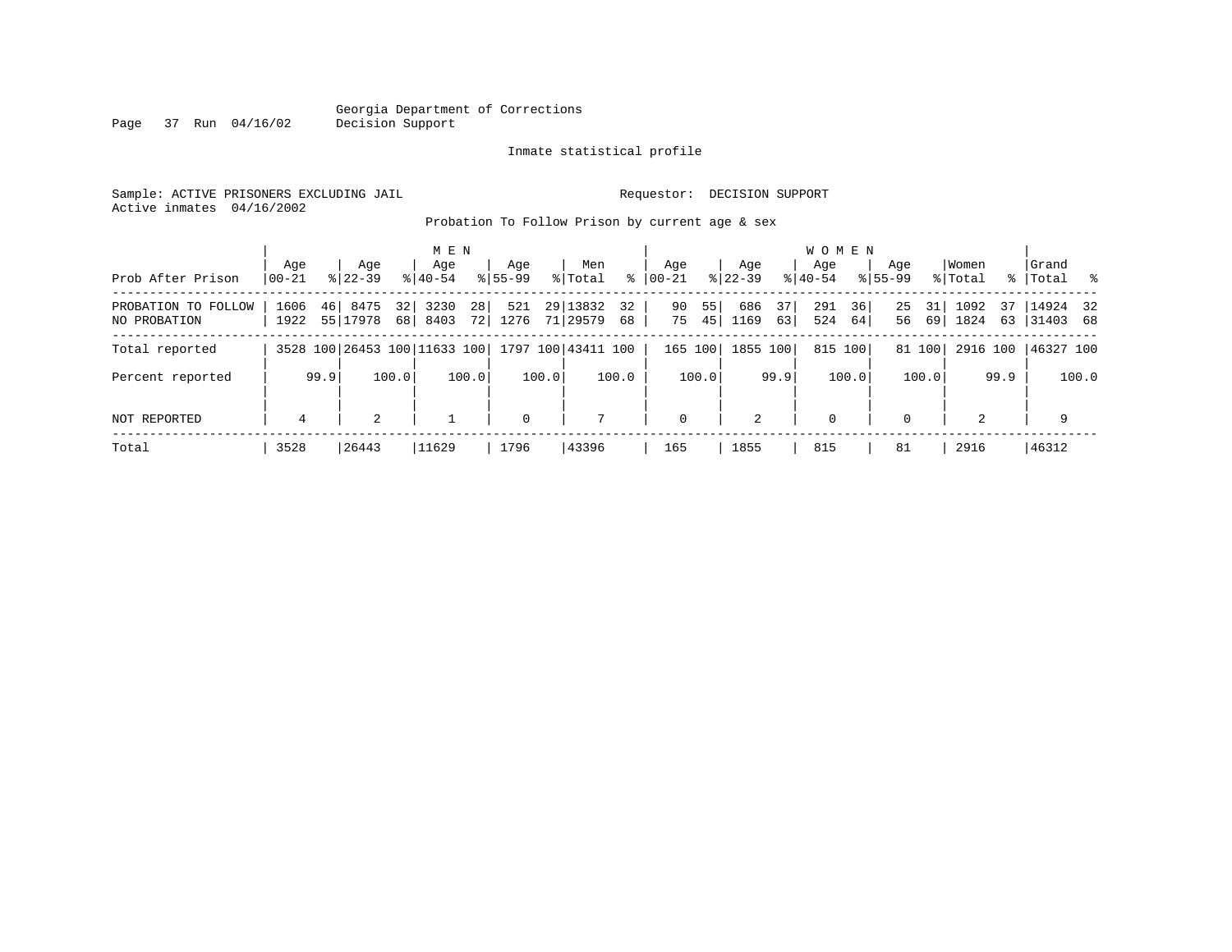Georgia Department of Corrections
Decision Support

Inmate statistical profile

Sample: ACTIVE PRISONERS EXCLUDING JAIL    Requestor: DECISION SUPPORT
Active inmates 04/16/2002

Probation To Follow Prison by current age & sex

| Prob After Prison | MEN Age 00-21 | % | Age 22-39 | % | Age 40-54 | % | Age 55-99 | % | Men Total | % | WOMEN Age 00-21 | % | Age 22-39 | % | Age 40-54 | % | Age 55-99 | % | Women Total | % | Grand Total | % |
|---|---|---|---|---|---|---|---|---|---|---|---|---|---|---|---|---|---|---|---|---|---|---|
| PROBATION TO FOLLOW | 1606 | 46 | 8475 | 32 | 3230 | 28 | 521 | 29 | 13832 | 32 | 90 | 55 | 686 | 37 | 291 | 36 | 25 | 31 | 1092 | 37 | 14924 | 32 |
| NO PROBATION | 1922 | 55 | 17978 | 68 | 8403 | 72 | 1276 | 71 | 29579 | 68 | 75 | 45 | 1169 | 63 | 524 | 64 | 56 | 69 | 1824 | 63 | 31403 | 68 |
| Total reported | 3528 | 100 | 26453 | 100 | 11633 | 100 | 1797 | 100 | 43411 | 100 | 165 | 100 | 1855 | 100 | 815 | 100 | 81 | 100 | 2916 | 100 | 46327 | 100 |
| Percent reported | | 99.9 | | 100.0 | | 100.0 | | 100.0 | | 100.0 | | 100.0 | | 99.9 | | 100.0 | | 100.0 | | 99.9 | | 100.0 |
| NOT REPORTED | 4 | | 2 | | 1 | | 0 | | 7 | | 0 | | 2 | | 0 | | 0 | | 2 | | 9 | |
| Total | 3528 | | 26443 | | 11629 | | 1796 | | 43396 | | 165 | | 1855 | | 815 | | 81 | | 2916 | | 46312 | |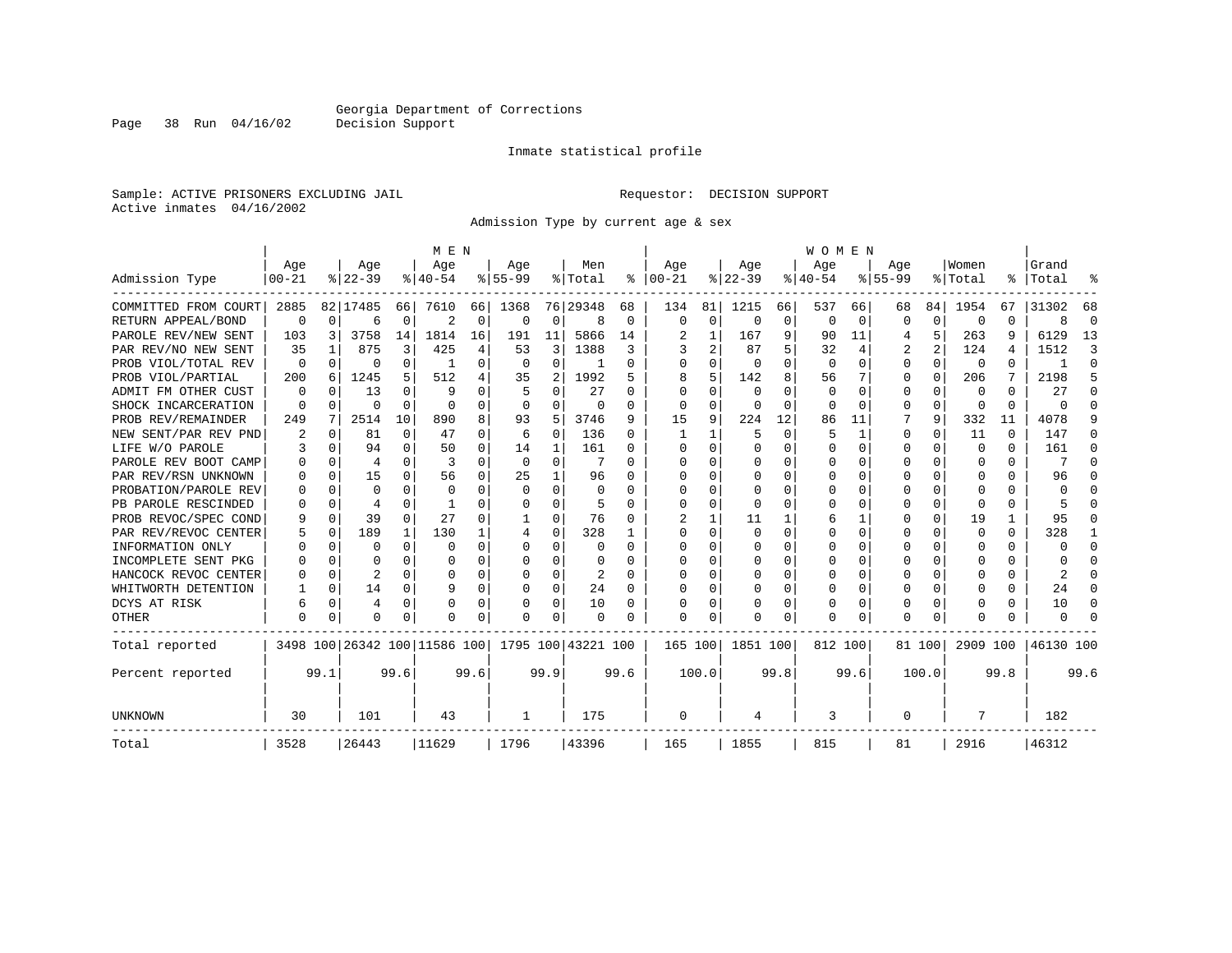Georgia Department of Corrections
Decision Support

Inmate statistical profile

Sample: ACTIVE PRISONERS EXCLUDING JAIL

Requestor: DECISION SUPPORT

Active inmates 04/16/2002

Admission Type by current age & sex

| Admission Type | MEN Age 00-21 | % | Age 22-39 | % | Age 40-54 | % | Age 55-99 | % | Men Total | % | WOMEN Age 00-21 | % | Age 22-39 | % | Age 40-54 | % | Age 55-99 | % | Women Total | % | Grand Total | % |
|---|---|---|---|---|---|---|---|---|---|---|---|---|---|---|---|---|---|---|---|---|---|---|
| COMMITTED FROM COURT | 2885 | 82 | 17485 | 66 | 7610 | 66 | 1368 | 76 | 29348 | 68 | 134 | 81 | 1215 | 66 | 537 | 66 | 68 | 84 | 1954 | 67 | 31302 | 68 |
| RETURN APPEAL/BOND | 0 | 0 | 6 | 0 | 2 | 0 | 0 | 0 | 8 | 0 | 0 | 0 | 0 | 0 | 0 | 0 | 0 | 0 | 0 | 0 | 8 | 0 |
| PAROLE REV/NEW SENT | 103 | 3 | 3758 | 14 | 1814 | 16 | 191 | 11 | 5866 | 14 | 2 | 1 | 167 | 9 | 90 | 11 | 4 | 5 | 263 | 9 | 6129 | 13 |
| PAR REV/NO NEW SENT | 35 | 1 | 875 | 3 | 425 | 4 | 53 | 3 | 1388 | 3 | 3 | 2 | 87 | 5 | 32 | 4 | 2 | 2 | 124 | 4 | 1512 | 3 |
| PROB VIOL/TOTAL REV | 0 | 0 | 0 | 0 | 1 | 0 | 0 | 0 | 1 | 0 | 0 | 0 | 0 | 0 | 0 | 0 | 0 | 0 | 0 | 0 | 1 | 0 |
| PROB VIOL/PARTIAL | 200 | 6 | 1245 | 5 | 512 | 4 | 35 | 2 | 1992 | 5 | 8 | 5 | 142 | 8 | 56 | 7 | 0 | 0 | 206 | 7 | 2198 | 5 |
| ADMIT FM OTHER CUST | 0 | 0 | 13 | 0 | 9 | 0 | 5 | 0 | 27 | 0 | 0 | 0 | 0 | 0 | 0 | 0 | 0 | 0 | 0 | 0 | 27 | 0 |
| SHOCK INCARCERATION | 0 | 0 | 0 | 0 | 0 | 0 | 0 | 0 | 0 | 0 | 0 | 0 | 0 | 0 | 0 | 0 | 0 | 0 | 0 | 0 | 0 | 0 |
| PROB REV/REMAINDER | 249 | 7 | 2514 | 10 | 890 | 8 | 93 | 5 | 3746 | 9 | 15 | 9 | 224 | 12 | 86 | 11 | 7 | 9 | 332 | 11 | 4078 | 9 |
| NEW SENT/PAR REV PND | 2 | 0 | 81 | 0 | 47 | 0 | 6 | 0 | 136 | 0 | 1 | 1 | 5 | 0 | 5 | 1 | 0 | 0 | 11 | 0 | 147 | 0 |
| LIFE W/O PAROLE | 3 | 0 | 94 | 0 | 50 | 0 | 14 | 1 | 161 | 0 | 0 | 0 | 0 | 0 | 0 | 0 | 0 | 0 | 0 | 0 | 161 | 0 |
| PAROLE REV BOOT CAMP | 0 | 0 | 4 | 0 | 3 | 0 | 0 | 0 | 7 | 0 | 0 | 0 | 0 | 0 | 0 | 0 | 0 | 0 | 0 | 0 | 7 | 0 |
| PAR REV/RSN UNKNOWN | 0 | 0 | 15 | 0 | 56 | 0 | 25 | 1 | 96 | 0 | 0 | 0 | 0 | 0 | 0 | 0 | 0 | 0 | 0 | 0 | 96 | 0 |
| PROBATION/PAROLE REV | 0 | 0 | 0 | 0 | 0 | 0 | 0 | 0 | 0 | 0 | 0 | 0 | 0 | 0 | 0 | 0 | 0 | 0 | 0 | 0 | 0 | 0 |
| PB PAROLE RESCINDED | 0 | 0 | 4 | 0 | 1 | 0 | 0 | 0 | 5 | 0 | 0 | 0 | 0 | 0 | 0 | 0 | 0 | 0 | 0 | 0 | 5 | 0 |
| PROB REVOC/SPEC COND | 9 | 0 | 39 | 0 | 27 | 0 | 1 | 0 | 76 | 0 | 2 | 1 | 11 | 1 | 6 | 1 | 0 | 0 | 19 | 1 | 95 | 0 |
| PAR REV/REVOC CENTER | 5 | 0 | 189 | 1 | 130 | 1 | 4 | 0 | 328 | 1 | 0 | 0 | 0 | 0 | 0 | 0 | 0 | 0 | 0 | 0 | 328 | 1 |
| INFORMATION ONLY | 0 | 0 | 0 | 0 | 0 | 0 | 0 | 0 | 0 | 0 | 0 | 0 | 0 | 0 | 0 | 0 | 0 | 0 | 0 | 0 | 0 | 0 |
| INCOMPLETE SENT PKG | 0 | 0 | 0 | 0 | 0 | 0 | 0 | 0 | 0 | 0 | 0 | 0 | 0 | 0 | 0 | 0 | 0 | 0 | 0 | 0 | 0 | 0 |
| HANCOCK REVOC CENTER | 0 | 0 | 2 | 0 | 0 | 0 | 0 | 0 | 2 | 0 | 0 | 0 | 0 | 0 | 0 | 0 | 0 | 0 | 0 | 0 | 2 | 0 |
| WHITWORTH DETENTION | 1 | 0 | 14 | 0 | 9 | 0 | 0 | 0 | 24 | 0 | 0 | 0 | 0 | 0 | 0 | 0 | 0 | 0 | 0 | 0 | 24 | 0 |
| DCYS AT RISK | 6 | 0 | 4 | 0 | 0 | 0 | 0 | 0 | 10 | 0 | 0 | 0 | 0 | 0 | 0 | 0 | 0 | 0 | 0 | 0 | 10 | 0 |
| OTHER | 0 | 0 | 0 | 0 | 0 | 0 | 0 | 0 | 0 | 0 | 0 | 0 | 0 | 0 | 0 | 0 | 0 | 0 | 0 | 0 | 0 | 0 |
| Total reported | 3498 | 100 | 26342 | 100 | 11586 | 100 | 1795 | 100 | 43221 | 100 | 165 | 100 | 1851 | 100 | 812 | 100 | 81 | 100 | 2909 | 100 | 46130 | 100 |
| Percent reported | | 99.1 | | 99.6 | | 99.6 | | 99.9 | | 99.6 | | 100.0 | | 99.8 | | 99.6 | | 100.0 | | 99.8 | | 99.6 |
| UNKNOWN | 30 | | 101 | | 43 | | 1 | | 175 | | 0 | | 4 | | 3 | | 0 | | 7 | | 182 | |
| Total | 3528 | | 26443 | | 11629 | | 1796 | | 43396 | | 165 | | 1855 | | 815 | | 81 | | 2916 | | 46312 | |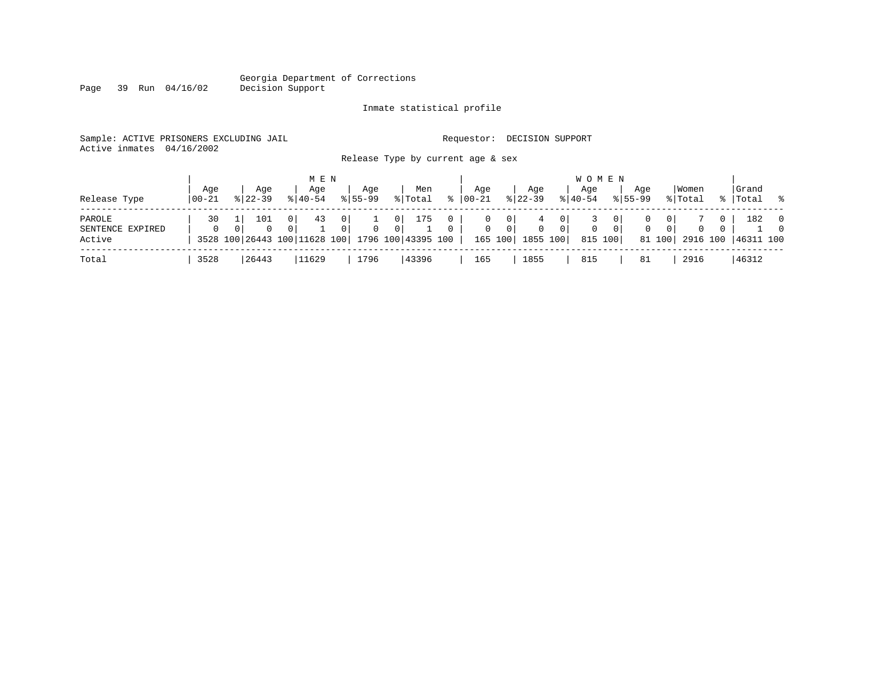Georgia Department of Corrections
Decision Support

Inmate statistical profile

Sample: ACTIVE PRISONERS EXCLUDING JAIL                 Requestor: DECISION SUPPORT
Active inmates 04/16/2002

Release Type by current age & sex

| | MEN | | | | | | | | | | WOMEN | | | | | | | | | | | |
|---|---|---|---|---|---|---|---|---|---|---|---|---|---|---|---|---|---|---|---|---|---|---|
| Release Type | Age 00-21 | % | Age 22-39 | % | Age 40-54 | % | Age 55-99 | % | Men Total | % | Age 00-21 | % | Age 22-39 | % | Age 40-54 | % | Age 55-99 | % | Women Total | % | Grand Total | % |
| PAROLE | 30 | 1 | 101 | 0 | 43 | 0 | 1 | 0 | 175 | 0 | 0 | 0 | 4 | 0 | 3 | 0 | 0 | 0 | 7 | 0 | 182 | 0 |
| SENTENCE EXPIRED | 0 | 0 | 0 | 0 | 1 | 0 | 0 | 0 | 1 | 0 | 0 | 0 | 0 | 0 | 0 | 0 | 0 | 0 | 0 | 0 | 1 | 0 |
| Active | 3528 | 100 | 26443 | 100 | 11628 | 100 | 1796 | 100 | 43395 | 100 | 165 | 100 | 1855 | 100 | 815 | 100 | 81 | 100 | 2916 | 100 | 46311 | 100 |
| Total | 3528 | | 26443 | | 11629 | | 1796 | | 43396 | | 165 | | 1855 | | 815 | | 81 | | 2916 | | 46312 | |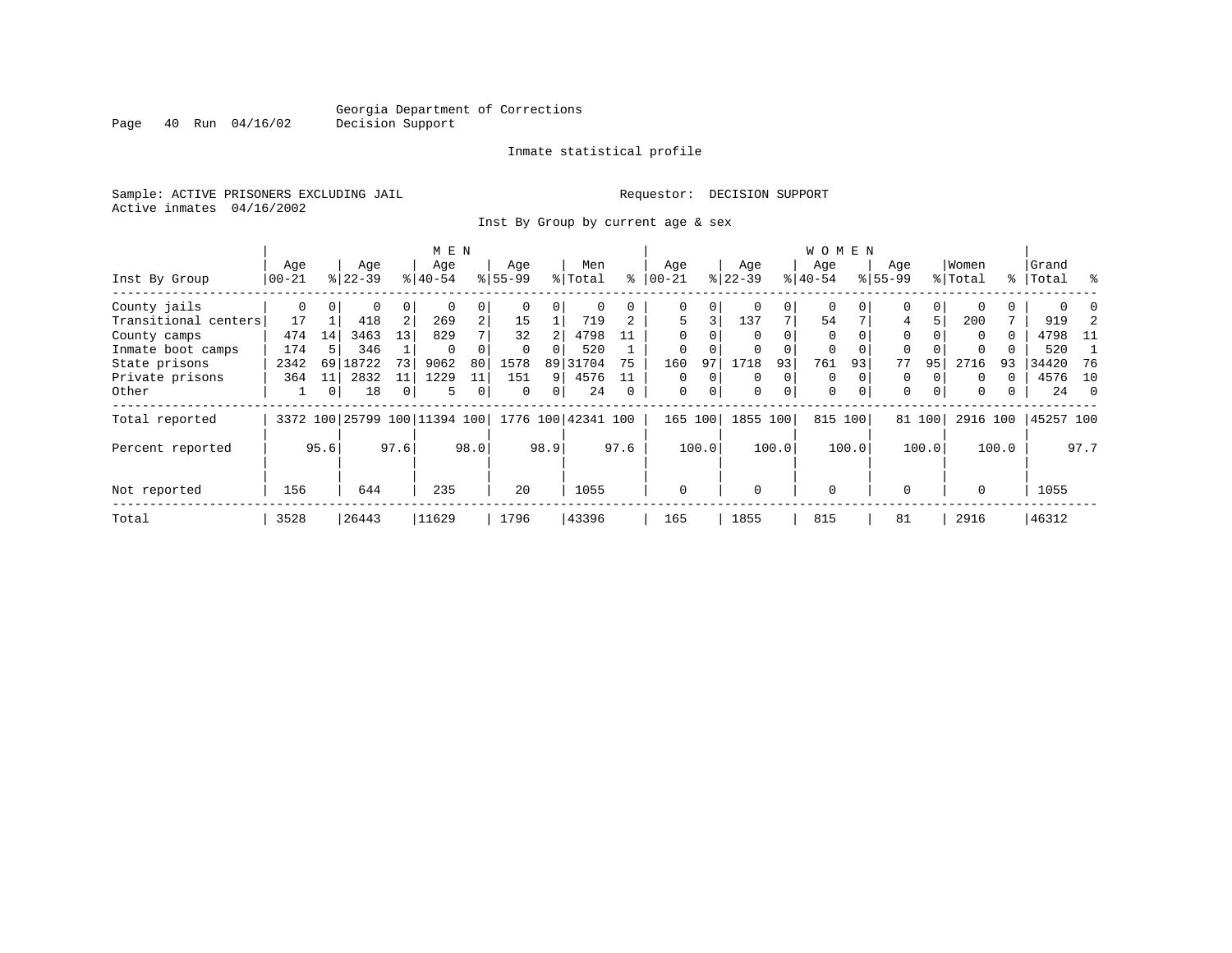Georgia Department of Corrections
Decision Support

Inmate statistical profile

Sample: ACTIVE PRISONERS EXCLUDING JAIL  Requestor: DECISION SUPPORT
Active inmates 04/16/2002

Inst By Group by current age & sex

| Inst By Group | MEN Age 00-21 | % | Age 22-39 | % | Age 40-54 | % | Age 55-99 | % | Men Total | % | WOMEN Age 00-21 | % | Age 22-39 | % | Age 40-54 | % | Age 55-99 | % | Women Total | % | Grand Total | % |
|---|---|---|---|---|---|---|---|---|---|---|---|---|---|---|---|---|---|---|---|---|---|---|
| County jails | 0 | 0 | 0 | 0 | 0 | 0 | 0 | 0 | 0 | 0 | 0 | 0 | 0 | 0 | 0 | 0 | 0 | 0 | 0 | 0 | 0 | 0 |
| Transitional centers | 17 | 1 | 418 | 2 | 269 | 2 | 15 | 1 | 719 | 2 | 5 | 3 | 137 | 7 | 54 | 7 | 4 | 5 | 200 | 7 | 919 | 2 |
| County camps | 474 | 14 | 3463 | 13 | 829 | 7 | 32 | 2 | 4798 | 11 | 0 | 0 | 0 | 0 | 0 | 0 | 0 | 0 | 0 | 0 | 4798 | 11 |
| Inmate boot camps | 174 | 5 | 346 | 1 | 0 | 0 | 0 | 0 | 520 | 1 | 0 | 0 | 0 | 0 | 0 | 0 | 0 | 0 | 0 | 0 | 520 | 1 |
| State prisons | 2342 | 69 | 18722 | 73 | 9062 | 80 | 1578 | 89 | 31704 | 75 | 160 | 97 | 1718 | 93 | 761 | 93 | 77 | 95 | 2716 | 93 | 34420 | 76 |
| Private prisons | 364 | 11 | 2832 | 11 | 1229 | 11 | 151 | 9 | 4576 | 11 | 0 | 0 | 0 | 0 | 0 | 0 | 0 | 0 | 0 | 0 | 4576 | 10 |
| Other | 1 | 0 | 18 | 0 | 5 | 0 | 0 | 0 | 24 | 0 | 0 | 0 | 0 | 0 | 0 | 0 | 0 | 0 | 0 | 0 | 24 | 0 |
| Total reported | 3372 | 100 | 25799 | 100 | 11394 | 100 | 1776 | 100 | 42341 | 100 | 165 | 100 | 1855 | 100 | 815 | 100 | 81 | 100 | 2916 | 100 | 45257 | 100 |
| Percent reported | | 95.6 | | 97.6 | | 98.0 | | 98.9 | | 97.6 | | 100.0 | | 100.0 | | 100.0 | | 100.0 | | 100.0 | | 97.7 |
| Not reported | 156 | | 644 | | 235 | | 20 | | 1055 | | 0 | | 0 | | 0 | | 0 | | 0 | | 1055 | |
| Total | 3528 | | 26443 | | 11629 | | 1796 | | 43396 | | 165 | | 1855 | | 815 | | 81 | | 2916 | | 46312 | |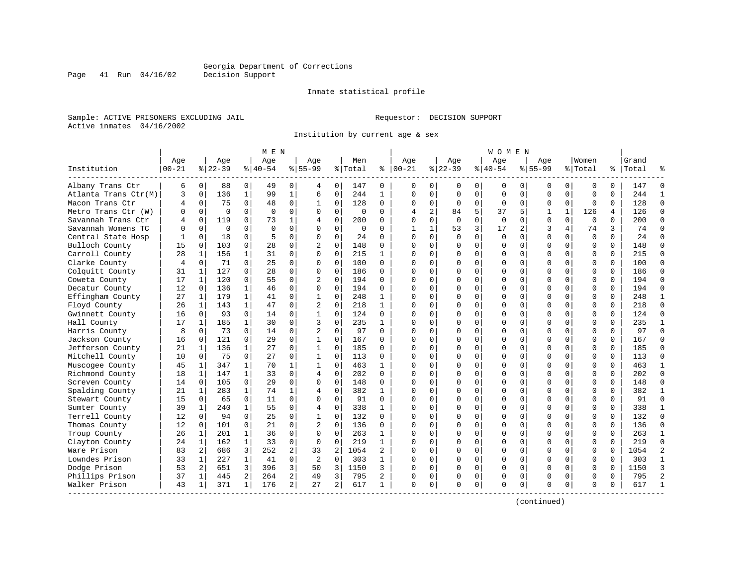Georgia Department of Corrections
Decision Support

Inmate statistical profile

Sample: ACTIVE PRISONERS EXCLUDING JAIL Requestor: DECISION SUPPORT
Active inmates 04/16/2002

Institution by current age & sex

| Institution | MEN Age 00-21 | % | Age 22-39 | % | Age 40-54 | % | Age 55-99 | % | Men Total | % | WOMEN Age 00-21 | % | Age 22-39 | % | Age 40-54 | % | Age 55-99 | % | Women Total | % | Grand Total | % |
|---|---|---|---|---|---|---|---|---|---|---|---|---|---|---|---|---|---|---|---|---|---|---|
| Albany Trans Ctr | 6 | 0 | 88 | 0 | 49 | 0 | 4 | 0 | 147 | 0 | 0 | 0 | 0 | 0 | 0 | 0 | 0 | 0 | 0 | 0 | 147 | 0 |
| Atlanta Trans Ctr(M) | 3 | 0 | 136 | 1 | 99 | 1 | 6 | 0 | 244 | 1 | 0 | 0 | 0 | 0 | 0 | 0 | 0 | 0 | 0 | 0 | 244 | 1 |
| Macon Trans Ctr | 4 | 0 | 75 | 0 | 48 | 0 | 1 | 0 | 128 | 0 | 0 | 0 | 0 | 0 | 0 | 0 | 0 | 0 | 0 | 0 | 128 | 0 |
| Metro Trans Ctr (W) | 0 | 0 | 0 | 0 | 0 | 0 | 0 | 0 | 0 | 0 | 4 | 2 | 84 | 5 | 37 | 5 | 1 | 1 | 126 | 4 | 126 | 0 |
| Savannah Trans Ctr | 4 | 0 | 119 | 0 | 73 | 1 | 4 | 0 | 200 | 0 | 0 | 0 | 0 | 0 | 0 | 0 | 0 | 0 | 0 | 0 | 200 | 0 |
| Savannah Womens TC | 0 | 0 | 0 | 0 | 0 | 0 | 0 | 0 | 0 | 0 | 1 | 1 | 53 | 3 | 17 | 2 | 3 | 4 | 74 | 3 | 74 | 0 |
| Central State Hosp | 1 | 0 | 18 | 0 | 5 | 0 | 0 | 0 | 24 | 0 | 0 | 0 | 0 | 0 | 0 | 0 | 0 | 0 | 0 | 0 | 24 | 0 |
| Bulloch County | 15 | 0 | 103 | 0 | 28 | 0 | 2 | 0 | 148 | 0 | 0 | 0 | 0 | 0 | 0 | 0 | 0 | 0 | 0 | 0 | 148 | 0 |
| Carroll County | 28 | 1 | 156 | 1 | 31 | 0 | 0 | 0 | 215 | 1 | 0 | 0 | 0 | 0 | 0 | 0 | 0 | 0 | 0 | 0 | 215 | 0 |
| Clarke County | 4 | 0 | 71 | 0 | 25 | 0 | 0 | 0 | 100 | 0 | 0 | 0 | 0 | 0 | 0 | 0 | 0 | 0 | 0 | 0 | 100 | 0 |
| Colquitt County | 31 | 1 | 127 | 0 | 28 | 0 | 0 | 0 | 186 | 0 | 0 | 0 | 0 | 0 | 0 | 0 | 0 | 0 | 0 | 0 | 186 | 0 |
| Coweta County | 17 | 1 | 120 | 0 | 55 | 0 | 2 | 0 | 194 | 0 | 0 | 0 | 0 | 0 | 0 | 0 | 0 | 0 | 0 | 0 | 194 | 0 |
| Decatur County | 12 | 0 | 136 | 1 | 46 | 0 | 0 | 0 | 194 | 0 | 0 | 0 | 0 | 0 | 0 | 0 | 0 | 0 | 0 | 0 | 194 | 0 |
| Effingham County | 27 | 1 | 179 | 1 | 41 | 0 | 1 | 0 | 248 | 1 | 0 | 0 | 0 | 0 | 0 | 0 | 0 | 0 | 0 | 0 | 248 | 1 |
| Floyd County | 26 | 1 | 143 | 1 | 47 | 0 | 2 | 0 | 218 | 1 | 0 | 0 | 0 | 0 | 0 | 0 | 0 | 0 | 0 | 0 | 218 | 0 |
| Gwinnett County | 16 | 0 | 93 | 0 | 14 | 0 | 1 | 0 | 124 | 0 | 0 | 0 | 0 | 0 | 0 | 0 | 0 | 0 | 0 | 0 | 124 | 0 |
| Hall County | 17 | 1 | 185 | 1 | 30 | 0 | 3 | 0 | 235 | 1 | 0 | 0 | 0 | 0 | 0 | 0 | 0 | 0 | 0 | 0 | 235 | 1 |
| Harris County | 8 | 0 | 73 | 0 | 14 | 0 | 2 | 0 | 97 | 0 | 0 | 0 | 0 | 0 | 0 | 0 | 0 | 0 | 0 | 0 | 97 | 0 |
| Jackson County | 16 | 0 | 121 | 0 | 29 | 0 | 1 | 0 | 167 | 0 | 0 | 0 | 0 | 0 | 0 | 0 | 0 | 0 | 0 | 0 | 167 | 0 |
| Jefferson County | 21 | 1 | 136 | 1 | 27 | 0 | 1 | 0 | 185 | 0 | 0 | 0 | 0 | 0 | 0 | 0 | 0 | 0 | 0 | 0 | 185 | 0 |
| Mitchell County | 10 | 0 | 75 | 0 | 27 | 0 | 1 | 0 | 113 | 0 | 0 | 0 | 0 | 0 | 0 | 0 | 0 | 0 | 0 | 0 | 113 | 0 |
| Muscogee County | 45 | 1 | 347 | 1 | 70 | 1 | 1 | 0 | 463 | 1 | 0 | 0 | 0 | 0 | 0 | 0 | 0 | 0 | 0 | 0 | 463 | 1 |
| Richmond County | 18 | 1 | 147 | 1 | 33 | 0 | 4 | 0 | 202 | 0 | 0 | 0 | 0 | 0 | 0 | 0 | 0 | 0 | 0 | 0 | 202 | 0 |
| Screven County | 14 | 0 | 105 | 0 | 29 | 0 | 0 | 0 | 148 | 0 | 0 | 0 | 0 | 0 | 0 | 0 | 0 | 0 | 0 | 0 | 148 | 0 |
| Spalding County | 21 | 1 | 283 | 1 | 74 | 1 | 4 | 0 | 382 | 1 | 0 | 0 | 0 | 0 | 0 | 0 | 0 | 0 | 0 | 0 | 382 | 1 |
| Stewart County | 15 | 0 | 65 | 0 | 11 | 0 | 0 | 0 | 91 | 0 | 0 | 0 | 0 | 0 | 0 | 0 | 0 | 0 | 0 | 0 | 91 | 0 |
| Sumter County | 39 | 1 | 240 | 1 | 55 | 0 | 4 | 0 | 338 | 1 | 0 | 0 | 0 | 0 | 0 | 0 | 0 | 0 | 0 | 0 | 338 | 1 |
| Terrell County | 12 | 0 | 94 | 0 | 25 | 0 | 1 | 0 | 132 | 0 | 0 | 0 | 0 | 0 | 0 | 0 | 0 | 0 | 0 | 0 | 132 | 0 |
| Thomas County | 12 | 0 | 101 | 0 | 21 | 0 | 2 | 0 | 136 | 0 | 0 | 0 | 0 | 0 | 0 | 0 | 0 | 0 | 0 | 0 | 136 | 0 |
| Troup County | 26 | 1 | 201 | 1 | 36 | 0 | 0 | 0 | 263 | 1 | 0 | 0 | 0 | 0 | 0 | 0 | 0 | 0 | 0 | 0 | 263 | 1 |
| Clayton County | 24 | 1 | 162 | 1 | 33 | 0 | 0 | 0 | 219 | 1 | 0 | 0 | 0 | 0 | 0 | 0 | 0 | 0 | 0 | 0 | 219 | 0 |
| Ware Prison | 83 | 2 | 686 | 3 | 252 | 2 | 33 | 2 | 1054 | 2 | 0 | 0 | 0 | 0 | 0 | 0 | 0 | 0 | 0 | 0 | 1054 | 2 |
| Lowndes Prison | 33 | 1 | 227 | 1 | 41 | 0 | 2 | 0 | 303 | 1 | 0 | 0 | 0 | 0 | 0 | 0 | 0 | 0 | 0 | 0 | 303 | 1 |
| Dodge Prison | 53 | 2 | 651 | 3 | 396 | 3 | 50 | 3 | 1150 | 3 | 0 | 0 | 0 | 0 | 0 | 0 | 0 | 0 | 0 | 0 | 1150 | 3 |
| Phillips Prison | 37 | 1 | 445 | 2 | 264 | 2 | 49 | 3 | 795 | 2 | 0 | 0 | 0 | 0 | 0 | 0 | 0 | 0 | 0 | 0 | 795 | 2 |
| Walker Prison | 43 | 1 | 371 | 1 | 176 | 2 | 27 | 2 | 617 | 1 | 0 | 0 | 0 | 0 | 0 | 0 | 0 | 0 | 0 | 0 | 617 | 1 |

(continued)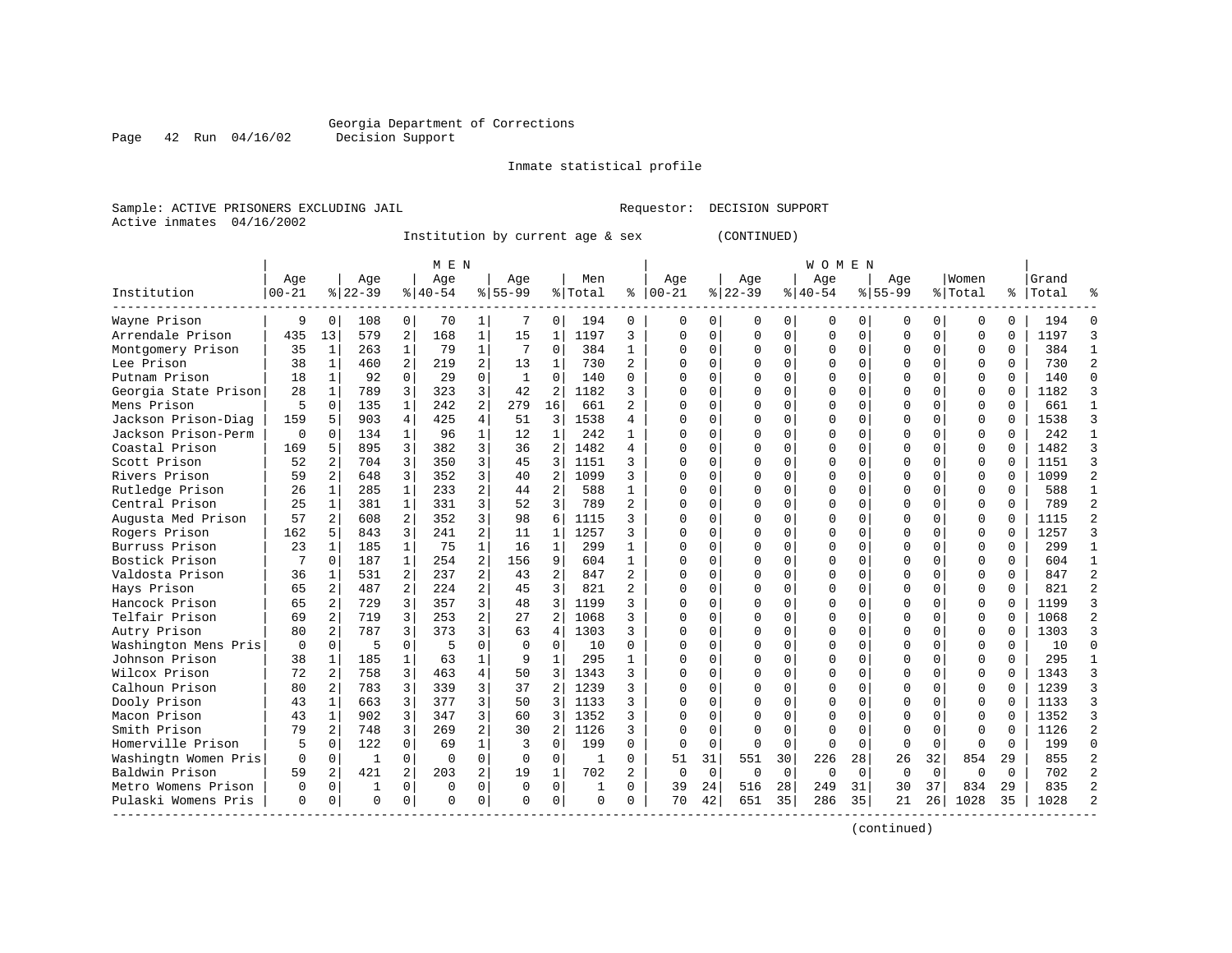Georgia Department of Corrections
Decision Support

Inmate statistical profile

Sample: ACTIVE PRISONERS EXCLUDING JAIL    Requestor: DECISION SUPPORT
Active inmates 04/16/2002

Institution by current age & sex (CONTINUED)

| Institution | MEN Age 00-21 | % | Age 22-39 | % | Age 40-54 | % | Age 55-99 | % | Men Total | % | WOMEN Age 00-21 | % | Age 22-39 | % | Age 40-54 | % | Age 55-99 | % | Women Total | % | Grand Total | % |
|---|---|---|---|---|---|---|---|---|---|---|---|---|---|---|---|---|---|---|---|---|---|---|
| Wayne Prison | 9 | 0 | 108 | 0 | 70 | 1 | 7 | 0 | 194 | 0 | 0 | 0 | 0 | 0 | 0 | 0 | 0 | 0 | 0 | 0 | 194 | 0 |
| Arrendale Prison | 435 | 13 | 579 | 2 | 168 | 1 | 15 | 1 | 1197 | 3 | 0 | 0 | 0 | 0 | 0 | 0 | 0 | 0 | 0 | 0 | 1197 | 3 |
| Montgomery Prison | 35 | 1 | 263 | 1 | 79 | 1 | 7 | 0 | 384 | 1 | 0 | 0 | 0 | 0 | 0 | 0 | 0 | 0 | 0 | 0 | 384 | 1 |
| Lee Prison | 38 | 1 | 460 | 2 | 219 | 2 | 13 | 1 | 730 | 2 | 0 | 0 | 0 | 0 | 0 | 0 | 0 | 0 | 0 | 0 | 730 | 2 |
| Putnam Prison | 18 | 1 | 92 | 0 | 29 | 0 | 1 | 0 | 140 | 0 | 0 | 0 | 0 | 0 | 0 | 0 | 0 | 0 | 0 | 0 | 140 | 0 |
| Georgia State Prison | 28 | 1 | 789 | 3 | 323 | 3 | 42 | 2 | 1182 | 3 | 0 | 0 | 0 | 0 | 0 | 0 | 0 | 0 | 0 | 0 | 1182 | 3 |
| Mens Prison | 5 | 0 | 135 | 1 | 242 | 2 | 279 | 16 | 661 | 2 | 0 | 0 | 0 | 0 | 0 | 0 | 0 | 0 | 0 | 0 | 661 | 1 |
| Jackson Prison-Diag | 159 | 5 | 903 | 4 | 425 | 4 | 51 | 3 | 1538 | 4 | 0 | 0 | 0 | 0 | 0 | 0 | 0 | 0 | 0 | 0 | 1538 | 3 |
| Jackson Prison-Perm | 0 | 0 | 134 | 1 | 96 | 1 | 12 | 1 | 242 | 1 | 0 | 0 | 0 | 0 | 0 | 0 | 0 | 0 | 0 | 0 | 242 | 1 |
| Coastal Prison | 169 | 5 | 895 | 3 | 382 | 3 | 36 | 2 | 1482 | 4 | 0 | 0 | 0 | 0 | 0 | 0 | 0 | 0 | 0 | 0 | 1482 | 3 |
| Scott Prison | 52 | 2 | 704 | 3 | 350 | 3 | 45 | 3 | 1151 | 3 | 0 | 0 | 0 | 0 | 0 | 0 | 0 | 0 | 0 | 0 | 1151 | 3 |
| Rivers Prison | 59 | 2 | 648 | 3 | 352 | 3 | 40 | 2 | 1099 | 3 | 0 | 0 | 0 | 0 | 0 | 0 | 0 | 0 | 0 | 0 | 1099 | 2 |
| Rutledge Prison | 26 | 1 | 285 | 1 | 233 | 2 | 44 | 2 | 588 | 1 | 0 | 0 | 0 | 0 | 0 | 0 | 0 | 0 | 0 | 0 | 588 | 1 |
| Central Prison | 25 | 1 | 381 | 1 | 331 | 3 | 52 | 3 | 789 | 2 | 0 | 0 | 0 | 0 | 0 | 0 | 0 | 0 | 0 | 0 | 789 | 2 |
| Augusta Med Prison | 57 | 2 | 608 | 2 | 352 | 3 | 98 | 6 | 1115 | 3 | 0 | 0 | 0 | 0 | 0 | 0 | 0 | 0 | 0 | 0 | 1115 | 2 |
| Rogers Prison | 162 | 5 | 843 | 3 | 241 | 2 | 11 | 1 | 1257 | 3 | 0 | 0 | 0 | 0 | 0 | 0 | 0 | 0 | 0 | 0 | 1257 | 3 |
| Burruss Prison | 23 | 1 | 185 | 1 | 75 | 1 | 16 | 1 | 299 | 1 | 0 | 0 | 0 | 0 | 0 | 0 | 0 | 0 | 0 | 0 | 299 | 1 |
| Bostick Prison | 7 | 0 | 187 | 1 | 254 | 2 | 156 | 9 | 604 | 1 | 0 | 0 | 0 | 0 | 0 | 0 | 0 | 0 | 0 | 0 | 604 | 1 |
| Valdosta Prison | 36 | 1 | 531 | 2 | 237 | 2 | 43 | 2 | 847 | 2 | 0 | 0 | 0 | 0 | 0 | 0 | 0 | 0 | 0 | 0 | 847 | 2 |
| Hays Prison | 65 | 2 | 487 | 2 | 224 | 2 | 45 | 3 | 821 | 2 | 0 | 0 | 0 | 0 | 0 | 0 | 0 | 0 | 0 | 0 | 821 | 2 |
| Hancock Prison | 65 | 2 | 729 | 3 | 357 | 3 | 48 | 3 | 1199 | 3 | 0 | 0 | 0 | 0 | 0 | 0 | 0 | 0 | 0 | 0 | 1199 | 3 |
| Telfair Prison | 69 | 2 | 719 | 3 | 253 | 2 | 27 | 2 | 1068 | 3 | 0 | 0 | 0 | 0 | 0 | 0 | 0 | 0 | 0 | 0 | 1068 | 2 |
| Autry Prison | 80 | 2 | 787 | 3 | 373 | 3 | 63 | 4 | 1303 | 3 | 0 | 0 | 0 | 0 | 0 | 0 | 0 | 0 | 0 | 0 | 1303 | 3 |
| Washington Mens Pris | 0 | 0 | 5 | 0 | 5 | 0 | 0 | 0 | 10 | 0 | 0 | 0 | 0 | 0 | 0 | 0 | 0 | 0 | 0 | 0 | 10 | 0 |
| Johnson Prison | 38 | 1 | 185 | 1 | 63 | 1 | 9 | 1 | 295 | 1 | 0 | 0 | 0 | 0 | 0 | 0 | 0 | 0 | 0 | 0 | 295 | 1 |
| Wilcox Prison | 72 | 2 | 758 | 3 | 463 | 4 | 50 | 3 | 1343 | 3 | 0 | 0 | 0 | 0 | 0 | 0 | 0 | 0 | 0 | 0 | 1343 | 3 |
| Calhoun Prison | 80 | 2 | 783 | 3 | 339 | 3 | 37 | 2 | 1239 | 3 | 0 | 0 | 0 | 0 | 0 | 0 | 0 | 0 | 0 | 0 | 1239 | 3 |
| Dooly Prison | 43 | 1 | 663 | 3 | 377 | 3 | 50 | 3 | 1133 | 3 | 0 | 0 | 0 | 0 | 0 | 0 | 0 | 0 | 0 | 0 | 1133 | 3 |
| Macon Prison | 43 | 1 | 902 | 3 | 347 | 3 | 60 | 3 | 1352 | 3 | 0 | 0 | 0 | 0 | 0 | 0 | 0 | 0 | 0 | 0 | 1352 | 3 |
| Smith Prison | 79 | 2 | 748 | 3 | 269 | 2 | 30 | 2 | 1126 | 3 | 0 | 0 | 0 | 0 | 0 | 0 | 0 | 0 | 0 | 0 | 1126 | 2 |
| Homerville Prison | 5 | 0 | 122 | 0 | 69 | 1 | 3 | 0 | 199 | 0 | 0 | 0 | 0 | 0 | 0 | 0 | 0 | 0 | 0 | 0 | 199 | 0 |
| Washingtn Women Pris | 0 | 0 | 1 | 0 | 0 | 0 | 0 | 0 | 1 | 0 | 51 | 31 | 551 | 30 | 226 | 28 | 26 | 32 | 854 | 29 | 855 | 2 |
| Baldwin Prison | 59 | 2 | 421 | 2 | 203 | 2 | 19 | 1 | 702 | 2 | 0 | 0 | 0 | 0 | 0 | 0 | 0 | 0 | 0 | 0 | 702 | 2 |
| Metro Womens Prison | 0 | 0 | 1 | 0 | 0 | 0 | 0 | 0 | 1 | 0 | 39 | 24 | 516 | 28 | 249 | 31 | 30 | 37 | 834 | 29 | 835 | 2 |
| Pulaski Womens Pris | 0 | 0 | 0 | 0 | 0 | 0 | 0 | 0 | 0 | 0 | 70 | 42 | 651 | 35 | 286 | 35 | 21 | 26 | 1028 | 35 | 1028 | 2 |

(continued)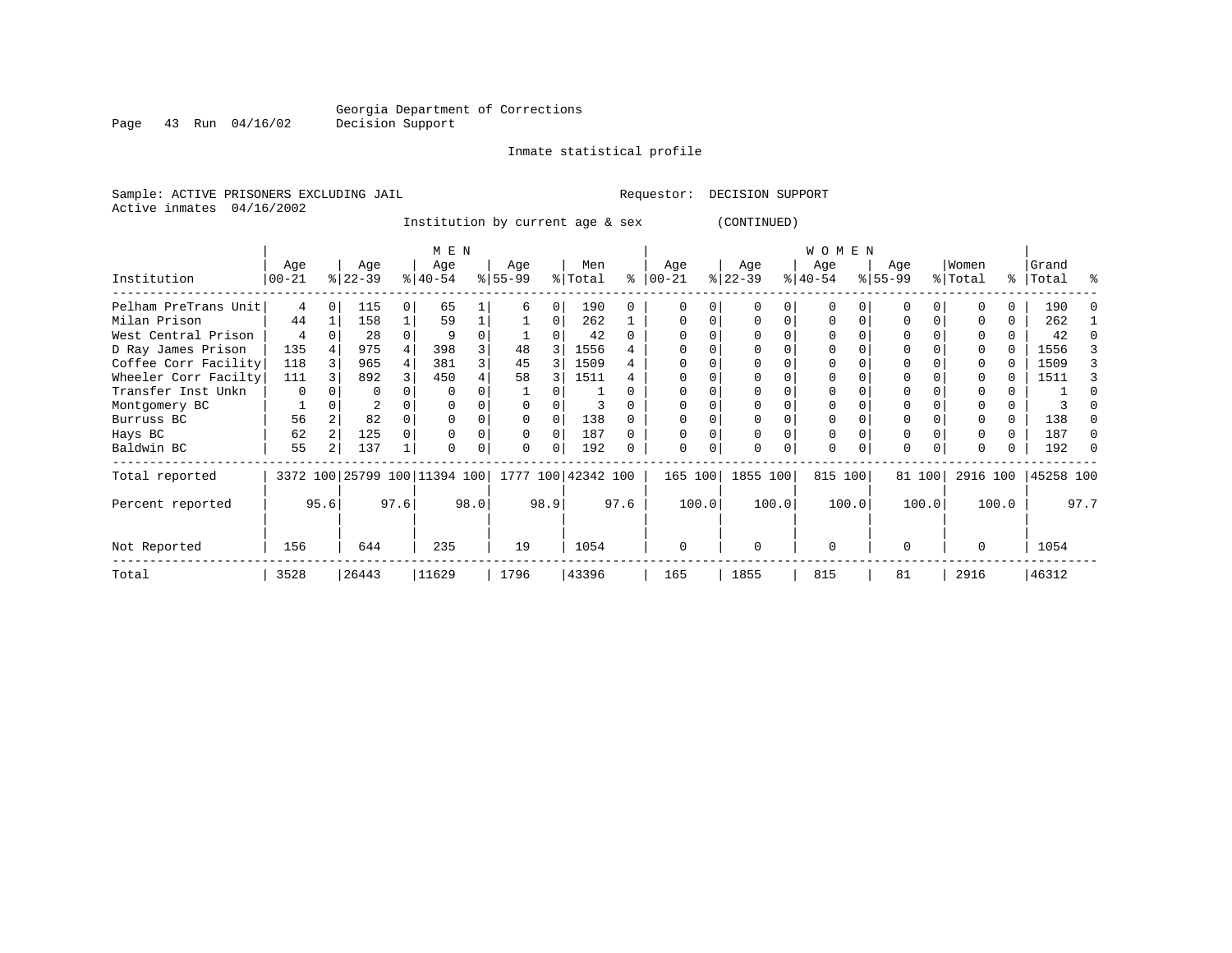Georgia Department of Corrections
Decision Support

Inmate statistical profile

Sample: ACTIVE PRISONERS EXCLUDING JAIL                    Requestor: DECISION SUPPORT
Active inmates 04/16/2002

Institution by current age & sex (CONTINUED)

| | MEN | | | | | | | | | | WOMEN | | | | | | | | | | | |
|---|---|---|---|---|---|---|---|---|---|---|---|---|---|---|---|---|---|---|---|---|---|---|
| Institution | Age 00-21 | % | Age 22-39 | % | Age 40-54 | % | Age 55-99 | % | Men Total | % | Age 00-21 | % | Age 22-39 | % | Age 40-54 | % | Age 55-99 | % | Women Total | % | Grand Total | % |
| Pelham PreTrans Unit | 4 | 0 | 115 | 0 | 65 | 1 | 6 | 0 | 190 | 0 | 0 | 0 | 0 | 0 | 0 | 0 | 0 | 0 | 0 | 0 | 190 | 0 |
| Milan Prison | 44 | 1 | 158 | 1 | 59 | 1 | 1 | 0 | 262 | 1 | 0 | 0 | 0 | 0 | 0 | 0 | 0 | 0 | 0 | 0 | 262 | 1 |
| West Central Prison | 4 | 0 | 28 | 0 | 9 | 0 | 1 | 0 | 42 | 0 | 0 | 0 | 0 | 0 | 0 | 0 | 0 | 0 | 0 | 0 | 42 | 0 |
| D Ray James Prison | 135 | 4 | 975 | 4 | 398 | 3 | 48 | 3 | 1556 | 4 | 0 | 0 | 0 | 0 | 0 | 0 | 0 | 0 | 0 | 0 | 1556 | 3 |
| Coffee Corr Facility | 118 | 3 | 965 | 4 | 381 | 3 | 45 | 3 | 1509 | 4 | 0 | 0 | 0 | 0 | 0 | 0 | 0 | 0 | 0 | 0 | 1509 | 3 |
| Wheeler Corr Facilty | 111 | 3 | 892 | 3 | 450 | 4 | 58 | 3 | 1511 | 4 | 0 | 0 | 0 | 0 | 0 | 0 | 0 | 0 | 0 | 0 | 1511 | 3 |
| Transfer Inst Unkn | 0 | 0 | 0 | 0 | 0 | 0 | 1 | 0 | 1 | 0 | 0 | 0 | 0 | 0 | 0 | 0 | 0 | 0 | 0 | 0 | 1 | 0 |
| Montgomery BC | 1 | 0 | 2 | 0 | 0 | 0 | 0 | 0 | 3 | 0 | 0 | 0 | 0 | 0 | 0 | 0 | 0 | 0 | 0 | 0 | 3 | 0 |
| Burruss BC | 56 | 2 | 82 | 0 | 0 | 0 | 0 | 0 | 138 | 0 | 0 | 0 | 0 | 0 | 0 | 0 | 0 | 0 | 0 | 0 | 138 | 0 |
| Hays BC | 62 | 2 | 125 | 0 | 0 | 0 | 0 | 0 | 187 | 0 | 0 | 0 | 0 | 0 | 0 | 0 | 0 | 0 | 0 | 0 | 187 | 0 |
| Baldwin BC | 55 | 2 | 137 | 1 | 0 | 0 | 0 | 0 | 192 | 0 | 0 | 0 | 0 | 0 | 0 | 0 | 0 | 0 | 0 | 0 | 192 | 0 |
| Total reported | 3372 | 100 | 25799 | 100 | 11394 | 100 | 1777 | 100 | 42342 | 100 | 165 | 100 | 1855 | 100 | 815 | 100 | 81 | 100 | 2916 | 100 | 45258 | 100 |
| Percent reported | | 95.6 | | 97.6 | | 98.0 | | 98.9 | | 97.6 | | 100.0 | | 100.0 | | 100.0 | | 100.0 | | 100.0 | | 97.7 |
| Not Reported | 156 | | 644 | | 235 | | 19 | | 1054 | | 0 | | 0 | | 0 | | 0 | | 0 | | 1054 | |
| Total | 3528 | | 26443 | | 11629 | | 1796 | | 43396 | | 165 | | 1855 | | 815 | | 81 | | 2916 | | 46312 | |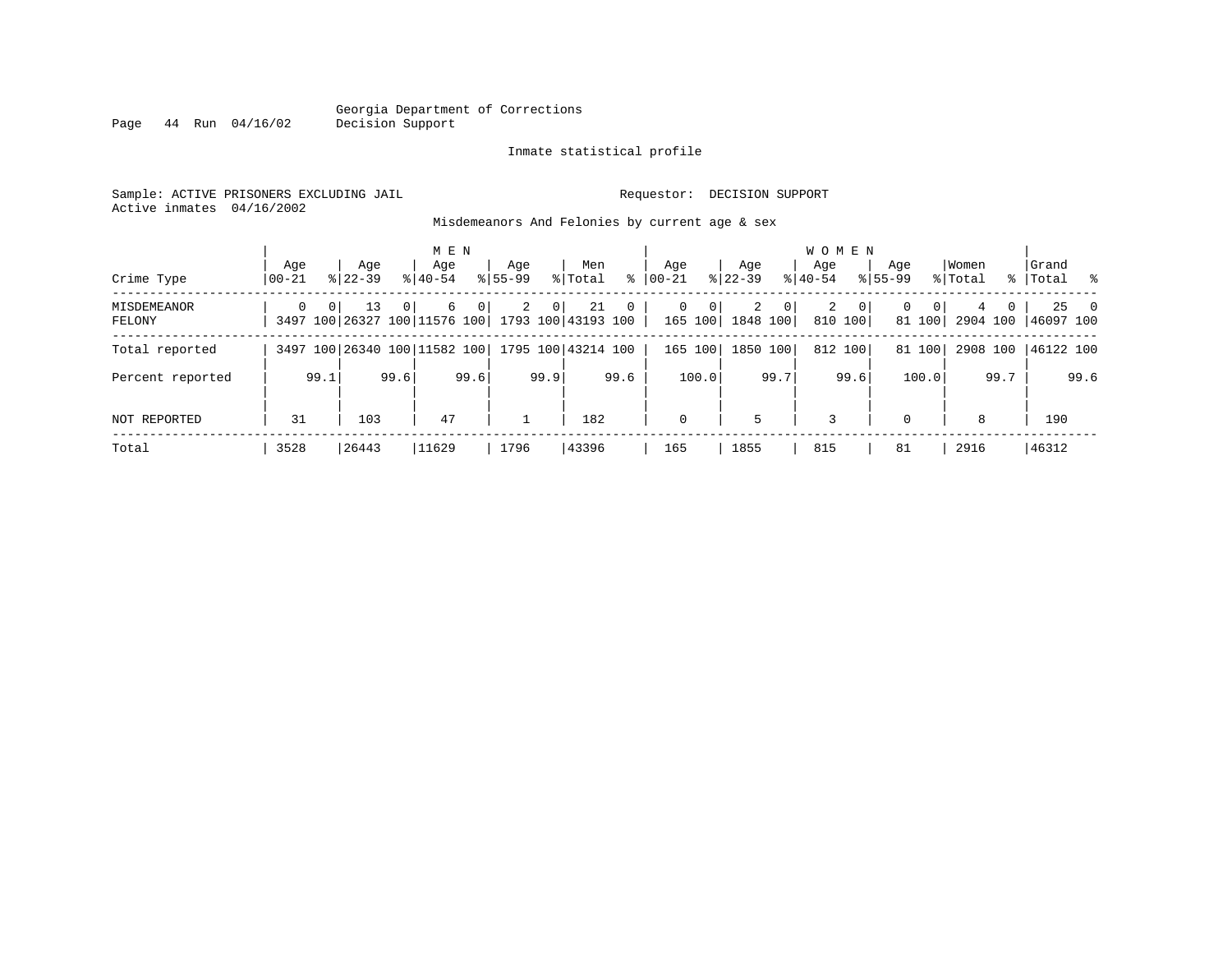Georgia Department of Corrections
Decision Support

Inmate statistical profile

Sample: ACTIVE PRISONERS EXCLUDING JAIL

Requestor: DECISION SUPPORT

Active inmates 04/16/2002

Misdemeanors And Felonies by current age & sex

| Crime Type | MEN Age 00-21 | % | MEN Age 22-39 | % | MEN Age 40-54 | % | MEN Age 55-99 | % | Men Total | % | WOMEN Age 00-21 | % | WOMEN Age 22-39 | % | WOMEN Age 40-54 | % | WOMEN Age 55-99 | % | Women Total | % | Grand Total | % |
|---|---|---|---|---|---|---|---|---|---|---|---|---|---|---|---|---|---|---|---|---|---|---|
| MISDEMEANOR | 0 | 0 | 13 | 0 | 6 | 0 | 2 | 0 | 21 | 0 | 0 | 0 | 2 | 0 | 2 | 0 | 0 | 0 | 4 | 0 | 25 | 0 |
| FELONY | 3497 | 100 | 26327 | 100 | 11576 | 100 | 1793 | 100 | 43193 | 100 | 165 | 100 | 1848 | 100 | 810 | 100 | 81 | 100 | 2904 | 100 | 46097 | 100 |
| Total reported | 3497 | 100 | 26340 | 100 | 11582 | 100 | 1795 | 100 | 43214 | 100 | 165 | 100 | 1850 | 100 | 812 | 100 | 81 | 100 | 2908 | 100 | 46122 | 100 |
| Percent reported | | 99.1 | | 99.6 | | 99.6 | | 99.9 | | 99.6 | | 100.0 | | 99.7 | | 99.6 | | 100.0 | | 99.7 | | 99.6 |
| NOT REPORTED | 31 | | 103 | | 47 | | 1 | | 182 | | 0 | | 5 | | 3 | | 0 | | 8 | | 190 | |
| Total | 3528 | | 26443 | | 11629 | | 1796 | | 43396 | | 165 | | 1855 | | 815 | | 81 | | 2916 | | 46312 | |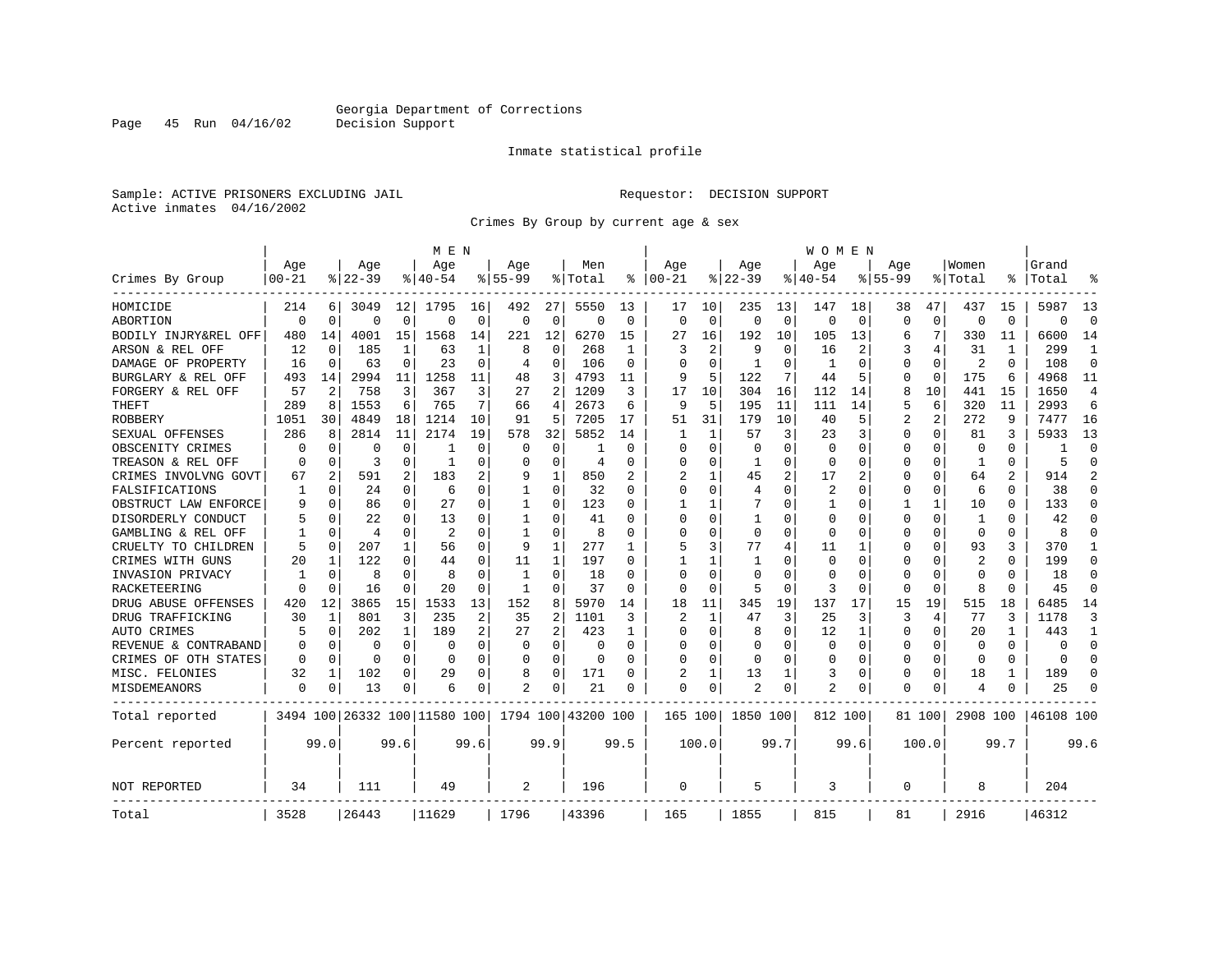Georgia Department of Corrections
Decision Support

Inmate statistical profile

Sample: ACTIVE PRISONERS EXCLUDING JAIL
Active inmates 04/16/2002

Requestor: DECISION SUPPORT

Crimes By Group by current age & sex

| Crimes By Group | MEN Age 00-21 | % | Age 22-39 | % | Age 40-54 | % | Age 55-99 | % | Men Total | % | WOMEN Age 00-21 | % | Age 22-39 | % | Age 40-54 | % | Age 55-99 | % | Women Total | % | Grand Total | % |
|---|---|---|---|---|---|---|---|---|---|---|---|---|---|---|---|---|---|---|---|---|---|---|
| HOMICIDE | 214 | 6 | 3049 | 12 | 1795 | 16 | 492 | 27 | 5550 | 13 | 17 | 10 | 235 | 13 | 147 | 18 | 38 | 47 | 437 | 15 | 5987 | 13 |
| ABORTION | 0 | 0 | 0 | 0 | 0 | 0 | 0 | 0 | 0 | 0 | 0 | 0 | 0 | 0 | 0 | 0 | 0 | 0 | 0 | 0 | 0 | 0 |
| BODILY INJRY&REL OFF | 480 | 14 | 4001 | 15 | 1568 | 14 | 221 | 12 | 6270 | 15 | 27 | 16 | 192 | 10 | 105 | 13 | 6 | 7 | 330 | 11 | 6600 | 14 |
| ARSON & REL OFF | 12 | 0 | 185 | 1 | 63 | 1 | 8 | 0 | 268 | 1 | 3 | 2 | 9 | 0 | 16 | 2 | 3 | 4 | 31 | 1 | 299 | 1 |
| DAMAGE OF PROPERTY | 16 | 0 | 63 | 0 | 23 | 0 | 4 | 0 | 106 | 0 | 0 | 0 | 1 | 0 | 1 | 0 | 0 | 0 | 2 | 0 | 108 | 0 |
| BURGLARY & REL OFF | 493 | 14 | 2994 | 11 | 1258 | 11 | 48 | 3 | 4793 | 11 | 9 | 5 | 122 | 7 | 44 | 5 | 0 | 0 | 175 | 6 | 4968 | 11 |
| FORGERY & REL OFF | 57 | 2 | 758 | 3 | 367 | 3 | 27 | 2 | 1209 | 3 | 17 | 10 | 304 | 16 | 112 | 14 | 8 | 10 | 441 | 15 | 1650 | 4 |
| THEFT | 289 | 8 | 1553 | 6 | 765 | 7 | 66 | 4 | 2673 | 6 | 9 | 5 | 195 | 11 | 111 | 14 | 5 | 6 | 320 | 11 | 2993 | 6 |
| ROBBERY | 1051 | 30 | 4849 | 18 | 1214 | 10 | 91 | 5 | 7205 | 17 | 51 | 31 | 179 | 10 | 40 | 5 | 2 | 2 | 272 | 9 | 7477 | 16 |
| SEXUAL OFFENSES | 286 | 8 | 2814 | 11 | 2174 | 19 | 578 | 32 | 5852 | 14 | 1 | 1 | 57 | 3 | 23 | 3 | 0 | 0 | 81 | 3 | 5933 | 13 |
| OBSCENITY CRIMES | 0 | 0 | 0 | 0 | 1 | 0 | 0 | 0 | 1 | 0 | 0 | 0 | 0 | 0 | 0 | 0 | 0 | 0 | 0 | 0 | 1 | 0 |
| TREASON & REL OFF | 0 | 0 | 3 | 0 | 1 | 0 | 0 | 0 | 4 | 0 | 0 | 0 | 1 | 0 | 0 | 0 | 0 | 0 | 1 | 0 | 5 | 0 |
| CRIMES INVOLVNG GOVT | 67 | 2 | 591 | 2 | 183 | 2 | 9 | 1 | 850 | 2 | 2 | 1 | 45 | 2 | 17 | 2 | 0 | 0 | 64 | 2 | 914 | 2 |
| FALSIFICATIONS | 1 | 0 | 24 | 0 | 6 | 0 | 1 | 0 | 32 | 0 | 0 | 0 | 4 | 0 | 2 | 0 | 0 | 0 | 6 | 0 | 38 | 0 |
| OBSTRUCT LAW ENFORCE | 9 | 0 | 86 | 0 | 27 | 0 | 1 | 0 | 123 | 0 | 1 | 1 | 7 | 0 | 1 | 0 | 1 | 1 | 10 | 0 | 133 | 0 |
| DISORDERLY CONDUCT | 5 | 0 | 22 | 0 | 13 | 0 | 1 | 0 | 41 | 0 | 0 | 0 | 1 | 0 | 0 | 0 | 0 | 0 | 1 | 0 | 42 | 0 |
| GAMBLING & REL OFF | 1 | 0 | 4 | 0 | 2 | 0 | 1 | 0 | 8 | 0 | 0 | 0 | 0 | 0 | 0 | 0 | 0 | 0 | 0 | 0 | 8 | 0 |
| CRUELTY TO CHILDREN | 5 | 0 | 207 | 1 | 56 | 0 | 9 | 1 | 277 | 1 | 5 | 3 | 77 | 4 | 11 | 1 | 0 | 0 | 93 | 3 | 370 | 1 |
| CRIMES WITH GUNS | 20 | 1 | 122 | 0 | 44 | 0 | 11 | 1 | 197 | 0 | 1 | 1 | 1 | 0 | 0 | 0 | 0 | 0 | 2 | 0 | 199 | 0 |
| INVASION PRIVACY | 1 | 0 | 8 | 0 | 8 | 0 | 1 | 0 | 18 | 0 | 0 | 0 | 0 | 0 | 0 | 0 | 0 | 0 | 0 | 0 | 18 | 0 |
| RACKETEERING | 0 | 0 | 16 | 0 | 20 | 0 | 1 | 0 | 37 | 0 | 0 | 0 | 5 | 0 | 3 | 0 | 0 | 0 | 8 | 0 | 45 | 0 |
| DRUG ABUSE OFFENSES | 420 | 12 | 3865 | 15 | 1533 | 13 | 152 | 8 | 5970 | 14 | 18 | 11 | 345 | 19 | 137 | 17 | 15 | 19 | 515 | 18 | 6485 | 14 |
| DRUG TRAFFICKING | 30 | 1 | 801 | 3 | 235 | 2 | 35 | 2 | 1101 | 3 | 2 | 1 | 47 | 3 | 25 | 3 | 3 | 4 | 77 | 3 | 1178 | 3 |
| AUTO CRIMES | 5 | 0 | 202 | 1 | 189 | 2 | 27 | 2 | 423 | 1 | 0 | 0 | 8 | 0 | 12 | 1 | 0 | 0 | 20 | 1 | 443 | 1 |
| REVENUE & CONTRABAND | 0 | 0 | 0 | 0 | 0 | 0 | 0 | 0 | 0 | 0 | 0 | 0 | 0 | 0 | 0 | 0 | 0 | 0 | 0 | 0 | 0 | 0 |
| CRIMES OF OTH STATES | 0 | 0 | 0 | 0 | 0 | 0 | 0 | 0 | 0 | 0 | 0 | 0 | 0 | 0 | 0 | 0 | 0 | 0 | 0 | 0 | 0 | 0 |
| MISC. FELONIES | 32 | 1 | 102 | 0 | 29 | 0 | 8 | 0 | 171 | 0 | 2 | 1 | 13 | 1 | 3 | 0 | 0 | 0 | 18 | 1 | 189 | 0 |
| MISDEMEANORS | 0 | 0 | 13 | 0 | 6 | 0 | 2 | 0 | 21 | 0 | 0 | 0 | 2 | 0 | 2 | 0 | 0 | 0 | 4 | 0 | 25 | 0 |
| Total reported | 3494 | 100 | 26332 | 100 | 11580 | 100 | 1794 | 100 | 43200 | 100 | 165 | 100 | 1850 | 100 | 812 | 100 | 81 | 100 | 2908 | 100 | 46108 | 100 |
| Percent reported | | 99.0 | | 99.6 | | 99.6 | | 99.9 | | 99.5 | | 100.0 | | 99.7 | | 99.6 | | 100.0 | | 99.7 | | 99.6 |
| NOT REPORTED | 34 | | 111 | | 49 | | 2 | | 196 | | 0 | | 5 | | 3 | | 0 | | 8 | | 204 | |
| Total | 3528 | | 26443 | | 11629 | | 1796 | | 43396 | | 165 | | 1855 | | 815 | | 81 | | 2916 | | 46312 | |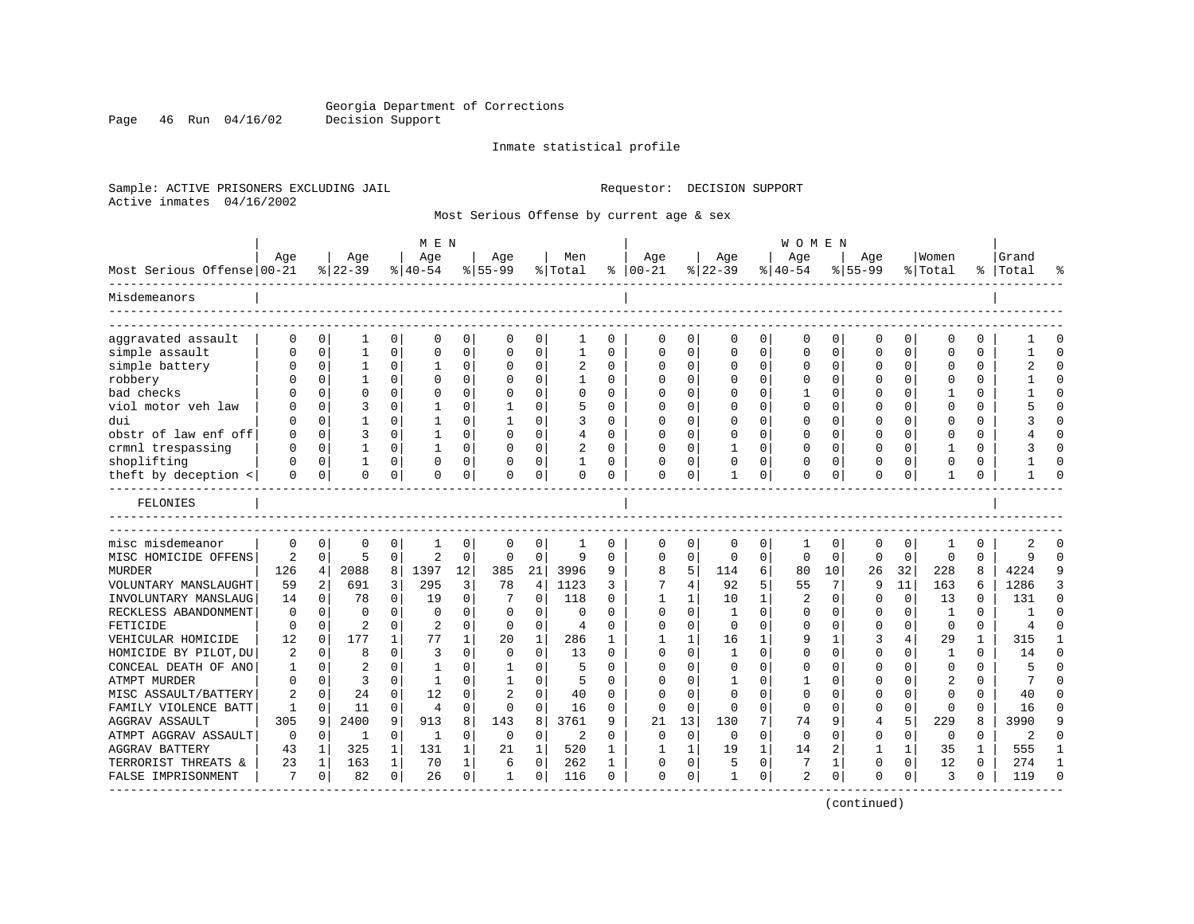Georgia Department of Corrections
Decision Support

Inmate statistical profile

Sample: ACTIVE PRISONERS EXCLUDING JAIL

Requestor: DECISION SUPPORT

Active inmates 04/16/2002

Most Serious Offense by current age & sex

| Most Serious Offense | MEN Age 00-21 | % | Age 22-39 | % | Age 40-54 | % | Age 55-99 | % | Men Total | % | WOMEN Age 00-21 | % | Age 22-39 | % | Age 40-54 | % | Age 55-99 | % | Women Total | % | Grand Total | % |
|---|---|---|---|---|---|---|---|---|---|---|---|---|---|---|---|---|---|---|---|---|---|---|
| **Misdemeanors** | | | | | | | | | | | | | | | | | | | | | | |
| aggravated assault | 0 | 0 | 1 | 0 | 0 | 0 | 0 | 0 | 1 | 0 | 0 | 0 | 0 | 0 | 0 | 0 | 0 | 0 | 0 | 0 | 1 | 0 |
| simple assault | 0 | 0 | 1 | 0 | 0 | 0 | 0 | 0 | 1 | 0 | 0 | 0 | 0 | 0 | 0 | 0 | 0 | 0 | 0 | 0 | 1 | 0 |
| simple battery | 0 | 0 | 1 | 0 | 1 | 0 | 0 | 0 | 2 | 0 | 0 | 0 | 0 | 0 | 0 | 0 | 0 | 0 | 0 | 0 | 2 | 0 |
| robbery | 0 | 0 | 1 | 0 | 0 | 0 | 0 | 0 | 1 | 0 | 0 | 0 | 0 | 0 | 0 | 0 | 0 | 0 | 0 | 0 | 1 | 0 |
| bad checks | 0 | 0 | 0 | 0 | 0 | 0 | 0 | 0 | 0 | 0 | 0 | 0 | 0 | 0 | 1 | 0 | 0 | 0 | 1 | 0 | 1 | 0 |
| viol motor veh law | 0 | 0 | 3 | 0 | 1 | 0 | 1 | 0 | 5 | 0 | 0 | 0 | 0 | 0 | 0 | 0 | 0 | 0 | 0 | 0 | 5 | 0 |
| dui | 0 | 0 | 1 | 0 | 1 | 0 | 1 | 0 | 3 | 0 | 0 | 0 | 0 | 0 | 0 | 0 | 0 | 0 | 0 | 0 | 3 | 0 |
| obstr of law enf off | 0 | 0 | 3 | 0 | 1 | 0 | 0 | 0 | 4 | 0 | 0 | 0 | 0 | 0 | 0 | 0 | 0 | 0 | 0 | 0 | 4 | 0 |
| crmnl trespassing | 0 | 0 | 1 | 0 | 1 | 0 | 0 | 0 | 2 | 0 | 0 | 0 | 1 | 0 | 0 | 0 | 0 | 0 | 1 | 0 | 3 | 0 |
| shoplifting | 0 | 0 | 1 | 0 | 0 | 0 | 0 | 0 | 1 | 0 | 0 | 0 | 0 | 0 | 0 | 0 | 0 | 0 | 0 | 0 | 1 | 0 |
| theft by deception < | 0 | 0 | 0 | 0 | 0 | 0 | 0 | 0 | 0 | 0 | 0 | 0 | 1 | 0 | 0 | 0 | 0 | 0 | 1 | 0 | 1 | 0 |
| **FELONIES** | | | | | | | | | | | | | | | | | | | | | | |
| misc misdemeanor | 0 | 0 | 0 | 0 | 1 | 0 | 0 | 0 | 1 | 0 | 0 | 0 | 0 | 0 | 1 | 0 | 0 | 0 | 1 | 0 | 2 | 0 |
| MISC HOMICIDE OFFENS | 2 | 0 | 5 | 0 | 2 | 0 | 0 | 0 | 9 | 0 | 0 | 0 | 0 | 0 | 0 | 0 | 0 | 0 | 0 | 0 | 9 | 0 |
| MURDER | 126 | 4 | 2088 | 8 | 1397 | 12 | 385 | 21 | 3996 | 9 | 8 | 5 | 114 | 6 | 80 | 10 | 26 | 32 | 228 | 8 | 4224 | 9 |
| VOLUNTARY MANSLAUGHT | 59 | 2 | 691 | 3 | 295 | 3 | 78 | 4 | 1123 | 3 | 7 | 4 | 92 | 5 | 55 | 7 | 9 | 11 | 163 | 6 | 1286 | 3 |
| INVOLUNTARY MANSLAUG | 14 | 0 | 78 | 0 | 19 | 0 | 7 | 0 | 118 | 0 | 1 | 1 | 10 | 1 | 2 | 0 | 0 | 0 | 13 | 0 | 131 | 0 |
| RECKLESS ABANDONMENT | 0 | 0 | 0 | 0 | 0 | 0 | 0 | 0 | 0 | 0 | 0 | 0 | 1 | 0 | 0 | 0 | 0 | 0 | 1 | 0 | 1 | 0 |
| FETICIDE | 0 | 0 | 2 | 0 | 2 | 0 | 0 | 0 | 4 | 0 | 0 | 0 | 0 | 0 | 0 | 0 | 0 | 0 | 0 | 0 | 4 | 0 |
| VEHICULAR HOMICIDE | 12 | 0 | 177 | 1 | 77 | 1 | 20 | 1 | 286 | 1 | 1 | 1 | 16 | 1 | 9 | 1 | 3 | 4 | 29 | 1 | 315 | 1 |
| HOMICIDE BY PILOT,DU | 2 | 0 | 8 | 0 | 3 | 0 | 0 | 0 | 13 | 0 | 0 | 0 | 1 | 0 | 0 | 0 | 0 | 0 | 1 | 0 | 14 | 0 |
| CONCEAL DEATH OF ANO | 1 | 0 | 2 | 0 | 1 | 0 | 1 | 0 | 5 | 0 | 0 | 0 | 0 | 0 | 0 | 0 | 0 | 0 | 0 | 0 | 5 | 0 |
| ATMPT MURDER | 0 | 0 | 3 | 0 | 1 | 0 | 1 | 0 | 5 | 0 | 0 | 0 | 1 | 0 | 1 | 0 | 0 | 0 | 2 | 0 | 7 | 0 |
| MISC ASSAULT/BATTERY | 2 | 0 | 24 | 0 | 12 | 0 | 2 | 0 | 40 | 0 | 0 | 0 | 0 | 0 | 0 | 0 | 0 | 0 | 0 | 0 | 40 | 0 |
| FAMILY VIOLENCE BATT | 1 | 0 | 11 | 0 | 4 | 0 | 0 | 0 | 16 | 0 | 0 | 0 | 0 | 0 | 0 | 0 | 0 | 0 | 0 | 0 | 16 | 0 |
| AGGRAV ASSAULT | 305 | 9 | 2400 | 9 | 913 | 8 | 143 | 8 | 3761 | 9 | 21 | 13 | 130 | 7 | 74 | 9 | 4 | 5 | 229 | 8 | 3990 | 9 |
| ATMPT AGGRAV ASSAULT | 0 | 0 | 1 | 0 | 1 | 0 | 0 | 0 | 2 | 0 | 0 | 0 | 0 | 0 | 0 | 0 | 0 | 0 | 0 | 0 | 2 | 0 |
| AGGRAV BATTERY | 43 | 1 | 325 | 1 | 131 | 1 | 21 | 1 | 520 | 1 | 1 | 1 | 19 | 1 | 14 | 2 | 1 | 1 | 35 | 1 | 555 | 1 |
| TERRORIST THREATS & | 23 | 1 | 163 | 1 | 70 | 1 | 6 | 0 | 262 | 1 | 0 | 0 | 5 | 0 | 7 | 1 | 0 | 0 | 12 | 0 | 274 | 1 |
| FALSE IMPRISONMENT | 7 | 0 | 82 | 0 | 26 | 0 | 1 | 0 | 116 | 0 | 0 | 0 | 1 | 0 | 2 | 0 | 0 | 0 | 3 | 0 | 119 | 0 |

(continued)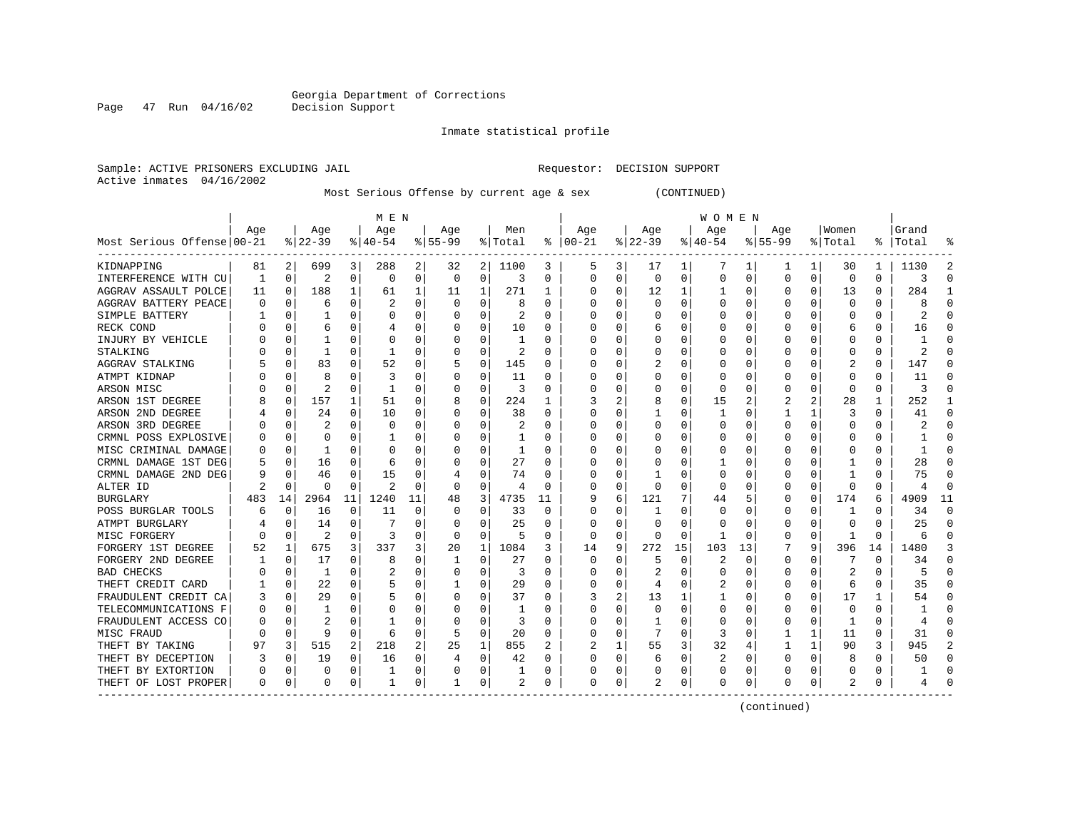Georgia Department of Corrections
Decision Support

Inmate statistical profile

Sample: ACTIVE PRISONERS EXCLUDING JAIL    Requestor: DECISION SUPPORT
Active inmates 04/16/2002

Most Serious Offense by current age & sex (CONTINUED)

| Most Serious Offense | MEN Age 00-21 | % | Age 22-39 | % | Age 40-54 | % | Age 55-99 | % | Men Total | % | WOMEN Age 00-21 | % | Age 22-39 | % | Age 40-54 | % | Age 55-99 | % | Women Total | % | Grand Total | % |
|---|---|---|---|---|---|---|---|---|---|---|---|---|---|---|---|---|---|---|---|---|---|---|
| KIDNAPPING | 81 | 2 | 699 | 3 | 288 | 2 | 32 | 2 | 1100 | 3 | 5 | 3 | 17 | 1 | 7 | 1 | 1 | 1 | 30 | 1 | 1130 | 2 |
| INTERFERENCE WITH CU | 1 | 0 | 2 | 0 | 0 | 0 | 0 | 0 | 3 | 0 | 0 | 0 | 0 | 0 | 0 | 0 | 0 | 0 | 0 | 0 | 3 | 0 |
| AGGRAV ASSAULT POLCE | 11 | 0 | 188 | 1 | 61 | 1 | 11 | 1 | 271 | 1 | 0 | 0 | 12 | 1 | 1 | 0 | 0 | 0 | 13 | 0 | 284 | 1 |
| AGGRAV BATTERY PEACE | 0 | 0 | 6 | 0 | 2 | 0 | 0 | 0 | 8 | 0 | 0 | 0 | 0 | 0 | 0 | 0 | 0 | 0 | 0 | 0 | 8 | 0 |
| SIMPLE BATTERY | 1 | 0 | 1 | 0 | 0 | 0 | 0 | 0 | 2 | 0 | 0 | 0 | 0 | 0 | 0 | 0 | 0 | 0 | 0 | 0 | 2 | 0 |
| RECK COND | 0 | 0 | 6 | 0 | 4 | 0 | 0 | 0 | 10 | 0 | 0 | 0 | 6 | 0 | 0 | 0 | 0 | 0 | 6 | 0 | 16 | 0 |
| INJURY BY VEHICLE | 0 | 0 | 1 | 0 | 0 | 0 | 0 | 0 | 1 | 0 | 0 | 0 | 0 | 0 | 0 | 0 | 0 | 0 | 0 | 0 | 1 | 0 |
| STALKING | 0 | 0 | 1 | 0 | 1 | 0 | 0 | 0 | 2 | 0 | 0 | 0 | 0 | 0 | 0 | 0 | 0 | 0 | 0 | 0 | 2 | 0 |
| AGGRAV STALKING | 5 | 0 | 83 | 0 | 52 | 0 | 5 | 0 | 145 | 0 | 0 | 0 | 2 | 0 | 0 | 0 | 0 | 0 | 2 | 0 | 147 | 0 |
| ATMPT KIDNAP | 0 | 0 | 8 | 0 | 3 | 0 | 0 | 0 | 11 | 0 | 0 | 0 | 0 | 0 | 0 | 0 | 0 | 0 | 0 | 0 | 11 | 0 |
| ARSON MISC | 0 | 0 | 2 | 0 | 1 | 0 | 0 | 0 | 3 | 0 | 0 | 0 | 0 | 0 | 0 | 0 | 0 | 0 | 0 | 0 | 3 | 0 |
| ARSON 1ST DEGREE | 8 | 0 | 157 | 1 | 51 | 0 | 8 | 0 | 224 | 1 | 3 | 2 | 8 | 0 | 15 | 2 | 2 | 2 | 28 | 1 | 252 | 1 |
| ARSON 2ND DEGREE | 4 | 0 | 24 | 0 | 10 | 0 | 0 | 0 | 38 | 0 | 0 | 0 | 1 | 0 | 1 | 0 | 1 | 1 | 3 | 0 | 41 | 0 |
| ARSON 3RD DEGREE | 0 | 0 | 2 | 0 | 0 | 0 | 0 | 0 | 2 | 0 | 0 | 0 | 0 | 0 | 0 | 0 | 0 | 0 | 0 | 0 | 2 | 0 |
| CRMNL POSS EXPLOSIVE | 0 | 0 | 0 | 0 | 1 | 0 | 0 | 0 | 1 | 0 | 0 | 0 | 0 | 0 | 0 | 0 | 0 | 0 | 0 | 0 | 1 | 0 |
| MISC CRIMINAL DAMAGE | 0 | 0 | 1 | 0 | 0 | 0 | 0 | 0 | 1 | 0 | 0 | 0 | 0 | 0 | 0 | 0 | 0 | 0 | 0 | 0 | 1 | 0 |
| CRMNL DAMAGE 1ST DEG | 5 | 0 | 16 | 0 | 6 | 0 | 0 | 0 | 27 | 0 | 0 | 0 | 0 | 0 | 1 | 0 | 0 | 0 | 1 | 0 | 28 | 0 |
| CRMNL DAMAGE 2ND DEG | 9 | 0 | 46 | 0 | 15 | 0 | 4 | 0 | 74 | 0 | 0 | 0 | 1 | 0 | 0 | 0 | 0 | 0 | 1 | 0 | 75 | 0 |
| ALTER ID | 2 | 0 | 0 | 0 | 2 | 0 | 0 | 0 | 4 | 0 | 0 | 0 | 0 | 0 | 0 | 0 | 0 | 0 | 0 | 0 | 4 | 0 |
| BURGLARY | 483 | 14 | 2964 | 11 | 1240 | 11 | 48 | 3 | 4735 | 11 | 9 | 6 | 121 | 7 | 44 | 5 | 0 | 0 | 174 | 6 | 4909 | 11 |
| POSS BURGLAR TOOLS | 6 | 0 | 16 | 0 | 11 | 0 | 0 | 0 | 33 | 0 | 0 | 0 | 1 | 0 | 0 | 0 | 0 | 0 | 1 | 0 | 34 | 0 |
| ATMPT BURGLARY | 4 | 0 | 14 | 0 | 7 | 0 | 0 | 0 | 25 | 0 | 0 | 0 | 0 | 0 | 0 | 0 | 0 | 0 | 0 | 0 | 25 | 0 |
| MISC FORGERY | 0 | 0 | 2 | 0 | 3 | 0 | 0 | 0 | 5 | 0 | 0 | 0 | 0 | 0 | 1 | 0 | 0 | 0 | 1 | 0 | 6 | 0 |
| FORGERY 1ST DEGREE | 52 | 1 | 675 | 3 | 337 | 3 | 20 | 1 | 1084 | 3 | 14 | 9 | 272 | 15 | 103 | 13 | 7 | 9 | 396 | 14 | 1480 | 3 |
| FORGERY 2ND DEGREE | 1 | 0 | 17 | 0 | 8 | 0 | 1 | 0 | 27 | 0 | 0 | 0 | 5 | 0 | 2 | 0 | 0 | 0 | 7 | 0 | 34 | 0 |
| BAD CHECKS | 0 | 0 | 1 | 0 | 2 | 0 | 0 | 0 | 3 | 0 | 0 | 0 | 2 | 0 | 0 | 0 | 0 | 0 | 2 | 0 | 5 | 0 |
| THEFT CREDIT CARD | 1 | 0 | 22 | 0 | 5 | 0 | 1 | 0 | 29 | 0 | 0 | 0 | 4 | 0 | 2 | 0 | 0 | 0 | 6 | 0 | 35 | 0 |
| FRAUDULENT CREDIT CA | 3 | 0 | 29 | 0 | 5 | 0 | 0 | 0 | 37 | 0 | 3 | 2 | 13 | 1 | 1 | 0 | 0 | 0 | 17 | 1 | 54 | 0 |
| TELECOMMUNICATIONS F | 0 | 0 | 1 | 0 | 0 | 0 | 0 | 0 | 1 | 0 | 0 | 0 | 0 | 0 | 0 | 0 | 0 | 0 | 0 | 0 | 1 | 0 |
| FRAUDULENT ACCESS CO | 0 | 0 | 2 | 0 | 1 | 0 | 0 | 0 | 3 | 0 | 0 | 0 | 1 | 0 | 0 | 0 | 0 | 0 | 1 | 0 | 4 | 0 |
| MISC FRAUD | 0 | 0 | 9 | 0 | 6 | 0 | 5 | 0 | 20 | 0 | 0 | 0 | 7 | 0 | 3 | 0 | 1 | 1 | 11 | 0 | 31 | 0 |
| THEFT BY TAKING | 97 | 3 | 515 | 2 | 218 | 2 | 25 | 1 | 855 | 2 | 2 | 1 | 55 | 3 | 32 | 4 | 1 | 1 | 90 | 3 | 945 | 2 |
| THEFT BY DECEPTION | 3 | 0 | 19 | 0 | 16 | 0 | 4 | 0 | 42 | 0 | 0 | 0 | 6 | 0 | 2 | 0 | 0 | 0 | 8 | 0 | 50 | 0 |
| THEFT BY EXTORTION | 0 | 0 | 0 | 0 | 1 | 0 | 0 | 0 | 1 | 0 | 0 | 0 | 0 | 0 | 0 | 0 | 0 | 0 | 0 | 0 | 1 | 0 |
| THEFT OF LOST PROPER | 0 | 0 | 0 | 0 | 1 | 0 | 1 | 0 | 2 | 0 | 0 | 0 | 2 | 0 | 0 | 0 | 0 | 0 | 2 | 0 | 4 | 0 |

(continued)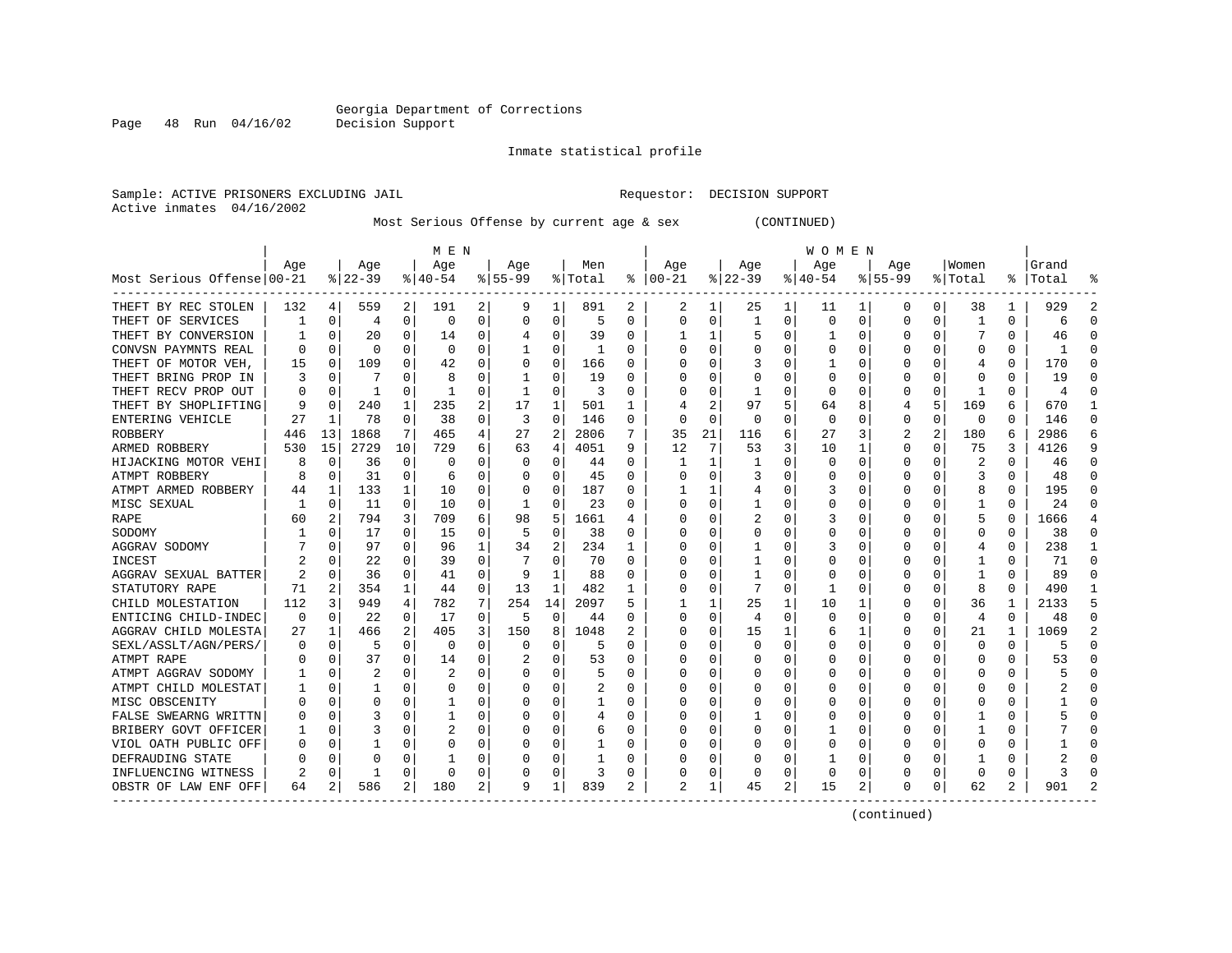Georgia Department of Corrections
Decision Support

Inmate statistical profile

Sample: ACTIVE PRISONERS EXCLUDING JAIL                    Requestor: DECISION SUPPORT
Active inmates 04/16/2002

Most Serious Offense by current age & sex (CONTINUED)

| Most Serious Offense | MEN Age 00-21 | % | Age 22-39 | % | Age 40-54 | % | Age 55-99 | % | Men Total | % | WOMEN Age 00-21 | % | Age 22-39 | % | Age 40-54 | % | Age 55-99 | % | Women Total | % | Grand Total | % |
|---|---|---|---|---|---|---|---|---|---|---|---|---|---|---|---|---|---|---|---|---|---|---|
| THEFT BY REC STOLEN | 132 | 4 | 559 | 2 | 191 | 2 | 9 | 1 | 891 | 2 | 2 | 1 | 25 | 1 | 11 | 1 | 0 | 0 | 38 | 1 | 929 | 2 |
| THEFT OF SERVICES | 1 | 0 | 4 | 0 | 0 | 0 | 0 | 0 | 5 | 0 | 0 | 0 | 1 | 0 | 0 | 0 | 0 | 0 | 1 | 0 | 6 | 0 |
| THEFT BY CONVERSION | 1 | 0 | 20 | 0 | 14 | 0 | 4 | 0 | 39 | 0 | 1 | 1 | 5 | 0 | 1 | 0 | 0 | 0 | 7 | 0 | 46 | 0 |
| CONVSN PAYMNTS REAL | 0 | 0 | 0 | 0 | 0 | 0 | 1 | 0 | 1 | 0 | 0 | 0 | 0 | 0 | 0 | 0 | 0 | 0 | 0 | 0 | 1 | 0 |
| THEFT OF MOTOR VEH, | 15 | 0 | 109 | 0 | 42 | 0 | 0 | 0 | 166 | 0 | 0 | 0 | 3 | 0 | 1 | 0 | 0 | 0 | 4 | 0 | 170 | 0 |
| THEFT BRING PROP IN | 3 | 0 | 7 | 0 | 8 | 0 | 1 | 0 | 19 | 0 | 0 | 0 | 0 | 0 | 0 | 0 | 0 | 0 | 0 | 0 | 19 | 0 |
| THEFT RECV PROP OUT | 0 | 0 | 1 | 0 | 1 | 0 | 1 | 0 | 3 | 0 | 0 | 0 | 1 | 0 | 0 | 0 | 0 | 0 | 1 | 0 | 4 | 0 |
| THEFT BY SHOPLIFTING | 9 | 0 | 240 | 1 | 235 | 2 | 17 | 1 | 501 | 1 | 4 | 2 | 97 | 5 | 64 | 8 | 4 | 5 | 169 | 6 | 670 | 1 |
| ENTERING VEHICLE | 27 | 1 | 78 | 0 | 38 | 0 | 3 | 0 | 146 | 0 | 0 | 0 | 0 | 0 | 0 | 0 | 0 | 0 | 0 | 0 | 146 | 0 |
| ROBBERY | 446 | 13 | 1868 | 7 | 465 | 4 | 27 | 2 | 2806 | 7 | 35 | 21 | 116 | 6 | 27 | 3 | 2 | 2 | 180 | 6 | 2986 | 6 |
| ARMED ROBBERY | 530 | 15 | 2729 | 10 | 729 | 6 | 63 | 4 | 4051 | 9 | 12 | 7 | 53 | 3 | 10 | 1 | 0 | 0 | 75 | 3 | 4126 | 9 |
| HIJACKING MOTOR VEHI | 8 | 0 | 36 | 0 | 0 | 0 | 0 | 0 | 44 | 0 | 1 | 1 | 1 | 0 | 0 | 0 | 0 | 0 | 2 | 0 | 46 | 0 |
| ATMPT ROBBERY | 8 | 0 | 31 | 0 | 6 | 0 | 0 | 0 | 45 | 0 | 0 | 0 | 3 | 0 | 0 | 0 | 0 | 0 | 3 | 0 | 48 | 0 |
| ATMPT ARMED ROBBERY | 44 | 1 | 133 | 1 | 10 | 0 | 0 | 0 | 187 | 0 | 1 | 1 | 4 | 0 | 3 | 0 | 0 | 0 | 8 | 0 | 195 | 0 |
| MISC SEXUAL | 1 | 0 | 11 | 0 | 10 | 0 | 1 | 0 | 23 | 0 | 0 | 0 | 1 | 0 | 0 | 0 | 0 | 0 | 1 | 0 | 24 | 0 |
| RAPE | 60 | 2 | 794 | 3 | 709 | 6 | 98 | 5 | 1661 | 4 | 0 | 0 | 2 | 0 | 3 | 0 | 0 | 0 | 5 | 0 | 1666 | 4 |
| SODOMY | 1 | 0 | 17 | 0 | 15 | 0 | 5 | 0 | 38 | 0 | 0 | 0 | 0 | 0 | 0 | 0 | 0 | 0 | 0 | 0 | 38 | 0 |
| AGGRAV SODOMY | 7 | 0 | 97 | 0 | 96 | 1 | 34 | 2 | 234 | 1 | 0 | 0 | 1 | 0 | 3 | 0 | 0 | 0 | 4 | 0 | 238 | 1 |
| INCEST | 2 | 0 | 22 | 0 | 39 | 0 | 7 | 0 | 70 | 0 | 0 | 0 | 1 | 0 | 0 | 0 | 0 | 0 | 1 | 0 | 71 | 0 |
| AGGRAV SEXUAL BATTER | 2 | 0 | 36 | 0 | 41 | 0 | 9 | 1 | 88 | 0 | 0 | 0 | 1 | 0 | 0 | 0 | 0 | 0 | 1 | 0 | 89 | 0 |
| STATUTORY RAPE | 71 | 2 | 354 | 1 | 44 | 0 | 13 | 1 | 482 | 1 | 0 | 0 | 7 | 0 | 1 | 0 | 0 | 0 | 8 | 0 | 490 | 1 |
| CHILD MOLESTATION | 112 | 3 | 949 | 4 | 782 | 7 | 254 | 14 | 2097 | 5 | 1 | 1 | 25 | 1 | 10 | 1 | 0 | 0 | 36 | 1 | 2133 | 5 |
| ENTICING CHILD-INDEC | 0 | 0 | 22 | 0 | 17 | 0 | 5 | 0 | 44 | 0 | 0 | 0 | 4 | 0 | 0 | 0 | 0 | 0 | 4 | 0 | 48 | 0 |
| AGGRAV CHILD MOLESTA | 27 | 1 | 466 | 2 | 405 | 3 | 150 | 8 | 1048 | 2 | 0 | 0 | 15 | 1 | 6 | 1 | 0 | 0 | 21 | 1 | 1069 | 2 |
| SEXL/ASSLT/AGN/PERS/ | 0 | 0 | 5 | 0 | 0 | 0 | 0 | 0 | 5 | 0 | 0 | 0 | 0 | 0 | 0 | 0 | 0 | 0 | 0 | 0 | 5 | 0 |
| ATMPT RAPE | 0 | 0 | 37 | 0 | 14 | 0 | 2 | 0 | 53 | 0 | 0 | 0 | 0 | 0 | 0 | 0 | 0 | 0 | 0 | 0 | 53 | 0 |
| ATMPT AGGRAV SODOMY | 1 | 0 | 2 | 0 | 2 | 0 | 0 | 0 | 5 | 0 | 0 | 0 | 0 | 0 | 0 | 0 | 0 | 0 | 0 | 0 | 5 | 0 |
| ATMPT CHILD MOLESTAT | 1 | 0 | 1 | 0 | 0 | 0 | 0 | 0 | 2 | 0 | 0 | 0 | 0 | 0 | 0 | 0 | 0 | 0 | 0 | 0 | 2 | 0 |
| MISC OBSCENITY | 0 | 0 | 0 | 0 | 1 | 0 | 0 | 0 | 1 | 0 | 0 | 0 | 0 | 0 | 0 | 0 | 0 | 0 | 0 | 0 | 1 | 0 |
| FALSE SWEARNG WRITTN | 0 | 0 | 3 | 0 | 1 | 0 | 0 | 0 | 4 | 0 | 0 | 0 | 1 | 0 | 0 | 0 | 0 | 0 | 1 | 0 | 5 | 0 |
| BRIBERY GOVT OFFICER | 1 | 0 | 3 | 0 | 2 | 0 | 0 | 0 | 6 | 0 | 0 | 0 | 0 | 0 | 1 | 0 | 0 | 0 | 1 | 0 | 7 | 0 |
| VIOL OATH PUBLIC OFF | 0 | 0 | 1 | 0 | 0 | 0 | 0 | 0 | 1 | 0 | 0 | 0 | 0 | 0 | 0 | 0 | 0 | 0 | 0 | 0 | 1 | 0 |
| DEFRAUDING STATE | 0 | 0 | 0 | 0 | 1 | 0 | 0 | 0 | 1 | 0 | 0 | 0 | 0 | 0 | 1 | 0 | 0 | 0 | 1 | 0 | 2 | 0 |
| INFLUENCING WITNESS | 2 | 0 | 1 | 0 | 0 | 0 | 0 | 0 | 3 | 0 | 0 | 0 | 0 | 0 | 0 | 0 | 0 | 0 | 0 | 0 | 3 | 0 |
| OBSTR OF LAW ENF OFF | 64 | 2 | 586 | 2 | 180 | 2 | 9 | 1 | 839 | 2 | 2 | 1 | 45 | 2 | 15 | 2 | 0 | 0 | 62 | 2 | 901 | 2 |

(continued)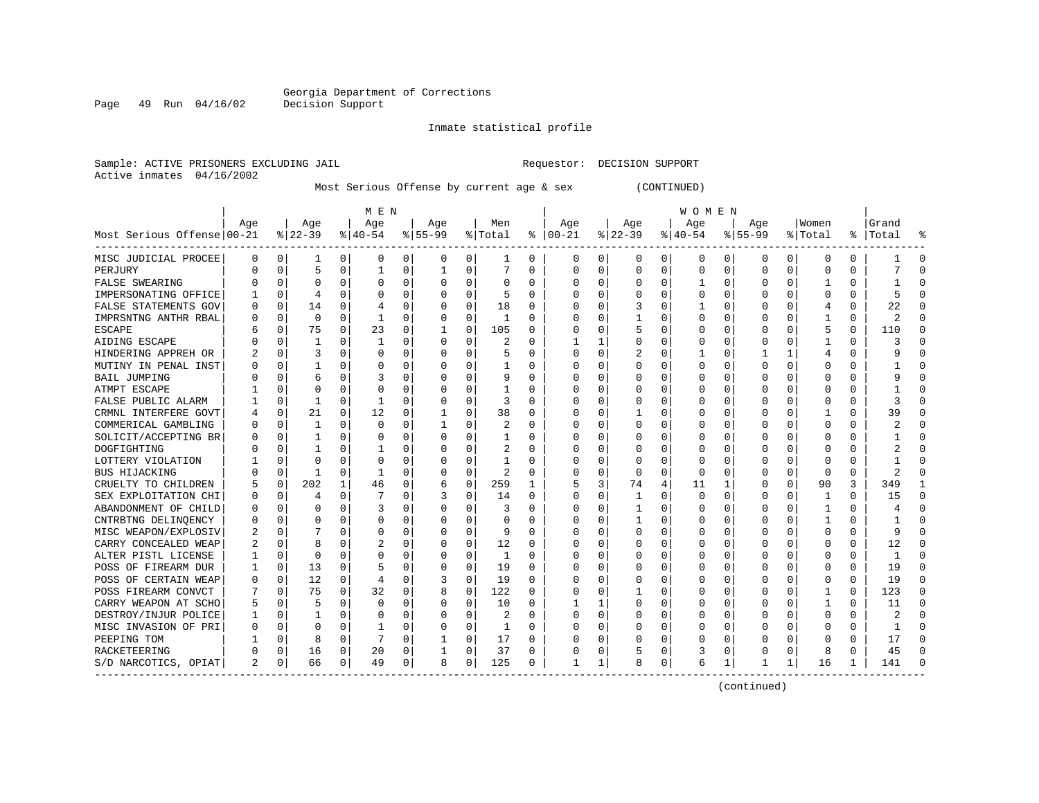Georgia Department of Corrections
Decision Support

Inmate statistical profile

Sample: ACTIVE PRISONERS EXCLUDING JAIL                    Requestor: DECISION SUPPORT
Active inmates 04/16/2002

Most Serious Offense by current age & sex (CONTINUED)

| Most Serious Offense | MEN Age 00-21 | % | Age 22-39 | % | Age 40-54 | % | Age 55-99 | % | Men Total | % | WOMEN Age 00-21 | % | Age 22-39 | % | Age 40-54 | % | Age 55-99 | % | Women Total | % | Grand Total | % |
|---|---|---|---|---|---|---|---|---|---|---|---|---|---|---|---|---|---|---|---|---|---|---|
| MISC JUDICIAL PROCEE | 0 | 0 | 1 | 0 | 0 | 0 | 0 | 0 | 1 | 0 | 0 | 0 | 0 | 0 | 0 | 0 | 0 | 0 | 0 | 0 | 1 | 0 |
| PERJURY | 0 | 0 | 5 | 0 | 1 | 0 | 1 | 0 | 7 | 0 | 0 | 0 | 0 | 0 | 0 | 0 | 0 | 0 | 0 | 0 | 7 | 0 |
| FALSE SWEARING | 0 | 0 | 0 | 0 | 0 | 0 | 0 | 0 | 0 | 0 | 0 | 0 | 0 | 0 | 1 | 0 | 0 | 0 | 1 | 0 | 1 | 0 |
| IMPERSONATING OFFICE | 1 | 0 | 4 | 0 | 0 | 0 | 0 | 0 | 5 | 0 | 0 | 0 | 0 | 0 | 0 | 0 | 0 | 0 | 0 | 0 | 5 | 0 |
| FALSE STATEMENTS GOV | 0 | 0 | 14 | 0 | 4 | 0 | 0 | 0 | 18 | 0 | 0 | 0 | 3 | 0 | 1 | 0 | 0 | 0 | 4 | 0 | 22 | 0 |
| IMPRSNTNG ANTHR RBAL | 0 | 0 | 0 | 0 | 1 | 0 | 0 | 0 | 1 | 0 | 0 | 0 | 1 | 0 | 0 | 0 | 0 | 0 | 1 | 0 | 2 | 0 |
| ESCAPE | 6 | 0 | 75 | 0 | 23 | 0 | 1 | 0 | 105 | 0 | 0 | 0 | 5 | 0 | 0 | 0 | 0 | 0 | 5 | 0 | 110 | 0 |
| AIDING ESCAPE | 0 | 0 | 1 | 0 | 1 | 0 | 0 | 0 | 2 | 0 | 1 | 1 | 0 | 0 | 0 | 0 | 0 | 0 | 1 | 0 | 3 | 0 |
| HINDERING APPREH OR | 2 | 0 | 3 | 0 | 0 | 0 | 0 | 0 | 5 | 0 | 0 | 0 | 2 | 0 | 1 | 0 | 1 | 1 | 4 | 0 | 9 | 0 |
| MUTINY IN PENAL INST | 0 | 0 | 1 | 0 | 0 | 0 | 0 | 0 | 1 | 0 | 0 | 0 | 0 | 0 | 0 | 0 | 0 | 0 | 0 | 0 | 1 | 0 |
| BAIL JUMPING | 0 | 0 | 6 | 0 | 3 | 0 | 0 | 0 | 9 | 0 | 0 | 0 | 0 | 0 | 0 | 0 | 0 | 0 | 0 | 0 | 9 | 0 |
| ATMPT ESCAPE | 1 | 0 | 0 | 0 | 0 | 0 | 0 | 0 | 1 | 0 | 0 | 0 | 0 | 0 | 0 | 0 | 0 | 0 | 0 | 0 | 1 | 0 |
| FALSE PUBLIC ALARM | 1 | 0 | 1 | 0 | 1 | 0 | 0 | 0 | 3 | 0 | 0 | 0 | 0 | 0 | 0 | 0 | 0 | 0 | 0 | 0 | 3 | 0 |
| CRMNL INTERFERE GOVT | 4 | 0 | 21 | 0 | 12 | 0 | 1 | 0 | 38 | 0 | 0 | 0 | 1 | 0 | 0 | 0 | 0 | 0 | 1 | 0 | 39 | 0 |
| COMMERICAL GAMBLING | 0 | 0 | 1 | 0 | 0 | 0 | 1 | 0 | 2 | 0 | 0 | 0 | 0 | 0 | 0 | 0 | 0 | 0 | 0 | 0 | 2 | 0 |
| SOLICIT/ACCEPTING BR | 0 | 0 | 1 | 0 | 0 | 0 | 0 | 0 | 1 | 0 | 0 | 0 | 0 | 0 | 0 | 0 | 0 | 0 | 0 | 0 | 1 | 0 |
| DOGFIGHTING | 0 | 0 | 1 | 0 | 1 | 0 | 0 | 0 | 2 | 0 | 0 | 0 | 0 | 0 | 0 | 0 | 0 | 0 | 0 | 0 | 2 | 0 |
| LOTTERY VIOLATION | 1 | 0 | 0 | 0 | 0 | 0 | 0 | 0 | 1 | 0 | 0 | 0 | 0 | 0 | 0 | 0 | 0 | 0 | 0 | 0 | 1 | 0 |
| BUS HIJACKING | 0 | 0 | 1 | 0 | 1 | 0 | 0 | 0 | 2 | 0 | 0 | 0 | 0 | 0 | 0 | 0 | 0 | 0 | 0 | 0 | 2 | 0 |
| CRUELTY TO CHILDREN | 5 | 0 | 202 | 1 | 46 | 0 | 6 | 0 | 259 | 1 | 5 | 3 | 74 | 4 | 11 | 1 | 0 | 0 | 90 | 3 | 349 | 1 |
| SEX EXPLOITATION CHI | 0 | 0 | 4 | 0 | 7 | 0 | 3 | 0 | 14 | 0 | 0 | 0 | 1 | 0 | 0 | 0 | 0 | 0 | 1 | 0 | 15 | 0 |
| ABANDONMENT OF CHILD | 0 | 0 | 0 | 0 | 3 | 0 | 0 | 0 | 3 | 0 | 0 | 0 | 1 | 0 | 0 | 0 | 0 | 0 | 1 | 0 | 4 | 0 |
| CNTRBTNG DELINQENCY | 0 | 0 | 0 | 0 | 0 | 0 | 0 | 0 | 0 | 0 | 0 | 0 | 1 | 0 | 0 | 0 | 0 | 0 | 1 | 0 | 1 | 0 |
| MISC WEAPON/EXPLOSIV | 2 | 0 | 7 | 0 | 0 | 0 | 0 | 0 | 9 | 0 | 0 | 0 | 0 | 0 | 0 | 0 | 0 | 0 | 0 | 0 | 9 | 0 |
| CARRY CONCEALED WEAP | 2 | 0 | 8 | 0 | 2 | 0 | 0 | 0 | 12 | 0 | 0 | 0 | 0 | 0 | 0 | 0 | 0 | 0 | 0 | 0 | 12 | 0 |
| ALTER PISTL LICENSE | 1 | 0 | 0 | 0 | 0 | 0 | 0 | 0 | 1 | 0 | 0 | 0 | 0 | 0 | 0 | 0 | 0 | 0 | 0 | 0 | 1 | 0 |
| POSS OF FIREARM DUR | 1 | 0 | 13 | 0 | 5 | 0 | 0 | 0 | 19 | 0 | 0 | 0 | 0 | 0 | 0 | 0 | 0 | 0 | 0 | 0 | 19 | 0 |
| POSS OF CERTAIN WEAP | 0 | 0 | 12 | 0 | 4 | 0 | 3 | 0 | 19 | 0 | 0 | 0 | 0 | 0 | 0 | 0 | 0 | 0 | 0 | 0 | 19 | 0 |
| POSS FIREARM CONVCT | 7 | 0 | 75 | 0 | 32 | 0 | 8 | 0 | 122 | 0 | 0 | 0 | 1 | 0 | 0 | 0 | 0 | 0 | 1 | 0 | 123 | 0 |
| CARRY WEAPON AT SCHO | 5 | 0 | 5 | 0 | 0 | 0 | 0 | 0 | 10 | 0 | 1 | 1 | 0 | 0 | 0 | 0 | 0 | 0 | 1 | 0 | 11 | 0 |
| DESTROY/INJUR POLICE | 1 | 0 | 1 | 0 | 0 | 0 | 0 | 0 | 2 | 0 | 0 | 0 | 0 | 0 | 0 | 0 | 0 | 0 | 0 | 0 | 2 | 0 |
| MISC INVASION OF PRI | 0 | 0 | 0 | 0 | 1 | 0 | 0 | 0 | 1 | 0 | 0 | 0 | 0 | 0 | 0 | 0 | 0 | 0 | 0 | 0 | 1 | 0 |
| PEEPING TOM | 1 | 0 | 8 | 0 | 7 | 0 | 1 | 0 | 17 | 0 | 0 | 0 | 0 | 0 | 0 | 0 | 0 | 0 | 0 | 0 | 17 | 0 |
| RACKETEERING | 0 | 0 | 16 | 0 | 20 | 0 | 1 | 0 | 37 | 0 | 0 | 0 | 5 | 0 | 3 | 0 | 0 | 0 | 8 | 0 | 45 | 0 |
| S/D NARCOTICS, OPIAT | 2 | 0 | 66 | 0 | 49 | 0 | 8 | 0 | 125 | 0 | 1 | 1 | 8 | 0 | 6 | 1 | 1 | 1 | 16 | 1 | 141 | 0 |

(continued)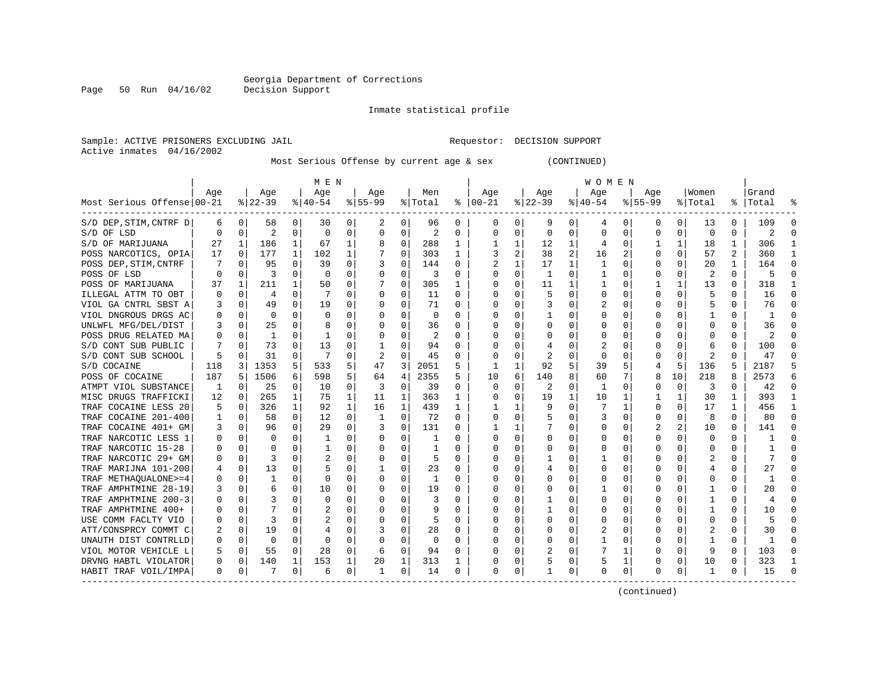Georgia Department of Corrections
Decision Support

Inmate statistical profile

Sample: ACTIVE PRISONERS EXCLUDING JAIL    Requestor: DECISION SUPPORT
Active inmates 04/16/2002

Most Serious Offense by current age & sex (CONTINUED)

| | MEN | | | | | | | | | | WOMEN | | | | | | | | | | | |
|---|---|---|---|---|---|---|---|---|---|---|---|---|---|---|---|---|---|---|---|---|---|---|
| Most Serious Offense | Age 00-21 | % | Age 22-39 | % | Age 40-54 | % | Age 55-99 | % | Men Total | % | Age 00-21 | % | Age 22-39 | % | Age 40-54 | % | Age 55-99 | % | Women Total | % | Grand Total | % |
| S/D DEP,STIM,CNTRF D | 6 | 0 | 58 | 0 | 30 | 0 | 2 | 0 | 96 | 0 | 0 | 0 | 9 | 0 | 4 | 0 | 0 | 0 | 13 | 0 | 109 | 0 |
| S/D OF LSD | 0 | 0 | 2 | 0 | 0 | 0 | 0 | 0 | 2 | 0 | 0 | 0 | 0 | 0 | 0 | 0 | 0 | 0 | 0 | 0 | 2 | 0 |
| S/D OF MARIJUANA | 27 | 1 | 186 | 1 | 67 | 1 | 8 | 0 | 288 | 1 | 1 | 1 | 12 | 1 | 4 | 0 | 1 | 1 | 18 | 1 | 306 | 1 |
| POSS NARCOTICS, OPIA | 17 | 0 | 177 | 1 | 102 | 1 | 7 | 0 | 303 | 1 | 3 | 2 | 38 | 2 | 16 | 2 | 0 | 0 | 57 | 2 | 360 | 1 |
| POSS DEP,STIM,CNTRF | 7 | 0 | 95 | 0 | 39 | 0 | 3 | 0 | 144 | 0 | 2 | 1 | 17 | 1 | 1 | 0 | 0 | 0 | 20 | 1 | 164 | 0 |
| POSS OF LSD | 0 | 0 | 3 | 0 | 0 | 0 | 0 | 0 | 3 | 0 | 0 | 0 | 1 | 0 | 1 | 0 | 0 | 0 | 2 | 0 | 5 | 0 |
| POSS OF MARIJUANA | 37 | 1 | 211 | 1 | 50 | 0 | 7 | 0 | 305 | 1 | 0 | 0 | 11 | 1 | 1 | 0 | 1 | 1 | 13 | 0 | 318 | 1 |
| ILLEGAL ATTM TO OBT | 0 | 0 | 4 | 0 | 7 | 0 | 0 | 0 | 11 | 0 | 0 | 0 | 5 | 0 | 0 | 0 | 0 | 0 | 5 | 0 | 16 | 0 |
| VIOL GA CNTRL SBST A | 3 | 0 | 49 | 0 | 19 | 0 | 0 | 0 | 71 | 0 | 0 | 0 | 3 | 0 | 2 | 0 | 0 | 0 | 5 | 0 | 76 | 0 |
| VIOL DNGROUS DRGS AC | 0 | 0 | 0 | 0 | 0 | 0 | 0 | 0 | 0 | 0 | 0 | 0 | 1 | 0 | 0 | 0 | 0 | 0 | 1 | 0 | 1 | 0 |
| UNLWFL MFG/DEL/DIST | 3 | 0 | 25 | 0 | 8 | 0 | 0 | 0 | 36 | 0 | 0 | 0 | 0 | 0 | 0 | 0 | 0 | 0 | 0 | 0 | 36 | 0 |
| POSS DRUG RELATED MA | 0 | 0 | 1 | 0 | 1 | 0 | 0 | 0 | 2 | 0 | 0 | 0 | 0 | 0 | 0 | 0 | 0 | 0 | 0 | 0 | 2 | 0 |
| S/D CONT SUB PUBLIC | 7 | 0 | 73 | 0 | 13 | 0 | 1 | 0 | 94 | 0 | 0 | 0 | 4 | 0 | 2 | 0 | 0 | 0 | 6 | 0 | 100 | 0 |
| S/D CONT SUB SCHOOL | 5 | 0 | 31 | 0 | 7 | 0 | 2 | 0 | 45 | 0 | 0 | 0 | 2 | 0 | 0 | 0 | 0 | 0 | 2 | 0 | 47 | 0 |
| S/D COCAINE | 118 | 3 | 1353 | 5 | 533 | 5 | 47 | 3 | 2051 | 5 | 1 | 1 | 92 | 5 | 39 | 5 | 4 | 5 | 136 | 5 | 2187 | 5 |
| POSS OF COCAINE | 187 | 5 | 1506 | 6 | 598 | 5 | 64 | 4 | 2355 | 5 | 10 | 6 | 140 | 8 | 60 | 7 | 8 | 10 | 218 | 8 | 2573 | 6 |
| ATMPT VIOL SUBSTANCE | 1 | 0 | 25 | 0 | 10 | 0 | 3 | 0 | 39 | 0 | 0 | 0 | 2 | 0 | 1 | 0 | 0 | 0 | 3 | 0 | 42 | 0 |
| MISC DRUGS TRAFFICKI | 12 | 0 | 265 | 1 | 75 | 1 | 11 | 1 | 363 | 1 | 0 | 0 | 19 | 1 | 10 | 1 | 1 | 1 | 30 | 1 | 393 | 1 |
| TRAF COCAINE LESS 20 | 5 | 0 | 326 | 1 | 92 | 1 | 16 | 1 | 439 | 1 | 1 | 1 | 9 | 0 | 7 | 1 | 0 | 0 | 17 | 1 | 456 | 1 |
| TRAF COCAINE 201-400 | 1 | 0 | 58 | 0 | 12 | 0 | 1 | 0 | 72 | 0 | 0 | 0 | 5 | 0 | 3 | 0 | 0 | 0 | 8 | 0 | 80 | 0 |
| TRAF COCAINE 401+ GM | 3 | 0 | 96 | 0 | 29 | 0 | 3 | 0 | 131 | 0 | 1 | 1 | 7 | 0 | 0 | 0 | 2 | 2 | 10 | 0 | 141 | 0 |
| TRAF NARCOTIC LESS 1 | 0 | 0 | 0 | 0 | 1 | 0 | 0 | 0 | 1 | 0 | 0 | 0 | 0 | 0 | 0 | 0 | 0 | 0 | 0 | 0 | 1 | 0 |
| TRAF NARCOTIC 15-28 | 0 | 0 | 0 | 0 | 1 | 0 | 0 | 0 | 1 | 0 | 0 | 0 | 0 | 0 | 0 | 0 | 0 | 0 | 0 | 0 | 1 | 0 |
| TRAF NARCOTIC 29+ GM | 0 | 0 | 3 | 0 | 2 | 0 | 0 | 0 | 5 | 0 | 0 | 0 | 1 | 0 | 1 | 0 | 0 | 0 | 2 | 0 | 7 | 0 |
| TRAF MARIJNA 101-200 | 4 | 0 | 13 | 0 | 5 | 0 | 1 | 0 | 23 | 0 | 0 | 0 | 4 | 0 | 0 | 0 | 0 | 0 | 4 | 0 | 27 | 0 |
| TRAF METHAQUALONE>=4 | 0 | 0 | 1 | 0 | 0 | 0 | 0 | 0 | 1 | 0 | 0 | 0 | 0 | 0 | 0 | 0 | 0 | 0 | 0 | 0 | 1 | 0 |
| TRAF AMPHTMINE 28-19 | 3 | 0 | 6 | 0 | 10 | 0 | 0 | 0 | 19 | 0 | 0 | 0 | 0 | 0 | 1 | 0 | 0 | 0 | 1 | 0 | 20 | 0 |
| TRAF AMPHTMINE 200-3 | 0 | 0 | 3 | 0 | 0 | 0 | 0 | 0 | 3 | 0 | 0 | 0 | 1 | 0 | 0 | 0 | 0 | 0 | 1 | 0 | 4 | 0 |
| TRAF AMPHTMINE 400+ | 0 | 0 | 7 | 0 | 2 | 0 | 0 | 0 | 9 | 0 | 0 | 0 | 1 | 0 | 0 | 0 | 0 | 0 | 1 | 0 | 10 | 0 |
| USE COMM FACLTY VIO | 0 | 0 | 3 | 0 | 2 | 0 | 0 | 0 | 5 | 0 | 0 | 0 | 0 | 0 | 0 | 0 | 0 | 0 | 0 | 0 | 5 | 0 |
| ATT/CONSPRCY COMMT C | 2 | 0 | 19 | 0 | 4 | 0 | 3 | 0 | 28 | 0 | 0 | 0 | 0 | 0 | 2 | 0 | 0 | 0 | 2 | 0 | 30 | 0 |
| UNAUTH DIST CONTRLLD | 0 | 0 | 0 | 0 | 0 | 0 | 0 | 0 | 0 | 0 | 0 | 0 | 0 | 0 | 1 | 0 | 0 | 0 | 1 | 0 | 1 | 0 |
| VIOL MOTOR VEHICLE L | 5 | 0 | 55 | 0 | 28 | 0 | 6 | 0 | 94 | 0 | 0 | 0 | 2 | 0 | 7 | 1 | 0 | 0 | 9 | 0 | 103 | 0 |
| DRVNG HABTL VIOLATOR | 0 | 0 | 140 | 1 | 153 | 1 | 20 | 1 | 313 | 1 | 0 | 0 | 5 | 0 | 5 | 1 | 0 | 0 | 10 | 0 | 323 | 1 |
| HABIT TRAF VOIL/IMPA | 0 | 0 | 7 | 0 | 6 | 0 | 1 | 0 | 14 | 0 | 0 | 0 | 1 | 0 | 0 | 0 | 0 | 0 | 1 | 0 | 15 | 0 |

(continued)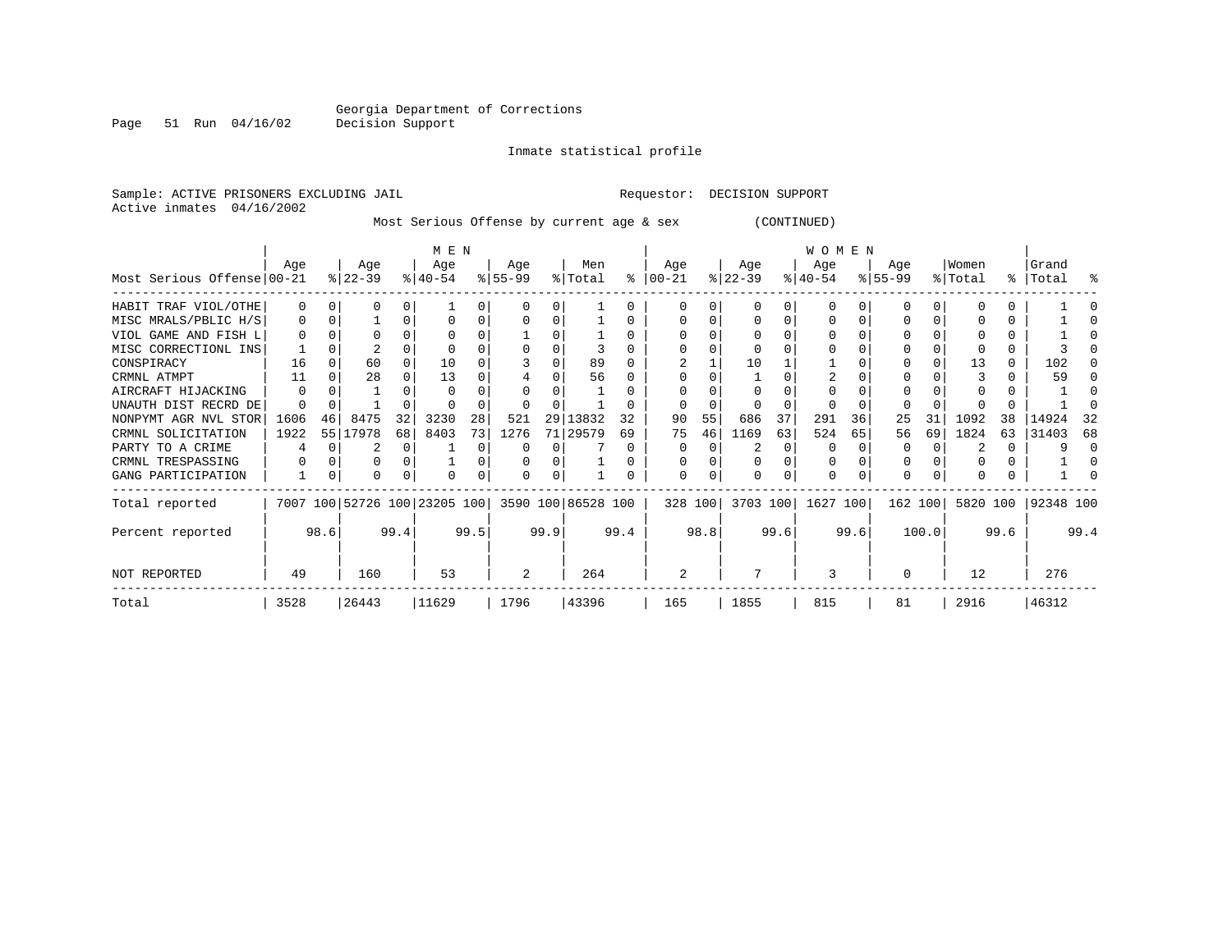Georgia Department of Corrections
Decision Support

Inmate statistical profile

Sample: ACTIVE PRISONERS EXCLUDING JAIL          Requestor: DECISION SUPPORT
Active inmates 04/16/2002

Most Serious Offense by current age & sex (CONTINUED)

| Most Serious Offense | MEN Age 00-21 | % | Age 22-39 | % | Age 40-54 | % | Age 55-99 | % | Men Total | % | WOMEN Age 00-21 | % | Age 22-39 | % | Age 40-54 | % | Age 55-99 | % | Women Total | % | Grand Total | % |
|---|---|---|---|---|---|---|---|---|---|---|---|---|---|---|---|---|---|---|---|---|---|---|
| HABIT TRAF VIOL/OTHE | 0 | 0 | 0 | 0 | 1 | 0 | 0 | 0 | 1 | 0 | 0 | 0 | 0 | 0 | 0 | 0 | 0 | 0 | 0 | 0 | 1 | 0 |
| MISC MRALS/PBLIC H/S | 0 | 0 | 1 | 0 | 0 | 0 | 0 | 0 | 1 | 0 | 0 | 0 | 0 | 0 | 0 | 0 | 0 | 0 | 0 | 0 | 1 | 0 |
| VIOL GAME AND FISH L | 0 | 0 | 0 | 0 | 0 | 0 | 1 | 0 | 1 | 0 | 0 | 0 | 0 | 0 | 0 | 0 | 0 | 0 | 0 | 0 | 1 | 0 |
| MISC CORRECTIONL INS | 1 | 0 | 2 | 0 | 0 | 0 | 0 | 0 | 3 | 0 | 0 | 0 | 0 | 0 | 0 | 0 | 0 | 0 | 0 | 0 | 3 | 0 |
| CONSPIRACY | 16 | 0 | 60 | 0 | 10 | 0 | 3 | 0 | 89 | 0 | 2 | 1 | 10 | 1 | 1 | 0 | 0 | 0 | 13 | 0 | 102 | 0 |
| CRMNL ATMPT | 11 | 0 | 28 | 0 | 13 | 0 | 4 | 0 | 56 | 0 | 0 | 0 | 1 | 0 | 2 | 0 | 0 | 0 | 3 | 0 | 59 | 0 |
| AIRCRAFT HIJACKING | 0 | 0 | 1 | 0 | 0 | 0 | 0 | 0 | 1 | 0 | 0 | 0 | 0 | 0 | 0 | 0 | 0 | 0 | 0 | 0 | 1 | 0 |
| UNAUTH DIST RECRD DE | 0 | 0 | 1 | 0 | 0 | 0 | 0 | 0 | 1 | 0 | 0 | 0 | 0 | 0 | 0 | 0 | 0 | 0 | 0 | 0 | 1 | 0 |
| NONPYMT AGR NVL STOR | 1606 | 46 | 8475 | 32 | 3230 | 28 | 521 | 29 | 13832 | 32 | 90 | 55 | 686 | 37 | 291 | 36 | 25 | 31 | 1092 | 38 | 14924 | 32 |
| CRMNL SOLICITATION | 1922 | 55 | 17978 | 68 | 8403 | 73 | 1276 | 71 | 29579 | 69 | 75 | 46 | 1169 | 63 | 524 | 65 | 56 | 69 | 1824 | 63 | 31403 | 68 |
| PARTY TO A CRIME | 4 | 0 | 2 | 0 | 1 | 0 | 0 | 0 | 7 | 0 | 0 | 0 | 2 | 0 | 0 | 0 | 0 | 0 | 2 | 0 | 9 | 0 |
| CRMNL TRESPASSING | 0 | 0 | 0 | 0 | 1 | 0 | 0 | 0 | 1 | 0 | 0 | 0 | 0 | 0 | 0 | 0 | 0 | 0 | 0 | 0 | 1 | 0 |
| GANG PARTICIPATION | 1 | 0 | 0 | 0 | 0 | 0 | 0 | 0 | 1 | 0 | 0 | 0 | 0 | 0 | 0 | 0 | 0 | 0 | 0 | 0 | 1 | 0 |
| Total reported | 7007 | 100 | 52726 | 100 | 23205 | 100 | 3590 | 100 | 86528 | 100 | 328 | 100 | 3703 | 100 | 1627 | 100 | 162 | 100 | 5820 | 100 | 92348 | 100 |
| Percent reported | | 98.6 | | 99.4 | | 99.5 | | 99.9 | | 99.4 | | 98.8 | | 99.6 | | 99.6 | | 100.0 | | 99.6 | | 99.4 |
| NOT REPORTED | 49 | | 160 | | 53 | | 2 | | 264 | | 2 | | 7 | | 3 | | 0 | | 12 | | 276 | |
| Total | 3528 | | 26443 | | 11629 | | 1796 | | 43396 | | 165 | | 1855 | | 815 | | 81 | | 2916 | | 46312 | |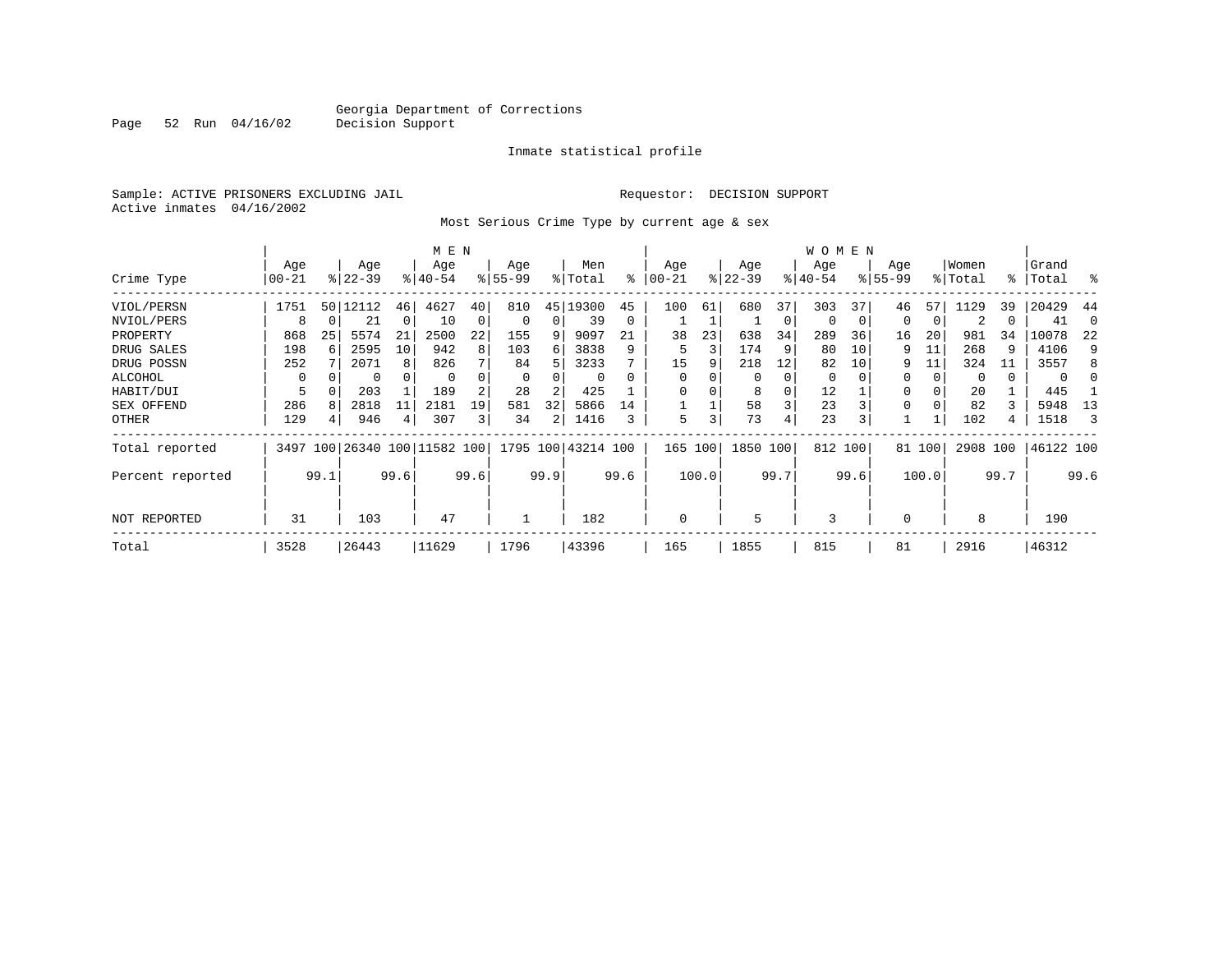Georgia Department of Corrections
Decision Support

Inmate statistical profile

Sample: ACTIVE PRISONERS EXCLUDING JAIL

Requestor: DECISION SUPPORT

Active inmates 04/16/2002

Most Serious Crime Type by current age & sex

| | MEN | | | | | | | | | | WOMEN | | | | | | | | | | | |
|---|---|---|---|---|---|---|---|---|---|---|---|---|---|---|---|---|---|---|---|---|---|---|
| Crime Type | Age 00-21 | % | Age 22-39 | % | Age 40-54 | % | Age 55-99 | % | Men Total | % | Age 00-21 | % | Age 22-39 | % | Age 40-54 | % | Age 55-99 | % | Women Total | % | Grand Total | % |
| VIOL/PERSN | 1751 | 50 | 12112 | 46 | 4627 | 40 | 810 | 45 | 19300 | 45 | 100 | 61 | 680 | 37 | 303 | 37 | 46 | 57 | 1129 | 39 | 20429 | 44 |
| NVIOL/PERS | 8 | 0 | 21 | 0 | 10 | 0 | 0 | 0 | 39 | 0 | 1 | 1 | 1 | 0 | 0 | 0 | 0 | 0 | 2 | 0 | 41 | 0 |
| PROPERTY | 868 | 25 | 5574 | 21 | 2500 | 22 | 155 | 9 | 9097 | 21 | 38 | 23 | 638 | 34 | 289 | 36 | 16 | 20 | 981 | 34 | 10078 | 22 |
| DRUG SALES | 198 | 6 | 2595 | 10 | 942 | 8 | 103 | 6 | 3838 | 9 | 5 | 3 | 174 | 9 | 80 | 10 | 9 | 11 | 268 | 9 | 4106 | 9 |
| DRUG POSSN | 252 | 7 | 2071 | 8 | 826 | 7 | 84 | 5 | 3233 | 7 | 15 | 9 | 218 | 12 | 82 | 10 | 9 | 11 | 324 | 11 | 3557 | 8 |
| ALCOHOL | 0 | 0 | 0 | 0 | 0 | 0 | 0 | 0 | 0 | 0 | 0 | 0 | 0 | 0 | 0 | 0 | 0 | 0 | 0 | 0 | 0 | 0 |
| HABIT/DUI | 5 | 0 | 203 | 1 | 189 | 2 | 28 | 2 | 425 | 1 | 0 | 0 | 8 | 0 | 12 | 1 | 0 | 0 | 20 | 1 | 445 | 1 |
| SEX OFFEND | 286 | 8 | 2818 | 11 | 2181 | 19 | 581 | 32 | 5866 | 14 | 1 | 1 | 58 | 3 | 23 | 3 | 0 | 0 | 82 | 3 | 5948 | 13 |
| OTHER | 129 | 4 | 946 | 4 | 307 | 3 | 34 | 2 | 1416 | 3 | 5 | 3 | 73 | 4 | 23 | 3 | 1 | 1 | 102 | 4 | 1518 | 3 |
| Total reported | 3497 | 100 | 26340 | 100 | 11582 | 100 | 1795 | 100 | 43214 | 100 | 165 | 100 | 1850 | 100 | 812 | 100 | 81 | 100 | 2908 | 100 | 46122 | 100 |
| Percent reported | | 99.1 | | 99.6 | | 99.6 | | 99.9 | | 99.6 | | 100.0 | | 99.7 | | 99.6 | | 100.0 | | 99.7 | | 99.6 |
| NOT REPORTED | 31 | | 103 | | 47 | | 1 | | 182 | | 0 | | 5 | | 3 | | 0 | | 8 | | 190 | |
| Total | 3528 | | 26443 | | 11629 | | 1796 | | 43396 | | 165 | | 1855 | | 815 | | 81 | | 2916 | | 46312 | |